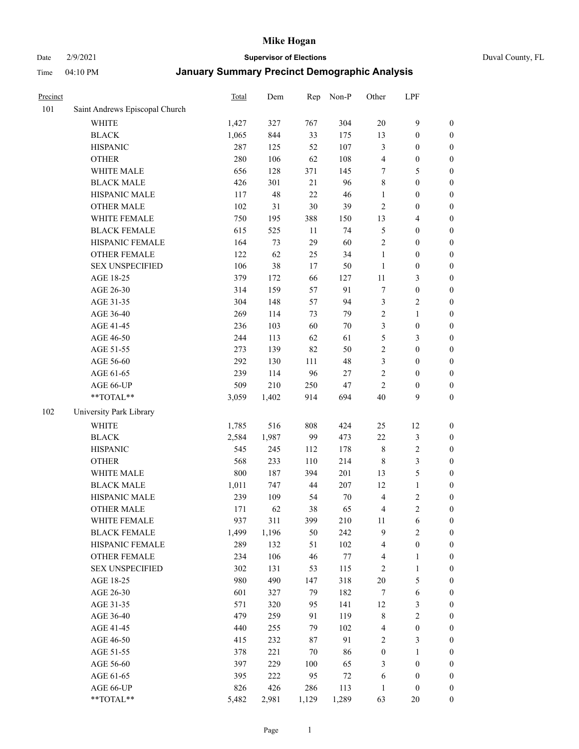# Mike Hogan

Date 2/9/2021 **Supervisor of Elections** Duval County, FL

Time 04:10 PM **January Summary Precinct Demographic Analysis**

| Precinct | | Total | Dem | Rep | Non-P | Other | LPF | |
|---|---|---|---|---|---|---|---|---|
| 101 | Saint Andrews Episcopal Church | | | | | | | |
| | WHITE | 1,427 | 327 | 767 | 304 | 20 | 9 | 0 |
| | BLACK | 1,065 | 844 | 33 | 175 | 13 | 0 | 0 |
| | HISPANIC | 287 | 125 | 52 | 107 | 3 | 0 | 0 |
| | OTHER | 280 | 106 | 62 | 108 | 4 | 0 | 0 |
| | WHITE MALE | 656 | 128 | 371 | 145 | 7 | 5 | 0 |
| | BLACK MALE | 426 | 301 | 21 | 96 | 8 | 0 | 0 |
| | HISPANIC MALE | 117 | 48 | 22 | 46 | 1 | 0 | 0 |
| | OTHER MALE | 102 | 31 | 30 | 39 | 2 | 0 | 0 |
| | WHITE FEMALE | 750 | 195 | 388 | 150 | 13 | 4 | 0 |
| | BLACK FEMALE | 615 | 525 | 11 | 74 | 5 | 0 | 0 |
| | HISPANIC FEMALE | 164 | 73 | 29 | 60 | 2 | 0 | 0 |
| | OTHER FEMALE | 122 | 62 | 25 | 34 | 1 | 0 | 0 |
| | SEX UNSPECIFIED | 106 | 38 | 17 | 50 | 1 | 0 | 0 |
| | AGE 18-25 | 379 | 172 | 66 | 127 | 11 | 3 | 0 |
| | AGE 26-30 | 314 | 159 | 57 | 91 | 7 | 0 | 0 |
| | AGE 31-35 | 304 | 148 | 57 | 94 | 3 | 2 | 0 |
| | AGE 36-40 | 269 | 114 | 73 | 79 | 2 | 1 | 0 |
| | AGE 41-45 | 236 | 103 | 60 | 70 | 3 | 0 | 0 |
| | AGE 46-50 | 244 | 113 | 62 | 61 | 5 | 3 | 0 |
| | AGE 51-55 | 273 | 139 | 82 | 50 | 2 | 0 | 0 |
| | AGE 56-60 | 292 | 130 | 111 | 48 | 3 | 0 | 0 |
| | AGE 61-65 | 239 | 114 | 96 | 27 | 2 | 0 | 0 |
| | AGE 66-UP | 509 | 210 | 250 | 47 | 2 | 0 | 0 |
| | **TOTAL** | 3,059 | 1,402 | 914 | 694 | 40 | 9 | 0 |
| 102 | University Park Library | | | | | | | |
| | WHITE | 1,785 | 516 | 808 | 424 | 25 | 12 | 0 |
| | BLACK | 2,584 | 1,987 | 99 | 473 | 22 | 3 | 0 |
| | HISPANIC | 545 | 245 | 112 | 178 | 8 | 2 | 0 |
| | OTHER | 568 | 233 | 110 | 214 | 8 | 3 | 0 |
| | WHITE MALE | 800 | 187 | 394 | 201 | 13 | 5 | 0 |
| | BLACK MALE | 1,011 | 747 | 44 | 207 | 12 | 1 | 0 |
| | HISPANIC MALE | 239 | 109 | 54 | 70 | 4 | 2 | 0 |
| | OTHER MALE | 171 | 62 | 38 | 65 | 4 | 2 | 0 |
| | WHITE FEMALE | 937 | 311 | 399 | 210 | 11 | 6 | 0 |
| | BLACK FEMALE | 1,499 | 1,196 | 50 | 242 | 9 | 2 | 0 |
| | HISPANIC FEMALE | 289 | 132 | 51 | 102 | 4 | 0 | 0 |
| | OTHER FEMALE | 234 | 106 | 46 | 77 | 4 | 1 | 0 |
| | SEX UNSPECIFIED | 302 | 131 | 53 | 115 | 2 | 1 | 0 |
| | AGE 18-25 | 980 | 490 | 147 | 318 | 20 | 5 | 0 |
| | AGE 26-30 | 601 | 327 | 79 | 182 | 7 | 6 | 0 |
| | AGE 31-35 | 571 | 320 | 95 | 141 | 12 | 3 | 0 |
| | AGE 36-40 | 479 | 259 | 91 | 119 | 8 | 2 | 0 |
| | AGE 41-45 | 440 | 255 | 79 | 102 | 4 | 0 | 0 |
| | AGE 46-50 | 415 | 232 | 87 | 91 | 2 | 3 | 0 |
| | AGE 51-55 | 378 | 221 | 70 | 86 | 0 | 1 | 0 |
| | AGE 56-60 | 397 | 229 | 100 | 65 | 3 | 0 | 0 |
| | AGE 61-65 | 395 | 222 | 95 | 72 | 6 | 0 | 0 |
| | AGE 66-UP | 826 | 426 | 286 | 113 | 1 | 0 | 0 |
| | **TOTAL** | 5,482 | 2,981 | 1,129 | 1,289 | 63 | 20 | 0 |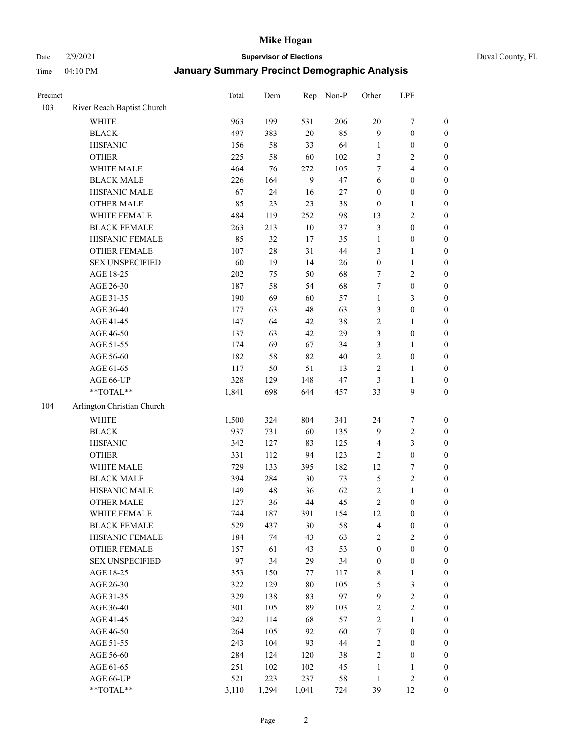# Mike Hogan

Date 2/9/2021 **Supervisor of Elections** Duval County, FL

Time 04:10 PM **January Summary Precinct Demographic Analysis**

| Precinct | | Total | Dem | Rep | Non-P | Other | LPF | |
|---|---|---|---|---|---|---|---|---|
| 103 | River Reach Baptist Church | | | | | | | |
| | WHITE | 963 | 199 | 531 | 206 | 20 | 7 | 0 |
| | BLACK | 497 | 383 | 20 | 85 | 9 | 0 | 0 |
| | HISPANIC | 156 | 58 | 33 | 64 | 1 | 0 | 0 |
| | OTHER | 225 | 58 | 60 | 102 | 3 | 2 | 0 |
| | WHITE MALE | 464 | 76 | 272 | 105 | 7 | 4 | 0 |
| | BLACK MALE | 226 | 164 | 9 | 47 | 6 | 0 | 0 |
| | HISPANIC MALE | 67 | 24 | 16 | 27 | 0 | 0 | 0 |
| | OTHER MALE | 85 | 23 | 23 | 38 | 0 | 1 | 0 |
| | WHITE FEMALE | 484 | 119 | 252 | 98 | 13 | 2 | 0 |
| | BLACK FEMALE | 263 | 213 | 10 | 37 | 3 | 0 | 0 |
| | HISPANIC FEMALE | 85 | 32 | 17 | 35 | 1 | 0 | 0 |
| | OTHER FEMALE | 107 | 28 | 31 | 44 | 3 | 1 | 0 |
| | SEX UNSPECIFIED | 60 | 19 | 14 | 26 | 0 | 1 | 0 |
| | AGE 18-25 | 202 | 75 | 50 | 68 | 7 | 2 | 0 |
| | AGE 26-30 | 187 | 58 | 54 | 68 | 7 | 0 | 0 |
| | AGE 31-35 | 190 | 69 | 60 | 57 | 1 | 3 | 0 |
| | AGE 36-40 | 177 | 63 | 48 | 63 | 3 | 0 | 0 |
| | AGE 41-45 | 147 | 64 | 42 | 38 | 2 | 1 | 0 |
| | AGE 46-50 | 137 | 63 | 42 | 29 | 3 | 0 | 0 |
| | AGE 51-55 | 174 | 69 | 67 | 34 | 3 | 1 | 0 |
| | AGE 56-60 | 182 | 58 | 82 | 40 | 2 | 0 | 0 |
| | AGE 61-65 | 117 | 50 | 51 | 13 | 2 | 1 | 0 |
| | AGE 66-UP | 328 | 129 | 148 | 47 | 3 | 1 | 0 |
| | **TOTAL** | 1,841 | 698 | 644 | 457 | 33 | 9 | 0 |
| 104 | Arlington Christian Church | | | | | | | |
| | WHITE | 1,500 | 324 | 804 | 341 | 24 | 7 | 0 |
| | BLACK | 937 | 731 | 60 | 135 | 9 | 2 | 0 |
| | HISPANIC | 342 | 127 | 83 | 125 | 4 | 3 | 0 |
| | OTHER | 331 | 112 | 94 | 123 | 2 | 0 | 0 |
| | WHITE MALE | 729 | 133 | 395 | 182 | 12 | 7 | 0 |
| | BLACK MALE | 394 | 284 | 30 | 73 | 5 | 2 | 0 |
| | HISPANIC MALE | 149 | 48 | 36 | 62 | 2 | 1 | 0 |
| | OTHER MALE | 127 | 36 | 44 | 45 | 2 | 0 | 0 |
| | WHITE FEMALE | 744 | 187 | 391 | 154 | 12 | 0 | 0 |
| | BLACK FEMALE | 529 | 437 | 30 | 58 | 4 | 0 | 0 |
| | HISPANIC FEMALE | 184 | 74 | 43 | 63 | 2 | 2 | 0 |
| | OTHER FEMALE | 157 | 61 | 43 | 53 | 0 | 0 | 0 |
| | SEX UNSPECIFIED | 97 | 34 | 29 | 34 | 0 | 0 | 0 |
| | AGE 18-25 | 353 | 150 | 77 | 117 | 8 | 1 | 0 |
| | AGE 26-30 | 322 | 129 | 80 | 105 | 5 | 3 | 0 |
| | AGE 31-35 | 329 | 138 | 83 | 97 | 9 | 2 | 0 |
| | AGE 36-40 | 301 | 105 | 89 | 103 | 2 | 2 | 0 |
| | AGE 41-45 | 242 | 114 | 68 | 57 | 2 | 1 | 0 |
| | AGE 46-50 | 264 | 105 | 92 | 60 | 7 | 0 | 0 |
| | AGE 51-55 | 243 | 104 | 93 | 44 | 2 | 0 | 0 |
| | AGE 56-60 | 284 | 124 | 120 | 38 | 2 | 0 | 0 |
| | AGE 61-65 | 251 | 102 | 102 | 45 | 1 | 1 | 0 |
| | AGE 66-UP | 521 | 223 | 237 | 58 | 1 | 2 | 0 |
| | **TOTAL** | 3,110 | 1,294 | 1,041 | 724 | 39 | 12 | 0 |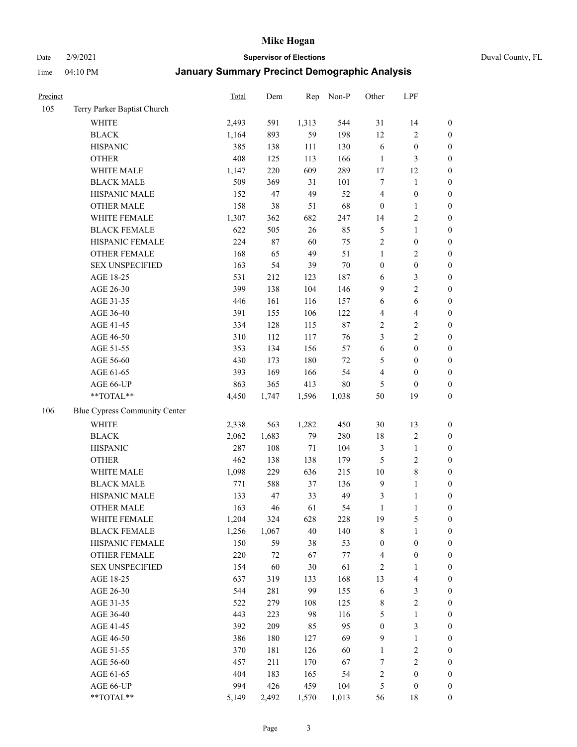# January Summary Precinct Demographic Analysis

| Precinct | | Total | Dem | Rep | Non-P | Other | LPF | |
|---|---|---|---|---|---|---|---|---|
| 105 | Terry Parker Baptist Church | | | | | | | |
| | WHITE | 2,493 | 591 | 1,313 | 544 | 31 | 14 | 0 |
| | BLACK | 1,164 | 893 | 59 | 198 | 12 | 2 | 0 |
| | HISPANIC | 385 | 138 | 111 | 130 | 6 | 0 | 0 |
| | OTHER | 408 | 125 | 113 | 166 | 1 | 3 | 0 |
| | WHITE MALE | 1,147 | 220 | 609 | 289 | 17 | 12 | 0 |
| | BLACK MALE | 509 | 369 | 31 | 101 | 7 | 1 | 0 |
| | HISPANIC MALE | 152 | 47 | 49 | 52 | 4 | 0 | 0 |
| | OTHER MALE | 158 | 38 | 51 | 68 | 0 | 1 | 0 |
| | WHITE FEMALE | 1,307 | 362 | 682 | 247 | 14 | 2 | 0 |
| | BLACK FEMALE | 622 | 505 | 26 | 85 | 5 | 1 | 0 |
| | HISPANIC FEMALE | 224 | 87 | 60 | 75 | 2 | 0 | 0 |
| | OTHER FEMALE | 168 | 65 | 49 | 51 | 1 | 2 | 0 |
| | SEX UNSPECIFIED | 163 | 54 | 39 | 70 | 0 | 0 | 0 |
| | AGE 18-25 | 531 | 212 | 123 | 187 | 6 | 3 | 0 |
| | AGE 26-30 | 399 | 138 | 104 | 146 | 9 | 2 | 0 |
| | AGE 31-35 | 446 | 161 | 116 | 157 | 6 | 6 | 0 |
| | AGE 36-40 | 391 | 155 | 106 | 122 | 4 | 4 | 0 |
| | AGE 41-45 | 334 | 128 | 115 | 87 | 2 | 2 | 0 |
| | AGE 46-50 | 310 | 112 | 117 | 76 | 3 | 2 | 0 |
| | AGE 51-55 | 353 | 134 | 156 | 57 | 6 | 0 | 0 |
| | AGE 56-60 | 430 | 173 | 180 | 72 | 5 | 0 | 0 |
| | AGE 61-65 | 393 | 169 | 166 | 54 | 4 | 0 | 0 |
| | AGE 66-UP | 863 | 365 | 413 | 80 | 5 | 0 | 0 |
| | **TOTAL** | 4,450 | 1,747 | 1,596 | 1,038 | 50 | 19 | 0 |
| 106 | Blue Cypress Community Center | | | | | | | |
| | WHITE | 2,338 | 563 | 1,282 | 450 | 30 | 13 | 0 |
| | BLACK | 2,062 | 1,683 | 79 | 280 | 18 | 2 | 0 |
| | HISPANIC | 287 | 108 | 71 | 104 | 3 | 1 | 0 |
| | OTHER | 462 | 138 | 138 | 179 | 5 | 2 | 0 |
| | WHITE MALE | 1,098 | 229 | 636 | 215 | 10 | 8 | 0 |
| | BLACK MALE | 771 | 588 | 37 | 136 | 9 | 1 | 0 |
| | HISPANIC MALE | 133 | 47 | 33 | 49 | 3 | 1 | 0 |
| | OTHER MALE | 163 | 46 | 61 | 54 | 1 | 1 | 0 |
| | WHITE FEMALE | 1,204 | 324 | 628 | 228 | 19 | 5 | 0 |
| | BLACK FEMALE | 1,256 | 1,067 | 40 | 140 | 8 | 1 | 0 |
| | HISPANIC FEMALE | 150 | 59 | 38 | 53 | 0 | 0 | 0 |
| | OTHER FEMALE | 220 | 72 | 67 | 77 | 4 | 0 | 0 |
| | SEX UNSPECIFIED | 154 | 60 | 30 | 61 | 2 | 1 | 0 |
| | AGE 18-25 | 637 | 319 | 133 | 168 | 13 | 4 | 0 |
| | AGE 26-30 | 544 | 281 | 99 | 155 | 6 | 3 | 0 |
| | AGE 31-35 | 522 | 279 | 108 | 125 | 8 | 2 | 0 |
| | AGE 36-40 | 443 | 223 | 98 | 116 | 5 | 1 | 0 |
| | AGE 41-45 | 392 | 209 | 85 | 95 | 0 | 3 | 0 |
| | AGE 46-50 | 386 | 180 | 127 | 69 | 9 | 1 | 0 |
| | AGE 51-55 | 370 | 181 | 126 | 60 | 1 | 2 | 0 |
| | AGE 56-60 | 457 | 211 | 170 | 67 | 7 | 2 | 0 |
| | AGE 61-65 | 404 | 183 | 165 | 54 | 2 | 0 | 0 |
| | AGE 66-UP | 994 | 426 | 459 | 104 | 5 | 0 | 0 |
| | **TOTAL** | 5,149 | 2,492 | 1,570 | 1,013 | 56 | 18 | 0 |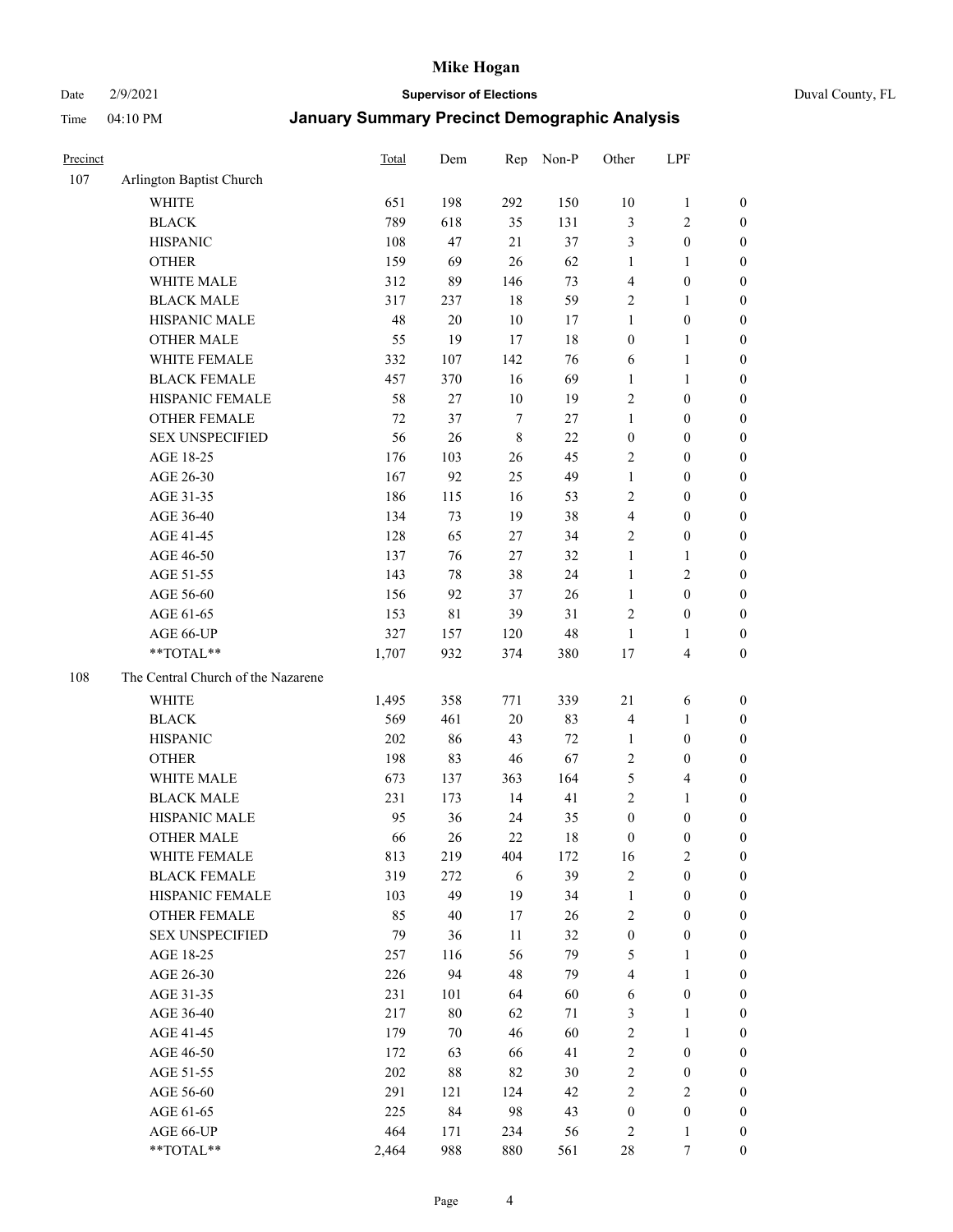# Mike Hogan

Date 2/9/2021 **Supervisor of Elections** Duval County, FL

Time 04:10 PM **January Summary Precinct Demographic Analysis**

| Precinct | | Total | Dem | Rep | Non-P | Other | LPF | |
|---|---|---|---|---|---|---|---|---|
| 107 | Arlington Baptist Church | | | | | | | |
| | WHITE | 651 | 198 | 292 | 150 | 10 | 1 | 0 |
| | BLACK | 789 | 618 | 35 | 131 | 3 | 2 | 0 |
| | HISPANIC | 108 | 47 | 21 | 37 | 3 | 0 | 0 |
| | OTHER | 159 | 69 | 26 | 62 | 1 | 1 | 0 |
| | WHITE MALE | 312 | 89 | 146 | 73 | 4 | 0 | 0 |
| | BLACK MALE | 317 | 237 | 18 | 59 | 2 | 1 | 0 |
| | HISPANIC MALE | 48 | 20 | 10 | 17 | 1 | 0 | 0 |
| | OTHER MALE | 55 | 19 | 17 | 18 | 0 | 1 | 0 |
| | WHITE FEMALE | 332 | 107 | 142 | 76 | 6 | 1 | 0 |
| | BLACK FEMALE | 457 | 370 | 16 | 69 | 1 | 1 | 0 |
| | HISPANIC FEMALE | 58 | 27 | 10 | 19 | 2 | 0 | 0 |
| | OTHER FEMALE | 72 | 37 | 7 | 27 | 1 | 0 | 0 |
| | SEX UNSPECIFIED | 56 | 26 | 8 | 22 | 0 | 0 | 0 |
| | AGE 18-25 | 176 | 103 | 26 | 45 | 2 | 0 | 0 |
| | AGE 26-30 | 167 | 92 | 25 | 49 | 1 | 0 | 0 |
| | AGE 31-35 | 186 | 115 | 16 | 53 | 2 | 0 | 0 |
| | AGE 36-40 | 134 | 73 | 19 | 38 | 4 | 0 | 0 |
| | AGE 41-45 | 128 | 65 | 27 | 34 | 2 | 0 | 0 |
| | AGE 46-50 | 137 | 76 | 27 | 32 | 1 | 1 | 0 |
| | AGE 51-55 | 143 | 78 | 38 | 24 | 1 | 2 | 0 |
| | AGE 56-60 | 156 | 92 | 37 | 26 | 1 | 0 | 0 |
| | AGE 61-65 | 153 | 81 | 39 | 31 | 2 | 0 | 0 |
| | AGE 66-UP | 327 | 157 | 120 | 48 | 1 | 1 | 0 |
| | **TOTAL** | 1,707 | 932 | 374 | 380 | 17 | 4 | 0 |
| 108 | The Central Church of the Nazarene | | | | | | | |
| | WHITE | 1,495 | 358 | 771 | 339 | 21 | 6 | 0 |
| | BLACK | 569 | 461 | 20 | 83 | 4 | 1 | 0 |
| | HISPANIC | 202 | 86 | 43 | 72 | 1 | 0 | 0 |
| | OTHER | 198 | 83 | 46 | 67 | 2 | 0 | 0 |
| | WHITE MALE | 673 | 137 | 363 | 164 | 5 | 4 | 0 |
| | BLACK MALE | 231 | 173 | 14 | 41 | 2 | 1 | 0 |
| | HISPANIC MALE | 95 | 36 | 24 | 35 | 0 | 0 | 0 |
| | OTHER MALE | 66 | 26 | 22 | 18 | 0 | 0 | 0 |
| | WHITE FEMALE | 813 | 219 | 404 | 172 | 16 | 2 | 0 |
| | BLACK FEMALE | 319 | 272 | 6 | 39 | 2 | 0 | 0 |
| | HISPANIC FEMALE | 103 | 49 | 19 | 34 | 1 | 0 | 0 |
| | OTHER FEMALE | 85 | 40 | 17 | 26 | 2 | 0 | 0 |
| | SEX UNSPECIFIED | 79 | 36 | 11 | 32 | 0 | 0 | 0 |
| | AGE 18-25 | 257 | 116 | 56 | 79 | 5 | 1 | 0 |
| | AGE 26-30 | 226 | 94 | 48 | 79 | 4 | 1 | 0 |
| | AGE 31-35 | 231 | 101 | 64 | 60 | 6 | 0 | 0 |
| | AGE 36-40 | 217 | 80 | 62 | 71 | 3 | 1 | 0 |
| | AGE 41-45 | 179 | 70 | 46 | 60 | 2 | 1 | 0 |
| | AGE 46-50 | 172 | 63 | 66 | 41 | 2 | 0 | 0 |
| | AGE 51-55 | 202 | 88 | 82 | 30 | 2 | 0 | 0 |
| | AGE 56-60 | 291 | 121 | 124 | 42 | 2 | 2 | 0 |
| | AGE 61-65 | 225 | 84 | 98 | 43 | 0 | 0 | 0 |
| | AGE 66-UP | 464 | 171 | 234 | 56 | 2 | 1 | 0 |
| | **TOTAL** | 2,464 | 988 | 880 | 561 | 28 | 7 | 0 |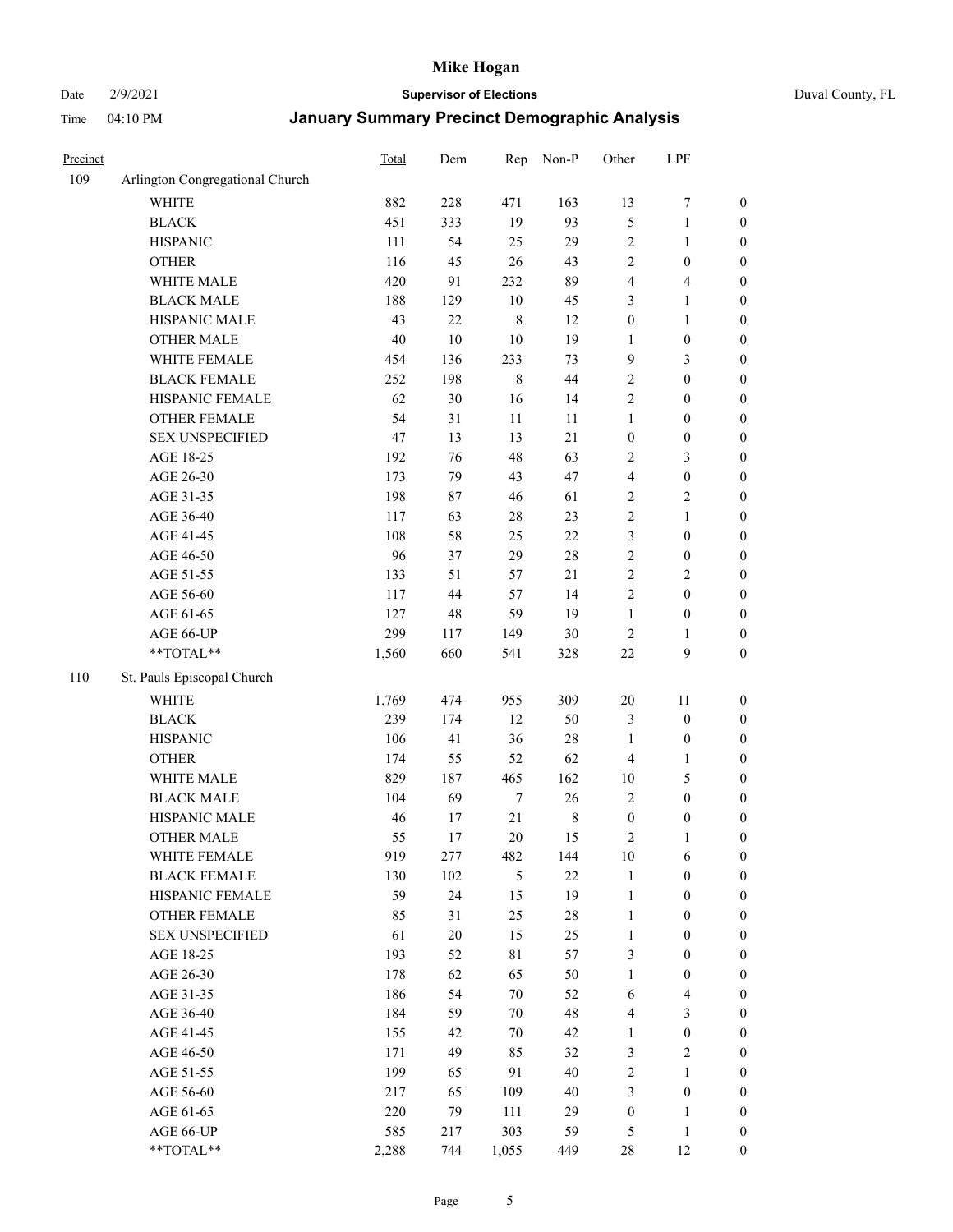# Mike Hogan

Date 2/9/2021 **Supervisor of Elections** Duval County, FL

Time 04:10 PM **January Summary Precinct Demographic Analysis**

| Precinct | | Total | Dem | Rep | Non-P | Other | LPF | |
|---|---|---|---|---|---|---|---|---|
| 109 | Arlington Congregational Church | | | | | | | |
| | WHITE | 882 | 228 | 471 | 163 | 13 | 7 | 0 |
| | BLACK | 451 | 333 | 19 | 93 | 5 | 1 | 0 |
| | HISPANIC | 111 | 54 | 25 | 29 | 2 | 1 | 0 |
| | OTHER | 116 | 45 | 26 | 43 | 2 | 0 | 0 |
| | WHITE MALE | 420 | 91 | 232 | 89 | 4 | 4 | 0 |
| | BLACK MALE | 188 | 129 | 10 | 45 | 3 | 1 | 0 |
| | HISPANIC MALE | 43 | 22 | 8 | 12 | 0 | 1 | 0 |
| | OTHER MALE | 40 | 10 | 10 | 19 | 1 | 0 | 0 |
| | WHITE FEMALE | 454 | 136 | 233 | 73 | 9 | 3 | 0 |
| | BLACK FEMALE | 252 | 198 | 8 | 44 | 2 | 0 | 0 |
| | HISPANIC FEMALE | 62 | 30 | 16 | 14 | 2 | 0 | 0 |
| | OTHER FEMALE | 54 | 31 | 11 | 11 | 1 | 0 | 0 |
| | SEX UNSPECIFIED | 47 | 13 | 13 | 21 | 0 | 0 | 0 |
| | AGE 18-25 | 192 | 76 | 48 | 63 | 2 | 3 | 0 |
| | AGE 26-30 | 173 | 79 | 43 | 47 | 4 | 0 | 0 |
| | AGE 31-35 | 198 | 87 | 46 | 61 | 2 | 2 | 0 |
| | AGE 36-40 | 117 | 63 | 28 | 23 | 2 | 1 | 0 |
| | AGE 41-45 | 108 | 58 | 25 | 22 | 3 | 0 | 0 |
| | AGE 46-50 | 96 | 37 | 29 | 28 | 2 | 0 | 0 |
| | AGE 51-55 | 133 | 51 | 57 | 21 | 2 | 2 | 0 |
| | AGE 56-60 | 117 | 44 | 57 | 14 | 2 | 0 | 0 |
| | AGE 61-65 | 127 | 48 | 59 | 19 | 1 | 0 | 0 |
| | AGE 66-UP | 299 | 117 | 149 | 30 | 2 | 1 | 0 |
| | **TOTAL** | 1,560 | 660 | 541 | 328 | 22 | 9 | 0 |
| 110 | St. Pauls Episcopal Church | | | | | | | |
| | WHITE | 1,769 | 474 | 955 | 309 | 20 | 11 | 0 |
| | BLACK | 239 | 174 | 12 | 50 | 3 | 0 | 0 |
| | HISPANIC | 106 | 41 | 36 | 28 | 1 | 0 | 0 |
| | OTHER | 174 | 55 | 52 | 62 | 4 | 1 | 0 |
| | WHITE MALE | 829 | 187 | 465 | 162 | 10 | 5 | 0 |
| | BLACK MALE | 104 | 69 | 7 | 26 | 2 | 0 | 0 |
| | HISPANIC MALE | 46 | 17 | 21 | 8 | 0 | 0 | 0 |
| | OTHER MALE | 55 | 17 | 20 | 15 | 2 | 1 | 0 |
| | WHITE FEMALE | 919 | 277 | 482 | 144 | 10 | 6 | 0 |
| | BLACK FEMALE | 130 | 102 | 5 | 22 | 1 | 0 | 0 |
| | HISPANIC FEMALE | 59 | 24 | 15 | 19 | 1 | 0 | 0 |
| | OTHER FEMALE | 85 | 31 | 25 | 28 | 1 | 0 | 0 |
| | SEX UNSPECIFIED | 61 | 20 | 15 | 25 | 1 | 0 | 0 |
| | AGE 18-25 | 193 | 52 | 81 | 57 | 3 | 0 | 0 |
| | AGE 26-30 | 178 | 62 | 65 | 50 | 1 | 0 | 0 |
| | AGE 31-35 | 186 | 54 | 70 | 52 | 6 | 4 | 0 |
| | AGE 36-40 | 184 | 59 | 70 | 48 | 4 | 3 | 0 |
| | AGE 41-45 | 155 | 42 | 70 | 42 | 1 | 0 | 0 |
| | AGE 46-50 | 171 | 49 | 85 | 32 | 3 | 2 | 0 |
| | AGE 51-55 | 199 | 65 | 91 | 40 | 2 | 1 | 0 |
| | AGE 56-60 | 217 | 65 | 109 | 40 | 3 | 0 | 0 |
| | AGE 61-65 | 220 | 79 | 111 | 29 | 0 | 1 | 0 |
| | AGE 66-UP | 585 | 217 | 303 | 59 | 5 | 1 | 0 |
| | **TOTAL** | 2,288 | 744 | 1,055 | 449 | 28 | 12 | 0 |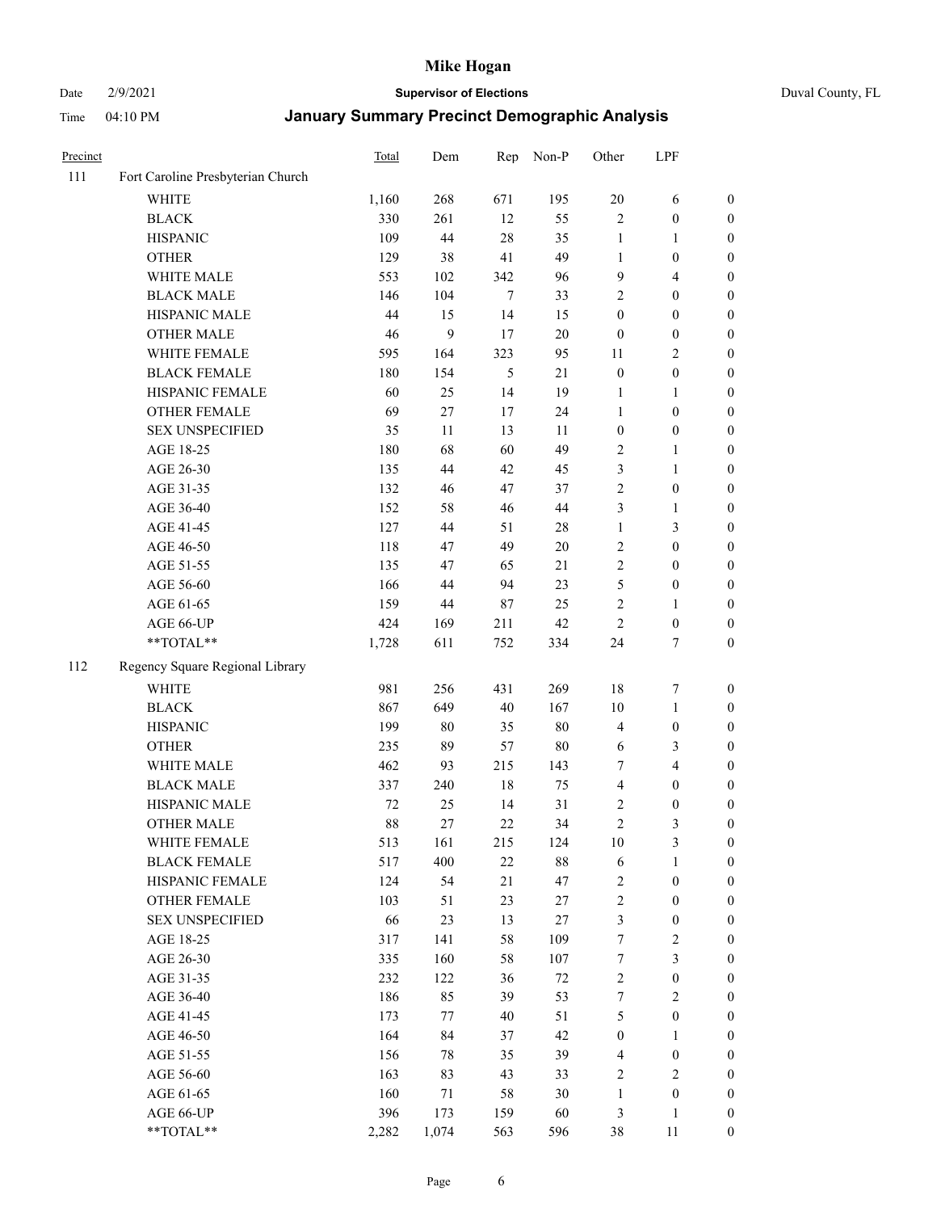# Mike Hogan

Date 2/9/2021 **Supervisor of Elections** Duval County, FL

Time 04:10 PM **January Summary Precinct Demographic Analysis**

| Precinct | | Total | Dem | Rep | Non-P | Other | LPF | |
|---|---|---|---|---|---|---|---|---|
| 111 | Fort Caroline Presbyterian Church | | | | | | | |
| | WHITE | 1,160 | 268 | 671 | 195 | 20 | 6 | 0 |
| | BLACK | 330 | 261 | 12 | 55 | 2 | 0 | 0 |
| | HISPANIC | 109 | 44 | 28 | 35 | 1 | 1 | 0 |
| | OTHER | 129 | 38 | 41 | 49 | 1 | 0 | 0 |
| | WHITE MALE | 553 | 102 | 342 | 96 | 9 | 4 | 0 |
| | BLACK MALE | 146 | 104 | 7 | 33 | 2 | 0 | 0 |
| | HISPANIC MALE | 44 | 15 | 14 | 15 | 0 | 0 | 0 |
| | OTHER MALE | 46 | 9 | 17 | 20 | 0 | 0 | 0 |
| | WHITE FEMALE | 595 | 164 | 323 | 95 | 11 | 2 | 0 |
| | BLACK FEMALE | 180 | 154 | 5 | 21 | 0 | 0 | 0 |
| | HISPANIC FEMALE | 60 | 25 | 14 | 19 | 1 | 1 | 0 |
| | OTHER FEMALE | 69 | 27 | 17 | 24 | 1 | 0 | 0 |
| | SEX UNSPECIFIED | 35 | 11 | 13 | 11 | 0 | 0 | 0 |
| | AGE 18-25 | 180 | 68 | 60 | 49 | 2 | 1 | 0 |
| | AGE 26-30 | 135 | 44 | 42 | 45 | 3 | 1 | 0 |
| | AGE 31-35 | 132 | 46 | 47 | 37 | 2 | 0 | 0 |
| | AGE 36-40 | 152 | 58 | 46 | 44 | 3 | 1 | 0 |
| | AGE 41-45 | 127 | 44 | 51 | 28 | 1 | 3 | 0 |
| | AGE 46-50 | 118 | 47 | 49 | 20 | 2 | 0 | 0 |
| | AGE 51-55 | 135 | 47 | 65 | 21 | 2 | 0 | 0 |
| | AGE 56-60 | 166 | 44 | 94 | 23 | 5 | 0 | 0 |
| | AGE 61-65 | 159 | 44 | 87 | 25 | 2 | 1 | 0 |
| | AGE 66-UP | 424 | 169 | 211 | 42 | 2 | 0 | 0 |
| | **TOTAL** | 1,728 | 611 | 752 | 334 | 24 | 7 | 0 |
| 112 | Regency Square Regional Library | | | | | | | |
| | WHITE | 981 | 256 | 431 | 269 | 18 | 7 | 0 |
| | BLACK | 867 | 649 | 40 | 167 | 10 | 1 | 0 |
| | HISPANIC | 199 | 80 | 35 | 80 | 4 | 0 | 0 |
| | OTHER | 235 | 89 | 57 | 80 | 6 | 3 | 0 |
| | WHITE MALE | 462 | 93 | 215 | 143 | 7 | 4 | 0 |
| | BLACK MALE | 337 | 240 | 18 | 75 | 4 | 0 | 0 |
| | HISPANIC MALE | 72 | 25 | 14 | 31 | 2 | 0 | 0 |
| | OTHER MALE | 88 | 27 | 22 | 34 | 2 | 3 | 0 |
| | WHITE FEMALE | 513 | 161 | 215 | 124 | 10 | 3 | 0 |
| | BLACK FEMALE | 517 | 400 | 22 | 88 | 6 | 1 | 0 |
| | HISPANIC FEMALE | 124 | 54 | 21 | 47 | 2 | 0 | 0 |
| | OTHER FEMALE | 103 | 51 | 23 | 27 | 2 | 0 | 0 |
| | SEX UNSPECIFIED | 66 | 23 | 13 | 27 | 3 | 0 | 0 |
| | AGE 18-25 | 317 | 141 | 58 | 109 | 7 | 2 | 0 |
| | AGE 26-30 | 335 | 160 | 58 | 107 | 7 | 3 | 0 |
| | AGE 31-35 | 232 | 122 | 36 | 72 | 2 | 0 | 0 |
| | AGE 36-40 | 186 | 85 | 39 | 53 | 7 | 2 | 0 |
| | AGE 41-45 | 173 | 77 | 40 | 51 | 5 | 0 | 0 |
| | AGE 46-50 | 164 | 84 | 37 | 42 | 0 | 1 | 0 |
| | AGE 51-55 | 156 | 78 | 35 | 39 | 4 | 0 | 0 |
| | AGE 56-60 | 163 | 83 | 43 | 33 | 2 | 2 | 0 |
| | AGE 61-65 | 160 | 71 | 58 | 30 | 1 | 0 | 0 |
| | AGE 66-UP | 396 | 173 | 159 | 60 | 3 | 1 | 0 |
| | **TOTAL** | 2,282 | 1,074 | 563 | 596 | 38 | 11 | 0 |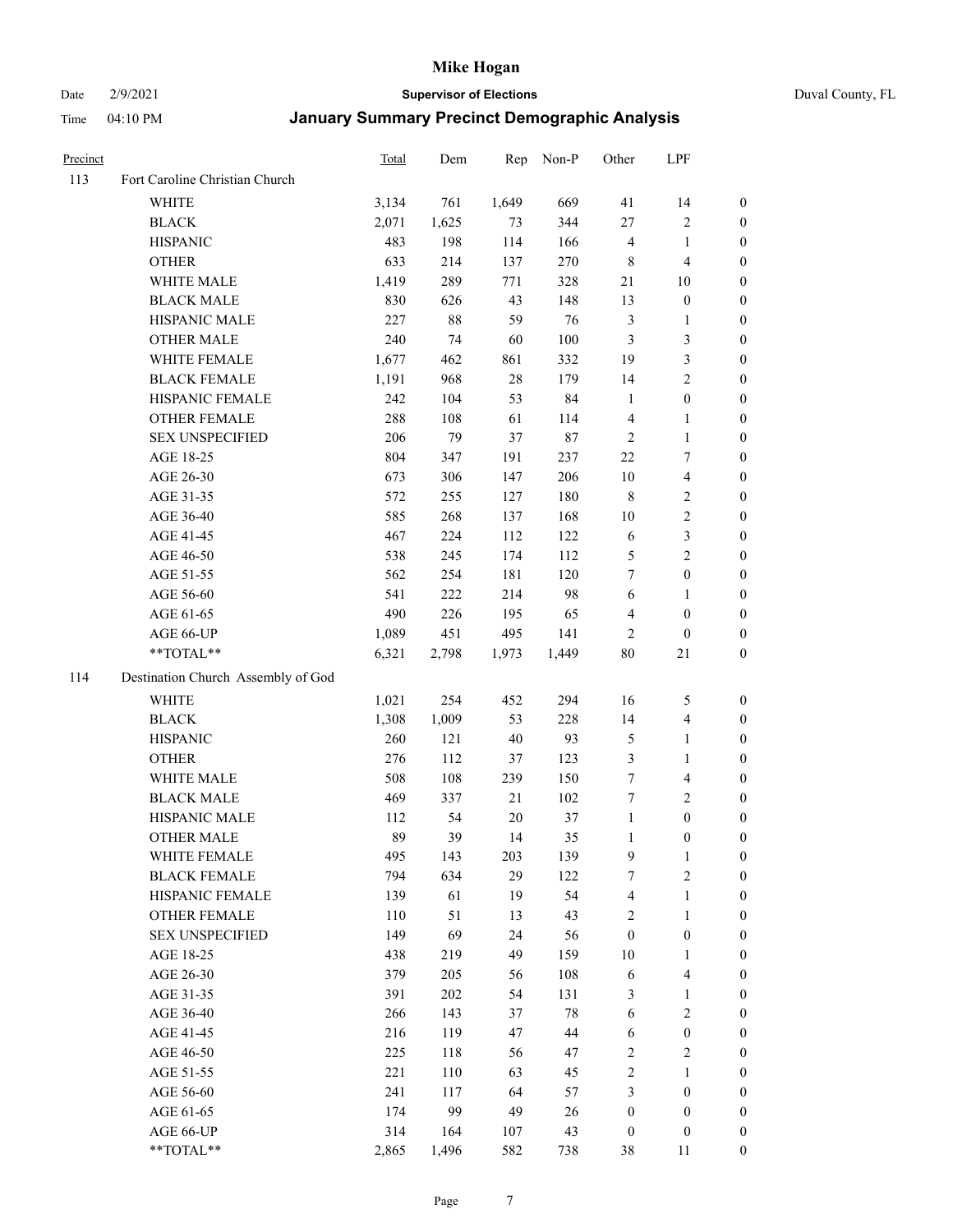# Mike Hogan

Date 2/9/2021 **Supervisor of Elections** Duval County, FL

Time 04:10 PM **January Summary Precinct Demographic Analysis**

| Precinct | | Total | Dem | Rep | Non-P | Other | LPF | |
|---|---|---|---|---|---|---|---|---|
| 113 | Fort Caroline Christian Church | | | | | | | |
| | WHITE | 3,134 | 761 | 1,649 | 669 | 41 | 14 | 0 |
| | BLACK | 2,071 | 1,625 | 73 | 344 | 27 | 2 | 0 |
| | HISPANIC | 483 | 198 | 114 | 166 | 4 | 1 | 0 |
| | OTHER | 633 | 214 | 137 | 270 | 8 | 4 | 0 |
| | WHITE MALE | 1,419 | 289 | 771 | 328 | 21 | 10 | 0 |
| | BLACK MALE | 830 | 626 | 43 | 148 | 13 | 0 | 0 |
| | HISPANIC MALE | 227 | 88 | 59 | 76 | 3 | 1 | 0 |
| | OTHER MALE | 240 | 74 | 60 | 100 | 3 | 3 | 0 |
| | WHITE FEMALE | 1,677 | 462 | 861 | 332 | 19 | 3 | 0 |
| | BLACK FEMALE | 1,191 | 968 | 28 | 179 | 14 | 2 | 0 |
| | HISPANIC FEMALE | 242 | 104 | 53 | 84 | 1 | 0 | 0 |
| | OTHER FEMALE | 288 | 108 | 61 | 114 | 4 | 1 | 0 |
| | SEX UNSPECIFIED | 206 | 79 | 37 | 87 | 2 | 1 | 0 |
| | AGE 18-25 | 804 | 347 | 191 | 237 | 22 | 7 | 0 |
| | AGE 26-30 | 673 | 306 | 147 | 206 | 10 | 4 | 0 |
| | AGE 31-35 | 572 | 255 | 127 | 180 | 8 | 2 | 0 |
| | AGE 36-40 | 585 | 268 | 137 | 168 | 10 | 2 | 0 |
| | AGE 41-45 | 467 | 224 | 112 | 122 | 6 | 3 | 0 |
| | AGE 46-50 | 538 | 245 | 174 | 112 | 5 | 2 | 0 |
| | AGE 51-55 | 562 | 254 | 181 | 120 | 7 | 0 | 0 |
| | AGE 56-60 | 541 | 222 | 214 | 98 | 6 | 1 | 0 |
| | AGE 61-65 | 490 | 226 | 195 | 65 | 4 | 0 | 0 |
| | AGE 66-UP | 1,089 | 451 | 495 | 141 | 2 | 0 | 0 |
| | **TOTAL** | 6,321 | 2,798 | 1,973 | 1,449 | 80 | 21 | 0 |
| 114 | Destination Church Assembly of God | | | | | | | |
| | WHITE | 1,021 | 254 | 452 | 294 | 16 | 5 | 0 |
| | BLACK | 1,308 | 1,009 | 53 | 228 | 14 | 4 | 0 |
| | HISPANIC | 260 | 121 | 40 | 93 | 5 | 1 | 0 |
| | OTHER | 276 | 112 | 37 | 123 | 3 | 1 | 0 |
| | WHITE MALE | 508 | 108 | 239 | 150 | 7 | 4 | 0 |
| | BLACK MALE | 469 | 337 | 21 | 102 | 7 | 2 | 0 |
| | HISPANIC MALE | 112 | 54 | 20 | 37 | 1 | 0 | 0 |
| | OTHER MALE | 89 | 39 | 14 | 35 | 1 | 0 | 0 |
| | WHITE FEMALE | 495 | 143 | 203 | 139 | 9 | 1 | 0 |
| | BLACK FEMALE | 794 | 634 | 29 | 122 | 7 | 2 | 0 |
| | HISPANIC FEMALE | 139 | 61 | 19 | 54 | 4 | 1 | 0 |
| | OTHER FEMALE | 110 | 51 | 13 | 43 | 2 | 1 | 0 |
| | SEX UNSPECIFIED | 149 | 69 | 24 | 56 | 0 | 0 | 0 |
| | AGE 18-25 | 438 | 219 | 49 | 159 | 10 | 1 | 0 |
| | AGE 26-30 | 379 | 205 | 56 | 108 | 6 | 4 | 0 |
| | AGE 31-35 | 391 | 202 | 54 | 131 | 3 | 1 | 0 |
| | AGE 36-40 | 266 | 143 | 37 | 78 | 6 | 2 | 0 |
| | AGE 41-45 | 216 | 119 | 47 | 44 | 6 | 0 | 0 |
| | AGE 46-50 | 225 | 118 | 56 | 47 | 2 | 2 | 0 |
| | AGE 51-55 | 221 | 110 | 63 | 45 | 2 | 1 | 0 |
| | AGE 56-60 | 241 | 117 | 64 | 57 | 3 | 0 | 0 |
| | AGE 61-65 | 174 | 99 | 49 | 26 | 0 | 0 | 0 |
| | AGE 66-UP | 314 | 164 | 107 | 43 | 0 | 0 | 0 |
| | **TOTAL** | 2,865 | 1,496 | 582 | 738 | 38 | 11 | 0 |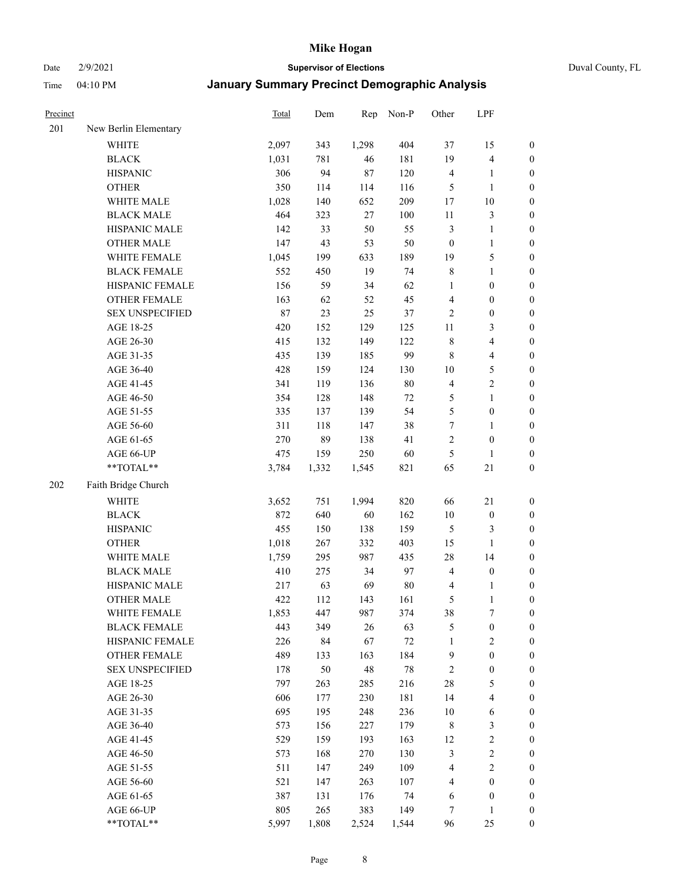| Precinct | | Total | Dem | Rep | Non-P | Other | LPF | |
|---|---|---|---|---|---|---|---|---|
| 201 | New Berlin Elementary | | | | | | | |
| | WHITE | 2,097 | 343 | 1,298 | 404 | 37 | 15 | 0 |
| | BLACK | 1,031 | 781 | 46 | 181 | 19 | 4 | 0 |
| | HISPANIC | 306 | 94 | 87 | 120 | 4 | 1 | 0 |
| | OTHER | 350 | 114 | 114 | 116 | 5 | 1 | 0 |
| | WHITE MALE | 1,028 | 140 | 652 | 209 | 17 | 10 | 0 |
| | BLACK MALE | 464 | 323 | 27 | 100 | 11 | 3 | 0 |
| | HISPANIC MALE | 142 | 33 | 50 | 55 | 3 | 1 | 0 |
| | OTHER MALE | 147 | 43 | 53 | 50 | 0 | 1 | 0 |
| | WHITE FEMALE | 1,045 | 199 | 633 | 189 | 19 | 5 | 0 |
| | BLACK FEMALE | 552 | 450 | 19 | 74 | 8 | 1 | 0 |
| | HISPANIC FEMALE | 156 | 59 | 34 | 62 | 1 | 0 | 0 |
| | OTHER FEMALE | 163 | 62 | 52 | 45 | 4 | 0 | 0 |
| | SEX UNSPECIFIED | 87 | 23 | 25 | 37 | 2 | 0 | 0 |
| | AGE 18-25 | 420 | 152 | 129 | 125 | 11 | 3 | 0 |
| | AGE 26-30 | 415 | 132 | 149 | 122 | 8 | 4 | 0 |
| | AGE 31-35 | 435 | 139 | 185 | 99 | 8 | 4 | 0 |
| | AGE 36-40 | 428 | 159 | 124 | 130 | 10 | 5 | 0 |
| | AGE 41-45 | 341 | 119 | 136 | 80 | 4 | 2 | 0 |
| | AGE 46-50 | 354 | 128 | 148 | 72 | 5 | 1 | 0 |
| | AGE 51-55 | 335 | 137 | 139 | 54 | 5 | 0 | 0 |
| | AGE 56-60 | 311 | 118 | 147 | 38 | 7 | 1 | 0 |
| | AGE 61-65 | 270 | 89 | 138 | 41 | 2 | 0 | 0 |
| | AGE 66-UP | 475 | 159 | 250 | 60 | 5 | 1 | 0 |
| | **TOTAL** | 3,784 | 1,332 | 1,545 | 821 | 65 | 21 | 0 |
| 202 | Faith Bridge Church | | | | | | | |
| | WHITE | 3,652 | 751 | 1,994 | 820 | 66 | 21 | 0 |
| | BLACK | 872 | 640 | 60 | 162 | 10 | 0 | 0 |
| | HISPANIC | 455 | 150 | 138 | 159 | 5 | 3 | 0 |
| | OTHER | 1,018 | 267 | 332 | 403 | 15 | 1 | 0 |
| | WHITE MALE | 1,759 | 295 | 987 | 435 | 28 | 14 | 0 |
| | BLACK MALE | 410 | 275 | 34 | 97 | 4 | 0 | 0 |
| | HISPANIC MALE | 217 | 63 | 69 | 80 | 4 | 1 | 0 |
| | OTHER MALE | 422 | 112 | 143 | 161 | 5 | 1 | 0 |
| | WHITE FEMALE | 1,853 | 447 | 987 | 374 | 38 | 7 | 0 |
| | BLACK FEMALE | 443 | 349 | 26 | 63 | 5 | 0 | 0 |
| | HISPANIC FEMALE | 226 | 84 | 67 | 72 | 1 | 2 | 0 |
| | OTHER FEMALE | 489 | 133 | 163 | 184 | 9 | 0 | 0 |
| | SEX UNSPECIFIED | 178 | 50 | 48 | 78 | 2 | 0 | 0 |
| | AGE 18-25 | 797 | 263 | 285 | 216 | 28 | 5 | 0 |
| | AGE 26-30 | 606 | 177 | 230 | 181 | 14 | 4 | 0 |
| | AGE 31-35 | 695 | 195 | 248 | 236 | 10 | 6 | 0 |
| | AGE 36-40 | 573 | 156 | 227 | 179 | 8 | 3 | 0 |
| | AGE 41-45 | 529 | 159 | 193 | 163 | 12 | 2 | 0 |
| | AGE 46-50 | 573 | 168 | 270 | 130 | 3 | 2 | 0 |
| | AGE 51-55 | 511 | 147 | 249 | 109 | 4 | 2 | 0 |
| | AGE 56-60 | 521 | 147 | 263 | 107 | 4 | 0 | 0 |
| | AGE 61-65 | 387 | 131 | 176 | 74 | 6 | 0 | 0 |
| | AGE 66-UP | 805 | 265 | 383 | 149 | 7 | 1 | 0 |
| | **TOTAL** | 5,997 | 1,808 | 2,524 | 1,544 | 96 | 25 | 0 |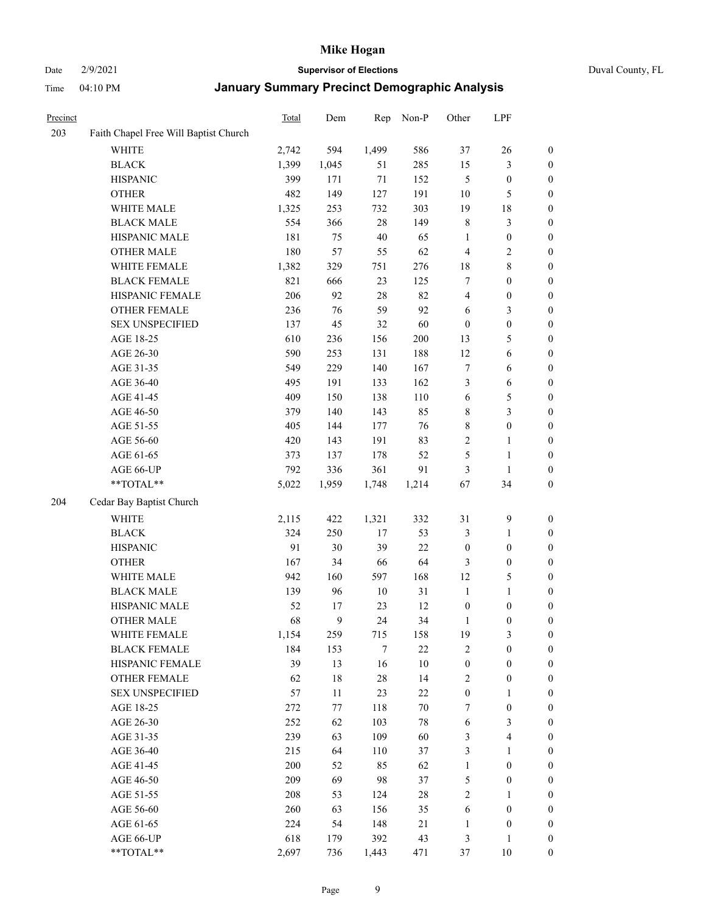| Precinct | | Total | Dem | Rep | Non-P | Other | LPF | |
|---|---|---|---|---|---|---|---|---|
| 203 | Faith Chapel Free Will Baptist Church | | | | | | | |
| | WHITE | 2,742 | 594 | 1,499 | 586 | 37 | 26 | 0 |
| | BLACK | 1,399 | 1,045 | 51 | 285 | 15 | 3 | 0 |
| | HISPANIC | 399 | 171 | 71 | 152 | 5 | 0 | 0 |
| | OTHER | 482 | 149 | 127 | 191 | 10 | 5 | 0 |
| | WHITE MALE | 1,325 | 253 | 732 | 303 | 19 | 18 | 0 |
| | BLACK MALE | 554 | 366 | 28 | 149 | 8 | 3 | 0 |
| | HISPANIC MALE | 181 | 75 | 40 | 65 | 1 | 0 | 0 |
| | OTHER MALE | 180 | 57 | 55 | 62 | 4 | 2 | 0 |
| | WHITE FEMALE | 1,382 | 329 | 751 | 276 | 18 | 8 | 0 |
| | BLACK FEMALE | 821 | 666 | 23 | 125 | 7 | 0 | 0 |
| | HISPANIC FEMALE | 206 | 92 | 28 | 82 | 4 | 0 | 0 |
| | OTHER FEMALE | 236 | 76 | 59 | 92 | 6 | 3 | 0 |
| | SEX UNSPECIFIED | 137 | 45 | 32 | 60 | 0 | 0 | 0 |
| | AGE 18-25 | 610 | 236 | 156 | 200 | 13 | 5 | 0 |
| | AGE 26-30 | 590 | 253 | 131 | 188 | 12 | 6 | 0 |
| | AGE 31-35 | 549 | 229 | 140 | 167 | 7 | 6 | 0 |
| | AGE 36-40 | 495 | 191 | 133 | 162 | 3 | 6 | 0 |
| | AGE 41-45 | 409 | 150 | 138 | 110 | 6 | 5 | 0 |
| | AGE 46-50 | 379 | 140 | 143 | 85 | 8 | 3 | 0 |
| | AGE 51-55 | 405 | 144 | 177 | 76 | 8 | 0 | 0 |
| | AGE 56-60 | 420 | 143 | 191 | 83 | 2 | 1 | 0 |
| | AGE 61-65 | 373 | 137 | 178 | 52 | 5 | 1 | 0 |
| | AGE 66-UP | 792 | 336 | 361 | 91 | 3 | 1 | 0 |
| | **TOTAL** | 5,022 | 1,959 | 1,748 | 1,214 | 67 | 34 | 0 |
| 204 | Cedar Bay Baptist Church | | | | | | | |
| | WHITE | 2,115 | 422 | 1,321 | 332 | 31 | 9 | 0 |
| | BLACK | 324 | 250 | 17 | 53 | 3 | 1 | 0 |
| | HISPANIC | 91 | 30 | 39 | 22 | 0 | 0 | 0 |
| | OTHER | 167 | 34 | 66 | 64 | 3 | 0 | 0 |
| | WHITE MALE | 942 | 160 | 597 | 168 | 12 | 5 | 0 |
| | BLACK MALE | 139 | 96 | 10 | 31 | 1 | 1 | 0 |
| | HISPANIC MALE | 52 | 17 | 23 | 12 | 0 | 0 | 0 |
| | OTHER MALE | 68 | 9 | 24 | 34 | 1 | 0 | 0 |
| | WHITE FEMALE | 1,154 | 259 | 715 | 158 | 19 | 3 | 0 |
| | BLACK FEMALE | 184 | 153 | 7 | 22 | 2 | 0 | 0 |
| | HISPANIC FEMALE | 39 | 13 | 16 | 10 | 0 | 0 | 0 |
| | OTHER FEMALE | 62 | 18 | 28 | 14 | 2 | 0 | 0 |
| | SEX UNSPECIFIED | 57 | 11 | 23 | 22 | 0 | 1 | 0 |
| | AGE 18-25 | 272 | 77 | 118 | 70 | 7 | 0 | 0 |
| | AGE 26-30 | 252 | 62 | 103 | 78 | 6 | 3 | 0 |
| | AGE 31-35 | 239 | 63 | 109 | 60 | 3 | 4 | 0 |
| | AGE 36-40 | 215 | 64 | 110 | 37 | 3 | 1 | 0 |
| | AGE 41-45 | 200 | 52 | 85 | 62 | 1 | 0 | 0 |
| | AGE 46-50 | 209 | 69 | 98 | 37 | 5 | 0 | 0 |
| | AGE 51-55 | 208 | 53 | 124 | 28 | 2 | 1 | 0 |
| | AGE 56-60 | 260 | 63 | 156 | 35 | 6 | 0 | 0 |
| | AGE 61-65 | 224 | 54 | 148 | 21 | 1 | 0 | 0 |
| | AGE 66-UP | 618 | 179 | 392 | 43 | 3 | 1 | 0 |
| | **TOTAL** | 2,697 | 736 | 1,443 | 471 | 37 | 10 | 0 |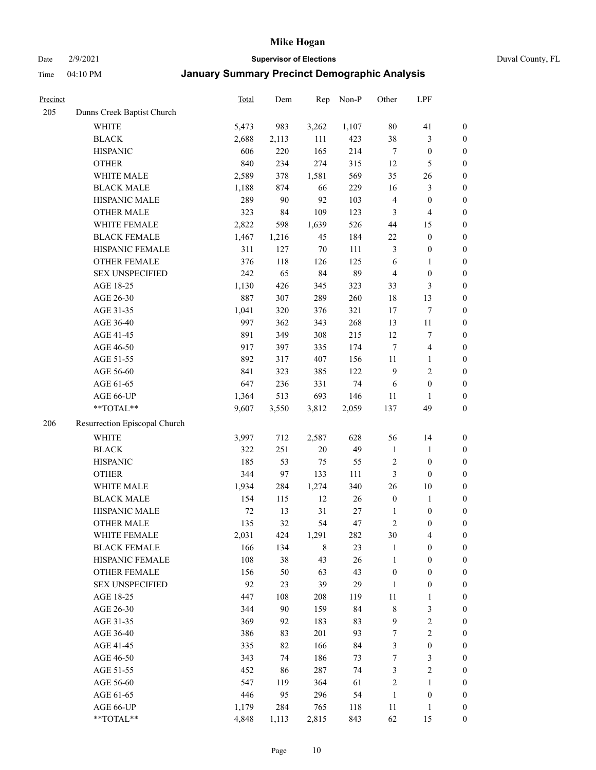# Mike Hogan

Date 2/9/2021 **Supervisor of Elections** Duval County, FL

Time 04:10 PM **January Summary Precinct Demographic Analysis**

| Precinct | | Total | Dem | Rep | Non-P | Other | LPF | |
|---|---|---|---|---|---|---|---|---|
| 205 | Dunns Creek Baptist Church | | | | | | | |
| | WHITE | 5,473 | 983 | 3,262 | 1,107 | 80 | 41 | 0 |
| | BLACK | 2,688 | 2,113 | 111 | 423 | 38 | 3 | 0 |
| | HISPANIC | 606 | 220 | 165 | 214 | 7 | 0 | 0 |
| | OTHER | 840 | 234 | 274 | 315 | 12 | 5 | 0 |
| | WHITE MALE | 2,589 | 378 | 1,581 | 569 | 35 | 26 | 0 |
| | BLACK MALE | 1,188 | 874 | 66 | 229 | 16 | 3 | 0 |
| | HISPANIC MALE | 289 | 90 | 92 | 103 | 4 | 0 | 0 |
| | OTHER MALE | 323 | 84 | 109 | 123 | 3 | 4 | 0 |
| | WHITE FEMALE | 2,822 | 598 | 1,639 | 526 | 44 | 15 | 0 |
| | BLACK FEMALE | 1,467 | 1,216 | 45 | 184 | 22 | 0 | 0 |
| | HISPANIC FEMALE | 311 | 127 | 70 | 111 | 3 | 0 | 0 |
| | OTHER FEMALE | 376 | 118 | 126 | 125 | 6 | 1 | 0 |
| | SEX UNSPECIFIED | 242 | 65 | 84 | 89 | 4 | 0 | 0 |
| | AGE 18-25 | 1,130 | 426 | 345 | 323 | 33 | 3 | 0 |
| | AGE 26-30 | 887 | 307 | 289 | 260 | 18 | 13 | 0 |
| | AGE 31-35 | 1,041 | 320 | 376 | 321 | 17 | 7 | 0 |
| | AGE 36-40 | 997 | 362 | 343 | 268 | 13 | 11 | 0 |
| | AGE 41-45 | 891 | 349 | 308 | 215 | 12 | 7 | 0 |
| | AGE 46-50 | 917 | 397 | 335 | 174 | 7 | 4 | 0 |
| | AGE 51-55 | 892 | 317 | 407 | 156 | 11 | 1 | 0 |
| | AGE 56-60 | 841 | 323 | 385 | 122 | 9 | 2 | 0 |
| | AGE 61-65 | 647 | 236 | 331 | 74 | 6 | 0 | 0 |
| | AGE 66-UP | 1,364 | 513 | 693 | 146 | 11 | 1 | 0 |
| | **TOTAL** | 9,607 | 3,550 | 3,812 | 2,059 | 137 | 49 | 0 |
| 206 | Resurrection Episcopal Church | | | | | | | |
| | WHITE | 3,997 | 712 | 2,587 | 628 | 56 | 14 | 0 |
| | BLACK | 322 | 251 | 20 | 49 | 1 | 1 | 0 |
| | HISPANIC | 185 | 53 | 75 | 55 | 2 | 0 | 0 |
| | OTHER | 344 | 97 | 133 | 111 | 3 | 0 | 0 |
| | WHITE MALE | 1,934 | 284 | 1,274 | 340 | 26 | 10 | 0 |
| | BLACK MALE | 154 | 115 | 12 | 26 | 0 | 1 | 0 |
| | HISPANIC MALE | 72 | 13 | 31 | 27 | 1 | 0 | 0 |
| | OTHER MALE | 135 | 32 | 54 | 47 | 2 | 0 | 0 |
| | WHITE FEMALE | 2,031 | 424 | 1,291 | 282 | 30 | 4 | 0 |
| | BLACK FEMALE | 166 | 134 | 8 | 23 | 1 | 0 | 0 |
| | HISPANIC FEMALE | 108 | 38 | 43 | 26 | 1 | 0 | 0 |
| | OTHER FEMALE | 156 | 50 | 63 | 43 | 0 | 0 | 0 |
| | SEX UNSPECIFIED | 92 | 23 | 39 | 29 | 1 | 0 | 0 |
| | AGE 18-25 | 447 | 108 | 208 | 119 | 11 | 1 | 0 |
| | AGE 26-30 | 344 | 90 | 159 | 84 | 8 | 3 | 0 |
| | AGE 31-35 | 369 | 92 | 183 | 83 | 9 | 2 | 0 |
| | AGE 36-40 | 386 | 83 | 201 | 93 | 7 | 2 | 0 |
| | AGE 41-45 | 335 | 82 | 166 | 84 | 3 | 0 | 0 |
| | AGE 46-50 | 343 | 74 | 186 | 73 | 7 | 3 | 0 |
| | AGE 51-55 | 452 | 86 | 287 | 74 | 3 | 2 | 0 |
| | AGE 56-60 | 547 | 119 | 364 | 61 | 2 | 1 | 0 |
| | AGE 61-65 | 446 | 95 | 296 | 54 | 1 | 0 | 0 |
| | AGE 66-UP | 1,179 | 284 | 765 | 118 | 11 | 1 | 0 |
| | **TOTAL** | 4,848 | 1,113 | 2,815 | 843 | 62 | 15 | 0 |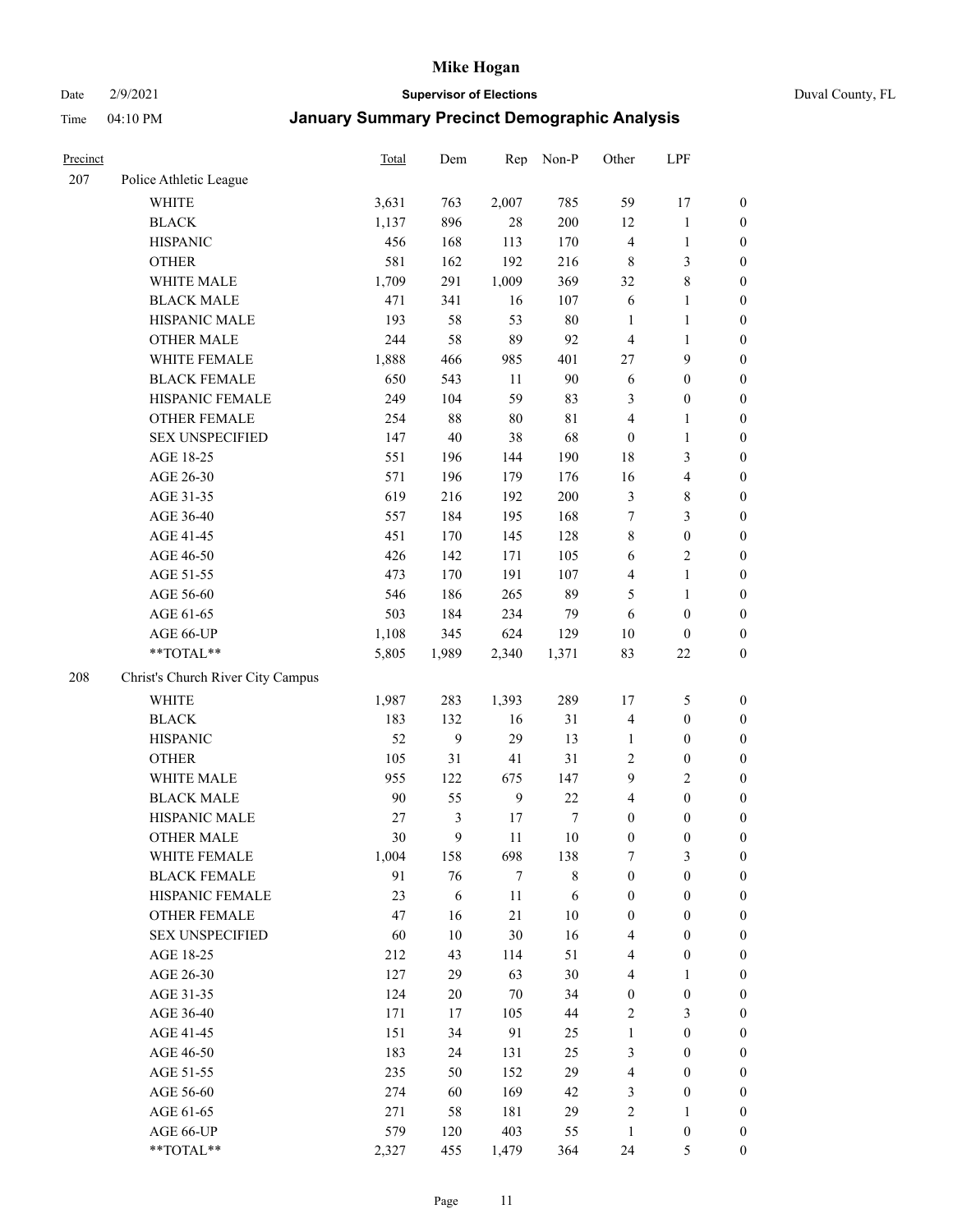# Mike Hogan

Date 2/9/2021 **Supervisor of Elections** Duval County, FL

Time 04:10 PM **January Summary Precinct Demographic Analysis**

| Precinct | | Total | Dem | Rep | Non-P | Other | LPF | |
|---|---|---|---|---|---|---|---|---|
| 207 | Police Athletic League | | | | | | | |
| | WHITE | 3,631 | 763 | 2,007 | 785 | 59 | 17 | 0 |
| | BLACK | 1,137 | 896 | 28 | 200 | 12 | 1 | 0 |
| | HISPANIC | 456 | 168 | 113 | 170 | 4 | 1 | 0 |
| | OTHER | 581 | 162 | 192 | 216 | 8 | 3 | 0 |
| | WHITE MALE | 1,709 | 291 | 1,009 | 369 | 32 | 8 | 0 |
| | BLACK MALE | 471 | 341 | 16 | 107 | 6 | 1 | 0 |
| | HISPANIC MALE | 193 | 58 | 53 | 80 | 1 | 1 | 0 |
| | OTHER MALE | 244 | 58 | 89 | 92 | 4 | 1 | 0 |
| | WHITE FEMALE | 1,888 | 466 | 985 | 401 | 27 | 9 | 0 |
| | BLACK FEMALE | 650 | 543 | 11 | 90 | 6 | 0 | 0 |
| | HISPANIC FEMALE | 249 | 104 | 59 | 83 | 3 | 0 | 0 |
| | OTHER FEMALE | 254 | 88 | 80 | 81 | 4 | 1 | 0 |
| | SEX UNSPECIFIED | 147 | 40 | 38 | 68 | 0 | 1 | 0 |
| | AGE 18-25 | 551 | 196 | 144 | 190 | 18 | 3 | 0 |
| | AGE 26-30 | 571 | 196 | 179 | 176 | 16 | 4 | 0 |
| | AGE 31-35 | 619 | 216 | 192 | 200 | 3 | 8 | 0 |
| | AGE 36-40 | 557 | 184 | 195 | 168 | 7 | 3 | 0 |
| | AGE 41-45 | 451 | 170 | 145 | 128 | 8 | 0 | 0 |
| | AGE 46-50 | 426 | 142 | 171 | 105 | 6 | 2 | 0 |
| | AGE 51-55 | 473 | 170 | 191 | 107 | 4 | 1 | 0 |
| | AGE 56-60 | 546 | 186 | 265 | 89 | 5 | 1 | 0 |
| | AGE 61-65 | 503 | 184 | 234 | 79 | 6 | 0 | 0 |
| | AGE 66-UP | 1,108 | 345 | 624 | 129 | 10 | 0 | 0 |
| | **TOTAL** | 5,805 | 1,989 | 2,340 | 1,371 | 83 | 22 | 0 |
| 208 | Christ's Church River City Campus | | | | | | | |
| | WHITE | 1,987 | 283 | 1,393 | 289 | 17 | 5 | 0 |
| | BLACK | 183 | 132 | 16 | 31 | 4 | 0 | 0 |
| | HISPANIC | 52 | 9 | 29 | 13 | 1 | 0 | 0 |
| | OTHER | 105 | 31 | 41 | 31 | 2 | 0 | 0 |
| | WHITE MALE | 955 | 122 | 675 | 147 | 9 | 2 | 0 |
| | BLACK MALE | 90 | 55 | 9 | 22 | 4 | 0 | 0 |
| | HISPANIC MALE | 27 | 3 | 17 | 7 | 0 | 0 | 0 |
| | OTHER MALE | 30 | 9 | 11 | 10 | 0 | 0 | 0 |
| | WHITE FEMALE | 1,004 | 158 | 698 | 138 | 7 | 3 | 0 |
| | BLACK FEMALE | 91 | 76 | 7 | 8 | 0 | 0 | 0 |
| | HISPANIC FEMALE | 23 | 6 | 11 | 6 | 0 | 0 | 0 |
| | OTHER FEMALE | 47 | 16 | 21 | 10 | 0 | 0 | 0 |
| | SEX UNSPECIFIED | 60 | 10 | 30 | 16 | 4 | 0 | 0 |
| | AGE 18-25 | 212 | 43 | 114 | 51 | 4 | 0 | 0 |
| | AGE 26-30 | 127 | 29 | 63 | 30 | 4 | 1 | 0 |
| | AGE 31-35 | 124 | 20 | 70 | 34 | 0 | 0 | 0 |
| | AGE 36-40 | 171 | 17 | 105 | 44 | 2 | 3 | 0 |
| | AGE 41-45 | 151 | 34 | 91 | 25 | 1 | 0 | 0 |
| | AGE 46-50 | 183 | 24 | 131 | 25 | 3 | 0 | 0 |
| | AGE 51-55 | 235 | 50 | 152 | 29 | 4 | 0 | 0 |
| | AGE 56-60 | 274 | 60 | 169 | 42 | 3 | 0 | 0 |
| | AGE 61-65 | 271 | 58 | 181 | 29 | 2 | 1 | 0 |
| | AGE 66-UP | 579 | 120 | 403 | 55 | 1 | 0 | 0 |
| | **TOTAL** | 2,327 | 455 | 1,479 | 364 | 24 | 5 | 0 |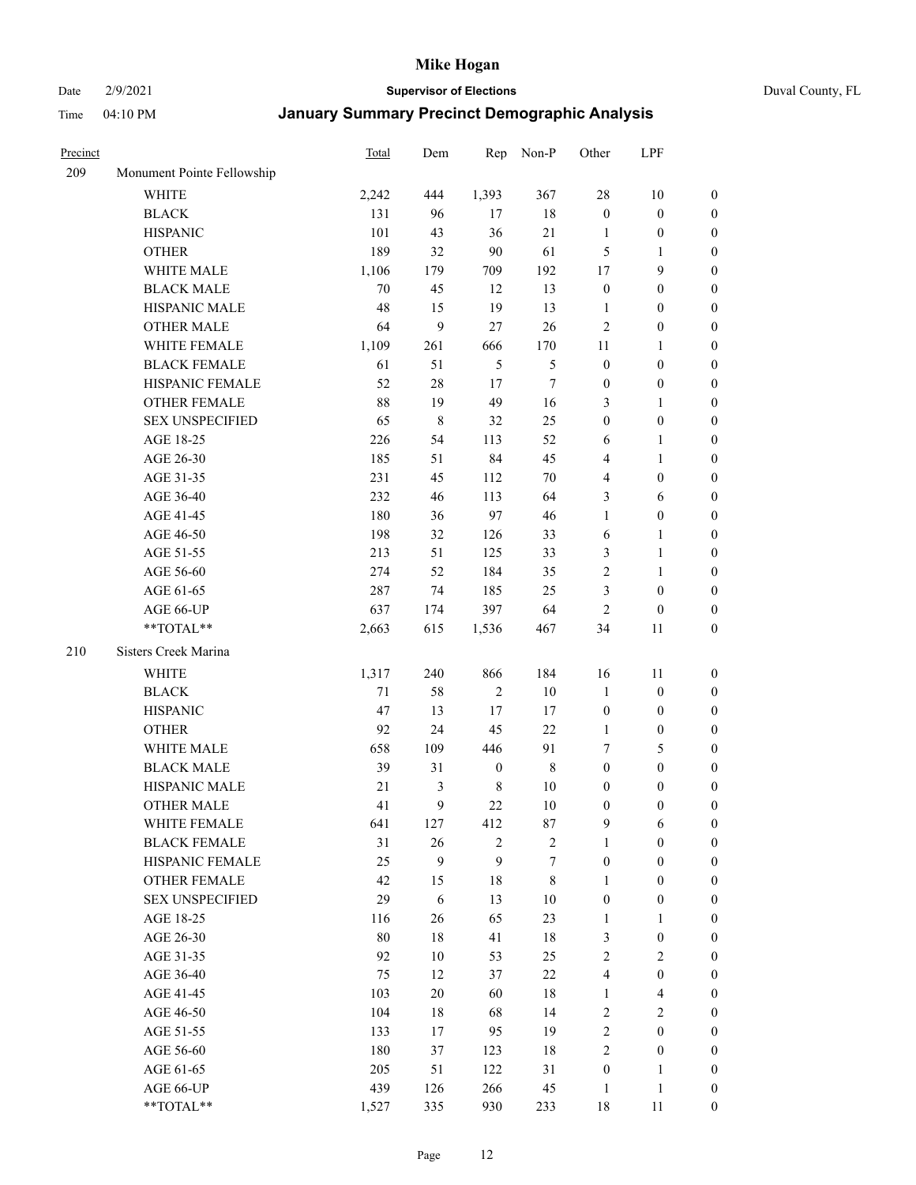# Mike Hogan

Date 2/9/2021 **Supervisor of Elections** Duval County, FL

Time 04:10 PM **January Summary Precinct Demographic Analysis**

| Precinct | | Total | Dem | Rep | Non-P | Other | LPF | |
|---|---|---|---|---|---|---|---|---|
| 209 | Monument Pointe Fellowship | | | | | | | |
| | WHITE | 2,242 | 444 | 1,393 | 367 | 28 | 10 | 0 |
| | BLACK | 131 | 96 | 17 | 18 | 0 | 0 | 0 |
| | HISPANIC | 101 | 43 | 36 | 21 | 1 | 0 | 0 |
| | OTHER | 189 | 32 | 90 | 61 | 5 | 1 | 0 |
| | WHITE MALE | 1,106 | 179 | 709 | 192 | 17 | 9 | 0 |
| | BLACK MALE | 70 | 45 | 12 | 13 | 0 | 0 | 0 |
| | HISPANIC MALE | 48 | 15 | 19 | 13 | 1 | 0 | 0 |
| | OTHER MALE | 64 | 9 | 27 | 26 | 2 | 0 | 0 |
| | WHITE FEMALE | 1,109 | 261 | 666 | 170 | 11 | 1 | 0 |
| | BLACK FEMALE | 61 | 51 | 5 | 5 | 0 | 0 | 0 |
| | HISPANIC FEMALE | 52 | 28 | 17 | 7 | 0 | 0 | 0 |
| | OTHER FEMALE | 88 | 19 | 49 | 16 | 3 | 1 | 0 |
| | SEX UNSPECIFIED | 65 | 8 | 32 | 25 | 0 | 0 | 0 |
| | AGE 18-25 | 226 | 54 | 113 | 52 | 6 | 1 | 0 |
| | AGE 26-30 | 185 | 51 | 84 | 45 | 4 | 1 | 0 |
| | AGE 31-35 | 231 | 45 | 112 | 70 | 4 | 0 | 0 |
| | AGE 36-40 | 232 | 46 | 113 | 64 | 3 | 6 | 0 |
| | AGE 41-45 | 180 | 36 | 97 | 46 | 1 | 0 | 0 |
| | AGE 46-50 | 198 | 32 | 126 | 33 | 6 | 1 | 0 |
| | AGE 51-55 | 213 | 51 | 125 | 33 | 3 | 1 | 0 |
| | AGE 56-60 | 274 | 52 | 184 | 35 | 2 | 1 | 0 |
| | AGE 61-65 | 287 | 74 | 185 | 25 | 3 | 0 | 0 |
| | AGE 66-UP | 637 | 174 | 397 | 64 | 2 | 0 | 0 |
| | **TOTAL** | 2,663 | 615 | 1,536 | 467 | 34 | 11 | 0 |
| 210 | Sisters Creek Marina | | | | | | | |
| | WHITE | 1,317 | 240 | 866 | 184 | 16 | 11 | 0 |
| | BLACK | 71 | 58 | 2 | 10 | 1 | 0 | 0 |
| | HISPANIC | 47 | 13 | 17 | 17 | 0 | 0 | 0 |
| | OTHER | 92 | 24 | 45 | 22 | 1 | 0 | 0 |
| | WHITE MALE | 658 | 109 | 446 | 91 | 7 | 5 | 0 |
| | BLACK MALE | 39 | 31 | 0 | 8 | 0 | 0 | 0 |
| | HISPANIC MALE | 21 | 3 | 8 | 10 | 0 | 0 | 0 |
| | OTHER MALE | 41 | 9 | 22 | 10 | 0 | 0 | 0 |
| | WHITE FEMALE | 641 | 127 | 412 | 87 | 9 | 6 | 0 |
| | BLACK FEMALE | 31 | 26 | 2 | 2 | 1 | 0 | 0 |
| | HISPANIC FEMALE | 25 | 9 | 9 | 7 | 0 | 0 | 0 |
| | OTHER FEMALE | 42 | 15 | 18 | 8 | 1 | 0 | 0 |
| | SEX UNSPECIFIED | 29 | 6 | 13 | 10 | 0 | 0 | 0 |
| | AGE 18-25 | 116 | 26 | 65 | 23 | 1 | 1 | 0 |
| | AGE 26-30 | 80 | 18 | 41 | 18 | 3 | 0 | 0 |
| | AGE 31-35 | 92 | 10 | 53 | 25 | 2 | 2 | 0 |
| | AGE 36-40 | 75 | 12 | 37 | 22 | 4 | 0 | 0 |
| | AGE 41-45 | 103 | 20 | 60 | 18 | 1 | 4 | 0 |
| | AGE 46-50 | 104 | 18 | 68 | 14 | 2 | 2 | 0 |
| | AGE 51-55 | 133 | 17 | 95 | 19 | 2 | 0 | 0 |
| | AGE 56-60 | 180 | 37 | 123 | 18 | 2 | 0 | 0 |
| | AGE 61-65 | 205 | 51 | 122 | 31 | 0 | 1 | 0 |
| | AGE 66-UP | 439 | 126 | 266 | 45 | 1 | 1 | 0 |
| | **TOTAL** | 1,527 | 335 | 930 | 233 | 18 | 11 | 0 |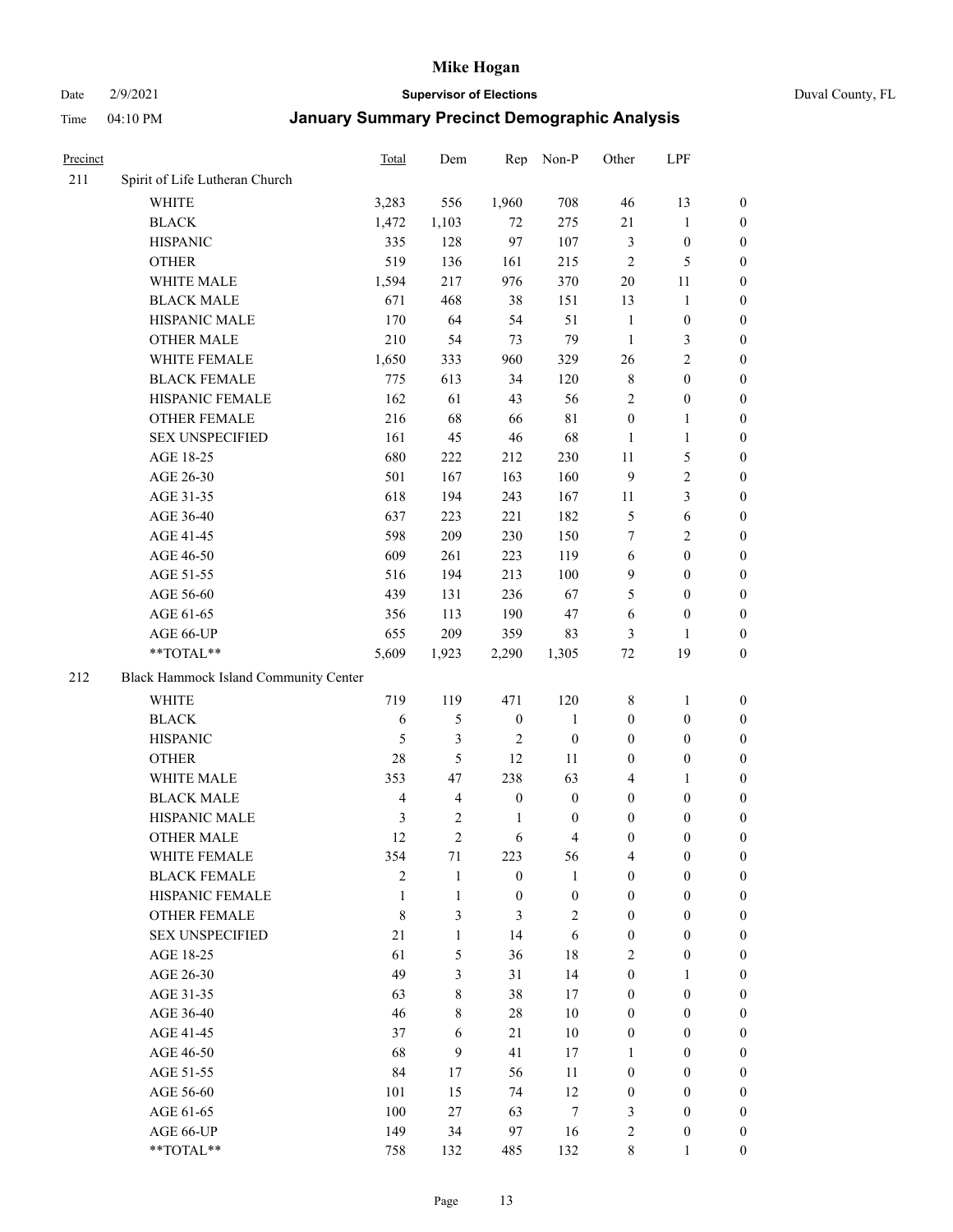# Mike Hogan

Date 2/9/2021 **Supervisor of Elections** Duval County, FL

Time 04:10 PM **January Summary Precinct Demographic Analysis**

| Precinct | | Total | Dem | Rep | Non-P | Other | LPF | |
|---|---|---|---|---|---|---|---|---|
| 211 | Spirit of Life Lutheran Church | | | | | | | |
| | WHITE | 3,283 | 556 | 1,960 | 708 | 46 | 13 | 0 |
| | BLACK | 1,472 | 1,103 | 72 | 275 | 21 | 1 | 0 |
| | HISPANIC | 335 | 128 | 97 | 107 | 3 | 0 | 0 |
| | OTHER | 519 | 136 | 161 | 215 | 2 | 5 | 0 |
| | WHITE MALE | 1,594 | 217 | 976 | 370 | 20 | 11 | 0 |
| | BLACK MALE | 671 | 468 | 38 | 151 | 13 | 1 | 0 |
| | HISPANIC MALE | 170 | 64 | 54 | 51 | 1 | 0 | 0 |
| | OTHER MALE | 210 | 54 | 73 | 79 | 1 | 3 | 0 |
| | WHITE FEMALE | 1,650 | 333 | 960 | 329 | 26 | 2 | 0 |
| | BLACK FEMALE | 775 | 613 | 34 | 120 | 8 | 0 | 0 |
| | HISPANIC FEMALE | 162 | 61 | 43 | 56 | 2 | 0 | 0 |
| | OTHER FEMALE | 216 | 68 | 66 | 81 | 0 | 1 | 0 |
| | SEX UNSPECIFIED | 161 | 45 | 46 | 68 | 1 | 1 | 0 |
| | AGE 18-25 | 680 | 222 | 212 | 230 | 11 | 5 | 0 |
| | AGE 26-30 | 501 | 167 | 163 | 160 | 9 | 2 | 0 |
| | AGE 31-35 | 618 | 194 | 243 | 167 | 11 | 3 | 0 |
| | AGE 36-40 | 637 | 223 | 221 | 182 | 5 | 6 | 0 |
| | AGE 41-45 | 598 | 209 | 230 | 150 | 7 | 2 | 0 |
| | AGE 46-50 | 609 | 261 | 223 | 119 | 6 | 0 | 0 |
| | AGE 51-55 | 516 | 194 | 213 | 100 | 9 | 0 | 0 |
| | AGE 56-60 | 439 | 131 | 236 | 67 | 5 | 0 | 0 |
| | AGE 61-65 | 356 | 113 | 190 | 47 | 6 | 0 | 0 |
| | AGE 66-UP | 655 | 209 | 359 | 83 | 3 | 1 | 0 |
| | **TOTAL** | 5,609 | 1,923 | 2,290 | 1,305 | 72 | 19 | 0 |
| 212 | Black Hammock Island Community Center | | | | | | | |
| | WHITE | 719 | 119 | 471 | 120 | 8 | 1 | 0 |
| | BLACK | 6 | 5 | 0 | 1 | 0 | 0 | 0 |
| | HISPANIC | 5 | 3 | 2 | 0 | 0 | 0 | 0 |
| | OTHER | 28 | 5 | 12 | 11 | 0 | 0 | 0 |
| | WHITE MALE | 353 | 47 | 238 | 63 | 4 | 1 | 0 |
| | BLACK MALE | 4 | 4 | 0 | 0 | 0 | 0 | 0 |
| | HISPANIC MALE | 3 | 2 | 1 | 0 | 0 | 0 | 0 |
| | OTHER MALE | 12 | 2 | 6 | 4 | 0 | 0 | 0 |
| | WHITE FEMALE | 354 | 71 | 223 | 56 | 4 | 0 | 0 |
| | BLACK FEMALE | 2 | 1 | 0 | 1 | 0 | 0 | 0 |
| | HISPANIC FEMALE | 1 | 1 | 0 | 0 | 0 | 0 | 0 |
| | OTHER FEMALE | 8 | 3 | 3 | 2 | 0 | 0 | 0 |
| | SEX UNSPECIFIED | 21 | 1 | 14 | 6 | 0 | 0 | 0 |
| | AGE 18-25 | 61 | 5 | 36 | 18 | 2 | 0 | 0 |
| | AGE 26-30 | 49 | 3 | 31 | 14 | 0 | 1 | 0 |
| | AGE 31-35 | 63 | 8 | 38 | 17 | 0 | 0 | 0 |
| | AGE 36-40 | 46 | 8 | 28 | 10 | 0 | 0 | 0 |
| | AGE 41-45 | 37 | 6 | 21 | 10 | 0 | 0 | 0 |
| | AGE 46-50 | 68 | 9 | 41 | 17 | 1 | 0 | 0 |
| | AGE 51-55 | 84 | 17 | 56 | 11 | 0 | 0 | 0 |
| | AGE 56-60 | 101 | 15 | 74 | 12 | 0 | 0 | 0 |
| | AGE 61-65 | 100 | 27 | 63 | 7 | 3 | 0 | 0 |
| | AGE 66-UP | 149 | 34 | 97 | 16 | 2 | 0 | 0 |
| | **TOTAL** | 758 | 132 | 485 | 132 | 8 | 1 | 0 |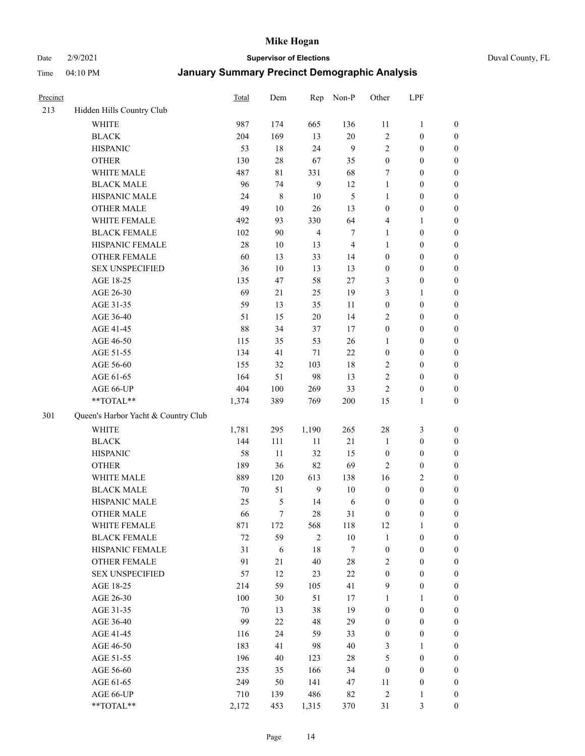# Mike Hogan

Date 2/9/2021 **Supervisor of Elections** Duval County, FL

Time 04:10 PM **January Summary Precinct Demographic Analysis**

| Precinct | | Total | Dem | Rep | Non-P | Other | LPF | |
|---|---|---|---|---|---|---|---|---|
| 213 | Hidden Hills Country Club | | | | | | | |
| | WHITE | 987 | 174 | 665 | 136 | 11 | 1 | 0 |
| | BLACK | 204 | 169 | 13 | 20 | 2 | 0 | 0 |
| | HISPANIC | 53 | 18 | 24 | 9 | 2 | 0 | 0 |
| | OTHER | 130 | 28 | 67 | 35 | 0 | 0 | 0 |
| | WHITE MALE | 487 | 81 | 331 | 68 | 7 | 0 | 0 |
| | BLACK MALE | 96 | 74 | 9 | 12 | 1 | 0 | 0 |
| | HISPANIC MALE | 24 | 8 | 10 | 5 | 1 | 0 | 0 |
| | OTHER MALE | 49 | 10 | 26 | 13 | 0 | 0 | 0 |
| | WHITE FEMALE | 492 | 93 | 330 | 64 | 4 | 1 | 0 |
| | BLACK FEMALE | 102 | 90 | 4 | 7 | 1 | 0 | 0 |
| | HISPANIC FEMALE | 28 | 10 | 13 | 4 | 1 | 0 | 0 |
| | OTHER FEMALE | 60 | 13 | 33 | 14 | 0 | 0 | 0 |
| | SEX UNSPECIFIED | 36 | 10 | 13 | 13 | 0 | 0 | 0 |
| | AGE 18-25 | 135 | 47 | 58 | 27 | 3 | 0 | 0 |
| | AGE 26-30 | 69 | 21 | 25 | 19 | 3 | 1 | 0 |
| | AGE 31-35 | 59 | 13 | 35 | 11 | 0 | 0 | 0 |
| | AGE 36-40 | 51 | 15 | 20 | 14 | 2 | 0 | 0 |
| | AGE 41-45 | 88 | 34 | 37 | 17 | 0 | 0 | 0 |
| | AGE 46-50 | 115 | 35 | 53 | 26 | 1 | 0 | 0 |
| | AGE 51-55 | 134 | 41 | 71 | 22 | 0 | 0 | 0 |
| | AGE 56-60 | 155 | 32 | 103 | 18 | 2 | 0 | 0 |
| | AGE 61-65 | 164 | 51 | 98 | 13 | 2 | 0 | 0 |
| | AGE 66-UP | 404 | 100 | 269 | 33 | 2 | 0 | 0 |
| | **TOTAL** | 1,374 | 389 | 769 | 200 | 15 | 1 | 0 |
| 301 | Queen's Harbor Yacht & Country Club | | | | | | | |
| | WHITE | 1,781 | 295 | 1,190 | 265 | 28 | 3 | 0 |
| | BLACK | 144 | 111 | 11 | 21 | 1 | 0 | 0 |
| | HISPANIC | 58 | 11 | 32 | 15 | 0 | 0 | 0 |
| | OTHER | 189 | 36 | 82 | 69 | 2 | 0 | 0 |
| | WHITE MALE | 889 | 120 | 613 | 138 | 16 | 2 | 0 |
| | BLACK MALE | 70 | 51 | 9 | 10 | 0 | 0 | 0 |
| | HISPANIC MALE | 25 | 5 | 14 | 6 | 0 | 0 | 0 |
| | OTHER MALE | 66 | 7 | 28 | 31 | 0 | 0 | 0 |
| | WHITE FEMALE | 871 | 172 | 568 | 118 | 12 | 1 | 0 |
| | BLACK FEMALE | 72 | 59 | 2 | 10 | 1 | 0 | 0 |
| | HISPANIC FEMALE | 31 | 6 | 18 | 7 | 0 | 0 | 0 |
| | OTHER FEMALE | 91 | 21 | 40 | 28 | 2 | 0 | 0 |
| | SEX UNSPECIFIED | 57 | 12 | 23 | 22 | 0 | 0 | 0 |
| | AGE 18-25 | 214 | 59 | 105 | 41 | 9 | 0 | 0 |
| | AGE 26-30 | 100 | 30 | 51 | 17 | 1 | 1 | 0 |
| | AGE 31-35 | 70 | 13 | 38 | 19 | 0 | 0 | 0 |
| | AGE 36-40 | 99 | 22 | 48 | 29 | 0 | 0 | 0 |
| | AGE 41-45 | 116 | 24 | 59 | 33 | 0 | 0 | 0 |
| | AGE 46-50 | 183 | 41 | 98 | 40 | 3 | 1 | 0 |
| | AGE 51-55 | 196 | 40 | 123 | 28 | 5 | 0 | 0 |
| | AGE 56-60 | 235 | 35 | 166 | 34 | 0 | 0 | 0 |
| | AGE 61-65 | 249 | 50 | 141 | 47 | 11 | 0 | 0 |
| | AGE 66-UP | 710 | 139 | 486 | 82 | 2 | 1 | 0 |
| | **TOTAL** | 2,172 | 453 | 1,315 | 370 | 31 | 3 | 0 |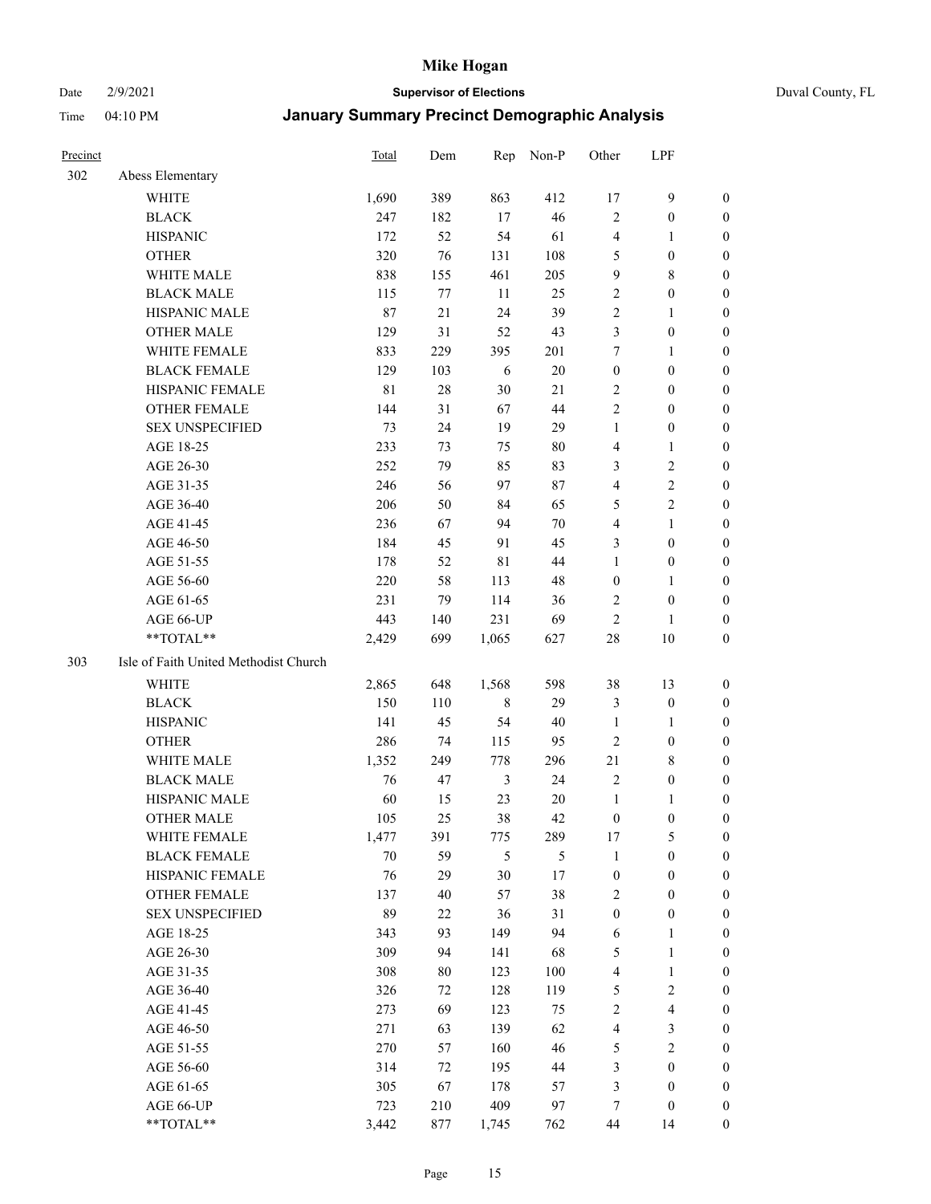# Mike Hogan

Date 2/9/2021 **Supervisor of Elections** Duval County, FL

Time 04:10 PM **January Summary Precinct Demographic Analysis**

| Precinct | | Total | Dem | Rep | Non-P | Other | LPF | |
|---|---|---|---|---|---|---|---|---|
| 302 | Abess Elementary | | | | | | | |
| | WHITE | 1,690 | 389 | 863 | 412 | 17 | 9 | 0 |
| | BLACK | 247 | 182 | 17 | 46 | 2 | 0 | 0 |
| | HISPANIC | 172 | 52 | 54 | 61 | 4 | 1 | 0 |
| | OTHER | 320 | 76 | 131 | 108 | 5 | 0 | 0 |
| | WHITE MALE | 838 | 155 | 461 | 205 | 9 | 8 | 0 |
| | BLACK MALE | 115 | 77 | 11 | 25 | 2 | 0 | 0 |
| | HISPANIC MALE | 87 | 21 | 24 | 39 | 2 | 1 | 0 |
| | OTHER MALE | 129 | 31 | 52 | 43 | 3 | 0 | 0 |
| | WHITE FEMALE | 833 | 229 | 395 | 201 | 7 | 1 | 0 |
| | BLACK FEMALE | 129 | 103 | 6 | 20 | 0 | 0 | 0 |
| | HISPANIC FEMALE | 81 | 28 | 30 | 21 | 2 | 0 | 0 |
| | OTHER FEMALE | 144 | 31 | 67 | 44 | 2 | 0 | 0 |
| | SEX UNSPECIFIED | 73 | 24 | 19 | 29 | 1 | 0 | 0 |
| | AGE 18-25 | 233 | 73 | 75 | 80 | 4 | 1 | 0 |
| | AGE 26-30 | 252 | 79 | 85 | 83 | 3 | 2 | 0 |
| | AGE 31-35 | 246 | 56 | 97 | 87 | 4 | 2 | 0 |
| | AGE 36-40 | 206 | 50 | 84 | 65 | 5 | 2 | 0 |
| | AGE 41-45 | 236 | 67 | 94 | 70 | 4 | 1 | 0 |
| | AGE 46-50 | 184 | 45 | 91 | 45 | 3 | 0 | 0 |
| | AGE 51-55 | 178 | 52 | 81 | 44 | 1 | 0 | 0 |
| | AGE 56-60 | 220 | 58 | 113 | 48 | 0 | 1 | 0 |
| | AGE 61-65 | 231 | 79 | 114 | 36 | 2 | 0 | 0 |
| | AGE 66-UP | 443 | 140 | 231 | 69 | 2 | 1 | 0 |
| | **TOTAL** | 2,429 | 699 | 1,065 | 627 | 28 | 10 | 0 |
| 303 | Isle of Faith United Methodist Church | | | | | | | |
| | WHITE | 2,865 | 648 | 1,568 | 598 | 38 | 13 | 0 |
| | BLACK | 150 | 110 | 8 | 29 | 3 | 0 | 0 |
| | HISPANIC | 141 | 45 | 54 | 40 | 1 | 1 | 0 |
| | OTHER | 286 | 74 | 115 | 95 | 2 | 0 | 0 |
| | WHITE MALE | 1,352 | 249 | 778 | 296 | 21 | 8 | 0 |
| | BLACK MALE | 76 | 47 | 3 | 24 | 2 | 0 | 0 |
| | HISPANIC MALE | 60 | 15 | 23 | 20 | 1 | 1 | 0 |
| | OTHER MALE | 105 | 25 | 38 | 42 | 0 | 0 | 0 |
| | WHITE FEMALE | 1,477 | 391 | 775 | 289 | 17 | 5 | 0 |
| | BLACK FEMALE | 70 | 59 | 5 | 5 | 1 | 0 | 0 |
| | HISPANIC FEMALE | 76 | 29 | 30 | 17 | 0 | 0 | 0 |
| | OTHER FEMALE | 137 | 40 | 57 | 38 | 2 | 0 | 0 |
| | SEX UNSPECIFIED | 89 | 22 | 36 | 31 | 0 | 0 | 0 |
| | AGE 18-25 | 343 | 93 | 149 | 94 | 6 | 1 | 0 |
| | AGE 26-30 | 309 | 94 | 141 | 68 | 5 | 1 | 0 |
| | AGE 31-35 | 308 | 80 | 123 | 100 | 4 | 1 | 0 |
| | AGE 36-40 | 326 | 72 | 128 | 119 | 5 | 2 | 0 |
| | AGE 41-45 | 273 | 69 | 123 | 75 | 2 | 4 | 0 |
| | AGE 46-50 | 271 | 63 | 139 | 62 | 4 | 3 | 0 |
| | AGE 51-55 | 270 | 57 | 160 | 46 | 5 | 2 | 0 |
| | AGE 56-60 | 314 | 72 | 195 | 44 | 3 | 0 | 0 |
| | AGE 61-65 | 305 | 67 | 178 | 57 | 3 | 0 | 0 |
| | AGE 66-UP | 723 | 210 | 409 | 97 | 7 | 0 | 0 |
| | **TOTAL** | 3,442 | 877 | 1,745 | 762 | 44 | 14 | 0 |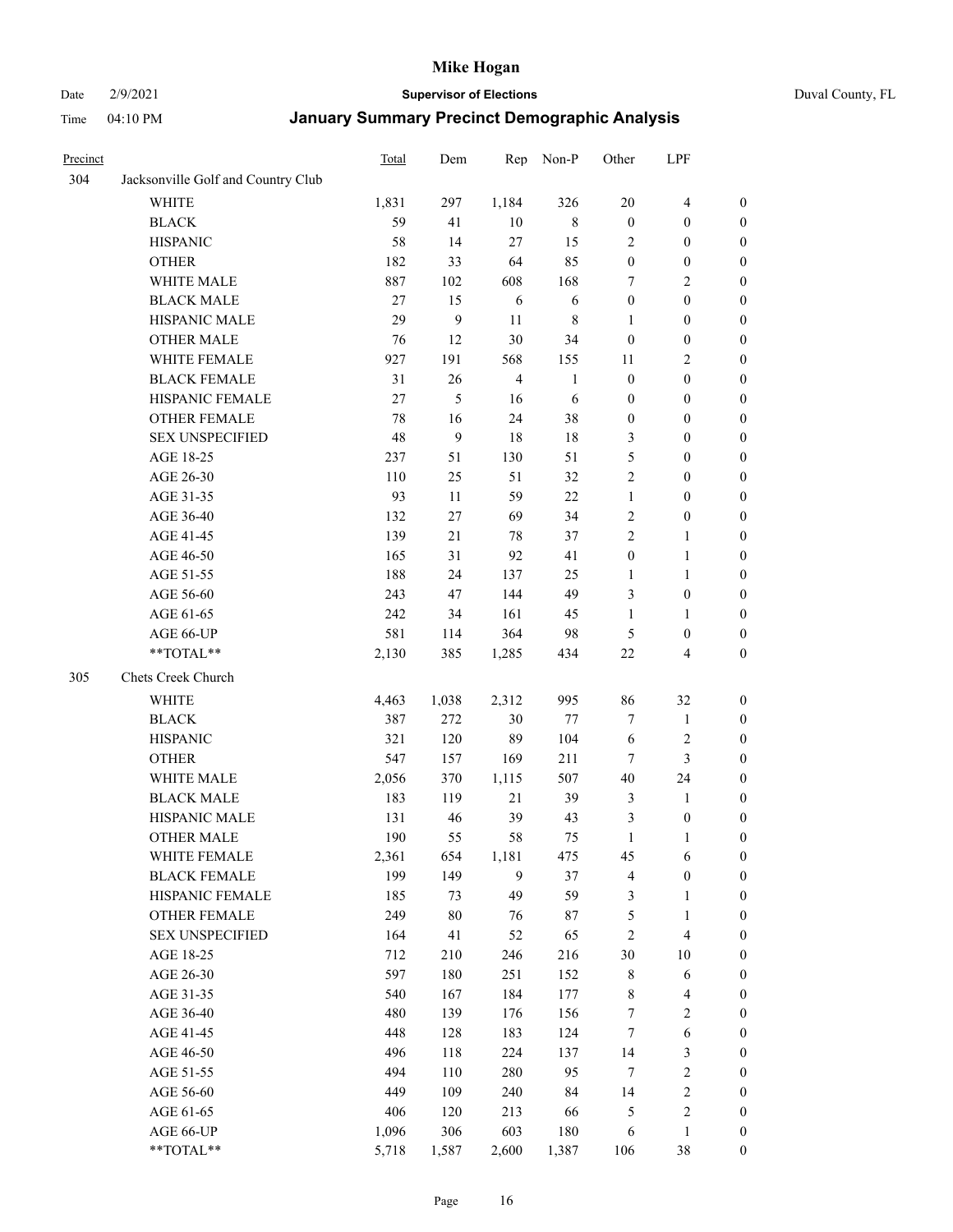# Mike Hogan

Date 2/9/2021 **Supervisor of Elections** Duval County, FL

Time 04:10 PM **January Summary Precinct Demographic Analysis**

| Precinct | | Total | Dem | Rep | Non-P | Other | LPF | |
|---|---|---|---|---|---|---|---|---|
| 304 | Jacksonville Golf and Country Club | | | | | | | |
| | WHITE | 1,831 | 297 | 1,184 | 326 | 20 | 4 | 0 |
| | BLACK | 59 | 41 | 10 | 8 | 0 | 0 | 0 |
| | HISPANIC | 58 | 14 | 27 | 15 | 2 | 0 | 0 |
| | OTHER | 182 | 33 | 64 | 85 | 0 | 0 | 0 |
| | WHITE MALE | 887 | 102 | 608 | 168 | 7 | 2 | 0 |
| | BLACK MALE | 27 | 15 | 6 | 6 | 0 | 0 | 0 |
| | HISPANIC MALE | 29 | 9 | 11 | 8 | 1 | 0 | 0 |
| | OTHER MALE | 76 | 12 | 30 | 34 | 0 | 0 | 0 |
| | WHITE FEMALE | 927 | 191 | 568 | 155 | 11 | 2 | 0 |
| | BLACK FEMALE | 31 | 26 | 4 | 1 | 0 | 0 | 0 |
| | HISPANIC FEMALE | 27 | 5 | 16 | 6 | 0 | 0 | 0 |
| | OTHER FEMALE | 78 | 16 | 24 | 38 | 0 | 0 | 0 |
| | SEX UNSPECIFIED | 48 | 9 | 18 | 18 | 3 | 0 | 0 |
| | AGE 18-25 | 237 | 51 | 130 | 51 | 5 | 0 | 0 |
| | AGE 26-30 | 110 | 25 | 51 | 32 | 2 | 0 | 0 |
| | AGE 31-35 | 93 | 11 | 59 | 22 | 1 | 0 | 0 |
| | AGE 36-40 | 132 | 27 | 69 | 34 | 2 | 0 | 0 |
| | AGE 41-45 | 139 | 21 | 78 | 37 | 2 | 1 | 0 |
| | AGE 46-50 | 165 | 31 | 92 | 41 | 0 | 1 | 0 |
| | AGE 51-55 | 188 | 24 | 137 | 25 | 1 | 1 | 0 |
| | AGE 56-60 | 243 | 47 | 144 | 49 | 3 | 0 | 0 |
| | AGE 61-65 | 242 | 34 | 161 | 45 | 1 | 1 | 0 |
| | AGE 66-UP | 581 | 114 | 364 | 98 | 5 | 0 | 0 |
| | **TOTAL** | 2,130 | 385 | 1,285 | 434 | 22 | 4 | 0 |
| 305 | Chets Creek Church | | | | | | | |
| | WHITE | 4,463 | 1,038 | 2,312 | 995 | 86 | 32 | 0 |
| | BLACK | 387 | 272 | 30 | 77 | 7 | 1 | 0 |
| | HISPANIC | 321 | 120 | 89 | 104 | 6 | 2 | 0 |
| | OTHER | 547 | 157 | 169 | 211 | 7 | 3 | 0 |
| | WHITE MALE | 2,056 | 370 | 1,115 | 507 | 40 | 24 | 0 |
| | BLACK MALE | 183 | 119 | 21 | 39 | 3 | 1 | 0 |
| | HISPANIC MALE | 131 | 46 | 39 | 43 | 3 | 0 | 0 |
| | OTHER MALE | 190 | 55 | 58 | 75 | 1 | 1 | 0 |
| | WHITE FEMALE | 2,361 | 654 | 1,181 | 475 | 45 | 6 | 0 |
| | BLACK FEMALE | 199 | 149 | 9 | 37 | 4 | 0 | 0 |
| | HISPANIC FEMALE | 185 | 73 | 49 | 59 | 3 | 1 | 0 |
| | OTHER FEMALE | 249 | 80 | 76 | 87 | 5 | 1 | 0 |
| | SEX UNSPECIFIED | 164 | 41 | 52 | 65 | 2 | 4 | 0 |
| | AGE 18-25 | 712 | 210 | 246 | 216 | 30 | 10 | 0 |
| | AGE 26-30 | 597 | 180 | 251 | 152 | 8 | 6 | 0 |
| | AGE 31-35 | 540 | 167 | 184 | 177 | 8 | 4 | 0 |
| | AGE 36-40 | 480 | 139 | 176 | 156 | 7 | 2 | 0 |
| | AGE 41-45 | 448 | 128 | 183 | 124 | 7 | 6 | 0 |
| | AGE 46-50 | 496 | 118 | 224 | 137 | 14 | 3 | 0 |
| | AGE 51-55 | 494 | 110 | 280 | 95 | 7 | 2 | 0 |
| | AGE 56-60 | 449 | 109 | 240 | 84 | 14 | 2 | 0 |
| | AGE 61-65 | 406 | 120 | 213 | 66 | 5 | 2 | 0 |
| | AGE 66-UP | 1,096 | 306 | 603 | 180 | 6 | 1 | 0 |
| | **TOTAL** | 5,718 | 1,587 | 2,600 | 1,387 | 106 | 38 | 0 |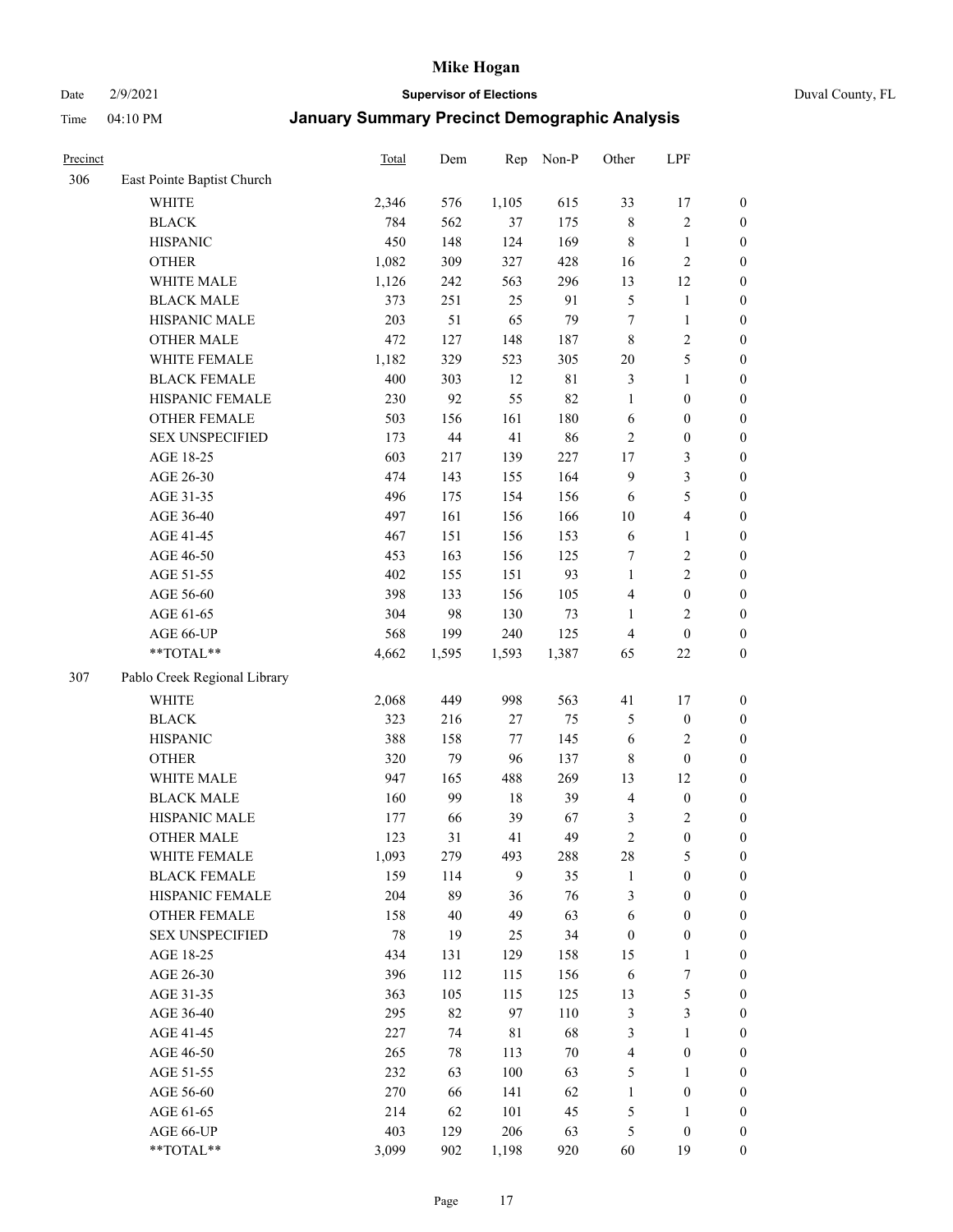# Mike Hogan

Date 2/9/2021 **Supervisor of Elections** Duval County, FL

Time 04:10 PM **January Summary Precinct Demographic Analysis**

| Precinct | | Total | Dem | Rep | Non-P | Other | LPF | |
|---|---|---|---|---|---|---|---|---|
| 306 | East Pointe Baptist Church | | | | | | | |
| | WHITE | 2,346 | 576 | 1,105 | 615 | 33 | 17 | 0 |
| | BLACK | 784 | 562 | 37 | 175 | 8 | 2 | 0 |
| | HISPANIC | 450 | 148 | 124 | 169 | 8 | 1 | 0 |
| | OTHER | 1,082 | 309 | 327 | 428 | 16 | 2 | 0 |
| | WHITE MALE | 1,126 | 242 | 563 | 296 | 13 | 12 | 0 |
| | BLACK MALE | 373 | 251 | 25 | 91 | 5 | 1 | 0 |
| | HISPANIC MALE | 203 | 51 | 65 | 79 | 7 | 1 | 0 |
| | OTHER MALE | 472 | 127 | 148 | 187 | 8 | 2 | 0 |
| | WHITE FEMALE | 1,182 | 329 | 523 | 305 | 20 | 5 | 0 |
| | BLACK FEMALE | 400 | 303 | 12 | 81 | 3 | 1 | 0 |
| | HISPANIC FEMALE | 230 | 92 | 55 | 82 | 1 | 0 | 0 |
| | OTHER FEMALE | 503 | 156 | 161 | 180 | 6 | 0 | 0 |
| | SEX UNSPECIFIED | 173 | 44 | 41 | 86 | 2 | 0 | 0 |
| | AGE 18-25 | 603 | 217 | 139 | 227 | 17 | 3 | 0 |
| | AGE 26-30 | 474 | 143 | 155 | 164 | 9 | 3 | 0 |
| | AGE 31-35 | 496 | 175 | 154 | 156 | 6 | 5 | 0 |
| | AGE 36-40 | 497 | 161 | 156 | 166 | 10 | 4 | 0 |
| | AGE 41-45 | 467 | 151 | 156 | 153 | 6 | 1 | 0 |
| | AGE 46-50 | 453 | 163 | 156 | 125 | 7 | 2 | 0 |
| | AGE 51-55 | 402 | 155 | 151 | 93 | 1 | 2 | 0 |
| | AGE 56-60 | 398 | 133 | 156 | 105 | 4 | 0 | 0 |
| | AGE 61-65 | 304 | 98 | 130 | 73 | 1 | 2 | 0 |
| | AGE 66-UP | 568 | 199 | 240 | 125 | 4 | 0 | 0 |
| | **TOTAL** | 4,662 | 1,595 | 1,593 | 1,387 | 65 | 22 | 0 |
| 307 | Pablo Creek Regional Library | | | | | | | |
| | WHITE | 2,068 | 449 | 998 | 563 | 41 | 17 | 0 |
| | BLACK | 323 | 216 | 27 | 75 | 5 | 0 | 0 |
| | HISPANIC | 388 | 158 | 77 | 145 | 6 | 2 | 0 |
| | OTHER | 320 | 79 | 96 | 137 | 8 | 0 | 0 |
| | WHITE MALE | 947 | 165 | 488 | 269 | 13 | 12 | 0 |
| | BLACK MALE | 160 | 99 | 18 | 39 | 4 | 0 | 0 |
| | HISPANIC MALE | 177 | 66 | 39 | 67 | 3 | 2 | 0 |
| | OTHER MALE | 123 | 31 | 41 | 49 | 2 | 0 | 0 |
| | WHITE FEMALE | 1,093 | 279 | 493 | 288 | 28 | 5 | 0 |
| | BLACK FEMALE | 159 | 114 | 9 | 35 | 1 | 0 | 0 |
| | HISPANIC FEMALE | 204 | 89 | 36 | 76 | 3 | 0 | 0 |
| | OTHER FEMALE | 158 | 40 | 49 | 63 | 6 | 0 | 0 |
| | SEX UNSPECIFIED | 78 | 19 | 25 | 34 | 0 | 0 | 0 |
| | AGE 18-25 | 434 | 131 | 129 | 158 | 15 | 1 | 0 |
| | AGE 26-30 | 396 | 112 | 115 | 156 | 6 | 7 | 0 |
| | AGE 31-35 | 363 | 105 | 115 | 125 | 13 | 5 | 0 |
| | AGE 36-40 | 295 | 82 | 97 | 110 | 3 | 3 | 0 |
| | AGE 41-45 | 227 | 74 | 81 | 68 | 3 | 1 | 0 |
| | AGE 46-50 | 265 | 78 | 113 | 70 | 4 | 0 | 0 |
| | AGE 51-55 | 232 | 63 | 100 | 63 | 5 | 1 | 0 |
| | AGE 56-60 | 270 | 66 | 141 | 62 | 1 | 0 | 0 |
| | AGE 61-65 | 214 | 62 | 101 | 45 | 5 | 1 | 0 |
| | AGE 66-UP | 403 | 129 | 206 | 63 | 5 | 0 | 0 |
| | **TOTAL** | 3,099 | 902 | 1,198 | 920 | 60 | 19 | 0 |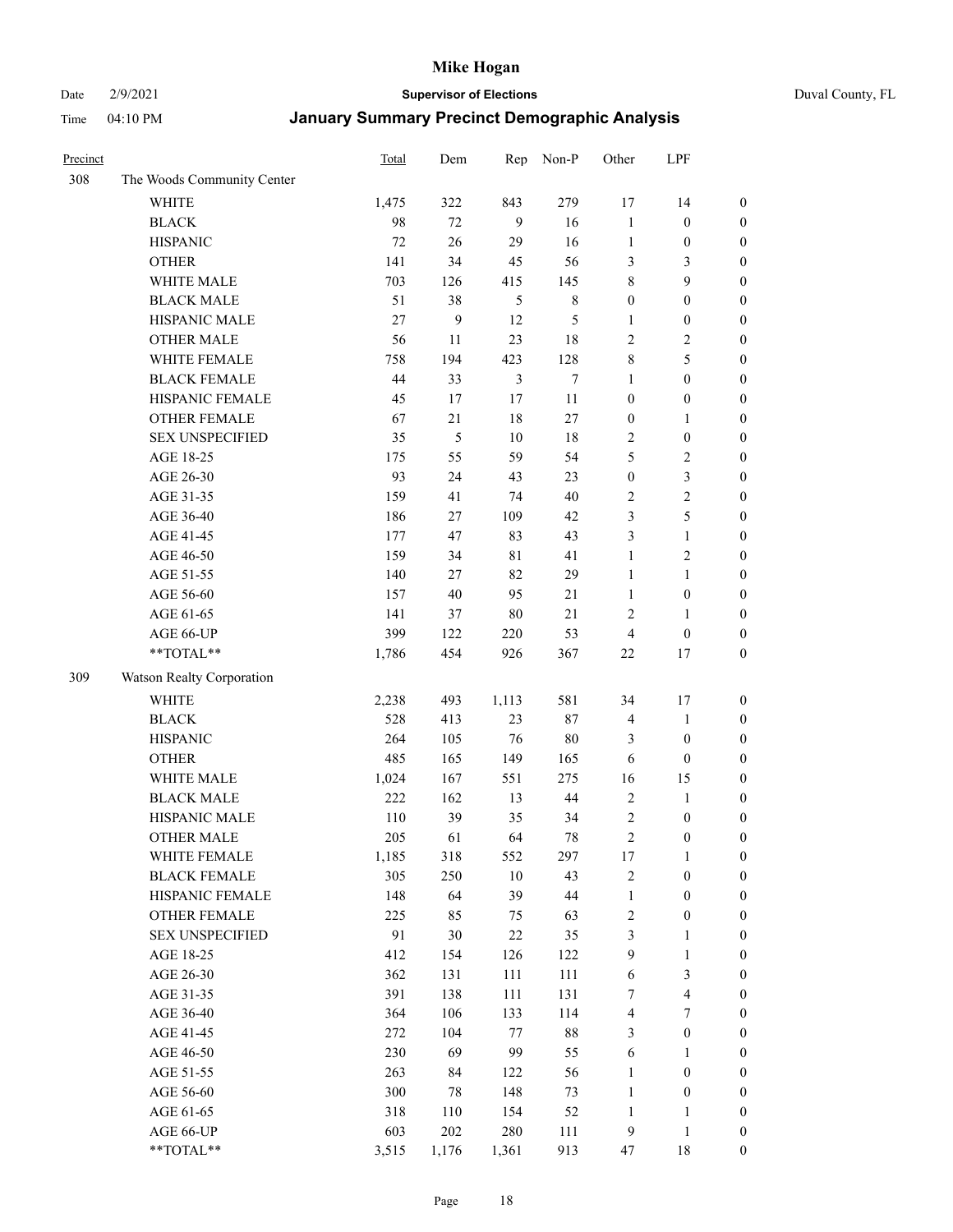# Mike Hogan

Date 2/9/2021 **Supervisor of Elections** Duval County, FL

Time 04:10 PM **January Summary Precinct Demographic Analysis**

| Precinct | | Total | Dem | Rep | Non-P | Other | LPF | |
|---|---|---|---|---|---|---|---|---|
| 308 | The Woods Community Center | | | | | | | |
| | WHITE | 1,475 | 322 | 843 | 279 | 17 | 14 | 0 |
| | BLACK | 98 | 72 | 9 | 16 | 1 | 0 | 0 |
| | HISPANIC | 72 | 26 | 29 | 16 | 1 | 0 | 0 |
| | OTHER | 141 | 34 | 45 | 56 | 3 | 3 | 0 |
| | WHITE MALE | 703 | 126 | 415 | 145 | 8 | 9 | 0 |
| | BLACK MALE | 51 | 38 | 5 | 8 | 0 | 0 | 0 |
| | HISPANIC MALE | 27 | 9 | 12 | 5 | 1 | 0 | 0 |
| | OTHER MALE | 56 | 11 | 23 | 18 | 2 | 2 | 0 |
| | WHITE FEMALE | 758 | 194 | 423 | 128 | 8 | 5 | 0 |
| | BLACK FEMALE | 44 | 33 | 3 | 7 | 1 | 0 | 0 |
| | HISPANIC FEMALE | 45 | 17 | 17 | 11 | 0 | 0 | 0 |
| | OTHER FEMALE | 67 | 21 | 18 | 27 | 0 | 1 | 0 |
| | SEX UNSPECIFIED | 35 | 5 | 10 | 18 | 2 | 0 | 0 |
| | AGE 18-25 | 175 | 55 | 59 | 54 | 5 | 2 | 0 |
| | AGE 26-30 | 93 | 24 | 43 | 23 | 0 | 3 | 0 |
| | AGE 31-35 | 159 | 41 | 74 | 40 | 2 | 2 | 0 |
| | AGE 36-40 | 186 | 27 | 109 | 42 | 3 | 5 | 0 |
| | AGE 41-45 | 177 | 47 | 83 | 43 | 3 | 1 | 0 |
| | AGE 46-50 | 159 | 34 | 81 | 41 | 1 | 2 | 0 |
| | AGE 51-55 | 140 | 27 | 82 | 29 | 1 | 1 | 0 |
| | AGE 56-60 | 157 | 40 | 95 | 21 | 1 | 0 | 0 |
| | AGE 61-65 | 141 | 37 | 80 | 21 | 2 | 1 | 0 |
| | AGE 66-UP | 399 | 122 | 220 | 53 | 4 | 0 | 0 |
| | **TOTAL** | 1,786 | 454 | 926 | 367 | 22 | 17 | 0 |
| 309 | Watson Realty Corporation | | | | | | | |
| | WHITE | 2,238 | 493 | 1,113 | 581 | 34 | 17 | 0 |
| | BLACK | 528 | 413 | 23 | 87 | 4 | 1 | 0 |
| | HISPANIC | 264 | 105 | 76 | 80 | 3 | 0 | 0 |
| | OTHER | 485 | 165 | 149 | 165 | 6 | 0 | 0 |
| | WHITE MALE | 1,024 | 167 | 551 | 275 | 16 | 15 | 0 |
| | BLACK MALE | 222 | 162 | 13 | 44 | 2 | 1 | 0 |
| | HISPANIC MALE | 110 | 39 | 35 | 34 | 2 | 0 | 0 |
| | OTHER MALE | 205 | 61 | 64 | 78 | 2 | 0 | 0 |
| | WHITE FEMALE | 1,185 | 318 | 552 | 297 | 17 | 1 | 0 |
| | BLACK FEMALE | 305 | 250 | 10 | 43 | 2 | 0 | 0 |
| | HISPANIC FEMALE | 148 | 64 | 39 | 44 | 1 | 0 | 0 |
| | OTHER FEMALE | 225 | 85 | 75 | 63 | 2 | 0 | 0 |
| | SEX UNSPECIFIED | 91 | 30 | 22 | 35 | 3 | 1 | 0 |
| | AGE 18-25 | 412 | 154 | 126 | 122 | 9 | 1 | 0 |
| | AGE 26-30 | 362 | 131 | 111 | 111 | 6 | 3 | 0 |
| | AGE 31-35 | 391 | 138 | 111 | 131 | 7 | 4 | 0 |
| | AGE 36-40 | 364 | 106 | 133 | 114 | 4 | 7 | 0 |
| | AGE 41-45 | 272 | 104 | 77 | 88 | 3 | 0 | 0 |
| | AGE 46-50 | 230 | 69 | 99 | 55 | 6 | 1 | 0 |
| | AGE 51-55 | 263 | 84 | 122 | 56 | 1 | 0 | 0 |
| | AGE 56-60 | 300 | 78 | 148 | 73 | 1 | 0 | 0 |
| | AGE 61-65 | 318 | 110 | 154 | 52 | 1 | 1 | 0 |
| | AGE 66-UP | 603 | 202 | 280 | 111 | 9 | 1 | 0 |
| | **TOTAL** | 3,515 | 1,176 | 1,361 | 913 | 47 | 18 | 0 |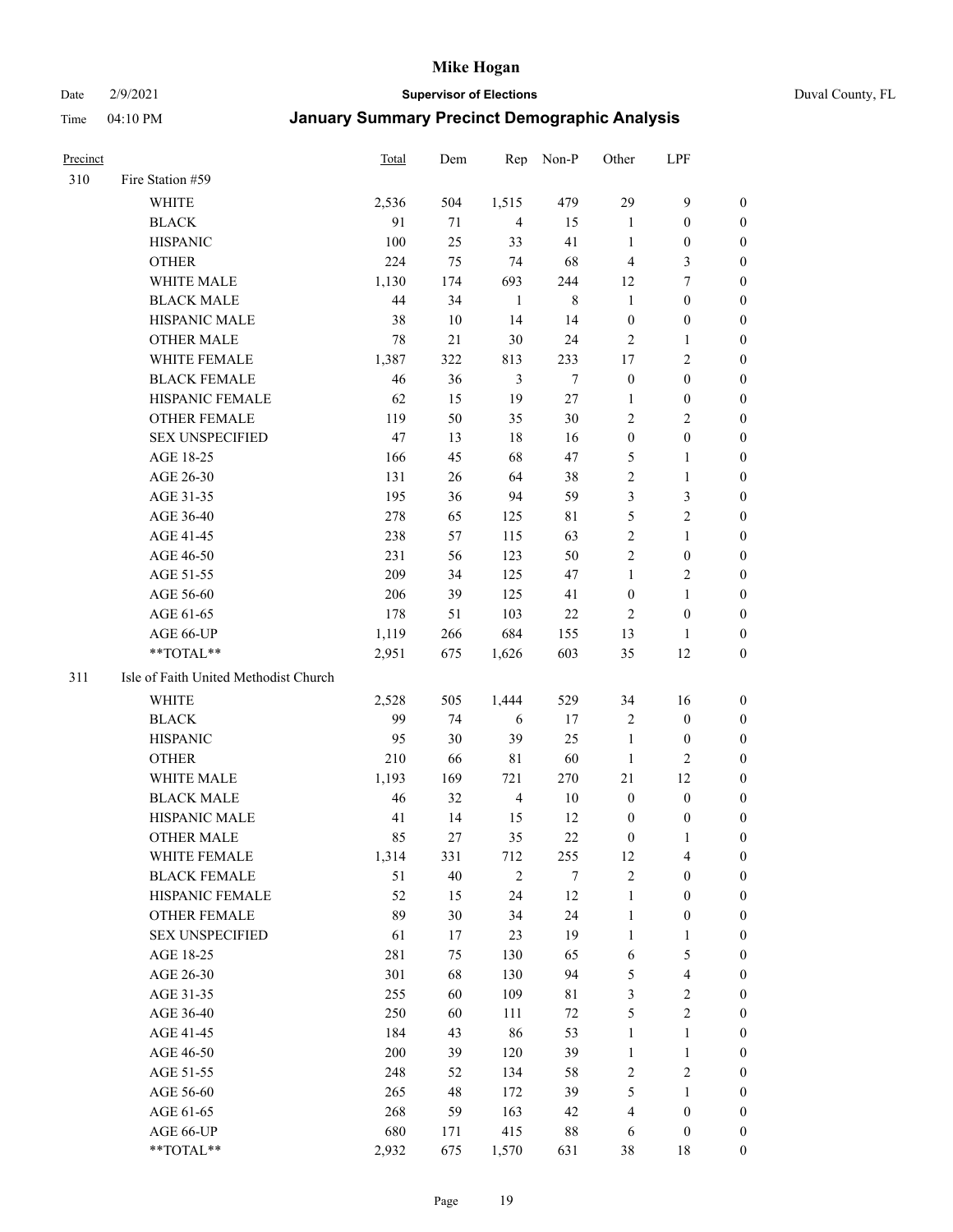# Mike Hogan

Date 2/9/2021 **Supervisor of Elections** Duval County, FL

Time 04:10 PM **January Summary Precinct Demographic Analysis**

| Precinct | | Total | Dem | Rep | Non-P | Other | LPF | |
|---|---|---|---|---|---|---|---|---|
| 310 | Fire Station #59 | | | | | | | |
| | WHITE | 2,536 | 504 | 1,515 | 479 | 29 | 9 | 0 |
| | BLACK | 91 | 71 | 4 | 15 | 1 | 0 | 0 |
| | HISPANIC | 100 | 25 | 33 | 41 | 1 | 0 | 0 |
| | OTHER | 224 | 75 | 74 | 68 | 4 | 3 | 0 |
| | WHITE MALE | 1,130 | 174 | 693 | 244 | 12 | 7 | 0 |
| | BLACK MALE | 44 | 34 | 1 | 8 | 1 | 0 | 0 |
| | HISPANIC MALE | 38 | 10 | 14 | 14 | 0 | 0 | 0 |
| | OTHER MALE | 78 | 21 | 30 | 24 | 2 | 1 | 0 |
| | WHITE FEMALE | 1,387 | 322 | 813 | 233 | 17 | 2 | 0 |
| | BLACK FEMALE | 46 | 36 | 3 | 7 | 0 | 0 | 0 |
| | HISPANIC FEMALE | 62 | 15 | 19 | 27 | 1 | 0 | 0 |
| | OTHER FEMALE | 119 | 50 | 35 | 30 | 2 | 2 | 0 |
| | SEX UNSPECIFIED | 47 | 13 | 18 | 16 | 0 | 0 | 0 |
| | AGE 18-25 | 166 | 45 | 68 | 47 | 5 | 1 | 0 |
| | AGE 26-30 | 131 | 26 | 64 | 38 | 2 | 1 | 0 |
| | AGE 31-35 | 195 | 36 | 94 | 59 | 3 | 3 | 0 |
| | AGE 36-40 | 278 | 65 | 125 | 81 | 5 | 2 | 0 |
| | AGE 41-45 | 238 | 57 | 115 | 63 | 2 | 1 | 0 |
| | AGE 46-50 | 231 | 56 | 123 | 50 | 2 | 0 | 0 |
| | AGE 51-55 | 209 | 34 | 125 | 47 | 1 | 2 | 0 |
| | AGE 56-60 | 206 | 39 | 125 | 41 | 0 | 1 | 0 |
| | AGE 61-65 | 178 | 51 | 103 | 22 | 2 | 0 | 0 |
| | AGE 66-UP | 1,119 | 266 | 684 | 155 | 13 | 1 | 0 |
| | **TOTAL** | 2,951 | 675 | 1,626 | 603 | 35 | 12 | 0 |
| 311 | Isle of Faith United Methodist Church | | | | | | | |
| | WHITE | 2,528 | 505 | 1,444 | 529 | 34 | 16 | 0 |
| | BLACK | 99 | 74 | 6 | 17 | 2 | 0 | 0 |
| | HISPANIC | 95 | 30 | 39 | 25 | 1 | 0 | 0 |
| | OTHER | 210 | 66 | 81 | 60 | 1 | 2 | 0 |
| | WHITE MALE | 1,193 | 169 | 721 | 270 | 21 | 12 | 0 |
| | BLACK MALE | 46 | 32 | 4 | 10 | 0 | 0 | 0 |
| | HISPANIC MALE | 41 | 14 | 15 | 12 | 0 | 0 | 0 |
| | OTHER MALE | 85 | 27 | 35 | 22 | 0 | 1 | 0 |
| | WHITE FEMALE | 1,314 | 331 | 712 | 255 | 12 | 4 | 0 |
| | BLACK FEMALE | 51 | 40 | 2 | 7 | 2 | 0 | 0 |
| | HISPANIC FEMALE | 52 | 15 | 24 | 12 | 1 | 0 | 0 |
| | OTHER FEMALE | 89 | 30 | 34 | 24 | 1 | 0 | 0 |
| | SEX UNSPECIFIED | 61 | 17 | 23 | 19 | 1 | 1 | 0 |
| | AGE 18-25 | 281 | 75 | 130 | 65 | 6 | 5 | 0 |
| | AGE 26-30 | 301 | 68 | 130 | 94 | 5 | 4 | 0 |
| | AGE 31-35 | 255 | 60 | 109 | 81 | 3 | 2 | 0 |
| | AGE 36-40 | 250 | 60 | 111 | 72 | 5 | 2 | 0 |
| | AGE 41-45 | 184 | 43 | 86 | 53 | 1 | 1 | 0 |
| | AGE 46-50 | 200 | 39 | 120 | 39 | 1 | 1 | 0 |
| | AGE 51-55 | 248 | 52 | 134 | 58 | 2 | 2 | 0 |
| | AGE 56-60 | 265 | 48 | 172 | 39 | 5 | 1 | 0 |
| | AGE 61-65 | 268 | 59 | 163 | 42 | 4 | 0 | 0 |
| | AGE 66-UP | 680 | 171 | 415 | 88 | 6 | 0 | 0 |
| | **TOTAL** | 2,932 | 675 | 1,570 | 631 | 38 | 18 | 0 |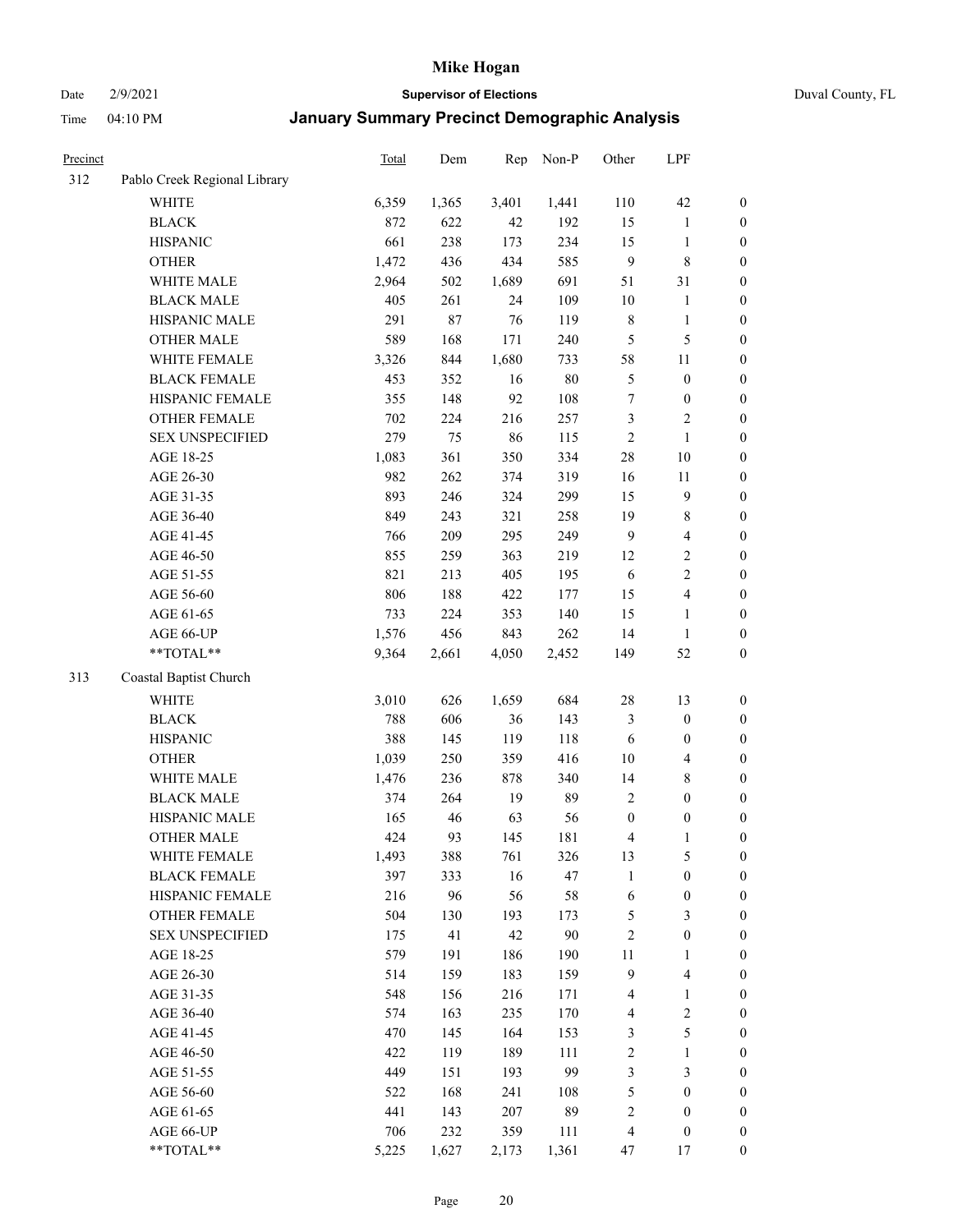# Mike Hogan

Date 2/9/2021 **Supervisor of Elections** Duval County, FL

Time 04:10 PM **January Summary Precinct Demographic Analysis**

| Precinct | | Total | Dem | Rep | Non-P | Other | LPF | |
|---|---|---|---|---|---|---|---|---|
| 312 | Pablo Creek Regional Library | | | | | | | |
| | WHITE | 6,359 | 1,365 | 3,401 | 1,441 | 110 | 42 | 0 |
| | BLACK | 872 | 622 | 42 | 192 | 15 | 1 | 0 |
| | HISPANIC | 661 | 238 | 173 | 234 | 15 | 1 | 0 |
| | OTHER | 1,472 | 436 | 434 | 585 | 9 | 8 | 0 |
| | WHITE MALE | 2,964 | 502 | 1,689 | 691 | 51 | 31 | 0 |
| | BLACK MALE | 405 | 261 | 24 | 109 | 10 | 1 | 0 |
| | HISPANIC MALE | 291 | 87 | 76 | 119 | 8 | 1 | 0 |
| | OTHER MALE | 589 | 168 | 171 | 240 | 5 | 5 | 0 |
| | WHITE FEMALE | 3,326 | 844 | 1,680 | 733 | 58 | 11 | 0 |
| | BLACK FEMALE | 453 | 352 | 16 | 80 | 5 | 0 | 0 |
| | HISPANIC FEMALE | 355 | 148 | 92 | 108 | 7 | 0 | 0 |
| | OTHER FEMALE | 702 | 224 | 216 | 257 | 3 | 2 | 0 |
| | SEX UNSPECIFIED | 279 | 75 | 86 | 115 | 2 | 1 | 0 |
| | AGE 18-25 | 1,083 | 361 | 350 | 334 | 28 | 10 | 0 |
| | AGE 26-30 | 982 | 262 | 374 | 319 | 16 | 11 | 0 |
| | AGE 31-35 | 893 | 246 | 324 | 299 | 15 | 9 | 0 |
| | AGE 36-40 | 849 | 243 | 321 | 258 | 19 | 8 | 0 |
| | AGE 41-45 | 766 | 209 | 295 | 249 | 9 | 4 | 0 |
| | AGE 46-50 | 855 | 259 | 363 | 219 | 12 | 2 | 0 |
| | AGE 51-55 | 821 | 213 | 405 | 195 | 6 | 2 | 0 |
| | AGE 56-60 | 806 | 188 | 422 | 177 | 15 | 4 | 0 |
| | AGE 61-65 | 733 | 224 | 353 | 140 | 15 | 1 | 0 |
| | AGE 66-UP | 1,576 | 456 | 843 | 262 | 14 | 1 | 0 |
| | **TOTAL** | 9,364 | 2,661 | 4,050 | 2,452 | 149 | 52 | 0 |
| 313 | Coastal Baptist Church | | | | | | | |
| | WHITE | 3,010 | 626 | 1,659 | 684 | 28 | 13 | 0 |
| | BLACK | 788 | 606 | 36 | 143 | 3 | 0 | 0 |
| | HISPANIC | 388 | 145 | 119 | 118 | 6 | 0 | 0 |
| | OTHER | 1,039 | 250 | 359 | 416 | 10 | 4 | 0 |
| | WHITE MALE | 1,476 | 236 | 878 | 340 | 14 | 8 | 0 |
| | BLACK MALE | 374 | 264 | 19 | 89 | 2 | 0 | 0 |
| | HISPANIC MALE | 165 | 46 | 63 | 56 | 0 | 0 | 0 |
| | OTHER MALE | 424 | 93 | 145 | 181 | 4 | 1 | 0 |
| | WHITE FEMALE | 1,493 | 388 | 761 | 326 | 13 | 5 | 0 |
| | BLACK FEMALE | 397 | 333 | 16 | 47 | 1 | 0 | 0 |
| | HISPANIC FEMALE | 216 | 96 | 56 | 58 | 6 | 0 | 0 |
| | OTHER FEMALE | 504 | 130 | 193 | 173 | 5 | 3 | 0 |
| | SEX UNSPECIFIED | 175 | 41 | 42 | 90 | 2 | 0 | 0 |
| | AGE 18-25 | 579 | 191 | 186 | 190 | 11 | 1 | 0 |
| | AGE 26-30 | 514 | 159 | 183 | 159 | 9 | 4 | 0 |
| | AGE 31-35 | 548 | 156 | 216 | 171 | 4 | 1 | 0 |
| | AGE 36-40 | 574 | 163 | 235 | 170 | 4 | 2 | 0 |
| | AGE 41-45 | 470 | 145 | 164 | 153 | 3 | 5 | 0 |
| | AGE 46-50 | 422 | 119 | 189 | 111 | 2 | 1 | 0 |
| | AGE 51-55 | 449 | 151 | 193 | 99 | 3 | 3 | 0 |
| | AGE 56-60 | 522 | 168 | 241 | 108 | 5 | 0 | 0 |
| | AGE 61-65 | 441 | 143 | 207 | 89 | 2 | 0 | 0 |
| | AGE 66-UP | 706 | 232 | 359 | 111 | 4 | 0 | 0 |
| | **TOTAL** | 5,225 | 1,627 | 2,173 | 1,361 | 47 | 17 | 0 |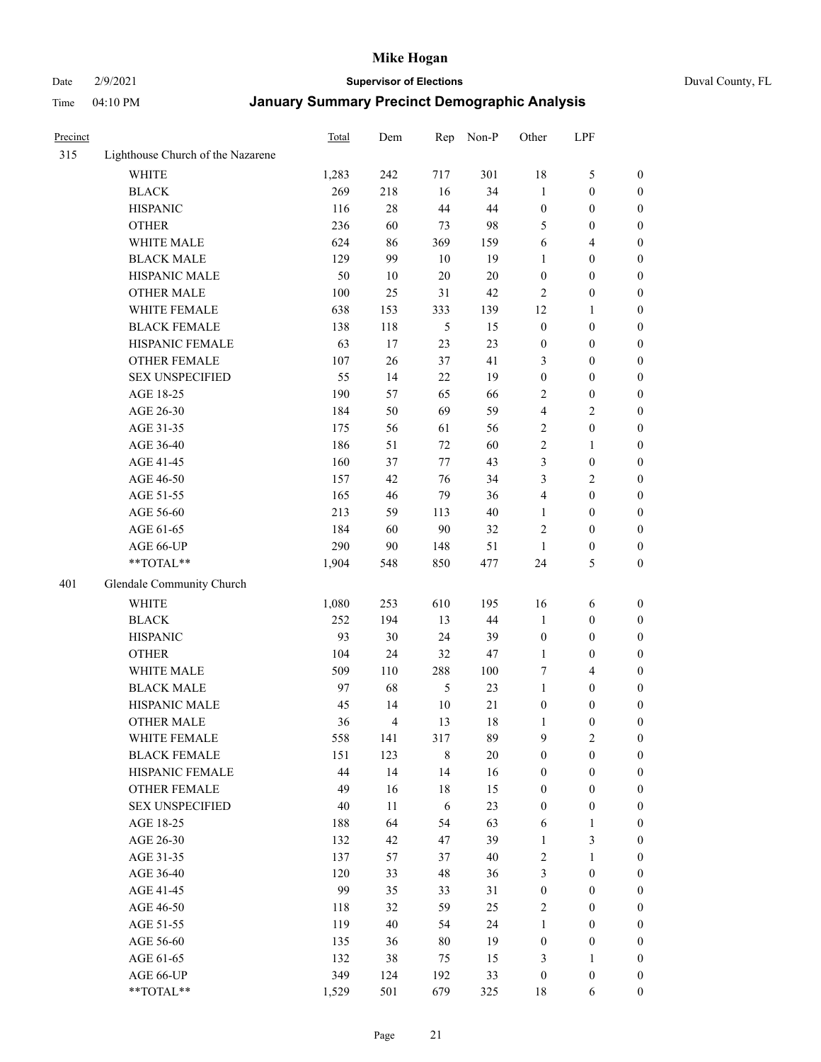# Mike Hogan

Date 2/9/2021 **Supervisor of Elections** Duval County, FL

Time 04:10 PM **January Summary Precinct Demographic Analysis**

| Precinct | | Total | Dem | Rep | Non-P | Other | LPF | |
|---|---|---|---|---|---|---|---|---|
| 315 | Lighthouse Church of the Nazarene | | | | | | | |
| | WHITE | 1,283 | 242 | 717 | 301 | 18 | 5 | 0 |
| | BLACK | 269 | 218 | 16 | 34 | 1 | 0 | 0 |
| | HISPANIC | 116 | 28 | 44 | 44 | 0 | 0 | 0 |
| | OTHER | 236 | 60 | 73 | 98 | 5 | 0 | 0 |
| | WHITE MALE | 624 | 86 | 369 | 159 | 6 | 4 | 0 |
| | BLACK MALE | 129 | 99 | 10 | 19 | 1 | 0 | 0 |
| | HISPANIC MALE | 50 | 10 | 20 | 20 | 0 | 0 | 0 |
| | OTHER MALE | 100 | 25 | 31 | 42 | 2 | 0 | 0 |
| | WHITE FEMALE | 638 | 153 | 333 | 139 | 12 | 1 | 0 |
| | BLACK FEMALE | 138 | 118 | 5 | 15 | 0 | 0 | 0 |
| | HISPANIC FEMALE | 63 | 17 | 23 | 23 | 0 | 0 | 0 |
| | OTHER FEMALE | 107 | 26 | 37 | 41 | 3 | 0 | 0 |
| | SEX UNSPECIFIED | 55 | 14 | 22 | 19 | 0 | 0 | 0 |
| | AGE 18-25 | 190 | 57 | 65 | 66 | 2 | 0 | 0 |
| | AGE 26-30 | 184 | 50 | 69 | 59 | 4 | 2 | 0 |
| | AGE 31-35 | 175 | 56 | 61 | 56 | 2 | 0 | 0 |
| | AGE 36-40 | 186 | 51 | 72 | 60 | 2 | 1 | 0 |
| | AGE 41-45 | 160 | 37 | 77 | 43 | 3 | 0 | 0 |
| | AGE 46-50 | 157 | 42 | 76 | 34 | 3 | 2 | 0 |
| | AGE 51-55 | 165 | 46 | 79 | 36 | 4 | 0 | 0 |
| | AGE 56-60 | 213 | 59 | 113 | 40 | 1 | 0 | 0 |
| | AGE 61-65 | 184 | 60 | 90 | 32 | 2 | 0 | 0 |
| | AGE 66-UP | 290 | 90 | 148 | 51 | 1 | 0 | 0 |
| | **TOTAL** | 1,904 | 548 | 850 | 477 | 24 | 5 | 0 |
| 401 | Glendale Community Church | | | | | | | |
| | WHITE | 1,080 | 253 | 610 | 195 | 16 | 6 | 0 |
| | BLACK | 252 | 194 | 13 | 44 | 1 | 0 | 0 |
| | HISPANIC | 93 | 30 | 24 | 39 | 0 | 0 | 0 |
| | OTHER | 104 | 24 | 32 | 47 | 1 | 0 | 0 |
| | WHITE MALE | 509 | 110 | 288 | 100 | 7 | 4 | 0 |
| | BLACK MALE | 97 | 68 | 5 | 23 | 1 | 0 | 0 |
| | HISPANIC MALE | 45 | 14 | 10 | 21 | 0 | 0 | 0 |
| | OTHER MALE | 36 | 4 | 13 | 18 | 1 | 0 | 0 |
| | WHITE FEMALE | 558 | 141 | 317 | 89 | 9 | 2 | 0 |
| | BLACK FEMALE | 151 | 123 | 8 | 20 | 0 | 0 | 0 |
| | HISPANIC FEMALE | 44 | 14 | 14 | 16 | 0 | 0 | 0 |
| | OTHER FEMALE | 49 | 16 | 18 | 15 | 0 | 0 | 0 |
| | SEX UNSPECIFIED | 40 | 11 | 6 | 23 | 0 | 0 | 0 |
| | AGE 18-25 | 188 | 64 | 54 | 63 | 6 | 1 | 0 |
| | AGE 26-30 | 132 | 42 | 47 | 39 | 1 | 3 | 0 |
| | AGE 31-35 | 137 | 57 | 37 | 40 | 2 | 1 | 0 |
| | AGE 36-40 | 120 | 33 | 48 | 36 | 3 | 0 | 0 |
| | AGE 41-45 | 99 | 35 | 33 | 31 | 0 | 0 | 0 |
| | AGE 46-50 | 118 | 32 | 59 | 25 | 2 | 0 | 0 |
| | AGE 51-55 | 119 | 40 | 54 | 24 | 1 | 0 | 0 |
| | AGE 56-60 | 135 | 36 | 80 | 19 | 0 | 0 | 0 |
| | AGE 61-65 | 132 | 38 | 75 | 15 | 3 | 1 | 0 |
| | AGE 66-UP | 349 | 124 | 192 | 33 | 0 | 0 | 0 |
| | **TOTAL** | 1,529 | 501 | 679 | 325 | 18 | 6 | 0 |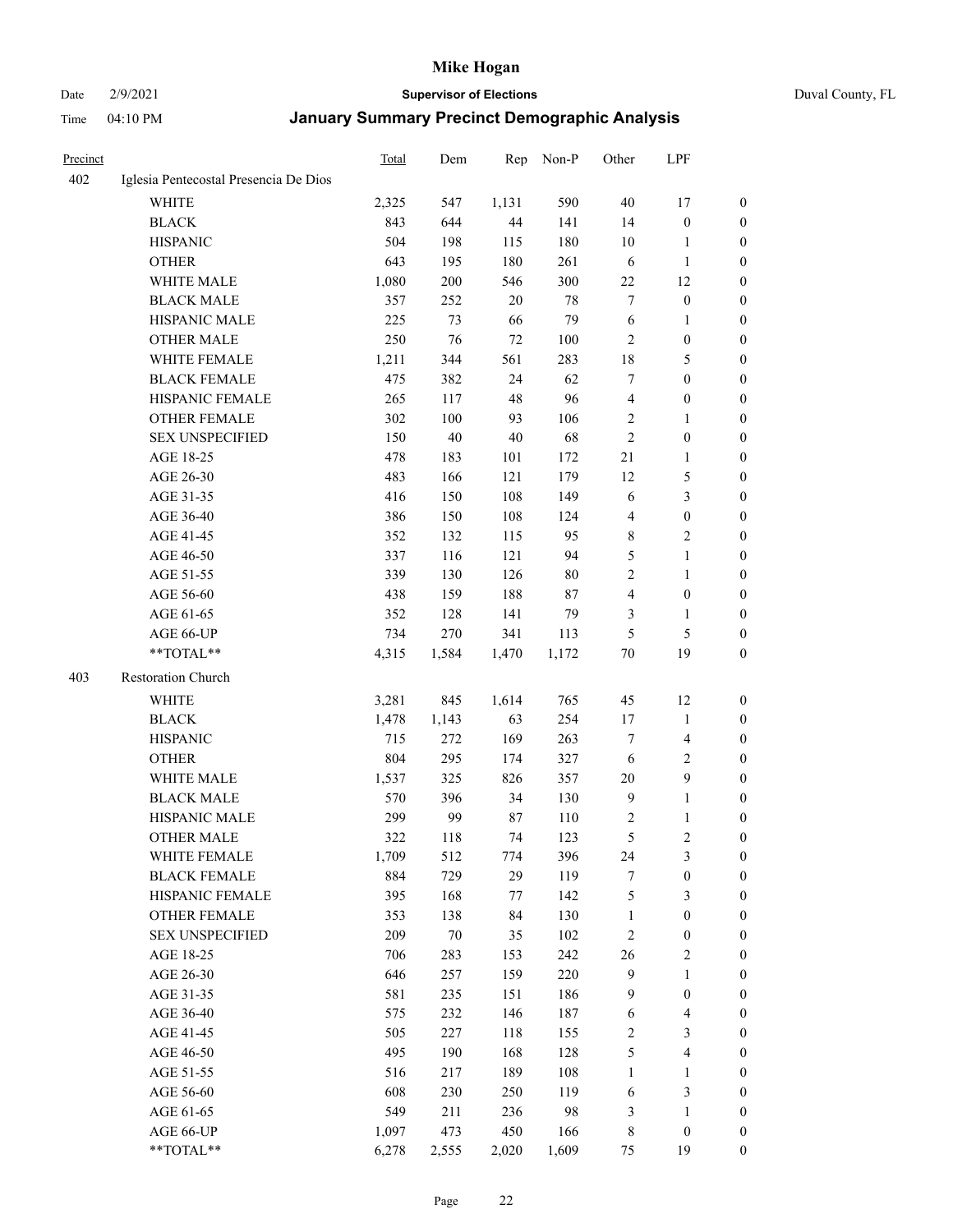| Precinct | | Total | Dem | Rep | Non-P | Other | LPF | |
|---|---|---|---|---|---|---|---|---|
| 402 | Iglesia Pentecostal Presencia De Dios | | | | | | | |
| | WHITE | 2,325 | 547 | 1,131 | 590 | 40 | 17 | 0 |
| | BLACK | 843 | 644 | 44 | 141 | 14 | 0 | 0 |
| | HISPANIC | 504 | 198 | 115 | 180 | 10 | 1 | 0 |
| | OTHER | 643 | 195 | 180 | 261 | 6 | 1 | 0 |
| | WHITE MALE | 1,080 | 200 | 546 | 300 | 22 | 12 | 0 |
| | BLACK MALE | 357 | 252 | 20 | 78 | 7 | 0 | 0 |
| | HISPANIC MALE | 225 | 73 | 66 | 79 | 6 | 1 | 0 |
| | OTHER MALE | 250 | 76 | 72 | 100 | 2 | 0 | 0 |
| | WHITE FEMALE | 1,211 | 344 | 561 | 283 | 18 | 5 | 0 |
| | BLACK FEMALE | 475 | 382 | 24 | 62 | 7 | 0 | 0 |
| | HISPANIC FEMALE | 265 | 117 | 48 | 96 | 4 | 0 | 0 |
| | OTHER FEMALE | 302 | 100 | 93 | 106 | 2 | 1 | 0 |
| | SEX UNSPECIFIED | 150 | 40 | 40 | 68 | 2 | 0 | 0 |
| | AGE 18-25 | 478 | 183 | 101 | 172 | 21 | 1 | 0 |
| | AGE 26-30 | 483 | 166 | 121 | 179 | 12 | 5 | 0 |
| | AGE 31-35 | 416 | 150 | 108 | 149 | 6 | 3 | 0 |
| | AGE 36-40 | 386 | 150 | 108 | 124 | 4 | 0 | 0 |
| | AGE 41-45 | 352 | 132 | 115 | 95 | 8 | 2 | 0 |
| | AGE 46-50 | 337 | 116 | 121 | 94 | 5 | 1 | 0 |
| | AGE 51-55 | 339 | 130 | 126 | 80 | 2 | 1 | 0 |
| | AGE 56-60 | 438 | 159 | 188 | 87 | 4 | 0 | 0 |
| | AGE 61-65 | 352 | 128 | 141 | 79 | 3 | 1 | 0 |
| | AGE 66-UP | 734 | 270 | 341 | 113 | 5 | 5 | 0 |
| | **TOTAL** | 4,315 | 1,584 | 1,470 | 1,172 | 70 | 19 | 0 |
| 403 | Restoration Church | | | | | | | |
| | WHITE | 3,281 | 845 | 1,614 | 765 | 45 | 12 | 0 |
| | BLACK | 1,478 | 1,143 | 63 | 254 | 17 | 1 | 0 |
| | HISPANIC | 715 | 272 | 169 | 263 | 7 | 4 | 0 |
| | OTHER | 804 | 295 | 174 | 327 | 6 | 2 | 0 |
| | WHITE MALE | 1,537 | 325 | 826 | 357 | 20 | 9 | 0 |
| | BLACK MALE | 570 | 396 | 34 | 130 | 9 | 1 | 0 |
| | HISPANIC MALE | 299 | 99 | 87 | 110 | 2 | 1 | 0 |
| | OTHER MALE | 322 | 118 | 74 | 123 | 5 | 2 | 0 |
| | WHITE FEMALE | 1,709 | 512 | 774 | 396 | 24 | 3 | 0 |
| | BLACK FEMALE | 884 | 729 | 29 | 119 | 7 | 0 | 0 |
| | HISPANIC FEMALE | 395 | 168 | 77 | 142 | 5 | 3 | 0 |
| | OTHER FEMALE | 353 | 138 | 84 | 130 | 1 | 0 | 0 |
| | SEX UNSPECIFIED | 209 | 70 | 35 | 102 | 2 | 0 | 0 |
| | AGE 18-25 | 706 | 283 | 153 | 242 | 26 | 2 | 0 |
| | AGE 26-30 | 646 | 257 | 159 | 220 | 9 | 1 | 0 |
| | AGE 31-35 | 581 | 235 | 151 | 186 | 9 | 0 | 0 |
| | AGE 36-40 | 575 | 232 | 146 | 187 | 6 | 4 | 0 |
| | AGE 41-45 | 505 | 227 | 118 | 155 | 2 | 3 | 0 |
| | AGE 46-50 | 495 | 190 | 168 | 128 | 5 | 4 | 0 |
| | AGE 51-55 | 516 | 217 | 189 | 108 | 1 | 1 | 0 |
| | AGE 56-60 | 608 | 230 | 250 | 119 | 6 | 3 | 0 |
| | AGE 61-65 | 549 | 211 | 236 | 98 | 3 | 1 | 0 |
| | AGE 66-UP | 1,097 | 473 | 450 | 166 | 8 | 0 | 0 |
| | **TOTAL** | 6,278 | 2,555 | 2,020 | 1,609 | 75 | 19 | 0 |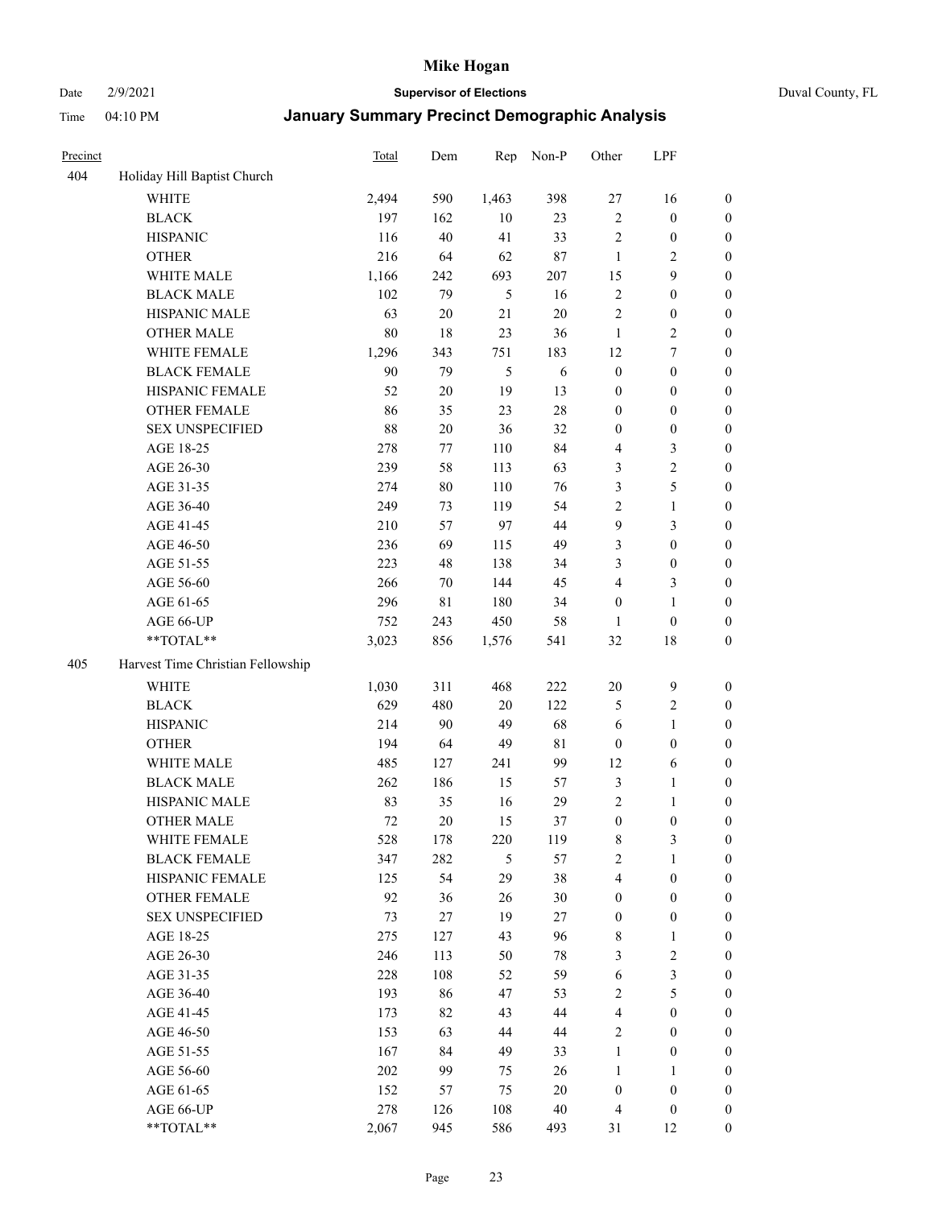# Mike Hogan

Date 2/9/2021 **Supervisor of Elections** Duval County, FL

Time 04:10 PM **January Summary Precinct Demographic Analysis**

| Precinct | | Total | Dem | Rep | Non-P | Other | LPF | |
|---|---|---|---|---|---|---|---|---|
| 404 | Holiday Hill Baptist Church | | | | | | | |
| | WHITE | 2,494 | 590 | 1,463 | 398 | 27 | 16 | 0 |
| | BLACK | 197 | 162 | 10 | 23 | 2 | 0 | 0 |
| | HISPANIC | 116 | 40 | 41 | 33 | 2 | 0 | 0 |
| | OTHER | 216 | 64 | 62 | 87 | 1 | 2 | 0 |
| | WHITE MALE | 1,166 | 242 | 693 | 207 | 15 | 9 | 0 |
| | BLACK MALE | 102 | 79 | 5 | 16 | 2 | 0 | 0 |
| | HISPANIC MALE | 63 | 20 | 21 | 20 | 2 | 0 | 0 |
| | OTHER MALE | 80 | 18 | 23 | 36 | 1 | 2 | 0 |
| | WHITE FEMALE | 1,296 | 343 | 751 | 183 | 12 | 7 | 0 |
| | BLACK FEMALE | 90 | 79 | 5 | 6 | 0 | 0 | 0 |
| | HISPANIC FEMALE | 52 | 20 | 19 | 13 | 0 | 0 | 0 |
| | OTHER FEMALE | 86 | 35 | 23 | 28 | 0 | 0 | 0 |
| | SEX UNSPECIFIED | 88 | 20 | 36 | 32 | 0 | 0 | 0 |
| | AGE 18-25 | 278 | 77 | 110 | 84 | 4 | 3 | 0 |
| | AGE 26-30 | 239 | 58 | 113 | 63 | 3 | 2 | 0 |
| | AGE 31-35 | 274 | 80 | 110 | 76 | 3 | 5 | 0 |
| | AGE 36-40 | 249 | 73 | 119 | 54 | 2 | 1 | 0 |
| | AGE 41-45 | 210 | 57 | 97 | 44 | 9 | 3 | 0 |
| | AGE 46-50 | 236 | 69 | 115 | 49 | 3 | 0 | 0 |
| | AGE 51-55 | 223 | 48 | 138 | 34 | 3 | 0 | 0 |
| | AGE 56-60 | 266 | 70 | 144 | 45 | 4 | 3 | 0 |
| | AGE 61-65 | 296 | 81 | 180 | 34 | 0 | 1 | 0 |
| | AGE 66-UP | 752 | 243 | 450 | 58 | 1 | 0 | 0 |
| | **TOTAL** | 3,023 | 856 | 1,576 | 541 | 32 | 18 | 0 |
| 405 | Harvest Time Christian Fellowship | | | | | | | |
| | WHITE | 1,030 | 311 | 468 | 222 | 20 | 9 | 0 |
| | BLACK | 629 | 480 | 20 | 122 | 5 | 2 | 0 |
| | HISPANIC | 214 | 90 | 49 | 68 | 6 | 1 | 0 |
| | OTHER | 194 | 64 | 49 | 81 | 0 | 0 | 0 |
| | WHITE MALE | 485 | 127 | 241 | 99 | 12 | 6 | 0 |
| | BLACK MALE | 262 | 186 | 15 | 57 | 3 | 1 | 0 |
| | HISPANIC MALE | 83 | 35 | 16 | 29 | 2 | 1 | 0 |
| | OTHER MALE | 72 | 20 | 15 | 37 | 0 | 0 | 0 |
| | WHITE FEMALE | 528 | 178 | 220 | 119 | 8 | 3 | 0 |
| | BLACK FEMALE | 347 | 282 | 5 | 57 | 2 | 1 | 0 |
| | HISPANIC FEMALE | 125 | 54 | 29 | 38 | 4 | 0 | 0 |
| | OTHER FEMALE | 92 | 36 | 26 | 30 | 0 | 0 | 0 |
| | SEX UNSPECIFIED | 73 | 27 | 19 | 27 | 0 | 0 | 0 |
| | AGE 18-25 | 275 | 127 | 43 | 96 | 8 | 1 | 0 |
| | AGE 26-30 | 246 | 113 | 50 | 78 | 3 | 2 | 0 |
| | AGE 31-35 | 228 | 108 | 52 | 59 | 6 | 3 | 0 |
| | AGE 36-40 | 193 | 86 | 47 | 53 | 2 | 5 | 0 |
| | AGE 41-45 | 173 | 82 | 43 | 44 | 4 | 0 | 0 |
| | AGE 46-50 | 153 | 63 | 44 | 44 | 2 | 0 | 0 |
| | AGE 51-55 | 167 | 84 | 49 | 33 | 1 | 0 | 0 |
| | AGE 56-60 | 202 | 99 | 75 | 26 | 1 | 1 | 0 |
| | AGE 61-65 | 152 | 57 | 75 | 20 | 0 | 0 | 0 |
| | AGE 66-UP | 278 | 126 | 108 | 40 | 4 | 0 | 0 |
| | **TOTAL** | 2,067 | 945 | 586 | 493 | 31 | 12 | 0 |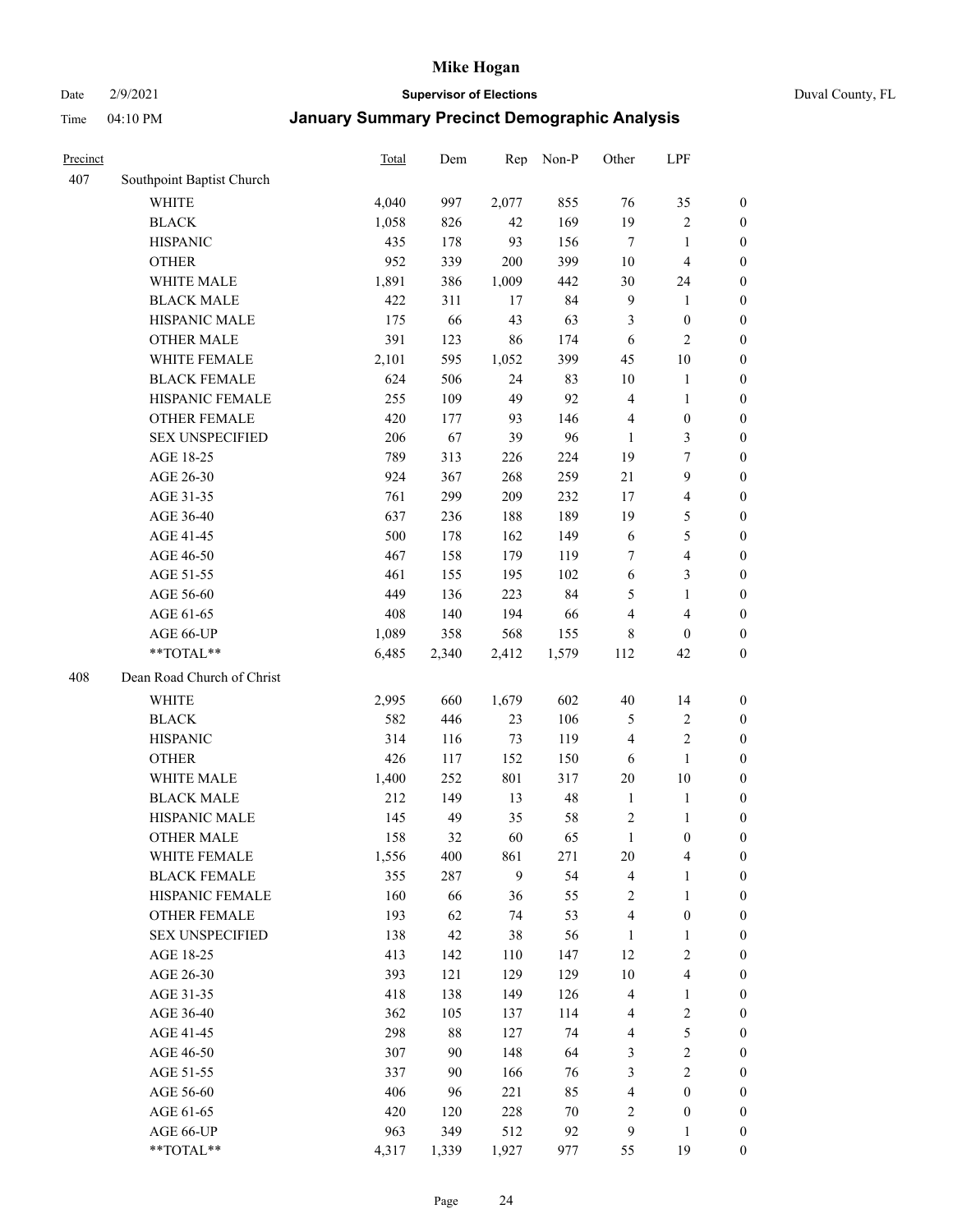# Mike Hogan

Date 2/9/2021 **Supervisor of Elections** Duval County, FL

Time 04:10 PM **January Summary Precinct Demographic Analysis**

| Precinct | | Total | Dem | Rep | Non-P | Other | LPF | |
|---|---|---|---|---|---|---|---|---|
| 407 | Southpoint Baptist Church | | | | | | | |
| | WHITE | 4,040 | 997 | 2,077 | 855 | 76 | 35 | 0 |
| | BLACK | 1,058 | 826 | 42 | 169 | 19 | 2 | 0 |
| | HISPANIC | 435 | 178 | 93 | 156 | 7 | 1 | 0 |
| | OTHER | 952 | 339 | 200 | 399 | 10 | 4 | 0 |
| | WHITE MALE | 1,891 | 386 | 1,009 | 442 | 30 | 24 | 0 |
| | BLACK MALE | 422 | 311 | 17 | 84 | 9 | 1 | 0 |
| | HISPANIC MALE | 175 | 66 | 43 | 63 | 3 | 0 | 0 |
| | OTHER MALE | 391 | 123 | 86 | 174 | 6 | 2 | 0 |
| | WHITE FEMALE | 2,101 | 595 | 1,052 | 399 | 45 | 10 | 0 |
| | BLACK FEMALE | 624 | 506 | 24 | 83 | 10 | 1 | 0 |
| | HISPANIC FEMALE | 255 | 109 | 49 | 92 | 4 | 1 | 0 |
| | OTHER FEMALE | 420 | 177 | 93 | 146 | 4 | 0 | 0 |
| | SEX UNSPECIFIED | 206 | 67 | 39 | 96 | 1 | 3 | 0 |
| | AGE 18-25 | 789 | 313 | 226 | 224 | 19 | 7 | 0 |
| | AGE 26-30 | 924 | 367 | 268 | 259 | 21 | 9 | 0 |
| | AGE 31-35 | 761 | 299 | 209 | 232 | 17 | 4 | 0 |
| | AGE 36-40 | 637 | 236 | 188 | 189 | 19 | 5 | 0 |
| | AGE 41-45 | 500 | 178 | 162 | 149 | 6 | 5 | 0 |
| | AGE 46-50 | 467 | 158 | 179 | 119 | 7 | 4 | 0 |
| | AGE 51-55 | 461 | 155 | 195 | 102 | 6 | 3 | 0 |
| | AGE 56-60 | 449 | 136 | 223 | 84 | 5 | 1 | 0 |
| | AGE 61-65 | 408 | 140 | 194 | 66 | 4 | 4 | 0 |
| | AGE 66-UP | 1,089 | 358 | 568 | 155 | 8 | 0 | 0 |
| | **TOTAL** | 6,485 | 2,340 | 2,412 | 1,579 | 112 | 42 | 0 |
| 408 | Dean Road Church of Christ | | | | | | | |
| | WHITE | 2,995 | 660 | 1,679 | 602 | 40 | 14 | 0 |
| | BLACK | 582 | 446 | 23 | 106 | 5 | 2 | 0 |
| | HISPANIC | 314 | 116 | 73 | 119 | 4 | 2 | 0 |
| | OTHER | 426 | 117 | 152 | 150 | 6 | 1 | 0 |
| | WHITE MALE | 1,400 | 252 | 801 | 317 | 20 | 10 | 0 |
| | BLACK MALE | 212 | 149 | 13 | 48 | 1 | 1 | 0 |
| | HISPANIC MALE | 145 | 49 | 35 | 58 | 2 | 1 | 0 |
| | OTHER MALE | 158 | 32 | 60 | 65 | 1 | 0 | 0 |
| | WHITE FEMALE | 1,556 | 400 | 861 | 271 | 20 | 4 | 0 |
| | BLACK FEMALE | 355 | 287 | 9 | 54 | 4 | 1 | 0 |
| | HISPANIC FEMALE | 160 | 66 | 36 | 55 | 2 | 1 | 0 |
| | OTHER FEMALE | 193 | 62 | 74 | 53 | 4 | 0 | 0 |
| | SEX UNSPECIFIED | 138 | 42 | 38 | 56 | 1 | 1 | 0 |
| | AGE 18-25 | 413 | 142 | 110 | 147 | 12 | 2 | 0 |
| | AGE 26-30 | 393 | 121 | 129 | 129 | 10 | 4 | 0 |
| | AGE 31-35 | 418 | 138 | 149 | 126 | 4 | 1 | 0 |
| | AGE 36-40 | 362 | 105 | 137 | 114 | 4 | 2 | 0 |
| | AGE 41-45 | 298 | 88 | 127 | 74 | 4 | 5 | 0 |
| | AGE 46-50 | 307 | 90 | 148 | 64 | 3 | 2 | 0 |
| | AGE 51-55 | 337 | 90 | 166 | 76 | 3 | 2 | 0 |
| | AGE 56-60 | 406 | 96 | 221 | 85 | 4 | 0 | 0 |
| | AGE 61-65 | 420 | 120 | 228 | 70 | 2 | 0 | 0 |
| | AGE 66-UP | 963 | 349 | 512 | 92 | 9 | 1 | 0 |
| | **TOTAL** | 4,317 | 1,339 | 1,927 | 977 | 55 | 19 | 0 |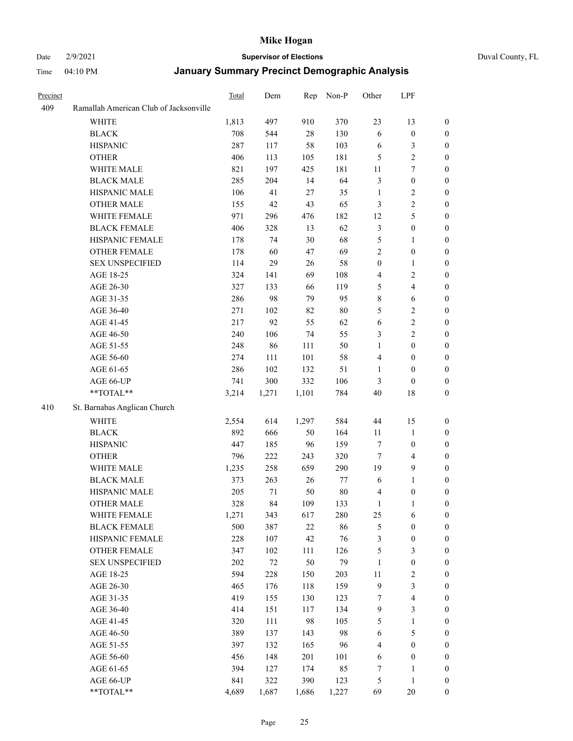# Mike Hogan

Date 2/9/2021 **Supervisor of Elections** Duval County, FL

Time 04:10 PM **January Summary Precinct Demographic Analysis**

| Precinct | | Total | Dem | Rep | Non-P | Other | LPF | |
|---|---|---|---|---|---|---|---|---|
| 409 | Ramallah American Club of Jacksonville | | | | | | | |
| | WHITE | 1,813 | 497 | 910 | 370 | 23 | 13 | 0 |
| | BLACK | 708 | 544 | 28 | 130 | 6 | 0 | 0 |
| | HISPANIC | 287 | 117 | 58 | 103 | 6 | 3 | 0 |
| | OTHER | 406 | 113 | 105 | 181 | 5 | 2 | 0 |
| | WHITE MALE | 821 | 197 | 425 | 181 | 11 | 7 | 0 |
| | BLACK MALE | 285 | 204 | 14 | 64 | 3 | 0 | 0 |
| | HISPANIC MALE | 106 | 41 | 27 | 35 | 1 | 2 | 0 |
| | OTHER MALE | 155 | 42 | 43 | 65 | 3 | 2 | 0 |
| | WHITE FEMALE | 971 | 296 | 476 | 182 | 12 | 5 | 0 |
| | BLACK FEMALE | 406 | 328 | 13 | 62 | 3 | 0 | 0 |
| | HISPANIC FEMALE | 178 | 74 | 30 | 68 | 5 | 1 | 0 |
| | OTHER FEMALE | 178 | 60 | 47 | 69 | 2 | 0 | 0 |
| | SEX UNSPECIFIED | 114 | 29 | 26 | 58 | 0 | 1 | 0 |
| | AGE 18-25 | 324 | 141 | 69 | 108 | 4 | 2 | 0 |
| | AGE 26-30 | 327 | 133 | 66 | 119 | 5 | 4 | 0 |
| | AGE 31-35 | 286 | 98 | 79 | 95 | 8 | 6 | 0 |
| | AGE 36-40 | 271 | 102 | 82 | 80 | 5 | 2 | 0 |
| | AGE 41-45 | 217 | 92 | 55 | 62 | 6 | 2 | 0 |
| | AGE 46-50 | 240 | 106 | 74 | 55 | 3 | 2 | 0 |
| | AGE 51-55 | 248 | 86 | 111 | 50 | 1 | 0 | 0 |
| | AGE 56-60 | 274 | 111 | 101 | 58 | 4 | 0 | 0 |
| | AGE 61-65 | 286 | 102 | 132 | 51 | 1 | 0 | 0 |
| | AGE 66-UP | 741 | 300 | 332 | 106 | 3 | 0 | 0 |
| | **TOTAL** | 3,214 | 1,271 | 1,101 | 784 | 40 | 18 | 0 |
| 410 | St. Barnabas Anglican Church | | | | | | | |
| | WHITE | 2,554 | 614 | 1,297 | 584 | 44 | 15 | 0 |
| | BLACK | 892 | 666 | 50 | 164 | 11 | 1 | 0 |
| | HISPANIC | 447 | 185 | 96 | 159 | 7 | 0 | 0 |
| | OTHER | 796 | 222 | 243 | 320 | 7 | 4 | 0 |
| | WHITE MALE | 1,235 | 258 | 659 | 290 | 19 | 9 | 0 |
| | BLACK MALE | 373 | 263 | 26 | 77 | 6 | 1 | 0 |
| | HISPANIC MALE | 205 | 71 | 50 | 80 | 4 | 0 | 0 |
| | OTHER MALE | 328 | 84 | 109 | 133 | 1 | 1 | 0 |
| | WHITE FEMALE | 1,271 | 343 | 617 | 280 | 25 | 6 | 0 |
| | BLACK FEMALE | 500 | 387 | 22 | 86 | 5 | 0 | 0 |
| | HISPANIC FEMALE | 228 | 107 | 42 | 76 | 3 | 0 | 0 |
| | OTHER FEMALE | 347 | 102 | 111 | 126 | 5 | 3 | 0 |
| | SEX UNSPECIFIED | 202 | 72 | 50 | 79 | 1 | 0 | 0 |
| | AGE 18-25 | 594 | 228 | 150 | 203 | 11 | 2 | 0 |
| | AGE 26-30 | 465 | 176 | 118 | 159 | 9 | 3 | 0 |
| | AGE 31-35 | 419 | 155 | 130 | 123 | 7 | 4 | 0 |
| | AGE 36-40 | 414 | 151 | 117 | 134 | 9 | 3 | 0 |
| | AGE 41-45 | 320 | 111 | 98 | 105 | 5 | 1 | 0 |
| | AGE 46-50 | 389 | 137 | 143 | 98 | 6 | 5 | 0 |
| | AGE 51-55 | 397 | 132 | 165 | 96 | 4 | 0 | 0 |
| | AGE 56-60 | 456 | 148 | 201 | 101 | 6 | 0 | 0 |
| | AGE 61-65 | 394 | 127 | 174 | 85 | 7 | 1 | 0 |
| | AGE 66-UP | 841 | 322 | 390 | 123 | 5 | 1 | 0 |
| | **TOTAL** | 4,689 | 1,687 | 1,686 | 1,227 | 69 | 20 | 0 |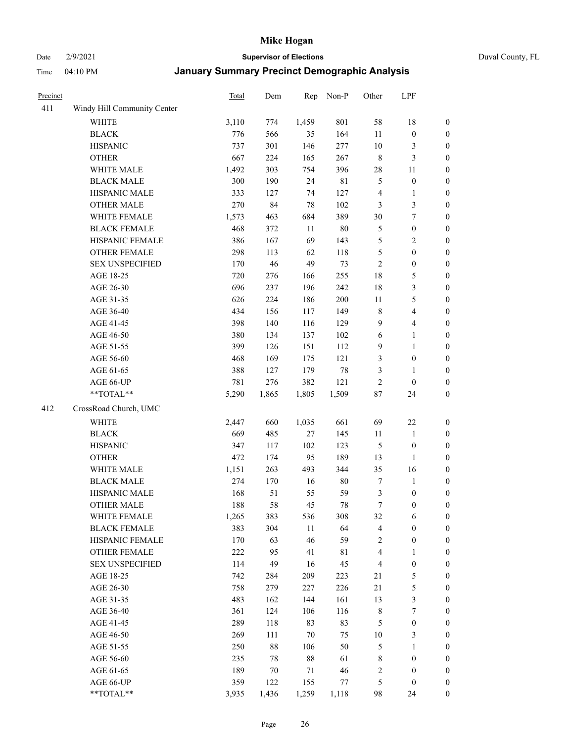# Mike Hogan

Date 2/9/2021 **Supervisor of Elections** Duval County, FL

Time 04:10 PM **January Summary Precinct Demographic Analysis**

| Precinct | | Total | Dem | Rep | Non-P | Other | LPF | |
|---|---|---|---|---|---|---|---|---|
| 411 | Windy Hill Community Center | | | | | | | |
| | WHITE | 3,110 | 774 | 1,459 | 801 | 58 | 18 | 0 |
| | BLACK | 776 | 566 | 35 | 164 | 11 | 0 | 0 |
| | HISPANIC | 737 | 301 | 146 | 277 | 10 | 3 | 0 |
| | OTHER | 667 | 224 | 165 | 267 | 8 | 3 | 0 |
| | WHITE MALE | 1,492 | 303 | 754 | 396 | 28 | 11 | 0 |
| | BLACK MALE | 300 | 190 | 24 | 81 | 5 | 0 | 0 |
| | HISPANIC MALE | 333 | 127 | 74 | 127 | 4 | 1 | 0 |
| | OTHER MALE | 270 | 84 | 78 | 102 | 3 | 3 | 0 |
| | WHITE FEMALE | 1,573 | 463 | 684 | 389 | 30 | 7 | 0 |
| | BLACK FEMALE | 468 | 372 | 11 | 80 | 5 | 0 | 0 |
| | HISPANIC FEMALE | 386 | 167 | 69 | 143 | 5 | 2 | 0 |
| | OTHER FEMALE | 298 | 113 | 62 | 118 | 5 | 0 | 0 |
| | SEX UNSPECIFIED | 170 | 46 | 49 | 73 | 2 | 0 | 0 |
| | AGE 18-25 | 720 | 276 | 166 | 255 | 18 | 5 | 0 |
| | AGE 26-30 | 696 | 237 | 196 | 242 | 18 | 3 | 0 |
| | AGE 31-35 | 626 | 224 | 186 | 200 | 11 | 5 | 0 |
| | AGE 36-40 | 434 | 156 | 117 | 149 | 8 | 4 | 0 |
| | AGE 41-45 | 398 | 140 | 116 | 129 | 9 | 4 | 0 |
| | AGE 46-50 | 380 | 134 | 137 | 102 | 6 | 1 | 0 |
| | AGE 51-55 | 399 | 126 | 151 | 112 | 9 | 1 | 0 |
| | AGE 56-60 | 468 | 169 | 175 | 121 | 3 | 0 | 0 |
| | AGE 61-65 | 388 | 127 | 179 | 78 | 3 | 1 | 0 |
| | AGE 66-UP | 781 | 276 | 382 | 121 | 2 | 0 | 0 |
| | **TOTAL** | 5,290 | 1,865 | 1,805 | 1,509 | 87 | 24 | 0 |
| 412 | CrossRoad Church, UMC | | | | | | | |
| | WHITE | 2,447 | 660 | 1,035 | 661 | 69 | 22 | 0 |
| | BLACK | 669 | 485 | 27 | 145 | 11 | 1 | 0 |
| | HISPANIC | 347 | 117 | 102 | 123 | 5 | 0 | 0 |
| | OTHER | 472 | 174 | 95 | 189 | 13 | 1 | 0 |
| | WHITE MALE | 1,151 | 263 | 493 | 344 | 35 | 16 | 0 |
| | BLACK MALE | 274 | 170 | 16 | 80 | 7 | 1 | 0 |
| | HISPANIC MALE | 168 | 51 | 55 | 59 | 3 | 0 | 0 |
| | OTHER MALE | 188 | 58 | 45 | 78 | 7 | 0 | 0 |
| | WHITE FEMALE | 1,265 | 383 | 536 | 308 | 32 | 6 | 0 |
| | BLACK FEMALE | 383 | 304 | 11 | 64 | 4 | 0 | 0 |
| | HISPANIC FEMALE | 170 | 63 | 46 | 59 | 2 | 0 | 0 |
| | OTHER FEMALE | 222 | 95 | 41 | 81 | 4 | 1 | 0 |
| | SEX UNSPECIFIED | 114 | 49 | 16 | 45 | 4 | 0 | 0 |
| | AGE 18-25 | 742 | 284 | 209 | 223 | 21 | 5 | 0 |
| | AGE 26-30 | 758 | 279 | 227 | 226 | 21 | 5 | 0 |
| | AGE 31-35 | 483 | 162 | 144 | 161 | 13 | 3 | 0 |
| | AGE 36-40 | 361 | 124 | 106 | 116 | 8 | 7 | 0 |
| | AGE 41-45 | 289 | 118 | 83 | 83 | 5 | 0 | 0 |
| | AGE 46-50 | 269 | 111 | 70 | 75 | 10 | 3 | 0 |
| | AGE 51-55 | 250 | 88 | 106 | 50 | 5 | 1 | 0 |
| | AGE 56-60 | 235 | 78 | 88 | 61 | 8 | 0 | 0 |
| | AGE 61-65 | 189 | 70 | 71 | 46 | 2 | 0 | 0 |
| | AGE 66-UP | 359 | 122 | 155 | 77 | 5 | 0 | 0 |
| | **TOTAL** | 3,935 | 1,436 | 1,259 | 1,118 | 98 | 24 | 0 |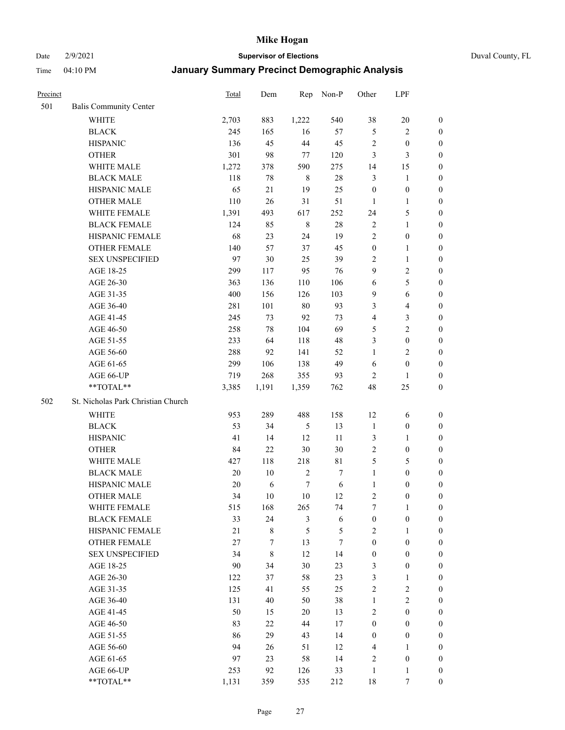# Mike Hogan

Date 2/9/2021 **Supervisor of Elections** Duval County, FL

Time 04:10 PM **January Summary Precinct Demographic Analysis**

| Precinct | | Total | Dem | Rep | Non-P | Other | LPF | |
|---|---|---|---|---|---|---|---|---|
| 501 | Balis Community Center | | | | | | | |
| | WHITE | 2,703 | 883 | 1,222 | 540 | 38 | 20 | 0 |
| | BLACK | 245 | 165 | 16 | 57 | 5 | 2 | 0 |
| | HISPANIC | 136 | 45 | 44 | 45 | 2 | 0 | 0 |
| | OTHER | 301 | 98 | 77 | 120 | 3 | 3 | 0 |
| | WHITE MALE | 1,272 | 378 | 590 | 275 | 14 | 15 | 0 |
| | BLACK MALE | 118 | 78 | 8 | 28 | 3 | 1 | 0 |
| | HISPANIC MALE | 65 | 21 | 19 | 25 | 0 | 0 | 0 |
| | OTHER MALE | 110 | 26 | 31 | 51 | 1 | 1 | 0 |
| | WHITE FEMALE | 1,391 | 493 | 617 | 252 | 24 | 5 | 0 |
| | BLACK FEMALE | 124 | 85 | 8 | 28 | 2 | 1 | 0 |
| | HISPANIC FEMALE | 68 | 23 | 24 | 19 | 2 | 0 | 0 |
| | OTHER FEMALE | 140 | 57 | 37 | 45 | 0 | 1 | 0 |
| | SEX UNSPECIFIED | 97 | 30 | 25 | 39 | 2 | 1 | 0 |
| | AGE 18-25 | 299 | 117 | 95 | 76 | 9 | 2 | 0 |
| | AGE 26-30 | 363 | 136 | 110 | 106 | 6 | 5 | 0 |
| | AGE 31-35 | 400 | 156 | 126 | 103 | 9 | 6 | 0 |
| | AGE 36-40 | 281 | 101 | 80 | 93 | 3 | 4 | 0 |
| | AGE 41-45 | 245 | 73 | 92 | 73 | 4 | 3 | 0 |
| | AGE 46-50 | 258 | 78 | 104 | 69 | 5 | 2 | 0 |
| | AGE 51-55 | 233 | 64 | 118 | 48 | 3 | 0 | 0 |
| | AGE 56-60 | 288 | 92 | 141 | 52 | 1 | 2 | 0 |
| | AGE 61-65 | 299 | 106 | 138 | 49 | 6 | 0 | 0 |
| | AGE 66-UP | 719 | 268 | 355 | 93 | 2 | 1 | 0 |
| | **TOTAL** | 3,385 | 1,191 | 1,359 | 762 | 48 | 25 | 0 |
| 502 | St. Nicholas Park Christian Church | | | | | | | |
| | WHITE | 953 | 289 | 488 | 158 | 12 | 6 | 0 |
| | BLACK | 53 | 34 | 5 | 13 | 1 | 0 | 0 |
| | HISPANIC | 41 | 14 | 12 | 11 | 3 | 1 | 0 |
| | OTHER | 84 | 22 | 30 | 30 | 2 | 0 | 0 |
| | WHITE MALE | 427 | 118 | 218 | 81 | 5 | 5 | 0 |
| | BLACK MALE | 20 | 10 | 2 | 7 | 1 | 0 | 0 |
| | HISPANIC MALE | 20 | 6 | 7 | 6 | 1 | 0 | 0 |
| | OTHER MALE | 34 | 10 | 10 | 12 | 2 | 0 | 0 |
| | WHITE FEMALE | 515 | 168 | 265 | 74 | 7 | 1 | 0 |
| | BLACK FEMALE | 33 | 24 | 3 | 6 | 0 | 0 | 0 |
| | HISPANIC FEMALE | 21 | 8 | 5 | 5 | 2 | 1 | 0 |
| | OTHER FEMALE | 27 | 7 | 13 | 7 | 0 | 0 | 0 |
| | SEX UNSPECIFIED | 34 | 8 | 12 | 14 | 0 | 0 | 0 |
| | AGE 18-25 | 90 | 34 | 30 | 23 | 3 | 0 | 0 |
| | AGE 26-30 | 122 | 37 | 58 | 23 | 3 | 1 | 0 |
| | AGE 31-35 | 125 | 41 | 55 | 25 | 2 | 2 | 0 |
| | AGE 36-40 | 131 | 40 | 50 | 38 | 1 | 2 | 0 |
| | AGE 41-45 | 50 | 15 | 20 | 13 | 2 | 0 | 0 |
| | AGE 46-50 | 83 | 22 | 44 | 17 | 0 | 0 | 0 |
| | AGE 51-55 | 86 | 29 | 43 | 14 | 0 | 0 | 0 |
| | AGE 56-60 | 94 | 26 | 51 | 12 | 4 | 1 | 0 |
| | AGE 61-65 | 97 | 23 | 58 | 14 | 2 | 0 | 0 |
| | AGE 66-UP | 253 | 92 | 126 | 33 | 1 | 1 | 0 |
| | **TOTAL** | 1,131 | 359 | 535 | 212 | 18 | 7 | 0 |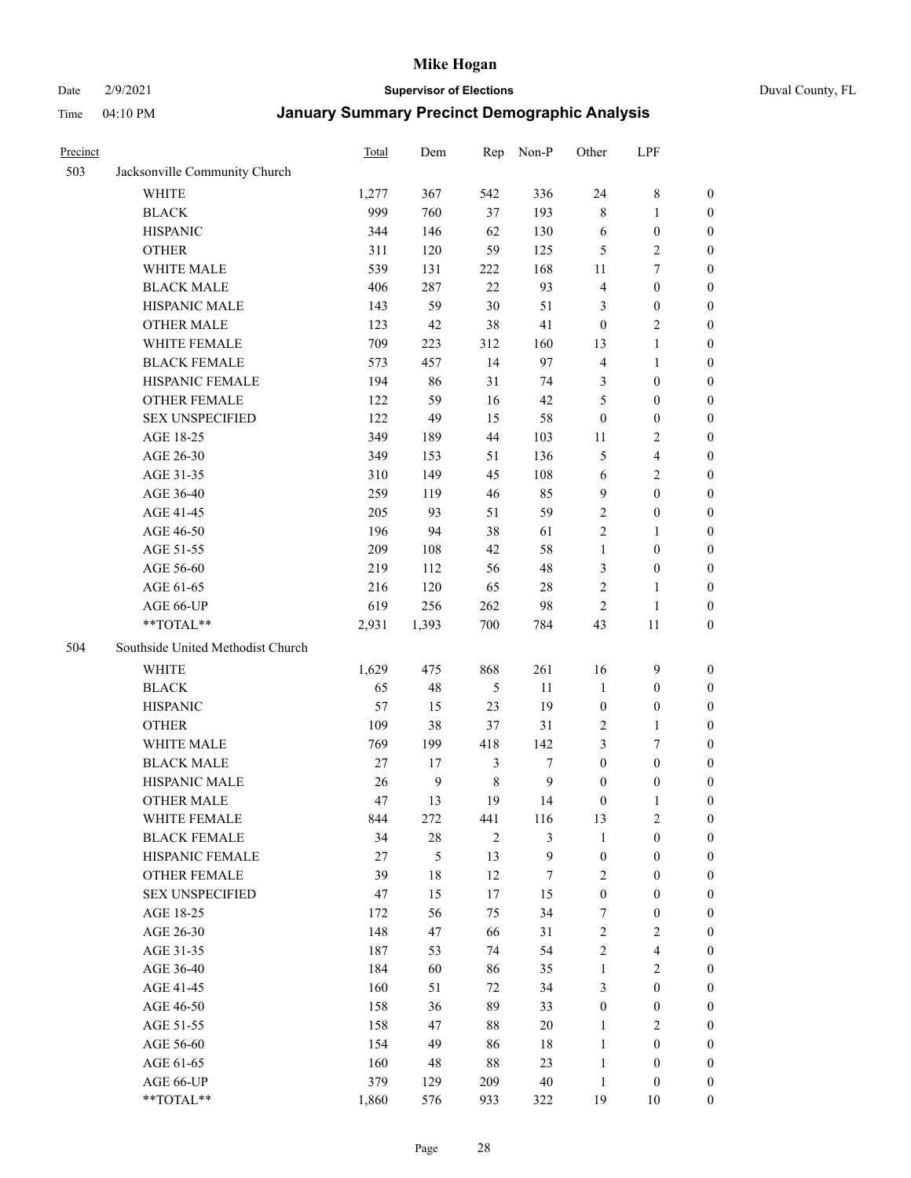# Mike Hogan

Date 2/9/2021 **Supervisor of Elections** Duval County, FL

Time 04:10 PM **January Summary Precinct Demographic Analysis**

| Precinct | | Total | Dem | Rep | Non-P | Other | LPF | |
|---|---|---|---|---|---|---|---|---|
| 503 | Jacksonville Community Church | | | | | | | |
| | WHITE | 1,277 | 367 | 542 | 336 | 24 | 8 | 0 |
| | BLACK | 999 | 760 | 37 | 193 | 8 | 1 | 0 |
| | HISPANIC | 344 | 146 | 62 | 130 | 6 | 0 | 0 |
| | OTHER | 311 | 120 | 59 | 125 | 5 | 2 | 0 |
| | WHITE MALE | 539 | 131 | 222 | 168 | 11 | 7 | 0 |
| | BLACK MALE | 406 | 287 | 22 | 93 | 4 | 0 | 0 |
| | HISPANIC MALE | 143 | 59 | 30 | 51 | 3 | 0 | 0 |
| | OTHER MALE | 123 | 42 | 38 | 41 | 0 | 2 | 0 |
| | WHITE FEMALE | 709 | 223 | 312 | 160 | 13 | 1 | 0 |
| | BLACK FEMALE | 573 | 457 | 14 | 97 | 4 | 1 | 0 |
| | HISPANIC FEMALE | 194 | 86 | 31 | 74 | 3 | 0 | 0 |
| | OTHER FEMALE | 122 | 59 | 16 | 42 | 5 | 0 | 0 |
| | SEX UNSPECIFIED | 122 | 49 | 15 | 58 | 0 | 0 | 0 |
| | AGE 18-25 | 349 | 189 | 44 | 103 | 11 | 2 | 0 |
| | AGE 26-30 | 349 | 153 | 51 | 136 | 5 | 4 | 0 |
| | AGE 31-35 | 310 | 149 | 45 | 108 | 6 | 2 | 0 |
| | AGE 36-40 | 259 | 119 | 46 | 85 | 9 | 0 | 0 |
| | AGE 41-45 | 205 | 93 | 51 | 59 | 2 | 0 | 0 |
| | AGE 46-50 | 196 | 94 | 38 | 61 | 2 | 1 | 0 |
| | AGE 51-55 | 209 | 108 | 42 | 58 | 1 | 0 | 0 |
| | AGE 56-60 | 219 | 112 | 56 | 48 | 3 | 0 | 0 |
| | AGE 61-65 | 216 | 120 | 65 | 28 | 2 | 1 | 0 |
| | AGE 66-UP | 619 | 256 | 262 | 98 | 2 | 1 | 0 |
| | **TOTAL** | 2,931 | 1,393 | 700 | 784 | 43 | 11 | 0 |
| 504 | Southside United Methodist Church | | | | | | | |
| | WHITE | 1,629 | 475 | 868 | 261 | 16 | 9 | 0 |
| | BLACK | 65 | 48 | 5 | 11 | 1 | 0 | 0 |
| | HISPANIC | 57 | 15 | 23 | 19 | 0 | 0 | 0 |
| | OTHER | 109 | 38 | 37 | 31 | 2 | 1 | 0 |
| | WHITE MALE | 769 | 199 | 418 | 142 | 3 | 7 | 0 |
| | BLACK MALE | 27 | 17 | 3 | 7 | 0 | 0 | 0 |
| | HISPANIC MALE | 26 | 9 | 8 | 9 | 0 | 0 | 0 |
| | OTHER MALE | 47 | 13 | 19 | 14 | 0 | 1 | 0 |
| | WHITE FEMALE | 844 | 272 | 441 | 116 | 13 | 2 | 0 |
| | BLACK FEMALE | 34 | 28 | 2 | 3 | 1 | 0 | 0 |
| | HISPANIC FEMALE | 27 | 5 | 13 | 9 | 0 | 0 | 0 |
| | OTHER FEMALE | 39 | 18 | 12 | 7 | 2 | 0 | 0 |
| | SEX UNSPECIFIED | 47 | 15 | 17 | 15 | 0 | 0 | 0 |
| | AGE 18-25 | 172 | 56 | 75 | 34 | 7 | 0 | 0 |
| | AGE 26-30 | 148 | 47 | 66 | 31 | 2 | 2 | 0 |
| | AGE 31-35 | 187 | 53 | 74 | 54 | 2 | 4 | 0 |
| | AGE 36-40 | 184 | 60 | 86 | 35 | 1 | 2 | 0 |
| | AGE 41-45 | 160 | 51 | 72 | 34 | 3 | 0 | 0 |
| | AGE 46-50 | 158 | 36 | 89 | 33 | 0 | 0 | 0 |
| | AGE 51-55 | 158 | 47 | 88 | 20 | 1 | 2 | 0 |
| | AGE 56-60 | 154 | 49 | 86 | 18 | 1 | 0 | 0 |
| | AGE 61-65 | 160 | 48 | 88 | 23 | 1 | 0 | 0 |
| | AGE 66-UP | 379 | 129 | 209 | 40 | 1 | 0 | 0 |
| | **TOTAL** | 1,860 | 576 | 933 | 322 | 19 | 10 | 0 |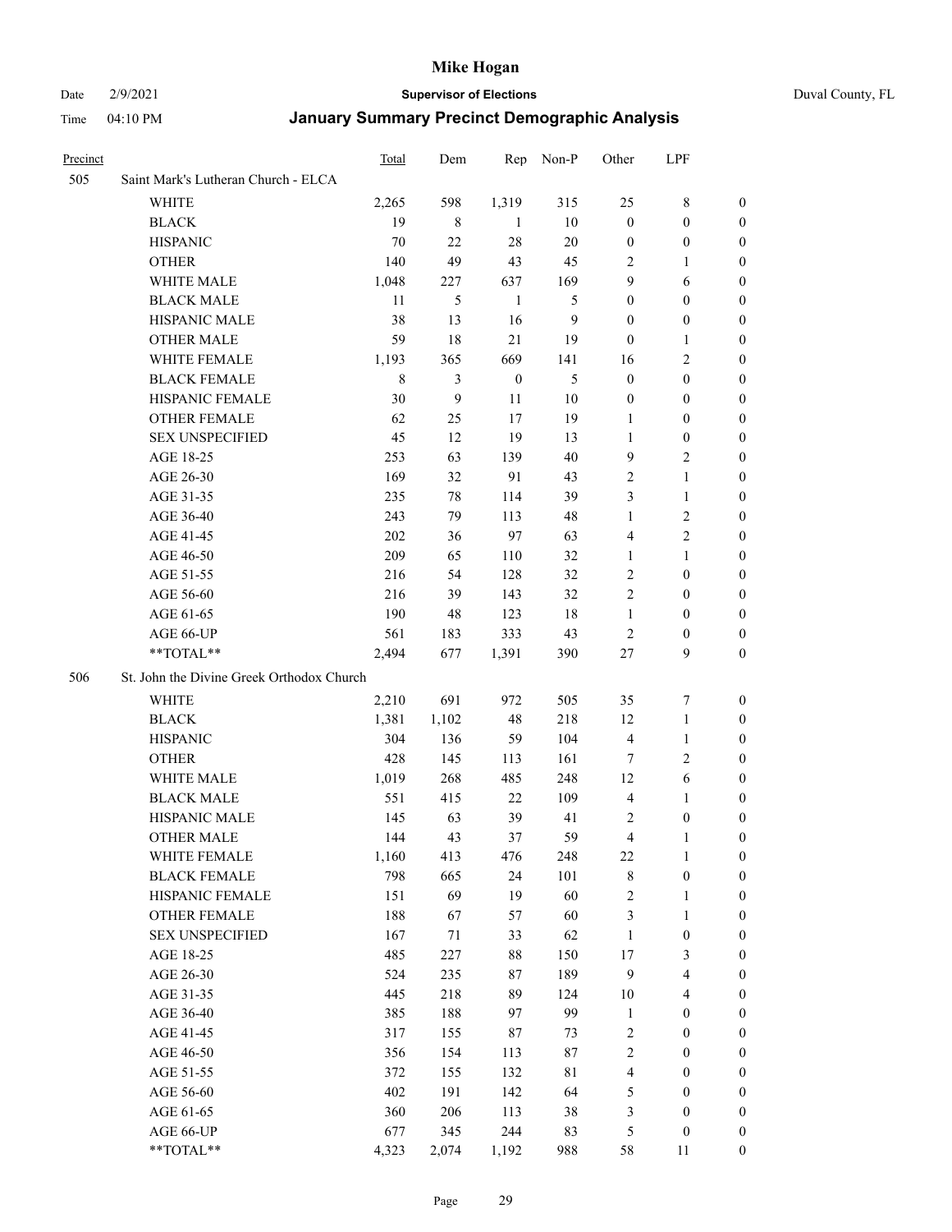# Mike Hogan

Date 2/9/2021 **Supervisor of Elections** Duval County, FL

Time 04:10 PM **January Summary Precinct Demographic Analysis**

| Precinct | | Total | Dem | Rep | Non-P | Other | LPF | |
|---|---|---|---|---|---|---|---|---|
| 505 | Saint Mark's Lutheran Church - ELCA | | | | | | | |
| | WHITE | 2,265 | 598 | 1,319 | 315 | 25 | 8 | 0 |
| | BLACK | 19 | 8 | 1 | 10 | 0 | 0 | 0 |
| | HISPANIC | 70 | 22 | 28 | 20 | 0 | 0 | 0 |
| | OTHER | 140 | 49 | 43 | 45 | 2 | 1 | 0 |
| | WHITE MALE | 1,048 | 227 | 637 | 169 | 9 | 6 | 0 |
| | BLACK MALE | 11 | 5 | 1 | 5 | 0 | 0 | 0 |
| | HISPANIC MALE | 38 | 13 | 16 | 9 | 0 | 0 | 0 |
| | OTHER MALE | 59 | 18 | 21 | 19 | 0 | 1 | 0 |
| | WHITE FEMALE | 1,193 | 365 | 669 | 141 | 16 | 2 | 0 |
| | BLACK FEMALE | 8 | 3 | 0 | 5 | 0 | 0 | 0 |
| | HISPANIC FEMALE | 30 | 9 | 11 | 10 | 0 | 0 | 0 |
| | OTHER FEMALE | 62 | 25 | 17 | 19 | 1 | 0 | 0 |
| | SEX UNSPECIFIED | 45 | 12 | 19 | 13 | 1 | 0 | 0 |
| | AGE 18-25 | 253 | 63 | 139 | 40 | 9 | 2 | 0 |
| | AGE 26-30 | 169 | 32 | 91 | 43 | 2 | 1 | 0 |
| | AGE 31-35 | 235 | 78 | 114 | 39 | 3 | 1 | 0 |
| | AGE 36-40 | 243 | 79 | 113 | 48 | 1 | 2 | 0 |
| | AGE 41-45 | 202 | 36 | 97 | 63 | 4 | 2 | 0 |
| | AGE 46-50 | 209 | 65 | 110 | 32 | 1 | 1 | 0 |
| | AGE 51-55 | 216 | 54 | 128 | 32 | 2 | 0 | 0 |
| | AGE 56-60 | 216 | 39 | 143 | 32 | 2 | 0 | 0 |
| | AGE 61-65 | 190 | 48 | 123 | 18 | 1 | 0 | 0 |
| | AGE 66-UP | 561 | 183 | 333 | 43 | 2 | 0 | 0 |
| | **TOTAL** | 2,494 | 677 | 1,391 | 390 | 27 | 9 | 0 |
| 506 | St. John the Divine Greek Orthodox Church | | | | | | | |
| | WHITE | 2,210 | 691 | 972 | 505 | 35 | 7 | 0 |
| | BLACK | 1,381 | 1,102 | 48 | 218 | 12 | 1 | 0 |
| | HISPANIC | 304 | 136 | 59 | 104 | 4 | 1 | 0 |
| | OTHER | 428 | 145 | 113 | 161 | 7 | 2 | 0 |
| | WHITE MALE | 1,019 | 268 | 485 | 248 | 12 | 6 | 0 |
| | BLACK MALE | 551 | 415 | 22 | 109 | 4 | 1 | 0 |
| | HISPANIC MALE | 145 | 63 | 39 | 41 | 2 | 0 | 0 |
| | OTHER MALE | 144 | 43 | 37 | 59 | 4 | 1 | 0 |
| | WHITE FEMALE | 1,160 | 413 | 476 | 248 | 22 | 1 | 0 |
| | BLACK FEMALE | 798 | 665 | 24 | 101 | 8 | 0 | 0 |
| | HISPANIC FEMALE | 151 | 69 | 19 | 60 | 2 | 1 | 0 |
| | OTHER FEMALE | 188 | 67 | 57 | 60 | 3 | 1 | 0 |
| | SEX UNSPECIFIED | 167 | 71 | 33 | 62 | 1 | 0 | 0 |
| | AGE 18-25 | 485 | 227 | 88 | 150 | 17 | 3 | 0 |
| | AGE 26-30 | 524 | 235 | 87 | 189 | 9 | 4 | 0 |
| | AGE 31-35 | 445 | 218 | 89 | 124 | 10 | 4 | 0 |
| | AGE 36-40 | 385 | 188 | 97 | 99 | 1 | 0 | 0 |
| | AGE 41-45 | 317 | 155 | 87 | 73 | 2 | 0 | 0 |
| | AGE 46-50 | 356 | 154 | 113 | 87 | 2 | 0 | 0 |
| | AGE 51-55 | 372 | 155 | 132 | 81 | 4 | 0 | 0 |
| | AGE 56-60 | 402 | 191 | 142 | 64 | 5 | 0 | 0 |
| | AGE 61-65 | 360 | 206 | 113 | 38 | 3 | 0 | 0 |
| | AGE 66-UP | 677 | 345 | 244 | 83 | 5 | 0 | 0 |
| | **TOTAL** | 4,323 | 2,074 | 1,192 | 988 | 58 | 11 | 0 |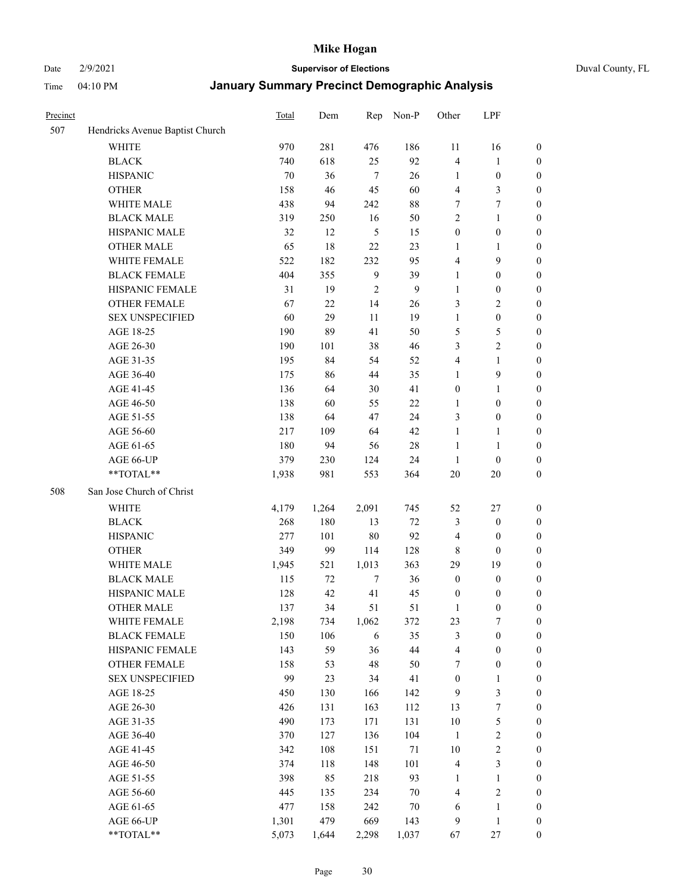# Mike Hogan

Date 2/9/2021 **Supervisor of Elections** Duval County, FL

Time 04:10 PM **January Summary Precinct Demographic Analysis**

| Precinct | | Total | Dem | Rep | Non-P | Other | LPF | |
|---|---|---|---|---|---|---|---|---|
| 507 | Hendricks Avenue Baptist Church | | | | | | | |
| | WHITE | 970 | 281 | 476 | 186 | 11 | 16 | 0 |
| | BLACK | 740 | 618 | 25 | 92 | 4 | 1 | 0 |
| | HISPANIC | 70 | 36 | 7 | 26 | 1 | 0 | 0 |
| | OTHER | 158 | 46 | 45 | 60 | 4 | 3 | 0 |
| | WHITE MALE | 438 | 94 | 242 | 88 | 7 | 7 | 0 |
| | BLACK MALE | 319 | 250 | 16 | 50 | 2 | 1 | 0 |
| | HISPANIC MALE | 32 | 12 | 5 | 15 | 0 | 0 | 0 |
| | OTHER MALE | 65 | 18 | 22 | 23 | 1 | 1 | 0 |
| | WHITE FEMALE | 522 | 182 | 232 | 95 | 4 | 9 | 0 |
| | BLACK FEMALE | 404 | 355 | 9 | 39 | 1 | 0 | 0 |
| | HISPANIC FEMALE | 31 | 19 | 2 | 9 | 1 | 0 | 0 |
| | OTHER FEMALE | 67 | 22 | 14 | 26 | 3 | 2 | 0 |
| | SEX UNSPECIFIED | 60 | 29 | 11 | 19 | 1 | 0 | 0 |
| | AGE 18-25 | 190 | 89 | 41 | 50 | 5 | 5 | 0 |
| | AGE 26-30 | 190 | 101 | 38 | 46 | 3 | 2 | 0 |
| | AGE 31-35 | 195 | 84 | 54 | 52 | 4 | 1 | 0 |
| | AGE 36-40 | 175 | 86 | 44 | 35 | 1 | 9 | 0 |
| | AGE 41-45 | 136 | 64 | 30 | 41 | 0 | 1 | 0 |
| | AGE 46-50 | 138 | 60 | 55 | 22 | 1 | 0 | 0 |
| | AGE 51-55 | 138 | 64 | 47 | 24 | 3 | 0 | 0 |
| | AGE 56-60 | 217 | 109 | 64 | 42 | 1 | 1 | 0 |
| | AGE 61-65 | 180 | 94 | 56 | 28 | 1 | 1 | 0 |
| | AGE 66-UP | 379 | 230 | 124 | 24 | 1 | 0 | 0 |
| | **TOTAL** | 1,938 | 981 | 553 | 364 | 20 | 20 | 0 |
| 508 | San Jose Church of Christ | | | | | | | |
| | WHITE | 4,179 | 1,264 | 2,091 | 745 | 52 | 27 | 0 |
| | BLACK | 268 | 180 | 13 | 72 | 3 | 0 | 0 |
| | HISPANIC | 277 | 101 | 80 | 92 | 4 | 0 | 0 |
| | OTHER | 349 | 99 | 114 | 128 | 8 | 0 | 0 |
| | WHITE MALE | 1,945 | 521 | 1,013 | 363 | 29 | 19 | 0 |
| | BLACK MALE | 115 | 72 | 7 | 36 | 0 | 0 | 0 |
| | HISPANIC MALE | 128 | 42 | 41 | 45 | 0 | 0 | 0 |
| | OTHER MALE | 137 | 34 | 51 | 51 | 1 | 0 | 0 |
| | WHITE FEMALE | 2,198 | 734 | 1,062 | 372 | 23 | 7 | 0 |
| | BLACK FEMALE | 150 | 106 | 6 | 35 | 3 | 0 | 0 |
| | HISPANIC FEMALE | 143 | 59 | 36 | 44 | 4 | 0 | 0 |
| | OTHER FEMALE | 158 | 53 | 48 | 50 | 7 | 0 | 0 |
| | SEX UNSPECIFIED | 99 | 23 | 34 | 41 | 0 | 1 | 0 |
| | AGE 18-25 | 450 | 130 | 166 | 142 | 9 | 3 | 0 |
| | AGE 26-30 | 426 | 131 | 163 | 112 | 13 | 7 | 0 |
| | AGE 31-35 | 490 | 173 | 171 | 131 | 10 | 5 | 0 |
| | AGE 36-40 | 370 | 127 | 136 | 104 | 1 | 2 | 0 |
| | AGE 41-45 | 342 | 108 | 151 | 71 | 10 | 2 | 0 |
| | AGE 46-50 | 374 | 118 | 148 | 101 | 4 | 3 | 0 |
| | AGE 51-55 | 398 | 85 | 218 | 93 | 1 | 1 | 0 |
| | AGE 56-60 | 445 | 135 | 234 | 70 | 4 | 2 | 0 |
| | AGE 61-65 | 477 | 158 | 242 | 70 | 6 | 1 | 0 |
| | AGE 66-UP | 1,301 | 479 | 669 | 143 | 9 | 1 | 0 |
| | **TOTAL** | 5,073 | 1,644 | 2,298 | 1,037 | 67 | 27 | 0 |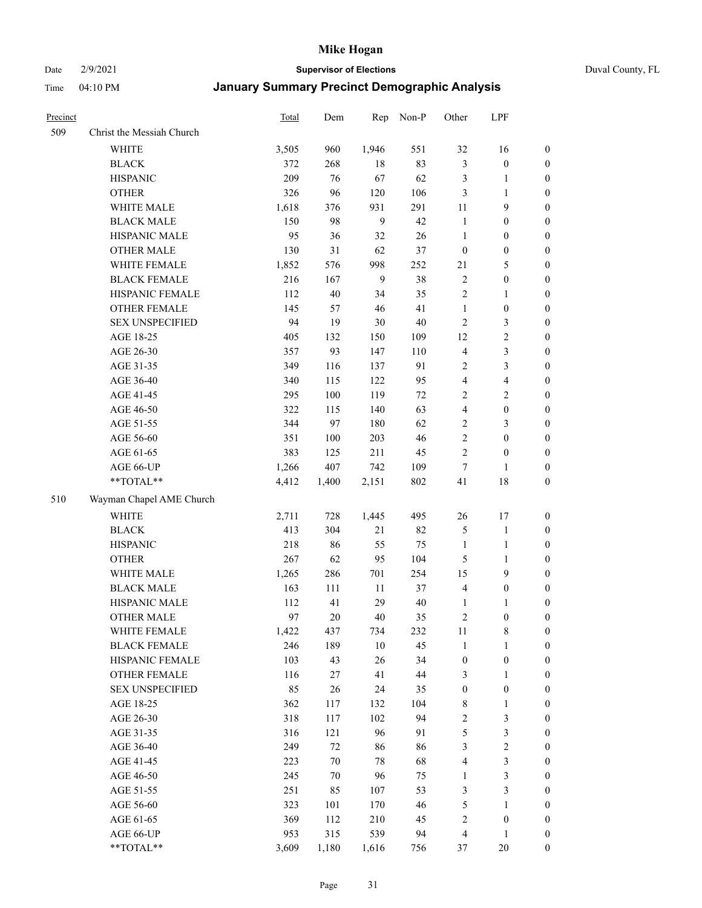# Mike Hogan

Date 2/9/2021 **Supervisor of Elections** Duval County, FL

Time 04:10 PM **January Summary Precinct Demographic Analysis**

| Precinct | | Total | Dem | Rep | Non-P | Other | LPF | |
|---|---|---|---|---|---|---|---|---|
| 509 | Christ the Messiah Church | | | | | | | |
| | WHITE | 3,505 | 960 | 1,946 | 551 | 32 | 16 | 0 |
| | BLACK | 372 | 268 | 18 | 83 | 3 | 0 | 0 |
| | HISPANIC | 209 | 76 | 67 | 62 | 3 | 1 | 0 |
| | OTHER | 326 | 96 | 120 | 106 | 3 | 1 | 0 |
| | WHITE MALE | 1,618 | 376 | 931 | 291 | 11 | 9 | 0 |
| | BLACK MALE | 150 | 98 | 9 | 42 | 1 | 0 | 0 |
| | HISPANIC MALE | 95 | 36 | 32 | 26 | 1 | 0 | 0 |
| | OTHER MALE | 130 | 31 | 62 | 37 | 0 | 0 | 0 |
| | WHITE FEMALE | 1,852 | 576 | 998 | 252 | 21 | 5 | 0 |
| | BLACK FEMALE | 216 | 167 | 9 | 38 | 2 | 0 | 0 |
| | HISPANIC FEMALE | 112 | 40 | 34 | 35 | 2 | 1 | 0 |
| | OTHER FEMALE | 145 | 57 | 46 | 41 | 1 | 0 | 0 |
| | SEX UNSPECIFIED | 94 | 19 | 30 | 40 | 2 | 3 | 0 |
| | AGE 18-25 | 405 | 132 | 150 | 109 | 12 | 2 | 0 |
| | AGE 26-30 | 357 | 93 | 147 | 110 | 4 | 3 | 0 |
| | AGE 31-35 | 349 | 116 | 137 | 91 | 2 | 3 | 0 |
| | AGE 36-40 | 340 | 115 | 122 | 95 | 4 | 4 | 0 |
| | AGE 41-45 | 295 | 100 | 119 | 72 | 2 | 2 | 0 |
| | AGE 46-50 | 322 | 115 | 140 | 63 | 4 | 0 | 0 |
| | AGE 51-55 | 344 | 97 | 180 | 62 | 2 | 3 | 0 |
| | AGE 56-60 | 351 | 100 | 203 | 46 | 2 | 0 | 0 |
| | AGE 61-65 | 383 | 125 | 211 | 45 | 2 | 0 | 0 |
| | AGE 66-UP | 1,266 | 407 | 742 | 109 | 7 | 1 | 0 |
| | **TOTAL** | 4,412 | 1,400 | 2,151 | 802 | 41 | 18 | 0 |
| 510 | Wayman Chapel AME Church | | | | | | | |
| | WHITE | 2,711 | 728 | 1,445 | 495 | 26 | 17 | 0 |
| | BLACK | 413 | 304 | 21 | 82 | 5 | 1 | 0 |
| | HISPANIC | 218 | 86 | 55 | 75 | 1 | 1 | 0 |
| | OTHER | 267 | 62 | 95 | 104 | 5 | 1 | 0 |
| | WHITE MALE | 1,265 | 286 | 701 | 254 | 15 | 9 | 0 |
| | BLACK MALE | 163 | 111 | 11 | 37 | 4 | 0 | 0 |
| | HISPANIC MALE | 112 | 41 | 29 | 40 | 1 | 1 | 0 |
| | OTHER MALE | 97 | 20 | 40 | 35 | 2 | 0 | 0 |
| | WHITE FEMALE | 1,422 | 437 | 734 | 232 | 11 | 8 | 0 |
| | BLACK FEMALE | 246 | 189 | 10 | 45 | 1 | 1 | 0 |
| | HISPANIC FEMALE | 103 | 43 | 26 | 34 | 0 | 0 | 0 |
| | OTHER FEMALE | 116 | 27 | 41 | 44 | 3 | 1 | 0 |
| | SEX UNSPECIFIED | 85 | 26 | 24 | 35 | 0 | 0 | 0 |
| | AGE 18-25 | 362 | 117 | 132 | 104 | 8 | 1 | 0 |
| | AGE 26-30 | 318 | 117 | 102 | 94 | 2 | 3 | 0 |
| | AGE 31-35 | 316 | 121 | 96 | 91 | 5 | 3 | 0 |
| | AGE 36-40 | 249 | 72 | 86 | 86 | 3 | 2 | 0 |
| | AGE 41-45 | 223 | 70 | 78 | 68 | 4 | 3 | 0 |
| | AGE 46-50 | 245 | 70 | 96 | 75 | 1 | 3 | 0 |
| | AGE 51-55 | 251 | 85 | 107 | 53 | 3 | 3 | 0 |
| | AGE 56-60 | 323 | 101 | 170 | 46 | 5 | 1 | 0 |
| | AGE 61-65 | 369 | 112 | 210 | 45 | 2 | 0 | 0 |
| | AGE 66-UP | 953 | 315 | 539 | 94 | 4 | 1 | 0 |
| | **TOTAL** | 3,609 | 1,180 | 1,616 | 756 | 37 | 20 | 0 |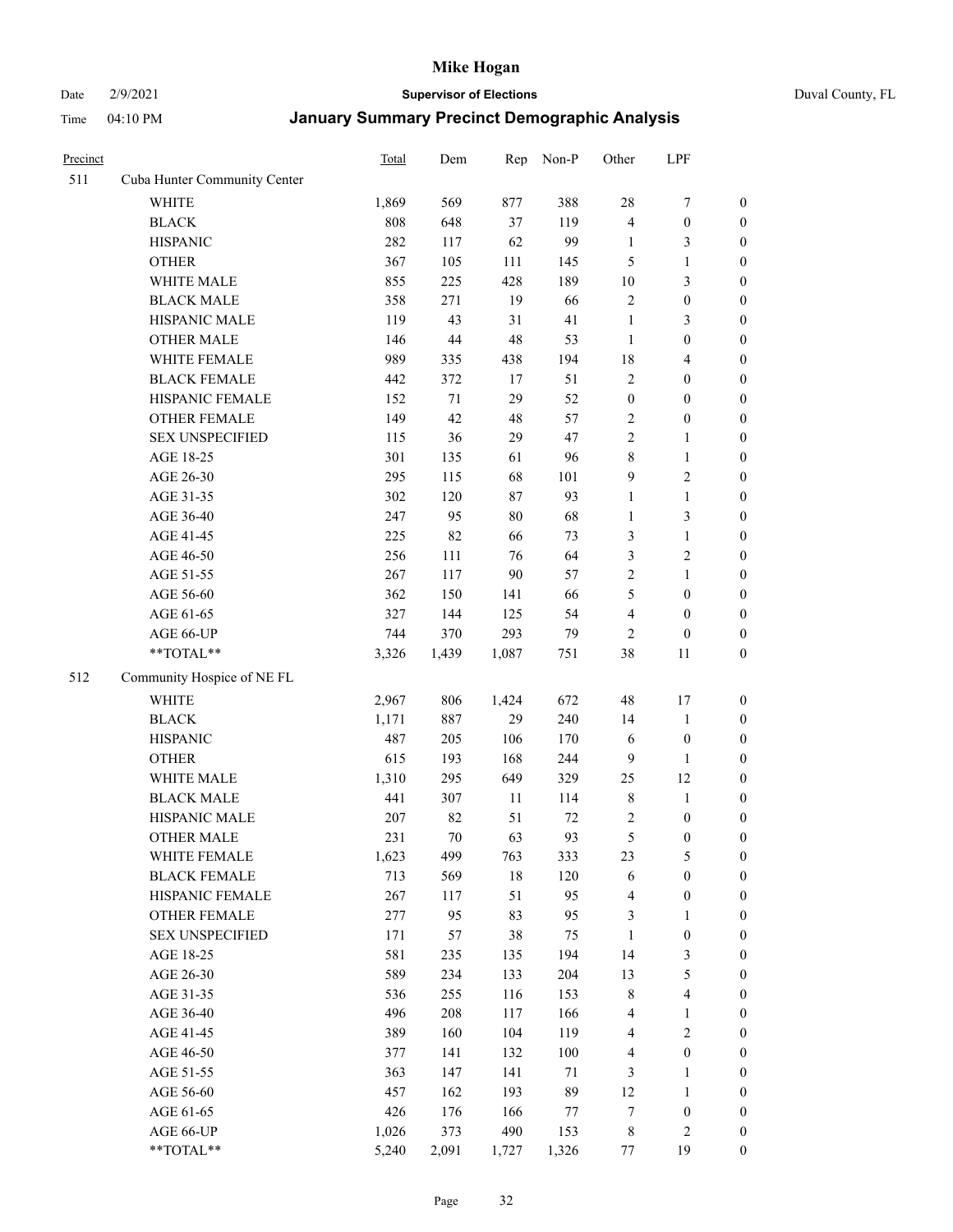# Mike Hogan

Date 2/9/2021 **Supervisor of Elections** Duval County, FL

Time 04:10 PM **January Summary Precinct Demographic Analysis**

| Precinct | | Total | Dem | Rep | Non-P | Other | LPF | |
|---|---|---|---|---|---|---|---|---|
| 511 | Cuba Hunter Community Center | | | | | | | |
| | WHITE | 1,869 | 569 | 877 | 388 | 28 | 7 | 0 |
| | BLACK | 808 | 648 | 37 | 119 | 4 | 0 | 0 |
| | HISPANIC | 282 | 117 | 62 | 99 | 1 | 3 | 0 |
| | OTHER | 367 | 105 | 111 | 145 | 5 | 1 | 0 |
| | WHITE MALE | 855 | 225 | 428 | 189 | 10 | 3 | 0 |
| | BLACK MALE | 358 | 271 | 19 | 66 | 2 | 0 | 0 |
| | HISPANIC MALE | 119 | 43 | 31 | 41 | 1 | 3 | 0 |
| | OTHER MALE | 146 | 44 | 48 | 53 | 1 | 0 | 0 |
| | WHITE FEMALE | 989 | 335 | 438 | 194 | 18 | 4 | 0 |
| | BLACK FEMALE | 442 | 372 | 17 | 51 | 2 | 0 | 0 |
| | HISPANIC FEMALE | 152 | 71 | 29 | 52 | 0 | 0 | 0 |
| | OTHER FEMALE | 149 | 42 | 48 | 57 | 2 | 0 | 0 |
| | SEX UNSPECIFIED | 115 | 36 | 29 | 47 | 2 | 1 | 0 |
| | AGE 18-25 | 301 | 135 | 61 | 96 | 8 | 1 | 0 |
| | AGE 26-30 | 295 | 115 | 68 | 101 | 9 | 2 | 0 |
| | AGE 31-35 | 302 | 120 | 87 | 93 | 1 | 1 | 0 |
| | AGE 36-40 | 247 | 95 | 80 | 68 | 1 | 3 | 0 |
| | AGE 41-45 | 225 | 82 | 66 | 73 | 3 | 1 | 0 |
| | AGE 46-50 | 256 | 111 | 76 | 64 | 3 | 2 | 0 |
| | AGE 51-55 | 267 | 117 | 90 | 57 | 2 | 1 | 0 |
| | AGE 56-60 | 362 | 150 | 141 | 66 | 5 | 0 | 0 |
| | AGE 61-65 | 327 | 144 | 125 | 54 | 4 | 0 | 0 |
| | AGE 66-UP | 744 | 370 | 293 | 79 | 2 | 0 | 0 |
| | **TOTAL** | 3,326 | 1,439 | 1,087 | 751 | 38 | 11 | 0 |
| 512 | Community Hospice of NE FL | | | | | | | |
| | WHITE | 2,967 | 806 | 1,424 | 672 | 48 | 17 | 0 |
| | BLACK | 1,171 | 887 | 29 | 240 | 14 | 1 | 0 |
| | HISPANIC | 487 | 205 | 106 | 170 | 6 | 0 | 0 |
| | OTHER | 615 | 193 | 168 | 244 | 9 | 1 | 0 |
| | WHITE MALE | 1,310 | 295 | 649 | 329 | 25 | 12 | 0 |
| | BLACK MALE | 441 | 307 | 11 | 114 | 8 | 1 | 0 |
| | HISPANIC MALE | 207 | 82 | 51 | 72 | 2 | 0 | 0 |
| | OTHER MALE | 231 | 70 | 63 | 93 | 5 | 0 | 0 |
| | WHITE FEMALE | 1,623 | 499 | 763 | 333 | 23 | 5 | 0 |
| | BLACK FEMALE | 713 | 569 | 18 | 120 | 6 | 0 | 0 |
| | HISPANIC FEMALE | 267 | 117 | 51 | 95 | 4 | 0 | 0 |
| | OTHER FEMALE | 277 | 95 | 83 | 95 | 3 | 1 | 0 |
| | SEX UNSPECIFIED | 171 | 57 | 38 | 75 | 1 | 0 | 0 |
| | AGE 18-25 | 581 | 235 | 135 | 194 | 14 | 3 | 0 |
| | AGE 26-30 | 589 | 234 | 133 | 204 | 13 | 5 | 0 |
| | AGE 31-35 | 536 | 255 | 116 | 153 | 8 | 4 | 0 |
| | AGE 36-40 | 496 | 208 | 117 | 166 | 4 | 1 | 0 |
| | AGE 41-45 | 389 | 160 | 104 | 119 | 4 | 2 | 0 |
| | AGE 46-50 | 377 | 141 | 132 | 100 | 4 | 0 | 0 |
| | AGE 51-55 | 363 | 147 | 141 | 71 | 3 | 1 | 0 |
| | AGE 56-60 | 457 | 162 | 193 | 89 | 12 | 1 | 0 |
| | AGE 61-65 | 426 | 176 | 166 | 77 | 7 | 0 | 0 |
| | AGE 66-UP | 1,026 | 373 | 490 | 153 | 8 | 2 | 0 |
| | **TOTAL** | 5,240 | 2,091 | 1,727 | 1,326 | 77 | 19 | 0 |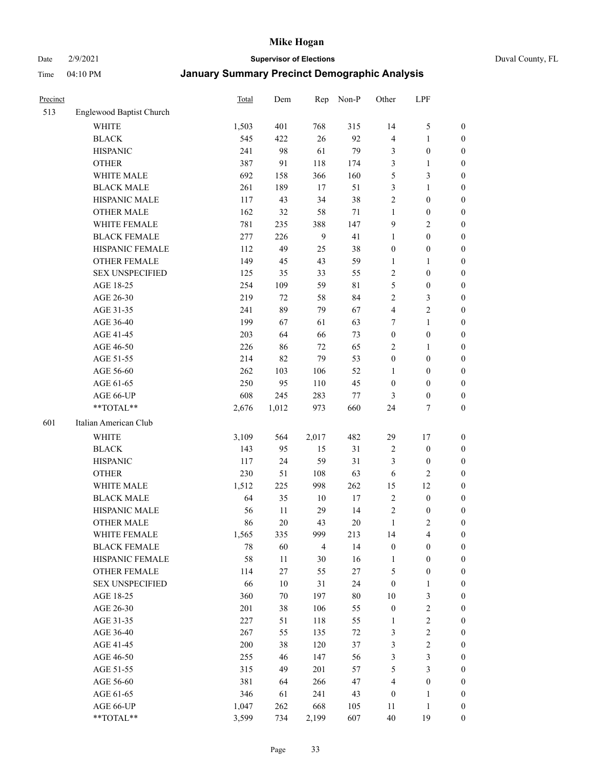# Mike Hogan

Date 2/9/2021 **Supervisor of Elections** Duval County, FL

Time 04:10 PM **January Summary Precinct Demographic Analysis**

| Precinct | | Total | Dem | Rep | Non-P | Other | LPF | |
|---|---|---|---|---|---|---|---|---|
| 513 | Englewood Baptist Church | | | | | | | |
| | WHITE | 1,503 | 401 | 768 | 315 | 14 | 5 | 0 |
| | BLACK | 545 | 422 | 26 | 92 | 4 | 1 | 0 |
| | HISPANIC | 241 | 98 | 61 | 79 | 3 | 0 | 0 |
| | OTHER | 387 | 91 | 118 | 174 | 3 | 1 | 0 |
| | WHITE MALE | 692 | 158 | 366 | 160 | 5 | 3 | 0 |
| | BLACK MALE | 261 | 189 | 17 | 51 | 3 | 1 | 0 |
| | HISPANIC MALE | 117 | 43 | 34 | 38 | 2 | 0 | 0 |
| | OTHER MALE | 162 | 32 | 58 | 71 | 1 | 0 | 0 |
| | WHITE FEMALE | 781 | 235 | 388 | 147 | 9 | 2 | 0 |
| | BLACK FEMALE | 277 | 226 | 9 | 41 | 1 | 0 | 0 |
| | HISPANIC FEMALE | 112 | 49 | 25 | 38 | 0 | 0 | 0 |
| | OTHER FEMALE | 149 | 45 | 43 | 59 | 1 | 1 | 0 |
| | SEX UNSPECIFIED | 125 | 35 | 33 | 55 | 2 | 0 | 0 |
| | AGE 18-25 | 254 | 109 | 59 | 81 | 5 | 0 | 0 |
| | AGE 26-30 | 219 | 72 | 58 | 84 | 2 | 3 | 0 |
| | AGE 31-35 | 241 | 89 | 79 | 67 | 4 | 2 | 0 |
| | AGE 36-40 | 199 | 67 | 61 | 63 | 7 | 1 | 0 |
| | AGE 41-45 | 203 | 64 | 66 | 73 | 0 | 0 | 0 |
| | AGE 46-50 | 226 | 86 | 72 | 65 | 2 | 1 | 0 |
| | AGE 51-55 | 214 | 82 | 79 | 53 | 0 | 0 | 0 |
| | AGE 56-60 | 262 | 103 | 106 | 52 | 1 | 0 | 0 |
| | AGE 61-65 | 250 | 95 | 110 | 45 | 0 | 0 | 0 |
| | AGE 66-UP | 608 | 245 | 283 | 77 | 3 | 0 | 0 |
| | **TOTAL** | 2,676 | 1,012 | 973 | 660 | 24 | 7 | 0 |
| 601 | Italian American Club | | | | | | | |
| | WHITE | 3,109 | 564 | 2,017 | 482 | 29 | 17 | 0 |
| | BLACK | 143 | 95 | 15 | 31 | 2 | 0 | 0 |
| | HISPANIC | 117 | 24 | 59 | 31 | 3 | 0 | 0 |
| | OTHER | 230 | 51 | 108 | 63 | 6 | 2 | 0 |
| | WHITE MALE | 1,512 | 225 | 998 | 262 | 15 | 12 | 0 |
| | BLACK MALE | 64 | 35 | 10 | 17 | 2 | 0 | 0 |
| | HISPANIC MALE | 56 | 11 | 29 | 14 | 2 | 0 | 0 |
| | OTHER MALE | 86 | 20 | 43 | 20 | 1 | 2 | 0 |
| | WHITE FEMALE | 1,565 | 335 | 999 | 213 | 14 | 4 | 0 |
| | BLACK FEMALE | 78 | 60 | 4 | 14 | 0 | 0 | 0 |
| | HISPANIC FEMALE | 58 | 11 | 30 | 16 | 1 | 0 | 0 |
| | OTHER FEMALE | 114 | 27 | 55 | 27 | 5 | 0 | 0 |
| | SEX UNSPECIFIED | 66 | 10 | 31 | 24 | 0 | 1 | 0 |
| | AGE 18-25 | 360 | 70 | 197 | 80 | 10 | 3 | 0 |
| | AGE 26-30 | 201 | 38 | 106 | 55 | 0 | 2 | 0 |
| | AGE 31-35 | 227 | 51 | 118 | 55 | 1 | 2 | 0 |
| | AGE 36-40 | 267 | 55 | 135 | 72 | 3 | 2 | 0 |
| | AGE 41-45 | 200 | 38 | 120 | 37 | 3 | 2 | 0 |
| | AGE 46-50 | 255 | 46 | 147 | 56 | 3 | 3 | 0 |
| | AGE 51-55 | 315 | 49 | 201 | 57 | 5 | 3 | 0 |
| | AGE 56-60 | 381 | 64 | 266 | 47 | 4 | 0 | 0 |
| | AGE 61-65 | 346 | 61 | 241 | 43 | 0 | 1 | 0 |
| | AGE 66-UP | 1,047 | 262 | 668 | 105 | 11 | 1 | 0 |
| | **TOTAL** | 3,599 | 734 | 2,199 | 607 | 40 | 19 | 0 |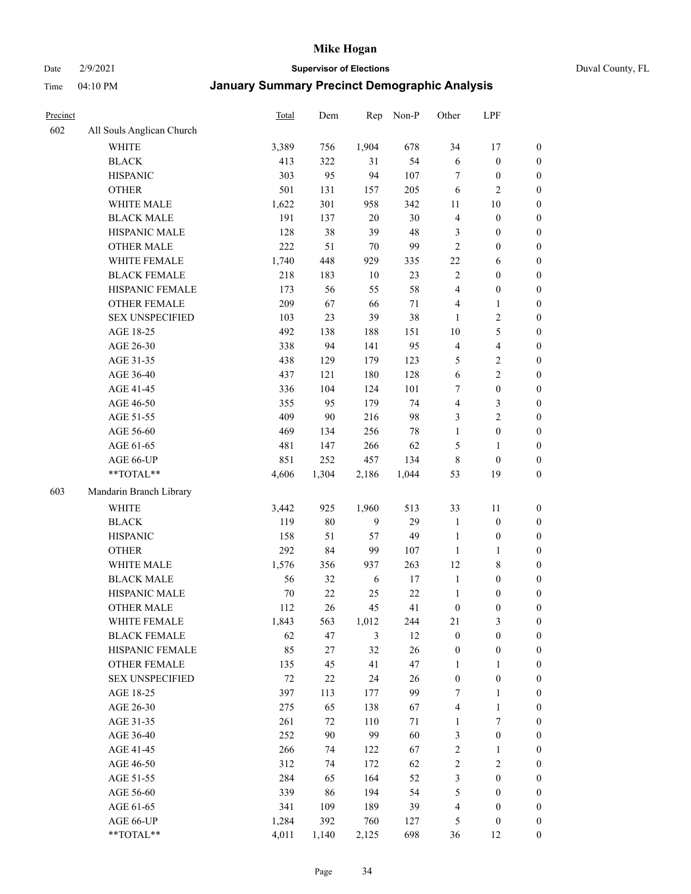# Mike Hogan

Date 2/9/2021 **Supervisor of Elections** Duval County, FL

Time 04:10 PM **January Summary Precinct Demographic Analysis**

| Precinct | | Total | Dem | Rep | Non-P | Other | LPF | |
|---|---|---|---|---|---|---|---|---|
| 602 | All Souls Anglican Church | | | | | | | |
| | WHITE | 3,389 | 756 | 1,904 | 678 | 34 | 17 | 0 |
| | BLACK | 413 | 322 | 31 | 54 | 6 | 0 | 0 |
| | HISPANIC | 303 | 95 | 94 | 107 | 7 | 0 | 0 |
| | OTHER | 501 | 131 | 157 | 205 | 6 | 2 | 0 |
| | WHITE MALE | 1,622 | 301 | 958 | 342 | 11 | 10 | 0 |
| | BLACK MALE | 191 | 137 | 20 | 30 | 4 | 0 | 0 |
| | HISPANIC MALE | 128 | 38 | 39 | 48 | 3 | 0 | 0 |
| | OTHER MALE | 222 | 51 | 70 | 99 | 2 | 0 | 0 |
| | WHITE FEMALE | 1,740 | 448 | 929 | 335 | 22 | 6 | 0 |
| | BLACK FEMALE | 218 | 183 | 10 | 23 | 2 | 0 | 0 |
| | HISPANIC FEMALE | 173 | 56 | 55 | 58 | 4 | 0 | 0 |
| | OTHER FEMALE | 209 | 67 | 66 | 71 | 4 | 1 | 0 |
| | SEX UNSPECIFIED | 103 | 23 | 39 | 38 | 1 | 2 | 0 |
| | AGE 18-25 | 492 | 138 | 188 | 151 | 10 | 5 | 0 |
| | AGE 26-30 | 338 | 94 | 141 | 95 | 4 | 4 | 0 |
| | AGE 31-35 | 438 | 129 | 179 | 123 | 5 | 2 | 0 |
| | AGE 36-40 | 437 | 121 | 180 | 128 | 6 | 2 | 0 |
| | AGE 41-45 | 336 | 104 | 124 | 101 | 7 | 0 | 0 |
| | AGE 46-50 | 355 | 95 | 179 | 74 | 4 | 3 | 0 |
| | AGE 51-55 | 409 | 90 | 216 | 98 | 3 | 2 | 0 |
| | AGE 56-60 | 469 | 134 | 256 | 78 | 1 | 0 | 0 |
| | AGE 61-65 | 481 | 147 | 266 | 62 | 5 | 1 | 0 |
| | AGE 66-UP | 851 | 252 | 457 | 134 | 8 | 0 | 0 |
| | **TOTAL** | 4,606 | 1,304 | 2,186 | 1,044 | 53 | 19 | 0 |
| 603 | Mandarin Branch Library | | | | | | | |
| | WHITE | 3,442 | 925 | 1,960 | 513 | 33 | 11 | 0 |
| | BLACK | 119 | 80 | 9 | 29 | 1 | 0 | 0 |
| | HISPANIC | 158 | 51 | 57 | 49 | 1 | 0 | 0 |
| | OTHER | 292 | 84 | 99 | 107 | 1 | 1 | 0 |
| | WHITE MALE | 1,576 | 356 | 937 | 263 | 12 | 8 | 0 |
| | BLACK MALE | 56 | 32 | 6 | 17 | 1 | 0 | 0 |
| | HISPANIC MALE | 70 | 22 | 25 | 22 | 1 | 0 | 0 |
| | OTHER MALE | 112 | 26 | 45 | 41 | 0 | 0 | 0 |
| | WHITE FEMALE | 1,843 | 563 | 1,012 | 244 | 21 | 3 | 0 |
| | BLACK FEMALE | 62 | 47 | 3 | 12 | 0 | 0 | 0 |
| | HISPANIC FEMALE | 85 | 27 | 32 | 26 | 0 | 0 | 0 |
| | OTHER FEMALE | 135 | 45 | 41 | 47 | 1 | 1 | 0 |
| | SEX UNSPECIFIED | 72 | 22 | 24 | 26 | 0 | 0 | 0 |
| | AGE 18-25 | 397 | 113 | 177 | 99 | 7 | 1 | 0 |
| | AGE 26-30 | 275 | 65 | 138 | 67 | 4 | 1 | 0 |
| | AGE 31-35 | 261 | 72 | 110 | 71 | 1 | 7 | 0 |
| | AGE 36-40 | 252 | 90 | 99 | 60 | 3 | 0 | 0 |
| | AGE 41-45 | 266 | 74 | 122 | 67 | 2 | 1 | 0 |
| | AGE 46-50 | 312 | 74 | 172 | 62 | 2 | 2 | 0 |
| | AGE 51-55 | 284 | 65 | 164 | 52 | 3 | 0 | 0 |
| | AGE 56-60 | 339 | 86 | 194 | 54 | 5 | 0 | 0 |
| | AGE 61-65 | 341 | 109 | 189 | 39 | 4 | 0 | 0 |
| | AGE 66-UP | 1,284 | 392 | 760 | 127 | 5 | 0 | 0 |
| | **TOTAL** | 4,011 | 1,140 | 2,125 | 698 | 36 | 12 | 0 |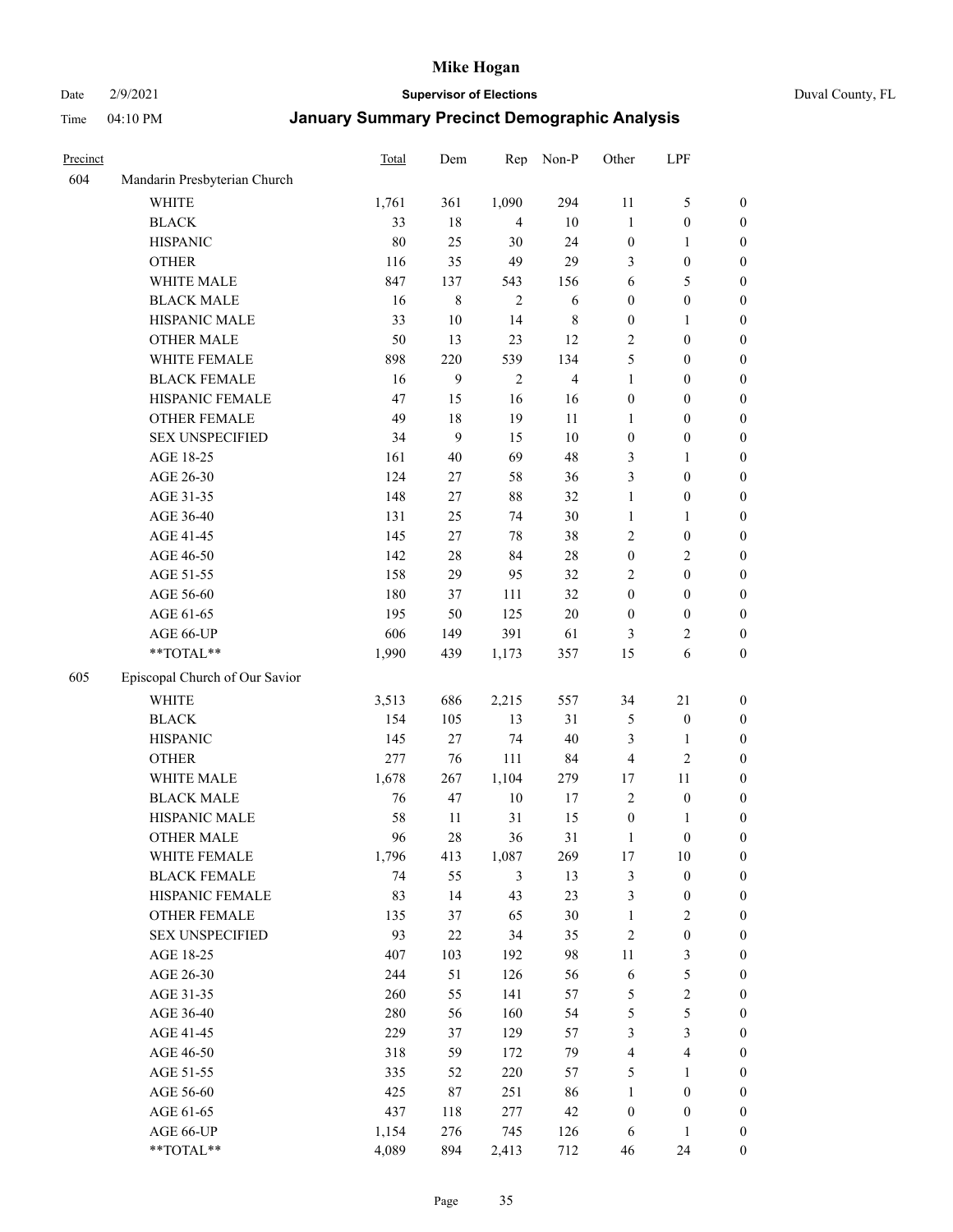# Mike Hogan

Date 2/9/2021 **Supervisor of Elections** Duval County, FL

Time 04:10 PM **January Summary Precinct Demographic Analysis**

| Precinct | | Total | Dem | Rep | Non-P | Other | LPF | |
|---|---|---|---|---|---|---|---|---|
| 604 | Mandarin Presbyterian Church | | | | | | | |
| | WHITE | 1,761 | 361 | 1,090 | 294 | 11 | 5 | 0 |
| | BLACK | 33 | 18 | 4 | 10 | 1 | 0 | 0 |
| | HISPANIC | 80 | 25 | 30 | 24 | 0 | 1 | 0 |
| | OTHER | 116 | 35 | 49 | 29 | 3 | 0 | 0 |
| | WHITE MALE | 847 | 137 | 543 | 156 | 6 | 5 | 0 |
| | BLACK MALE | 16 | 8 | 2 | 6 | 0 | 0 | 0 |
| | HISPANIC MALE | 33 | 10 | 14 | 8 | 0 | 1 | 0 |
| | OTHER MALE | 50 | 13 | 23 | 12 | 2 | 0 | 0 |
| | WHITE FEMALE | 898 | 220 | 539 | 134 | 5 | 0 | 0 |
| | BLACK FEMALE | 16 | 9 | 2 | 4 | 1 | 0 | 0 |
| | HISPANIC FEMALE | 47 | 15 | 16 | 16 | 0 | 0 | 0 |
| | OTHER FEMALE | 49 | 18 | 19 | 11 | 1 | 0 | 0 |
| | SEX UNSPECIFIED | 34 | 9 | 15 | 10 | 0 | 0 | 0 |
| | AGE 18-25 | 161 | 40 | 69 | 48 | 3 | 1 | 0 |
| | AGE 26-30 | 124 | 27 | 58 | 36 | 3 | 0 | 0 |
| | AGE 31-35 | 148 | 27 | 88 | 32 | 1 | 0 | 0 |
| | AGE 36-40 | 131 | 25 | 74 | 30 | 1 | 1 | 0 |
| | AGE 41-45 | 145 | 27 | 78 | 38 | 2 | 0 | 0 |
| | AGE 46-50 | 142 | 28 | 84 | 28 | 0 | 2 | 0 |
| | AGE 51-55 | 158 | 29 | 95 | 32 | 2 | 0 | 0 |
| | AGE 56-60 | 180 | 37 | 111 | 32 | 0 | 0 | 0 |
| | AGE 61-65 | 195 | 50 | 125 | 20 | 0 | 0 | 0 |
| | AGE 66-UP | 606 | 149 | 391 | 61 | 3 | 2 | 0 |
| | **TOTAL** | 1,990 | 439 | 1,173 | 357 | 15 | 6 | 0 |
| 605 | Episcopal Church of Our Savior | | | | | | | |
| | WHITE | 3,513 | 686 | 2,215 | 557 | 34 | 21 | 0 |
| | BLACK | 154 | 105 | 13 | 31 | 5 | 0 | 0 |
| | HISPANIC | 145 | 27 | 74 | 40 | 3 | 1 | 0 |
| | OTHER | 277 | 76 | 111 | 84 | 4 | 2 | 0 |
| | WHITE MALE | 1,678 | 267 | 1,104 | 279 | 17 | 11 | 0 |
| | BLACK MALE | 76 | 47 | 10 | 17 | 2 | 0 | 0 |
| | HISPANIC MALE | 58 | 11 | 31 | 15 | 0 | 1 | 0 |
| | OTHER MALE | 96 | 28 | 36 | 31 | 1 | 0 | 0 |
| | WHITE FEMALE | 1,796 | 413 | 1,087 | 269 | 17 | 10 | 0 |
| | BLACK FEMALE | 74 | 55 | 3 | 13 | 3 | 0 | 0 |
| | HISPANIC FEMALE | 83 | 14 | 43 | 23 | 3 | 0 | 0 |
| | OTHER FEMALE | 135 | 37 | 65 | 30 | 1 | 2 | 0 |
| | SEX UNSPECIFIED | 93 | 22 | 34 | 35 | 2 | 0 | 0 |
| | AGE 18-25 | 407 | 103 | 192 | 98 | 11 | 3 | 0 |
| | AGE 26-30 | 244 | 51 | 126 | 56 | 6 | 5 | 0 |
| | AGE 31-35 | 260 | 55 | 141 | 57 | 5 | 2 | 0 |
| | AGE 36-40 | 280 | 56 | 160 | 54 | 5 | 5 | 0 |
| | AGE 41-45 | 229 | 37 | 129 | 57 | 3 | 3 | 0 |
| | AGE 46-50 | 318 | 59 | 172 | 79 | 4 | 4 | 0 |
| | AGE 51-55 | 335 | 52 | 220 | 57 | 5 | 1 | 0 |
| | AGE 56-60 | 425 | 87 | 251 | 86 | 1 | 0 | 0 |
| | AGE 61-65 | 437 | 118 | 277 | 42 | 0 | 0 | 0 |
| | AGE 66-UP | 1,154 | 276 | 745 | 126 | 6 | 1 | 0 |
| | **TOTAL** | 4,089 | 894 | 2,413 | 712 | 46 | 24 | 0 |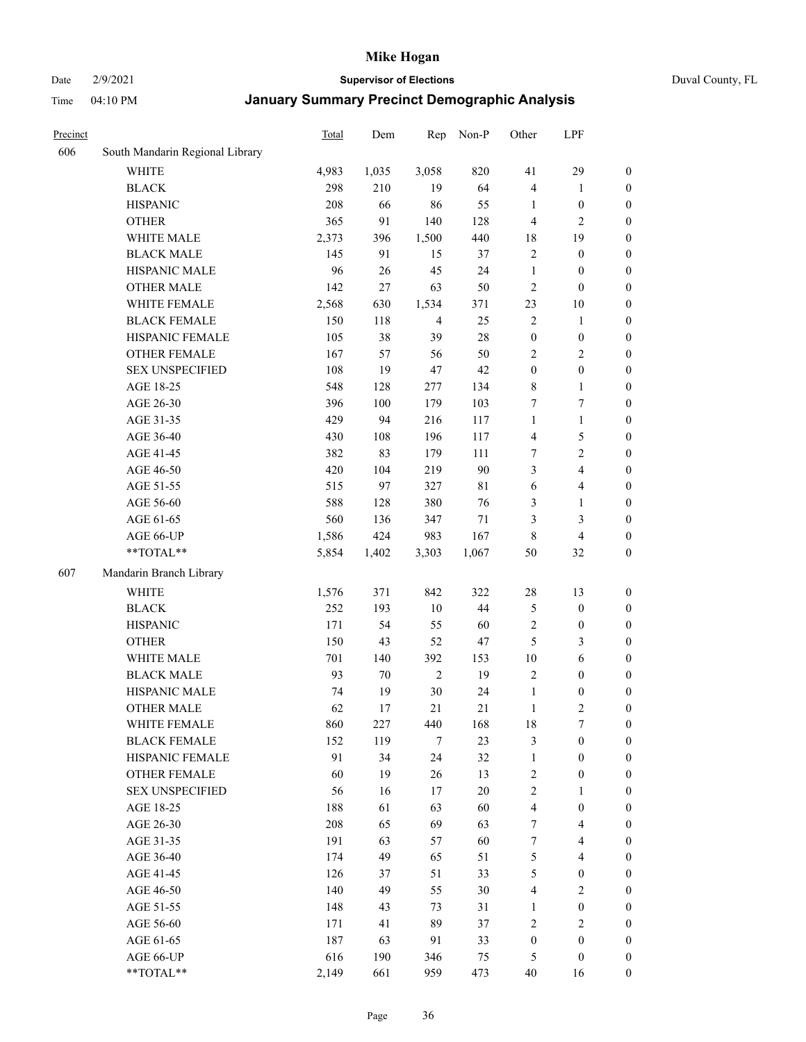# Mike Hogan

Date 2/9/2021 **Supervisor of Elections** Duval County, FL

Time 04:10 PM **January Summary Precinct Demographic Analysis**

| Precinct | | Total | Dem | Rep | Non-P | Other | LPF | |
|---|---|---|---|---|---|---|---|---|
| 606 | South Mandarin Regional Library | | | | | | | |
| | WHITE | 4,983 | 1,035 | 3,058 | 820 | 41 | 29 | 0 |
| | BLACK | 298 | 210 | 19 | 64 | 4 | 1 | 0 |
| | HISPANIC | 208 | 66 | 86 | 55 | 1 | 0 | 0 |
| | OTHER | 365 | 91 | 140 | 128 | 4 | 2 | 0 |
| | WHITE MALE | 2,373 | 396 | 1,500 | 440 | 18 | 19 | 0 |
| | BLACK MALE | 145 | 91 | 15 | 37 | 2 | 0 | 0 |
| | HISPANIC MALE | 96 | 26 | 45 | 24 | 1 | 0 | 0 |
| | OTHER MALE | 142 | 27 | 63 | 50 | 2 | 0 | 0 |
| | WHITE FEMALE | 2,568 | 630 | 1,534 | 371 | 23 | 10 | 0 |
| | BLACK FEMALE | 150 | 118 | 4 | 25 | 2 | 1 | 0 |
| | HISPANIC FEMALE | 105 | 38 | 39 | 28 | 0 | 0 | 0 |
| | OTHER FEMALE | 167 | 57 | 56 | 50 | 2 | 2 | 0 |
| | SEX UNSPECIFIED | 108 | 19 | 47 | 42 | 0 | 0 | 0 |
| | AGE 18-25 | 548 | 128 | 277 | 134 | 8 | 1 | 0 |
| | AGE 26-30 | 396 | 100 | 179 | 103 | 7 | 7 | 0 |
| | AGE 31-35 | 429 | 94 | 216 | 117 | 1 | 1 | 0 |
| | AGE 36-40 | 430 | 108 | 196 | 117 | 4 | 5 | 0 |
| | AGE 41-45 | 382 | 83 | 179 | 111 | 7 | 2 | 0 |
| | AGE 46-50 | 420 | 104 | 219 | 90 | 3 | 4 | 0 |
| | AGE 51-55 | 515 | 97 | 327 | 81 | 6 | 4 | 0 |
| | AGE 56-60 | 588 | 128 | 380 | 76 | 3 | 1 | 0 |
| | AGE 61-65 | 560 | 136 | 347 | 71 | 3 | 3 | 0 |
| | AGE 66-UP | 1,586 | 424 | 983 | 167 | 8 | 4 | 0 |
| | **TOTAL** | 5,854 | 1,402 | 3,303 | 1,067 | 50 | 32 | 0 |
| 607 | Mandarin Branch Library | | | | | | | |
| | WHITE | 1,576 | 371 | 842 | 322 | 28 | 13 | 0 |
| | BLACK | 252 | 193 | 10 | 44 | 5 | 0 | 0 |
| | HISPANIC | 171 | 54 | 55 | 60 | 2 | 0 | 0 |
| | OTHER | 150 | 43 | 52 | 47 | 5 | 3 | 0 |
| | WHITE MALE | 701 | 140 | 392 | 153 | 10 | 6 | 0 |
| | BLACK MALE | 93 | 70 | 2 | 19 | 2 | 0 | 0 |
| | HISPANIC MALE | 74 | 19 | 30 | 24 | 1 | 0 | 0 |
| | OTHER MALE | 62 | 17 | 21 | 21 | 1 | 2 | 0 |
| | WHITE FEMALE | 860 | 227 | 440 | 168 | 18 | 7 | 0 |
| | BLACK FEMALE | 152 | 119 | 7 | 23 | 3 | 0 | 0 |
| | HISPANIC FEMALE | 91 | 34 | 24 | 32 | 1 | 0 | 0 |
| | OTHER FEMALE | 60 | 19 | 26 | 13 | 2 | 0 | 0 |
| | SEX UNSPECIFIED | 56 | 16 | 17 | 20 | 2 | 1 | 0 |
| | AGE 18-25 | 188 | 61 | 63 | 60 | 4 | 0 | 0 |
| | AGE 26-30 | 208 | 65 | 69 | 63 | 7 | 4 | 0 |
| | AGE 31-35 | 191 | 63 | 57 | 60 | 7 | 4 | 0 |
| | AGE 36-40 | 174 | 49 | 65 | 51 | 5 | 4 | 0 |
| | AGE 41-45 | 126 | 37 | 51 | 33 | 5 | 0 | 0 |
| | AGE 46-50 | 140 | 49 | 55 | 30 | 4 | 2 | 0 |
| | AGE 51-55 | 148 | 43 | 73 | 31 | 1 | 0 | 0 |
| | AGE 56-60 | 171 | 41 | 89 | 37 | 2 | 2 | 0 |
| | AGE 61-65 | 187 | 63 | 91 | 33 | 0 | 0 | 0 |
| | AGE 66-UP | 616 | 190 | 346 | 75 | 5 | 0 | 0 |
| | **TOTAL** | 2,149 | 661 | 959 | 473 | 40 | 16 | 0 |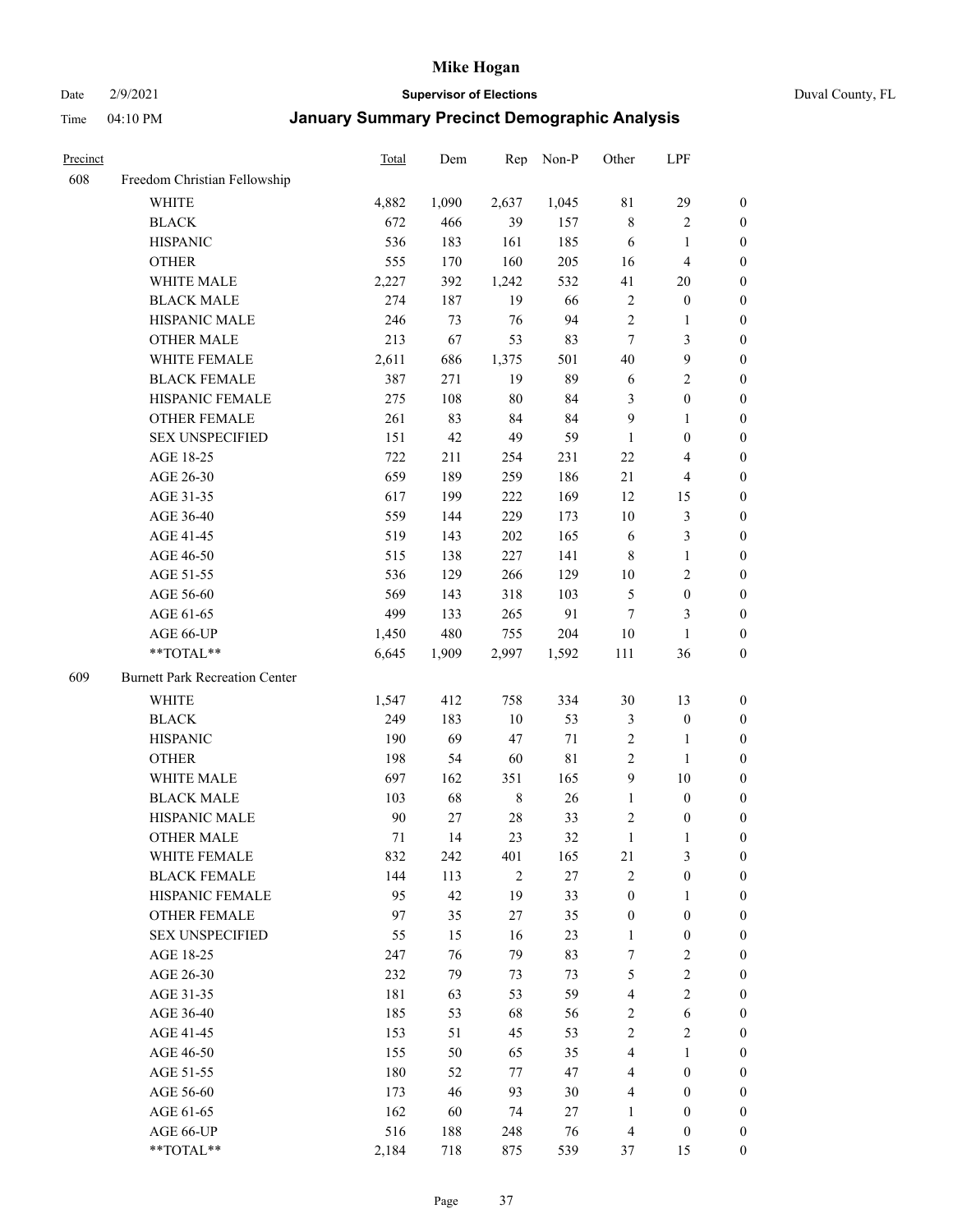# Mike Hogan

Date 2/9/2021 **Supervisor of Elections** Duval County, FL

Time 04:10 PM **January Summary Precinct Demographic Analysis**

| Precinct | | Total | Dem | Rep | Non-P | Other | LPF | |
|---|---|---|---|---|---|---|---|---|
| 608 | Freedom Christian Fellowship | | | | | | | |
| | WHITE | 4,882 | 1,090 | 2,637 | 1,045 | 81 | 29 | 0 |
| | BLACK | 672 | 466 | 39 | 157 | 8 | 2 | 0 |
| | HISPANIC | 536 | 183 | 161 | 185 | 6 | 1 | 0 |
| | OTHER | 555 | 170 | 160 | 205 | 16 | 4 | 0 |
| | WHITE MALE | 2,227 | 392 | 1,242 | 532 | 41 | 20 | 0 |
| | BLACK MALE | 274 | 187 | 19 | 66 | 2 | 0 | 0 |
| | HISPANIC MALE | 246 | 73 | 76 | 94 | 2 | 1 | 0 |
| | OTHER MALE | 213 | 67 | 53 | 83 | 7 | 3 | 0 |
| | WHITE FEMALE | 2,611 | 686 | 1,375 | 501 | 40 | 9 | 0 |
| | BLACK FEMALE | 387 | 271 | 19 | 89 | 6 | 2 | 0 |
| | HISPANIC FEMALE | 275 | 108 | 80 | 84 | 3 | 0 | 0 |
| | OTHER FEMALE | 261 | 83 | 84 | 84 | 9 | 1 | 0 |
| | SEX UNSPECIFIED | 151 | 42 | 49 | 59 | 1 | 0 | 0 |
| | AGE 18-25 | 722 | 211 | 254 | 231 | 22 | 4 | 0 |
| | AGE 26-30 | 659 | 189 | 259 | 186 | 21 | 4 | 0 |
| | AGE 31-35 | 617 | 199 | 222 | 169 | 12 | 15 | 0 |
| | AGE 36-40 | 559 | 144 | 229 | 173 | 10 | 3 | 0 |
| | AGE 41-45 | 519 | 143 | 202 | 165 | 6 | 3 | 0 |
| | AGE 46-50 | 515 | 138 | 227 | 141 | 8 | 1 | 0 |
| | AGE 51-55 | 536 | 129 | 266 | 129 | 10 | 2 | 0 |
| | AGE 56-60 | 569 | 143 | 318 | 103 | 5 | 0 | 0 |
| | AGE 61-65 | 499 | 133 | 265 | 91 | 7 | 3 | 0 |
| | AGE 66-UP | 1,450 | 480 | 755 | 204 | 10 | 1 | 0 |
| | **TOTAL** | 6,645 | 1,909 | 2,997 | 1,592 | 111 | 36 | 0 |
| 609 | Burnett Park Recreation Center | | | | | | | |
| | WHITE | 1,547 | 412 | 758 | 334 | 30 | 13 | 0 |
| | BLACK | 249 | 183 | 10 | 53 | 3 | 0 | 0 |
| | HISPANIC | 190 | 69 | 47 | 71 | 2 | 1 | 0 |
| | OTHER | 198 | 54 | 60 | 81 | 2 | 1 | 0 |
| | WHITE MALE | 697 | 162 | 351 | 165 | 9 | 10 | 0 |
| | BLACK MALE | 103 | 68 | 8 | 26 | 1 | 0 | 0 |
| | HISPANIC MALE | 90 | 27 | 28 | 33 | 2 | 0 | 0 |
| | OTHER MALE | 71 | 14 | 23 | 32 | 1 | 1 | 0 |
| | WHITE FEMALE | 832 | 242 | 401 | 165 | 21 | 3 | 0 |
| | BLACK FEMALE | 144 | 113 | 2 | 27 | 2 | 0 | 0 |
| | HISPANIC FEMALE | 95 | 42 | 19 | 33 | 0 | 1 | 0 |
| | OTHER FEMALE | 97 | 35 | 27 | 35 | 0 | 0 | 0 |
| | SEX UNSPECIFIED | 55 | 15 | 16 | 23 | 1 | 0 | 0 |
| | AGE 18-25 | 247 | 76 | 79 | 83 | 7 | 2 | 0 |
| | AGE 26-30 | 232 | 79 | 73 | 73 | 5 | 2 | 0 |
| | AGE 31-35 | 181 | 63 | 53 | 59 | 4 | 2 | 0 |
| | AGE 36-40 | 185 | 53 | 68 | 56 | 2 | 6 | 0 |
| | AGE 41-45 | 153 | 51 | 45 | 53 | 2 | 2 | 0 |
| | AGE 46-50 | 155 | 50 | 65 | 35 | 4 | 1 | 0 |
| | AGE 51-55 | 180 | 52 | 77 | 47 | 4 | 0 | 0 |
| | AGE 56-60 | 173 | 46 | 93 | 30 | 4 | 0 | 0 |
| | AGE 61-65 | 162 | 60 | 74 | 27 | 1 | 0 | 0 |
| | AGE 66-UP | 516 | 188 | 248 | 76 | 4 | 0 | 0 |
| | **TOTAL** | 2,184 | 718 | 875 | 539 | 37 | 15 | 0 |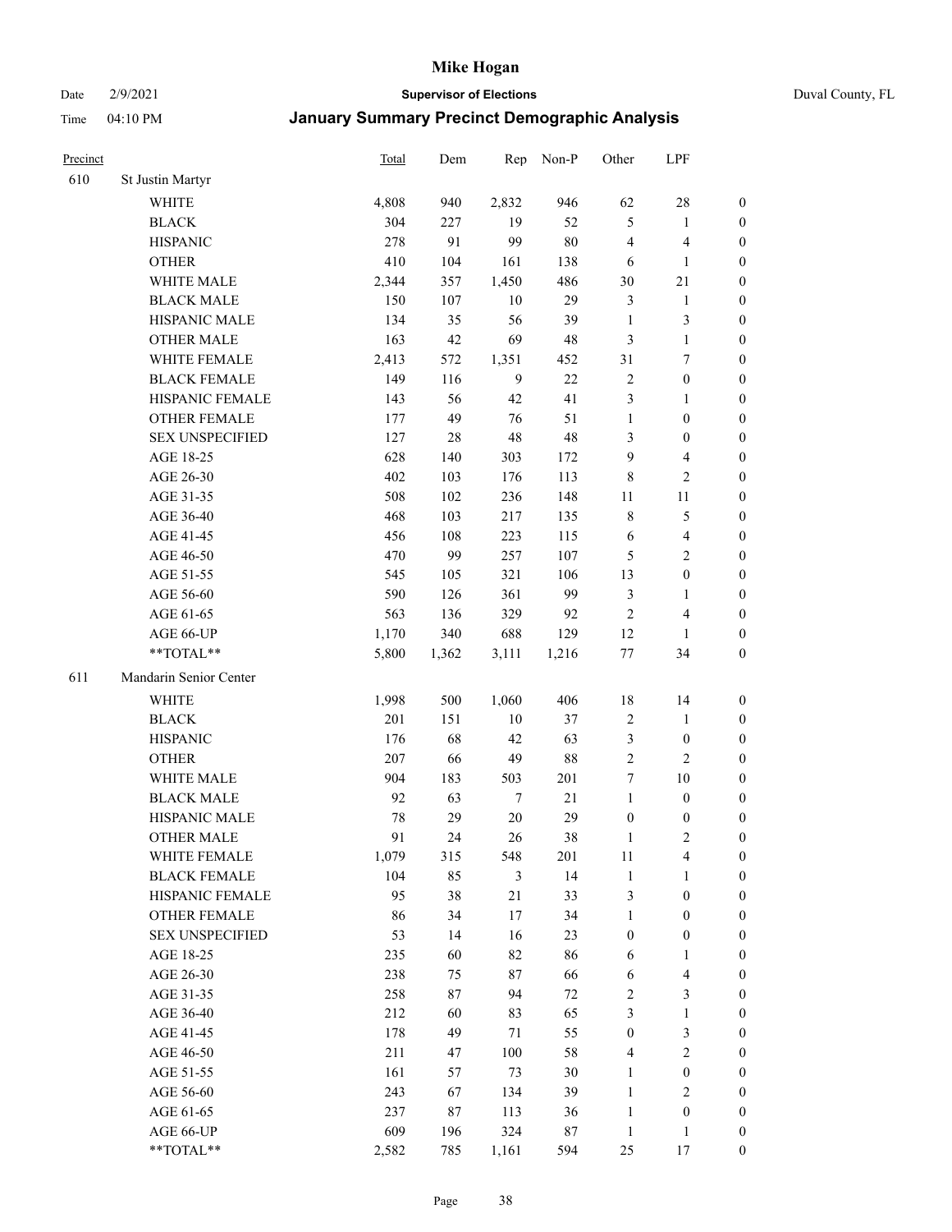# Mike Hogan

Date 2/9/2021 **Supervisor of Elections** Duval County, FL

Time 04:10 PM **January Summary Precinct Demographic Analysis**

| Precinct | | Total | Dem | Rep | Non-P | Other | LPF | |
|---|---|---|---|---|---|---|---|---|
| 610 | St Justin Martyr | | | | | | | |
| | WHITE | 4,808 | 940 | 2,832 | 946 | 62 | 28 | 0 |
| | BLACK | 304 | 227 | 19 | 52 | 5 | 1 | 0 |
| | HISPANIC | 278 | 91 | 99 | 80 | 4 | 4 | 0 |
| | OTHER | 410 | 104 | 161 | 138 | 6 | 1 | 0 |
| | WHITE MALE | 2,344 | 357 | 1,450 | 486 | 30 | 21 | 0 |
| | BLACK MALE | 150 | 107 | 10 | 29 | 3 | 1 | 0 |
| | HISPANIC MALE | 134 | 35 | 56 | 39 | 1 | 3 | 0 |
| | OTHER MALE | 163 | 42 | 69 | 48 | 3 | 1 | 0 |
| | WHITE FEMALE | 2,413 | 572 | 1,351 | 452 | 31 | 7 | 0 |
| | BLACK FEMALE | 149 | 116 | 9 | 22 | 2 | 0 | 0 |
| | HISPANIC FEMALE | 143 | 56 | 42 | 41 | 3 | 1 | 0 |
| | OTHER FEMALE | 177 | 49 | 76 | 51 | 1 | 0 | 0 |
| | SEX UNSPECIFIED | 127 | 28 | 48 | 48 | 3 | 0 | 0 |
| | AGE 18-25 | 628 | 140 | 303 | 172 | 9 | 4 | 0 |
| | AGE 26-30 | 402 | 103 | 176 | 113 | 8 | 2 | 0 |
| | AGE 31-35 | 508 | 102 | 236 | 148 | 11 | 11 | 0 |
| | AGE 36-40 | 468 | 103 | 217 | 135 | 8 | 5 | 0 |
| | AGE 41-45 | 456 | 108 | 223 | 115 | 6 | 4 | 0 |
| | AGE 46-50 | 470 | 99 | 257 | 107 | 5 | 2 | 0 |
| | AGE 51-55 | 545 | 105 | 321 | 106 | 13 | 0 | 0 |
| | AGE 56-60 | 590 | 126 | 361 | 99 | 3 | 1 | 0 |
| | AGE 61-65 | 563 | 136 | 329 | 92 | 2 | 4 | 0 |
| | AGE 66-UP | 1,170 | 340 | 688 | 129 | 12 | 1 | 0 |
| | **TOTAL** | 5,800 | 1,362 | 3,111 | 1,216 | 77 | 34 | 0 |
| 611 | Mandarin Senior Center | | | | | | | |
| | WHITE | 1,998 | 500 | 1,060 | 406 | 18 | 14 | 0 |
| | BLACK | 201 | 151 | 10 | 37 | 2 | 1 | 0 |
| | HISPANIC | 176 | 68 | 42 | 63 | 3 | 0 | 0 |
| | OTHER | 207 | 66 | 49 | 88 | 2 | 2 | 0 |
| | WHITE MALE | 904 | 183 | 503 | 201 | 7 | 10 | 0 |
| | BLACK MALE | 92 | 63 | 7 | 21 | 1 | 0 | 0 |
| | HISPANIC MALE | 78 | 29 | 20 | 29 | 0 | 0 | 0 |
| | OTHER MALE | 91 | 24 | 26 | 38 | 1 | 2 | 0 |
| | WHITE FEMALE | 1,079 | 315 | 548 | 201 | 11 | 4 | 0 |
| | BLACK FEMALE | 104 | 85 | 3 | 14 | 1 | 1 | 0 |
| | HISPANIC FEMALE | 95 | 38 | 21 | 33 | 3 | 0 | 0 |
| | OTHER FEMALE | 86 | 34 | 17 | 34 | 1 | 0 | 0 |
| | SEX UNSPECIFIED | 53 | 14 | 16 | 23 | 0 | 0 | 0 |
| | AGE 18-25 | 235 | 60 | 82 | 86 | 6 | 1 | 0 |
| | AGE 26-30 | 238 | 75 | 87 | 66 | 6 | 4 | 0 |
| | AGE 31-35 | 258 | 87 | 94 | 72 | 2 | 3 | 0 |
| | AGE 36-40 | 212 | 60 | 83 | 65 | 3 | 1 | 0 |
| | AGE 41-45 | 178 | 49 | 71 | 55 | 0 | 3 | 0 |
| | AGE 46-50 | 211 | 47 | 100 | 58 | 4 | 2 | 0 |
| | AGE 51-55 | 161 | 57 | 73 | 30 | 1 | 0 | 0 |
| | AGE 56-60 | 243 | 67 | 134 | 39 | 1 | 2 | 0 |
| | AGE 61-65 | 237 | 87 | 113 | 36 | 1 | 0 | 0 |
| | AGE 66-UP | 609 | 196 | 324 | 87 | 1 | 1 | 0 |
| | **TOTAL** | 2,582 | 785 | 1,161 | 594 | 25 | 17 | 0 |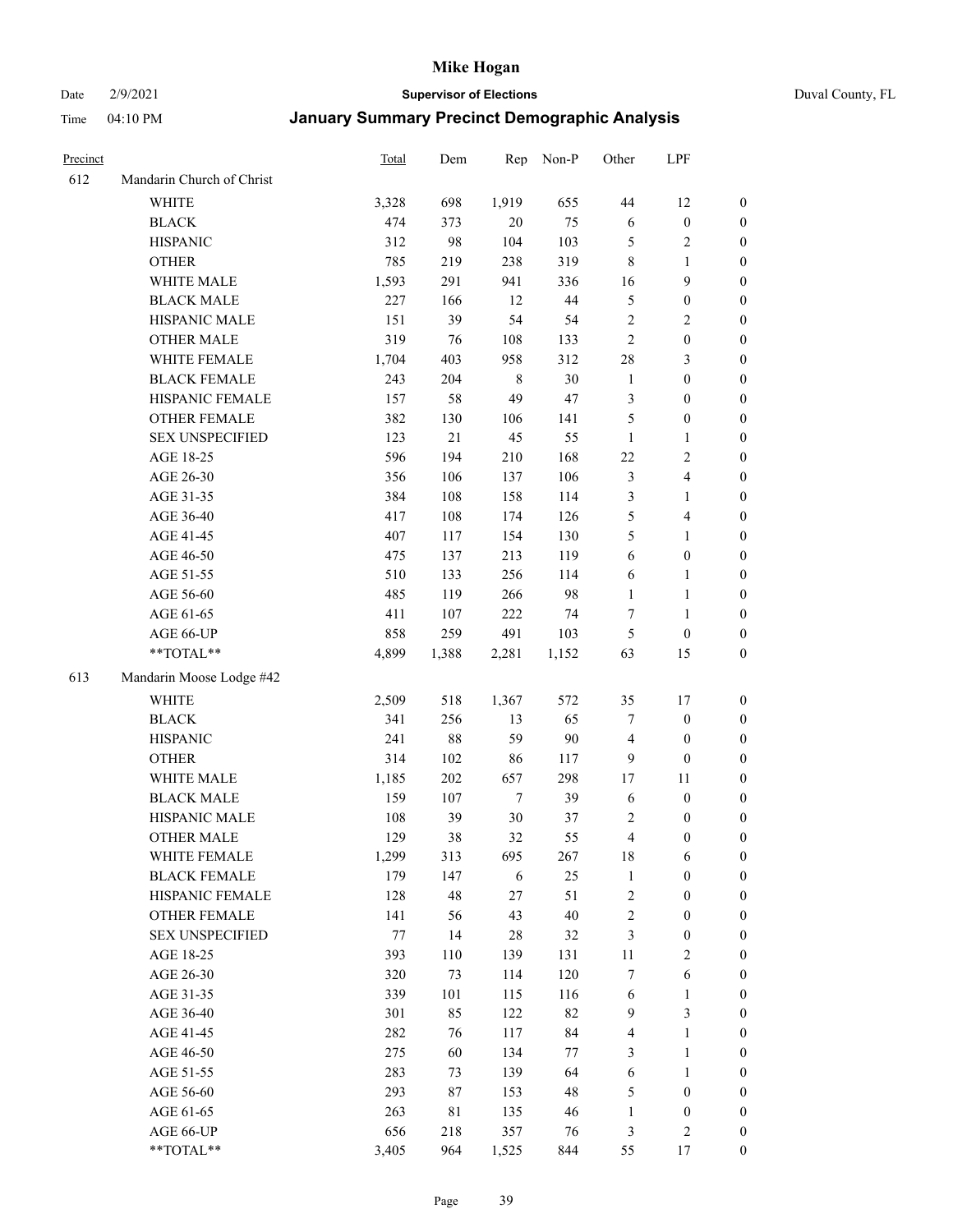# Mike Hogan

Date 2/9/2021 **Supervisor of Elections** Duval County, FL

Time 04:10 PM **January Summary Precinct Demographic Analysis**

| Precinct | | Total | Dem | Rep | Non-P | Other | LPF | |
|---|---|---|---|---|---|---|---|---|
| 612 | Mandarin Church of Christ | | | | | | | |
| | WHITE | 3,328 | 698 | 1,919 | 655 | 44 | 12 | 0 |
| | BLACK | 474 | 373 | 20 | 75 | 6 | 0 | 0 |
| | HISPANIC | 312 | 98 | 104 | 103 | 5 | 2 | 0 |
| | OTHER | 785 | 219 | 238 | 319 | 8 | 1 | 0 |
| | WHITE MALE | 1,593 | 291 | 941 | 336 | 16 | 9 | 0 |
| | BLACK MALE | 227 | 166 | 12 | 44 | 5 | 0 | 0 |
| | HISPANIC MALE | 151 | 39 | 54 | 54 | 2 | 2 | 0 |
| | OTHER MALE | 319 | 76 | 108 | 133 | 2 | 0 | 0 |
| | WHITE FEMALE | 1,704 | 403 | 958 | 312 | 28 | 3 | 0 |
| | BLACK FEMALE | 243 | 204 | 8 | 30 | 1 | 0 | 0 |
| | HISPANIC FEMALE | 157 | 58 | 49 | 47 | 3 | 0 | 0 |
| | OTHER FEMALE | 382 | 130 | 106 | 141 | 5 | 0 | 0 |
| | SEX UNSPECIFIED | 123 | 21 | 45 | 55 | 1 | 1 | 0 |
| | AGE 18-25 | 596 | 194 | 210 | 168 | 22 | 2 | 0 |
| | AGE 26-30 | 356 | 106 | 137 | 106 | 3 | 4 | 0 |
| | AGE 31-35 | 384 | 108 | 158 | 114 | 3 | 1 | 0 |
| | AGE 36-40 | 417 | 108 | 174 | 126 | 5 | 4 | 0 |
| | AGE 41-45 | 407 | 117 | 154 | 130 | 5 | 1 | 0 |
| | AGE 46-50 | 475 | 137 | 213 | 119 | 6 | 0 | 0 |
| | AGE 51-55 | 510 | 133 | 256 | 114 | 6 | 1 | 0 |
| | AGE 56-60 | 485 | 119 | 266 | 98 | 1 | 1 | 0 |
| | AGE 61-65 | 411 | 107 | 222 | 74 | 7 | 1 | 0 |
| | AGE 66-UP | 858 | 259 | 491 | 103 | 5 | 0 | 0 |
| | **TOTAL** | 4,899 | 1,388 | 2,281 | 1,152 | 63 | 15 | 0 |
| 613 | Mandarin Moose Lodge #42 | | | | | | | |
| | WHITE | 2,509 | 518 | 1,367 | 572 | 35 | 17 | 0 |
| | BLACK | 341 | 256 | 13 | 65 | 7 | 0 | 0 |
| | HISPANIC | 241 | 88 | 59 | 90 | 4 | 0 | 0 |
| | OTHER | 314 | 102 | 86 | 117 | 9 | 0 | 0 |
| | WHITE MALE | 1,185 | 202 | 657 | 298 | 17 | 11 | 0 |
| | BLACK MALE | 159 | 107 | 7 | 39 | 6 | 0 | 0 |
| | HISPANIC MALE | 108 | 39 | 30 | 37 | 2 | 0 | 0 |
| | OTHER MALE | 129 | 38 | 32 | 55 | 4 | 0 | 0 |
| | WHITE FEMALE | 1,299 | 313 | 695 | 267 | 18 | 6 | 0 |
| | BLACK FEMALE | 179 | 147 | 6 | 25 | 1 | 0 | 0 |
| | HISPANIC FEMALE | 128 | 48 | 27 | 51 | 2 | 0 | 0 |
| | OTHER FEMALE | 141 | 56 | 43 | 40 | 2 | 0 | 0 |
| | SEX UNSPECIFIED | 77 | 14 | 28 | 32 | 3 | 0 | 0 |
| | AGE 18-25 | 393 | 110 | 139 | 131 | 11 | 2 | 0 |
| | AGE 26-30 | 320 | 73 | 114 | 120 | 7 | 6 | 0 |
| | AGE 31-35 | 339 | 101 | 115 | 116 | 6 | 1 | 0 |
| | AGE 36-40 | 301 | 85 | 122 | 82 | 9 | 3 | 0 |
| | AGE 41-45 | 282 | 76 | 117 | 84 | 4 | 1 | 0 |
| | AGE 46-50 | 275 | 60 | 134 | 77 | 3 | 1 | 0 |
| | AGE 51-55 | 283 | 73 | 139 | 64 | 6 | 1 | 0 |
| | AGE 56-60 | 293 | 87 | 153 | 48 | 5 | 0 | 0 |
| | AGE 61-65 | 263 | 81 | 135 | 46 | 1 | 0 | 0 |
| | AGE 66-UP | 656 | 218 | 357 | 76 | 3 | 2 | 0 |
| | **TOTAL** | 3,405 | 964 | 1,525 | 844 | 55 | 17 | 0 |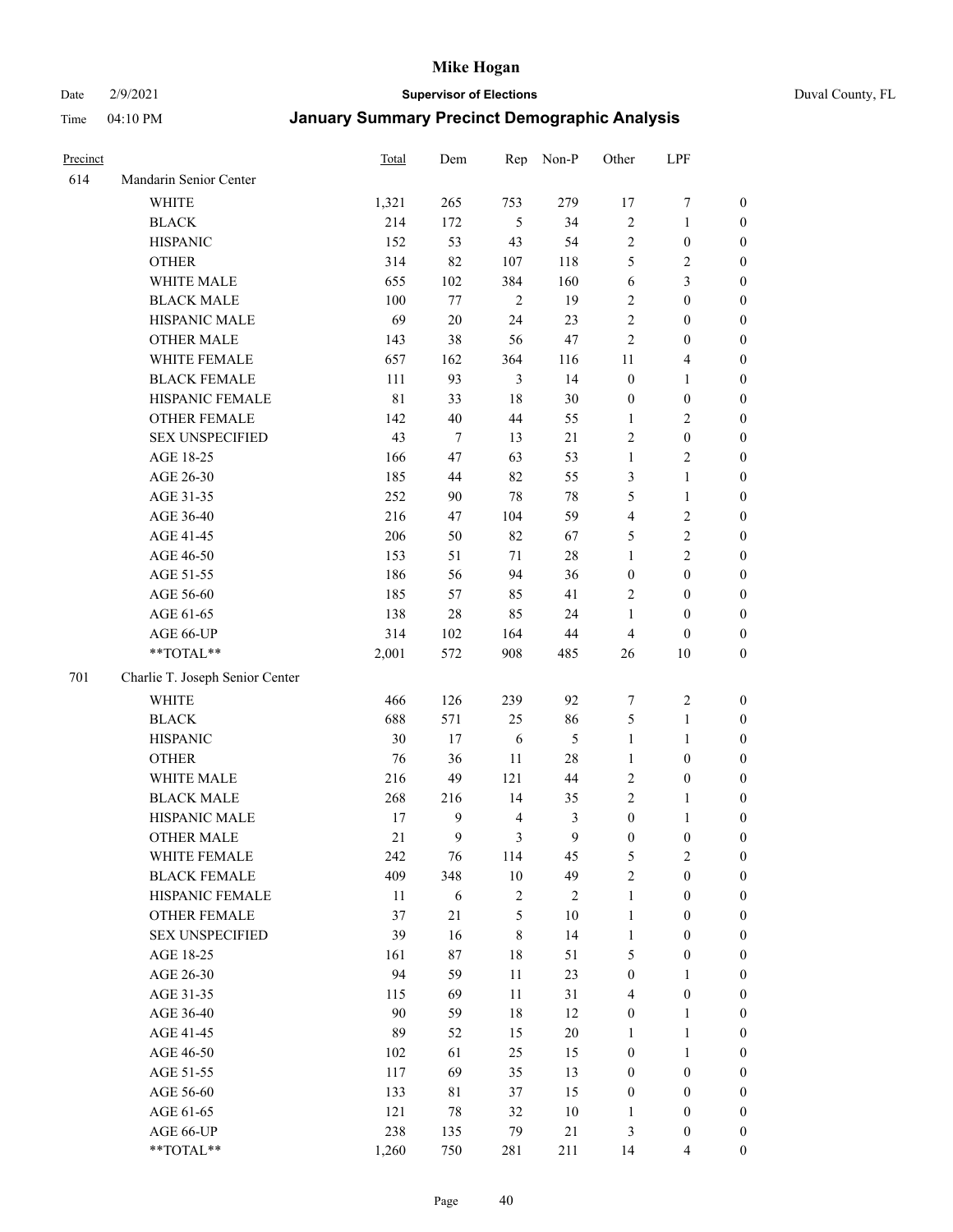| Precinct | | Total | Dem | Rep | Non-P | Other | LPF | |
|---|---|---|---|---|---|---|---|---|
| 614 | Mandarin Senior Center | | | | | | | |
| | WHITE | 1,321 | 265 | 753 | 279 | 17 | 7 | 0 |
| | BLACK | 214 | 172 | 5 | 34 | 2 | 1 | 0 |
| | HISPANIC | 152 | 53 | 43 | 54 | 2 | 0 | 0 |
| | OTHER | 314 | 82 | 107 | 118 | 5 | 2 | 0 |
| | WHITE MALE | 655 | 102 | 384 | 160 | 6 | 3 | 0 |
| | BLACK MALE | 100 | 77 | 2 | 19 | 2 | 0 | 0 |
| | HISPANIC MALE | 69 | 20 | 24 | 23 | 2 | 0 | 0 |
| | OTHER MALE | 143 | 38 | 56 | 47 | 2 | 0 | 0 |
| | WHITE FEMALE | 657 | 162 | 364 | 116 | 11 | 4 | 0 |
| | BLACK FEMALE | 111 | 93 | 3 | 14 | 0 | 1 | 0 |
| | HISPANIC FEMALE | 81 | 33 | 18 | 30 | 0 | 0 | 0 |
| | OTHER FEMALE | 142 | 40 | 44 | 55 | 1 | 2 | 0 |
| | SEX UNSPECIFIED | 43 | 7 | 13 | 21 | 2 | 0 | 0 |
| | AGE 18-25 | 166 | 47 | 63 | 53 | 1 | 2 | 0 |
| | AGE 26-30 | 185 | 44 | 82 | 55 | 3 | 1 | 0 |
| | AGE 31-35 | 252 | 90 | 78 | 78 | 5 | 1 | 0 |
| | AGE 36-40 | 216 | 47 | 104 | 59 | 4 | 2 | 0 |
| | AGE 41-45 | 206 | 50 | 82 | 67 | 5 | 2 | 0 |
| | AGE 46-50 | 153 | 51 | 71 | 28 | 1 | 2 | 0 |
| | AGE 51-55 | 186 | 56 | 94 | 36 | 0 | 0 | 0 |
| | AGE 56-60 | 185 | 57 | 85 | 41 | 2 | 0 | 0 |
| | AGE 61-65 | 138 | 28 | 85 | 24 | 1 | 0 | 0 |
| | AGE 66-UP | 314 | 102 | 164 | 44 | 4 | 0 | 0 |
| | **TOTAL** | 2,001 | 572 | 908 | 485 | 26 | 10 | 0 |
| 701 | Charlie T. Joseph Senior Center | | | | | | | |
| | WHITE | 466 | 126 | 239 | 92 | 7 | 2 | 0 |
| | BLACK | 688 | 571 | 25 | 86 | 5 | 1 | 0 |
| | HISPANIC | 30 | 17 | 6 | 5 | 1 | 1 | 0 |
| | OTHER | 76 | 36 | 11 | 28 | 1 | 0 | 0 |
| | WHITE MALE | 216 | 49 | 121 | 44 | 2 | 0 | 0 |
| | BLACK MALE | 268 | 216 | 14 | 35 | 2 | 1 | 0 |
| | HISPANIC MALE | 17 | 9 | 4 | 3 | 0 | 1 | 0 |
| | OTHER MALE | 21 | 9 | 3 | 9 | 0 | 0 | 0 |
| | WHITE FEMALE | 242 | 76 | 114 | 45 | 5 | 2 | 0 |
| | BLACK FEMALE | 409 | 348 | 10 | 49 | 2 | 0 | 0 |
| | HISPANIC FEMALE | 11 | 6 | 2 | 2 | 1 | 0 | 0 |
| | OTHER FEMALE | 37 | 21 | 5 | 10 | 1 | 0 | 0 |
| | SEX UNSPECIFIED | 39 | 16 | 8 | 14 | 1 | 0 | 0 |
| | AGE 18-25 | 161 | 87 | 18 | 51 | 5 | 0 | 0 |
| | AGE 26-30 | 94 | 59 | 11 | 23 | 0 | 1 | 0 |
| | AGE 31-35 | 115 | 69 | 11 | 31 | 4 | 0 | 0 |
| | AGE 36-40 | 90 | 59 | 18 | 12 | 0 | 1 | 0 |
| | AGE 41-45 | 89 | 52 | 15 | 20 | 1 | 1 | 0 |
| | AGE 46-50 | 102 | 61 | 25 | 15 | 0 | 1 | 0 |
| | AGE 51-55 | 117 | 69 | 35 | 13 | 0 | 0 | 0 |
| | AGE 56-60 | 133 | 81 | 37 | 15 | 0 | 0 | 0 |
| | AGE 61-65 | 121 | 78 | 32 | 10 | 1 | 0 | 0 |
| | AGE 66-UP | 238 | 135 | 79 | 21 | 3 | 0 | 0 |
| | **TOTAL** | 1,260 | 750 | 281 | 211 | 14 | 4 | 0 |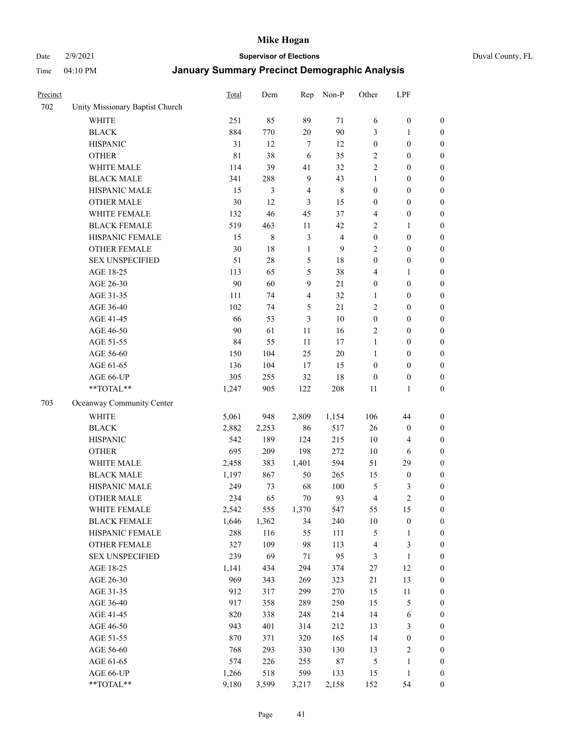# Mike Hogan

Date 2/9/2021 **Supervisor of Elections** Duval County, FL

Time 04:10 PM **January Summary Precinct Demographic Analysis**

| Precinct | | Total | Dem | Rep | Non-P | Other | LPF | |
|---|---|---|---|---|---|---|---|---|
| 702 | Unity Missionary Baptist Church | | | | | | | |
| | WHITE | 251 | 85 | 89 | 71 | 6 | 0 | 0 |
| | BLACK | 884 | 770 | 20 | 90 | 3 | 1 | 0 |
| | HISPANIC | 31 | 12 | 7 | 12 | 0 | 0 | 0 |
| | OTHER | 81 | 38 | 6 | 35 | 2 | 0 | 0 |
| | WHITE MALE | 114 | 39 | 41 | 32 | 2 | 0 | 0 |
| | BLACK MALE | 341 | 288 | 9 | 43 | 1 | 0 | 0 |
| | HISPANIC MALE | 15 | 3 | 4 | 8 | 0 | 0 | 0 |
| | OTHER MALE | 30 | 12 | 3 | 15 | 0 | 0 | 0 |
| | WHITE FEMALE | 132 | 46 | 45 | 37 | 4 | 0 | 0 |
| | BLACK FEMALE | 519 | 463 | 11 | 42 | 2 | 1 | 0 |
| | HISPANIC FEMALE | 15 | 8 | 3 | 4 | 0 | 0 | 0 |
| | OTHER FEMALE | 30 | 18 | 1 | 9 | 2 | 0 | 0 |
| | SEX UNSPECIFIED | 51 | 28 | 5 | 18 | 0 | 0 | 0 |
| | AGE 18-25 | 113 | 65 | 5 | 38 | 4 | 1 | 0 |
| | AGE 26-30 | 90 | 60 | 9 | 21 | 0 | 0 | 0 |
| | AGE 31-35 | 111 | 74 | 4 | 32 | 1 | 0 | 0 |
| | AGE 36-40 | 102 | 74 | 5 | 21 | 2 | 0 | 0 |
| | AGE 41-45 | 66 | 53 | 3 | 10 | 0 | 0 | 0 |
| | AGE 46-50 | 90 | 61 | 11 | 16 | 2 | 0 | 0 |
| | AGE 51-55 | 84 | 55 | 11 | 17 | 1 | 0 | 0 |
| | AGE 56-60 | 150 | 104 | 25 | 20 | 1 | 0 | 0 |
| | AGE 61-65 | 136 | 104 | 17 | 15 | 0 | 0 | 0 |
| | AGE 66-UP | 305 | 255 | 32 | 18 | 0 | 0 | 0 |
| | **TOTAL** | 1,247 | 905 | 122 | 208 | 11 | 1 | 0 |
| 703 | Oceanway Community Center | | | | | | | |
| | WHITE | 5,061 | 948 | 2,809 | 1,154 | 106 | 44 | 0 |
| | BLACK | 2,882 | 2,253 | 86 | 517 | 26 | 0 | 0 |
| | HISPANIC | 542 | 189 | 124 | 215 | 10 | 4 | 0 |
| | OTHER | 695 | 209 | 198 | 272 | 10 | 6 | 0 |
| | WHITE MALE | 2,458 | 383 | 1,401 | 594 | 51 | 29 | 0 |
| | BLACK MALE | 1,197 | 867 | 50 | 265 | 15 | 0 | 0 |
| | HISPANIC MALE | 249 | 73 | 68 | 100 | 5 | 3 | 0 |
| | OTHER MALE | 234 | 65 | 70 | 93 | 4 | 2 | 0 |
| | WHITE FEMALE | 2,542 | 555 | 1,370 | 547 | 55 | 15 | 0 |
| | BLACK FEMALE | 1,646 | 1,362 | 34 | 240 | 10 | 0 | 0 |
| | HISPANIC FEMALE | 288 | 116 | 55 | 111 | 5 | 1 | 0 |
| | OTHER FEMALE | 327 | 109 | 98 | 113 | 4 | 3 | 0 |
| | SEX UNSPECIFIED | 239 | 69 | 71 | 95 | 3 | 1 | 0 |
| | AGE 18-25 | 1,141 | 434 | 294 | 374 | 27 | 12 | 0 |
| | AGE 26-30 | 969 | 343 | 269 | 323 | 21 | 13 | 0 |
| | AGE 31-35 | 912 | 317 | 299 | 270 | 15 | 11 | 0 |
| | AGE 36-40 | 917 | 358 | 289 | 250 | 15 | 5 | 0 |
| | AGE 41-45 | 820 | 338 | 248 | 214 | 14 | 6 | 0 |
| | AGE 46-50 | 943 | 401 | 314 | 212 | 13 | 3 | 0 |
| | AGE 51-55 | 870 | 371 | 320 | 165 | 14 | 0 | 0 |
| | AGE 56-60 | 768 | 293 | 330 | 130 | 13 | 2 | 0 |
| | AGE 61-65 | 574 | 226 | 255 | 87 | 5 | 1 | 0 |
| | AGE 66-UP | 1,266 | 518 | 599 | 133 | 15 | 1 | 0 |
| | **TOTAL** | 9,180 | 3,599 | 3,217 | 2,158 | 152 | 54 | 0 |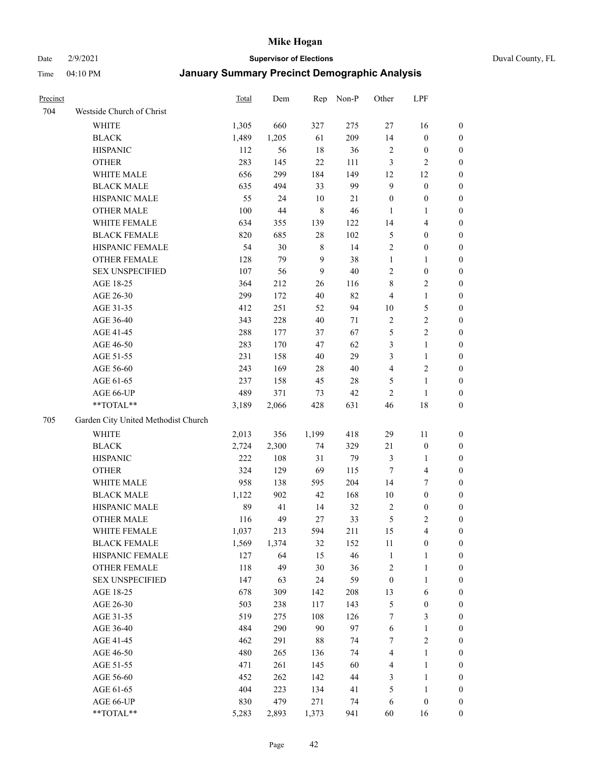# Mike Hogan

Date 2/9/2021 **Supervisor of Elections** Duval County, FL

Time 04:10 PM **January Summary Precinct Demographic Analysis**

| Precinct | | Total | Dem | Rep | Non-P | Other | LPF | |
|---|---|---|---|---|---|---|---|---|
| 704 | Westside Church of Christ | | | | | | | |
| | WHITE | 1,305 | 660 | 327 | 275 | 27 | 16 | 0 |
| | BLACK | 1,489 | 1,205 | 61 | 209 | 14 | 0 | 0 |
| | HISPANIC | 112 | 56 | 18 | 36 | 2 | 0 | 0 |
| | OTHER | 283 | 145 | 22 | 111 | 3 | 2 | 0 |
| | WHITE MALE | 656 | 299 | 184 | 149 | 12 | 12 | 0 |
| | BLACK MALE | 635 | 494 | 33 | 99 | 9 | 0 | 0 |
| | HISPANIC MALE | 55 | 24 | 10 | 21 | 0 | 0 | 0 |
| | OTHER MALE | 100 | 44 | 8 | 46 | 1 | 1 | 0 |
| | WHITE FEMALE | 634 | 355 | 139 | 122 | 14 | 4 | 0 |
| | BLACK FEMALE | 820 | 685 | 28 | 102 | 5 | 0 | 0 |
| | HISPANIC FEMALE | 54 | 30 | 8 | 14 | 2 | 0 | 0 |
| | OTHER FEMALE | 128 | 79 | 9 | 38 | 1 | 1 | 0 |
| | SEX UNSPECIFIED | 107 | 56 | 9 | 40 | 2 | 0 | 0 |
| | AGE 18-25 | 364 | 212 | 26 | 116 | 8 | 2 | 0 |
| | AGE 26-30 | 299 | 172 | 40 | 82 | 4 | 1 | 0 |
| | AGE 31-35 | 412 | 251 | 52 | 94 | 10 | 5 | 0 |
| | AGE 36-40 | 343 | 228 | 40 | 71 | 2 | 2 | 0 |
| | AGE 41-45 | 288 | 177 | 37 | 67 | 5 | 2 | 0 |
| | AGE 46-50 | 283 | 170 | 47 | 62 | 3 | 1 | 0 |
| | AGE 51-55 | 231 | 158 | 40 | 29 | 3 | 1 | 0 |
| | AGE 56-60 | 243 | 169 | 28 | 40 | 4 | 2 | 0 |
| | AGE 61-65 | 237 | 158 | 45 | 28 | 5 | 1 | 0 |
| | AGE 66-UP | 489 | 371 | 73 | 42 | 2 | 1 | 0 |
| | **TOTAL** | 3,189 | 2,066 | 428 | 631 | 46 | 18 | 0 |
| 705 | Garden City United Methodist Church | | | | | | | |
| | WHITE | 2,013 | 356 | 1,199 | 418 | 29 | 11 | 0 |
| | BLACK | 2,724 | 2,300 | 74 | 329 | 21 | 0 | 0 |
| | HISPANIC | 222 | 108 | 31 | 79 | 3 | 1 | 0 |
| | OTHER | 324 | 129 | 69 | 115 | 7 | 4 | 0 |
| | WHITE MALE | 958 | 138 | 595 | 204 | 14 | 7 | 0 |
| | BLACK MALE | 1,122 | 902 | 42 | 168 | 10 | 0 | 0 |
| | HISPANIC MALE | 89 | 41 | 14 | 32 | 2 | 0 | 0 |
| | OTHER MALE | 116 | 49 | 27 | 33 | 5 | 2 | 0 |
| | WHITE FEMALE | 1,037 | 213 | 594 | 211 | 15 | 4 | 0 |
| | BLACK FEMALE | 1,569 | 1,374 | 32 | 152 | 11 | 0 | 0 |
| | HISPANIC FEMALE | 127 | 64 | 15 | 46 | 1 | 1 | 0 |
| | OTHER FEMALE | 118 | 49 | 30 | 36 | 2 | 1 | 0 |
| | SEX UNSPECIFIED | 147 | 63 | 24 | 59 | 0 | 1 | 0 |
| | AGE 18-25 | 678 | 309 | 142 | 208 | 13 | 6 | 0 |
| | AGE 26-30 | 503 | 238 | 117 | 143 | 5 | 0 | 0 |
| | AGE 31-35 | 519 | 275 | 108 | 126 | 7 | 3 | 0 |
| | AGE 36-40 | 484 | 290 | 90 | 97 | 6 | 1 | 0 |
| | AGE 41-45 | 462 | 291 | 88 | 74 | 7 | 2 | 0 |
| | AGE 46-50 | 480 | 265 | 136 | 74 | 4 | 1 | 0 |
| | AGE 51-55 | 471 | 261 | 145 | 60 | 4 | 1 | 0 |
| | AGE 56-60 | 452 | 262 | 142 | 44 | 3 | 1 | 0 |
| | AGE 61-65 | 404 | 223 | 134 | 41 | 5 | 1 | 0 |
| | AGE 66-UP | 830 | 479 | 271 | 74 | 6 | 0 | 0 |
| | **TOTAL** | 5,283 | 2,893 | 1,373 | 941 | 60 | 16 | 0 |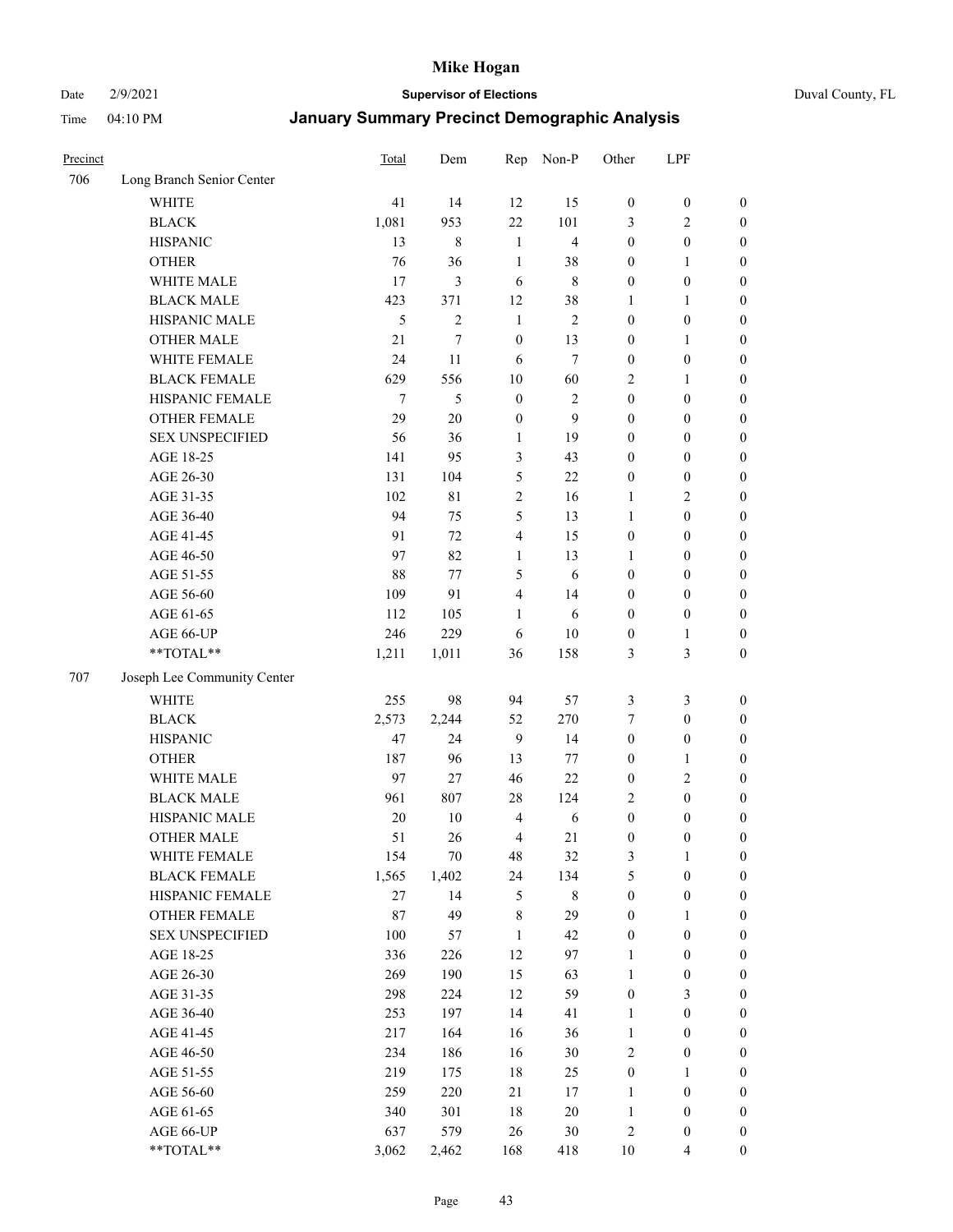Date 2/9/2021 **Supervisor of Elections** Duval County, FL

Time 04:10 PM **January Summary Precinct Demographic Analysis**

| Precinct | | Total | Dem | Rep | Non-P | Other | LPF | |
|---|---|---|---|---|---|---|---|---|
| 706 | Long Branch Senior Center | | | | | | | |
| | WHITE | 41 | 14 | 12 | 15 | 0 | 0 | 0 |
| | BLACK | 1,081 | 953 | 22 | 101 | 3 | 2 | 0 |
| | HISPANIC | 13 | 8 | 1 | 4 | 0 | 0 | 0 |
| | OTHER | 76 | 36 | 1 | 38 | 0 | 1 | 0 |
| | WHITE MALE | 17 | 3 | 6 | 8 | 0 | 0 | 0 |
| | BLACK MALE | 423 | 371 | 12 | 38 | 1 | 1 | 0 |
| | HISPANIC MALE | 5 | 2 | 1 | 2 | 0 | 0 | 0 |
| | OTHER MALE | 21 | 7 | 0 | 13 | 0 | 1 | 0 |
| | WHITE FEMALE | 24 | 11 | 6 | 7 | 0 | 0 | 0 |
| | BLACK FEMALE | 629 | 556 | 10 | 60 | 2 | 1 | 0 |
| | HISPANIC FEMALE | 7 | 5 | 0 | 2 | 0 | 0 | 0 |
| | OTHER FEMALE | 29 | 20 | 0 | 9 | 0 | 0 | 0 |
| | SEX UNSPECIFIED | 56 | 36 | 1 | 19 | 0 | 0 | 0 |
| | AGE 18-25 | 141 | 95 | 3 | 43 | 0 | 0 | 0 |
| | AGE 26-30 | 131 | 104 | 5 | 22 | 0 | 0 | 0 |
| | AGE 31-35 | 102 | 81 | 2 | 16 | 1 | 2 | 0 |
| | AGE 36-40 | 94 | 75 | 5 | 13 | 1 | 0 | 0 |
| | AGE 41-45 | 91 | 72 | 4 | 15 | 0 | 0 | 0 |
| | AGE 46-50 | 97 | 82 | 1 | 13 | 1 | 0 | 0 |
| | AGE 51-55 | 88 | 77 | 5 | 6 | 0 | 0 | 0 |
| | AGE 56-60 | 109 | 91 | 4 | 14 | 0 | 0 | 0 |
| | AGE 61-65 | 112 | 105 | 1 | 6 | 0 | 0 | 0 |
| | AGE 66-UP | 246 | 229 | 6 | 10 | 0 | 1 | 0 |
| | **TOTAL** | 1,211 | 1,011 | 36 | 158 | 3 | 3 | 0 |
| 707 | Joseph Lee Community Center | | | | | | | |
| | WHITE | 255 | 98 | 94 | 57 | 3 | 3 | 0 |
| | BLACK | 2,573 | 2,244 | 52 | 270 | 7 | 0 | 0 |
| | HISPANIC | 47 | 24 | 9 | 14 | 0 | 0 | 0 |
| | OTHER | 187 | 96 | 13 | 77 | 0 | 1 | 0 |
| | WHITE MALE | 97 | 27 | 46 | 22 | 0 | 2 | 0 |
| | BLACK MALE | 961 | 807 | 28 | 124 | 2 | 0 | 0 |
| | HISPANIC MALE | 20 | 10 | 4 | 6 | 0 | 0 | 0 |
| | OTHER MALE | 51 | 26 | 4 | 21 | 0 | 0 | 0 |
| | WHITE FEMALE | 154 | 70 | 48 | 32 | 3 | 1 | 0 |
| | BLACK FEMALE | 1,565 | 1,402 | 24 | 134 | 5 | 0 | 0 |
| | HISPANIC FEMALE | 27 | 14 | 5 | 8 | 0 | 0 | 0 |
| | OTHER FEMALE | 87 | 49 | 8 | 29 | 0 | 1 | 0 |
| | SEX UNSPECIFIED | 100 | 57 | 1 | 42 | 0 | 0 | 0 |
| | AGE 18-25 | 336 | 226 | 12 | 97 | 1 | 0 | 0 |
| | AGE 26-30 | 269 | 190 | 15 | 63 | 1 | 0 | 0 |
| | AGE 31-35 | 298 | 224 | 12 | 59 | 0 | 3 | 0 |
| | AGE 36-40 | 253 | 197 | 14 | 41 | 1 | 0 | 0 |
| | AGE 41-45 | 217 | 164 | 16 | 36 | 1 | 0 | 0 |
| | AGE 46-50 | 234 | 186 | 16 | 30 | 2 | 0 | 0 |
| | AGE 51-55 | 219 | 175 | 18 | 25 | 0 | 1 | 0 |
| | AGE 56-60 | 259 | 220 | 21 | 17 | 1 | 0 | 0 |
| | AGE 61-65 | 340 | 301 | 18 | 20 | 1 | 0 | 0 |
| | AGE 66-UP | 637 | 579 | 26 | 30 | 2 | 0 | 0 |
| | **TOTAL** | 3,062 | 2,462 | 168 | 418 | 10 | 4 | 0 |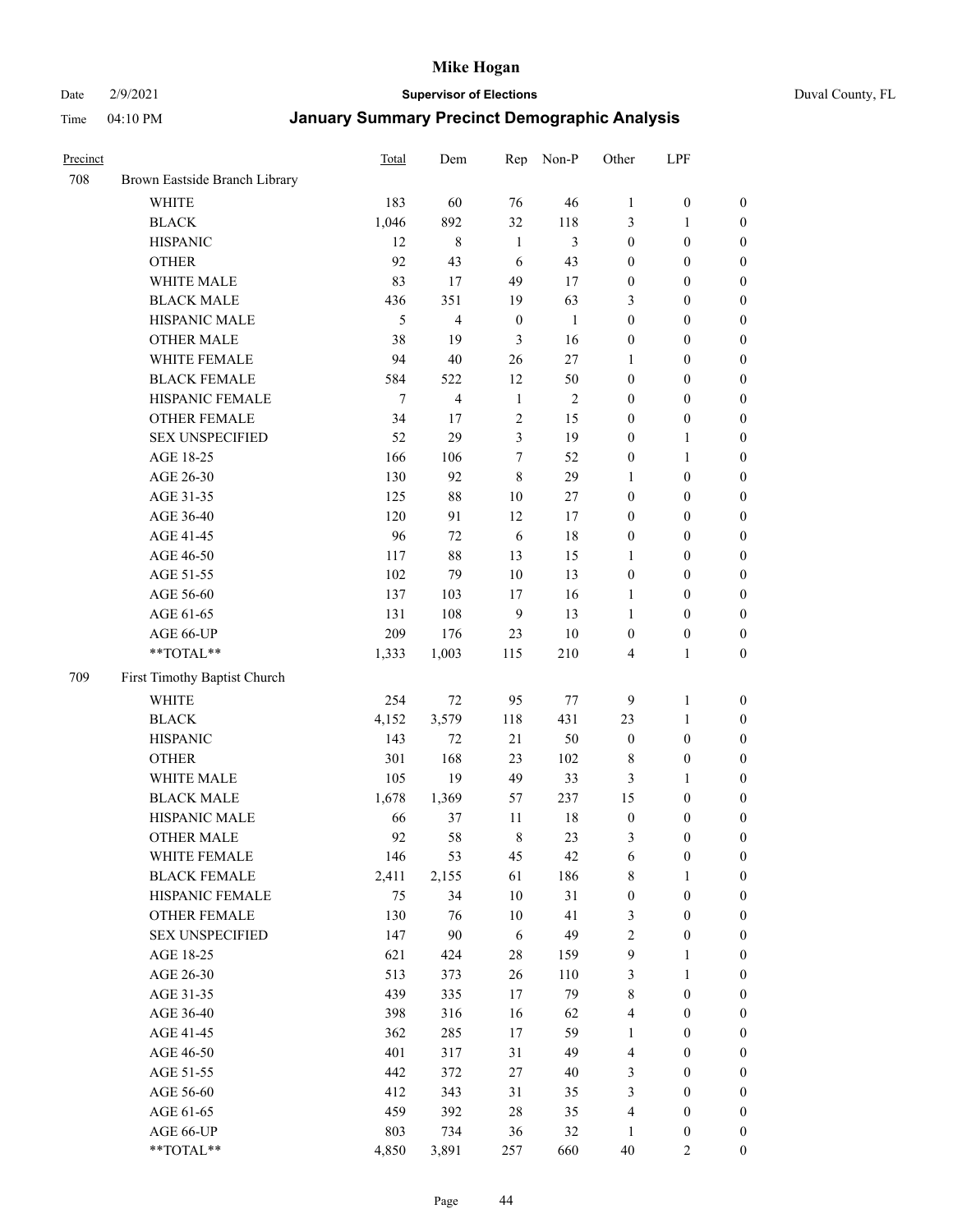# Mike Hogan

Date 2/9/2021 **Supervisor of Elections** Duval County, FL

Time 04:10 PM **January Summary Precinct Demographic Analysis**

| Precinct | | Total | Dem | Rep | Non-P | Other | LPF | |
|---|---|---|---|---|---|---|---|---|
| 708 | Brown Eastside Branch Library | | | | | | | |
| | WHITE | 183 | 60 | 76 | 46 | 1 | 0 | 0 |
| | BLACK | 1,046 | 892 | 32 | 118 | 3 | 1 | 0 |
| | HISPANIC | 12 | 8 | 1 | 3 | 0 | 0 | 0 |
| | OTHER | 92 | 43 | 6 | 43 | 0 | 0 | 0 |
| | WHITE MALE | 83 | 17 | 49 | 17 | 0 | 0 | 0 |
| | BLACK MALE | 436 | 351 | 19 | 63 | 3 | 0 | 0 |
| | HISPANIC MALE | 5 | 4 | 0 | 1 | 0 | 0 | 0 |
| | OTHER MALE | 38 | 19 | 3 | 16 | 0 | 0 | 0 |
| | WHITE FEMALE | 94 | 40 | 26 | 27 | 1 | 0 | 0 |
| | BLACK FEMALE | 584 | 522 | 12 | 50 | 0 | 0 | 0 |
| | HISPANIC FEMALE | 7 | 4 | 1 | 2 | 0 | 0 | 0 |
| | OTHER FEMALE | 34 | 17 | 2 | 15 | 0 | 0 | 0 |
| | SEX UNSPECIFIED | 52 | 29 | 3 | 19 | 0 | 1 | 0 |
| | AGE 18-25 | 166 | 106 | 7 | 52 | 0 | 1 | 0 |
| | AGE 26-30 | 130 | 92 | 8 | 29 | 1 | 0 | 0 |
| | AGE 31-35 | 125 | 88 | 10 | 27 | 0 | 0 | 0 |
| | AGE 36-40 | 120 | 91 | 12 | 17 | 0 | 0 | 0 |
| | AGE 41-45 | 96 | 72 | 6 | 18 | 0 | 0 | 0 |
| | AGE 46-50 | 117 | 88 | 13 | 15 | 1 | 0 | 0 |
| | AGE 51-55 | 102 | 79 | 10 | 13 | 0 | 0 | 0 |
| | AGE 56-60 | 137 | 103 | 17 | 16 | 1 | 0 | 0 |
| | AGE 61-65 | 131 | 108 | 9 | 13 | 1 | 0 | 0 |
| | AGE 66-UP | 209 | 176 | 23 | 10 | 0 | 0 | 0 |
| | **TOTAL** | 1,333 | 1,003 | 115 | 210 | 4 | 1 | 0 |
| 709 | First Timothy Baptist Church | | | | | | | |
| | WHITE | 254 | 72 | 95 | 77 | 9 | 1 | 0 |
| | BLACK | 4,152 | 3,579 | 118 | 431 | 23 | 1 | 0 |
| | HISPANIC | 143 | 72 | 21 | 50 | 0 | 0 | 0 |
| | OTHER | 301 | 168 | 23 | 102 | 8 | 0 | 0 |
| | WHITE MALE | 105 | 19 | 49 | 33 | 3 | 1 | 0 |
| | BLACK MALE | 1,678 | 1,369 | 57 | 237 | 15 | 0 | 0 |
| | HISPANIC MALE | 66 | 37 | 11 | 18 | 0 | 0 | 0 |
| | OTHER MALE | 92 | 58 | 8 | 23 | 3 | 0 | 0 |
| | WHITE FEMALE | 146 | 53 | 45 | 42 | 6 | 0 | 0 |
| | BLACK FEMALE | 2,411 | 2,155 | 61 | 186 | 8 | 1 | 0 |
| | HISPANIC FEMALE | 75 | 34 | 10 | 31 | 0 | 0 | 0 |
| | OTHER FEMALE | 130 | 76 | 10 | 41 | 3 | 0 | 0 |
| | SEX UNSPECIFIED | 147 | 90 | 6 | 49 | 2 | 0 | 0 |
| | AGE 18-25 | 621 | 424 | 28 | 159 | 9 | 1 | 0 |
| | AGE 26-30 | 513 | 373 | 26 | 110 | 3 | 1 | 0 |
| | AGE 31-35 | 439 | 335 | 17 | 79 | 8 | 0 | 0 |
| | AGE 36-40 | 398 | 316 | 16 | 62 | 4 | 0 | 0 |
| | AGE 41-45 | 362 | 285 | 17 | 59 | 1 | 0 | 0 |
| | AGE 46-50 | 401 | 317 | 31 | 49 | 4 | 0 | 0 |
| | AGE 51-55 | 442 | 372 | 27 | 40 | 3 | 0 | 0 |
| | AGE 56-60 | 412 | 343 | 31 | 35 | 3 | 0 | 0 |
| | AGE 61-65 | 459 | 392 | 28 | 35 | 4 | 0 | 0 |
| | AGE 66-UP | 803 | 734 | 36 | 32 | 1 | 0 | 0 |
| | **TOTAL** | 4,850 | 3,891 | 257 | 660 | 40 | 2 | 0 |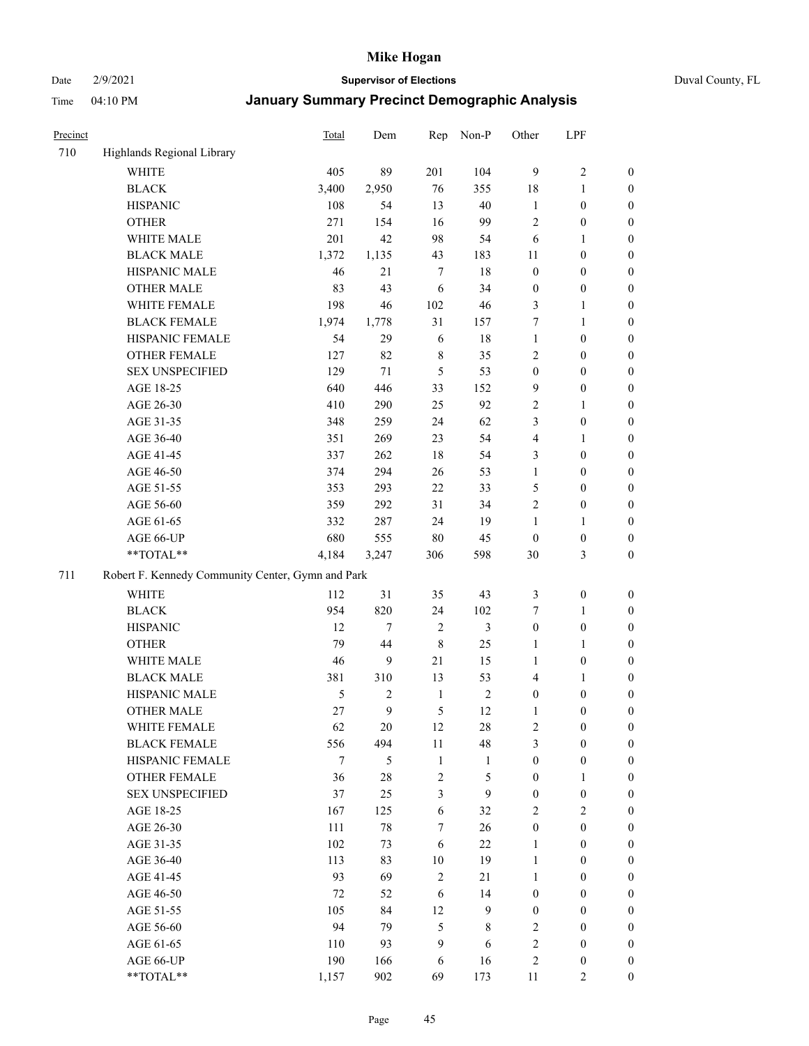| Precinct | | Total | Dem | Rep | Non-P | Other | LPF | |
|---|---|---|---|---|---|---|---|---|
| 710 | Highlands Regional Library | | | | | | | |
| | WHITE | 405 | 89 | 201 | 104 | 9 | 2 | 0 |
| | BLACK | 3,400 | 2,950 | 76 | 355 | 18 | 1 | 0 |
| | HISPANIC | 108 | 54 | 13 | 40 | 1 | 0 | 0 |
| | OTHER | 271 | 154 | 16 | 99 | 2 | 0 | 0 |
| | WHITE MALE | 201 | 42 | 98 | 54 | 6 | 1 | 0 |
| | BLACK MALE | 1,372 | 1,135 | 43 | 183 | 11 | 0 | 0 |
| | HISPANIC MALE | 46 | 21 | 7 | 18 | 0 | 0 | 0 |
| | OTHER MALE | 83 | 43 | 6 | 34 | 0 | 0 | 0 |
| | WHITE FEMALE | 198 | 46 | 102 | 46 | 3 | 1 | 0 |
| | BLACK FEMALE | 1,974 | 1,778 | 31 | 157 | 7 | 1 | 0 |
| | HISPANIC FEMALE | 54 | 29 | 6 | 18 | 1 | 0 | 0 |
| | OTHER FEMALE | 127 | 82 | 8 | 35 | 2 | 0 | 0 |
| | SEX UNSPECIFIED | 129 | 71 | 5 | 53 | 0 | 0 | 0 |
| | AGE 18-25 | 640 | 446 | 33 | 152 | 9 | 0 | 0 |
| | AGE 26-30 | 410 | 290 | 25 | 92 | 2 | 1 | 0 |
| | AGE 31-35 | 348 | 259 | 24 | 62 | 3 | 0 | 0 |
| | AGE 36-40 | 351 | 269 | 23 | 54 | 4 | 1 | 0 |
| | AGE 41-45 | 337 | 262 | 18 | 54 | 3 | 0 | 0 |
| | AGE 46-50 | 374 | 294 | 26 | 53 | 1 | 0 | 0 |
| | AGE 51-55 | 353 | 293 | 22 | 33 | 5 | 0 | 0 |
| | AGE 56-60 | 359 | 292 | 31 | 34 | 2 | 0 | 0 |
| | AGE 61-65 | 332 | 287 | 24 | 19 | 1 | 1 | 0 |
| | AGE 66-UP | 680 | 555 | 80 | 45 | 0 | 0 | 0 |
| | **TOTAL** | 4,184 | 3,247 | 306 | 598 | 30 | 3 | 0 |
| 711 | Robert F. Kennedy Community Center, Gymn and Park | | | | | | | |
| | WHITE | 112 | 31 | 35 | 43 | 3 | 0 | 0 |
| | BLACK | 954 | 820 | 24 | 102 | 7 | 1 | 0 |
| | HISPANIC | 12 | 7 | 2 | 3 | 0 | 0 | 0 |
| | OTHER | 79 | 44 | 8 | 25 | 1 | 1 | 0 |
| | WHITE MALE | 46 | 9 | 21 | 15 | 1 | 0 | 0 |
| | BLACK MALE | 381 | 310 | 13 | 53 | 4 | 1 | 0 |
| | HISPANIC MALE | 5 | 2 | 1 | 2 | 0 | 0 | 0 |
| | OTHER MALE | 27 | 9 | 5 | 12 | 1 | 0 | 0 |
| | WHITE FEMALE | 62 | 20 | 12 | 28 | 2 | 0 | 0 |
| | BLACK FEMALE | 556 | 494 | 11 | 48 | 3 | 0 | 0 |
| | HISPANIC FEMALE | 7 | 5 | 1 | 1 | 0 | 0 | 0 |
| | OTHER FEMALE | 36 | 28 | 2 | 5 | 0 | 1 | 0 |
| | SEX UNSPECIFIED | 37 | 25 | 3 | 9 | 0 | 0 | 0 |
| | AGE 18-25 | 167 | 125 | 6 | 32 | 2 | 2 | 0 |
| | AGE 26-30 | 111 | 78 | 7 | 26 | 0 | 0 | 0 |
| | AGE 31-35 | 102 | 73 | 6 | 22 | 1 | 0 | 0 |
| | AGE 36-40 | 113 | 83 | 10 | 19 | 1 | 0 | 0 |
| | AGE 41-45 | 93 | 69 | 2 | 21 | 1 | 0 | 0 |
| | AGE 46-50 | 72 | 52 | 6 | 14 | 0 | 0 | 0 |
| | AGE 51-55 | 105 | 84 | 12 | 9 | 0 | 0 | 0 |
| | AGE 56-60 | 94 | 79 | 5 | 8 | 2 | 0 | 0 |
| | AGE 61-65 | 110 | 93 | 9 | 6 | 2 | 0 | 0 |
| | AGE 66-UP | 190 | 166 | 6 | 16 | 2 | 0 | 0 |
| | **TOTAL** | 1,157 | 902 | 69 | 173 | 11 | 2 | 0 |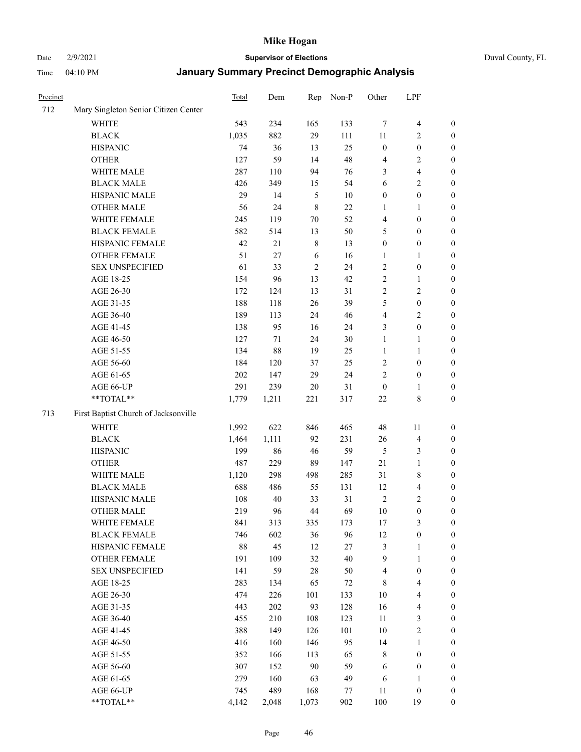| Precinct | | Total | Dem | Rep | Non-P | Other | LPF | |
|---|---|---|---|---|---|---|---|---|
| 712 | Mary Singleton Senior Citizen Center | | | | | | | |
| | WHITE | 543 | 234 | 165 | 133 | 7 | 4 | 0 |
| | BLACK | 1,035 | 882 | 29 | 111 | 11 | 2 | 0 |
| | HISPANIC | 74 | 36 | 13 | 25 | 0 | 0 | 0 |
| | OTHER | 127 | 59 | 14 | 48 | 4 | 2 | 0 |
| | WHITE MALE | 287 | 110 | 94 | 76 | 3 | 4 | 0 |
| | BLACK MALE | 426 | 349 | 15 | 54 | 6 | 2 | 0 |
| | HISPANIC MALE | 29 | 14 | 5 | 10 | 0 | 0 | 0 |
| | OTHER MALE | 56 | 24 | 8 | 22 | 1 | 1 | 0 |
| | WHITE FEMALE | 245 | 119 | 70 | 52 | 4 | 0 | 0 |
| | BLACK FEMALE | 582 | 514 | 13 | 50 | 5 | 0 | 0 |
| | HISPANIC FEMALE | 42 | 21 | 8 | 13 | 0 | 0 | 0 |
| | OTHER FEMALE | 51 | 27 | 6 | 16 | 1 | 1 | 0 |
| | SEX UNSPECIFIED | 61 | 33 | 2 | 24 | 2 | 0 | 0 |
| | AGE 18-25 | 154 | 96 | 13 | 42 | 2 | 1 | 0 |
| | AGE 26-30 | 172 | 124 | 13 | 31 | 2 | 2 | 0 |
| | AGE 31-35 | 188 | 118 | 26 | 39 | 5 | 0 | 0 |
| | AGE 36-40 | 189 | 113 | 24 | 46 | 4 | 2 | 0 |
| | AGE 41-45 | 138 | 95 | 16 | 24 | 3 | 0 | 0 |
| | AGE 46-50 | 127 | 71 | 24 | 30 | 1 | 1 | 0 |
| | AGE 51-55 | 134 | 88 | 19 | 25 | 1 | 1 | 0 |
| | AGE 56-60 | 184 | 120 | 37 | 25 | 2 | 0 | 0 |
| | AGE 61-65 | 202 | 147 | 29 | 24 | 2 | 0 | 0 |
| | AGE 66-UP | 291 | 239 | 20 | 31 | 0 | 1 | 0 |
| | **TOTAL** | 1,779 | 1,211 | 221 | 317 | 22 | 8 | 0 |
| 713 | First Baptist Church of Jacksonville | | | | | | | |
| | WHITE | 1,992 | 622 | 846 | 465 | 48 | 11 | 0 |
| | BLACK | 1,464 | 1,111 | 92 | 231 | 26 | 4 | 0 |
| | HISPANIC | 199 | 86 | 46 | 59 | 5 | 3 | 0 |
| | OTHER | 487 | 229 | 89 | 147 | 21 | 1 | 0 |
| | WHITE MALE | 1,120 | 298 | 498 | 285 | 31 | 8 | 0 |
| | BLACK MALE | 688 | 486 | 55 | 131 | 12 | 4 | 0 |
| | HISPANIC MALE | 108 | 40 | 33 | 31 | 2 | 2 | 0 |
| | OTHER MALE | 219 | 96 | 44 | 69 | 10 | 0 | 0 |
| | WHITE FEMALE | 841 | 313 | 335 | 173 | 17 | 3 | 0 |
| | BLACK FEMALE | 746 | 602 | 36 | 96 | 12 | 0 | 0 |
| | HISPANIC FEMALE | 88 | 45 | 12 | 27 | 3 | 1 | 0 |
| | OTHER FEMALE | 191 | 109 | 32 | 40 | 9 | 1 | 0 |
| | SEX UNSPECIFIED | 141 | 59 | 28 | 50 | 4 | 0 | 0 |
| | AGE 18-25 | 283 | 134 | 65 | 72 | 8 | 4 | 0 |
| | AGE 26-30 | 474 | 226 | 101 | 133 | 10 | 4 | 0 |
| | AGE 31-35 | 443 | 202 | 93 | 128 | 16 | 4 | 0 |
| | AGE 36-40 | 455 | 210 | 108 | 123 | 11 | 3 | 0 |
| | AGE 41-45 | 388 | 149 | 126 | 101 | 10 | 2 | 0 |
| | AGE 46-50 | 416 | 160 | 146 | 95 | 14 | 1 | 0 |
| | AGE 51-55 | 352 | 166 | 113 | 65 | 8 | 0 | 0 |
| | AGE 56-60 | 307 | 152 | 90 | 59 | 6 | 0 | 0 |
| | AGE 61-65 | 279 | 160 | 63 | 49 | 6 | 1 | 0 |
| | AGE 66-UP | 745 | 489 | 168 | 77 | 11 | 0 | 0 |
| | **TOTAL** | 4,142 | 2,048 | 1,073 | 902 | 100 | 19 | 0 |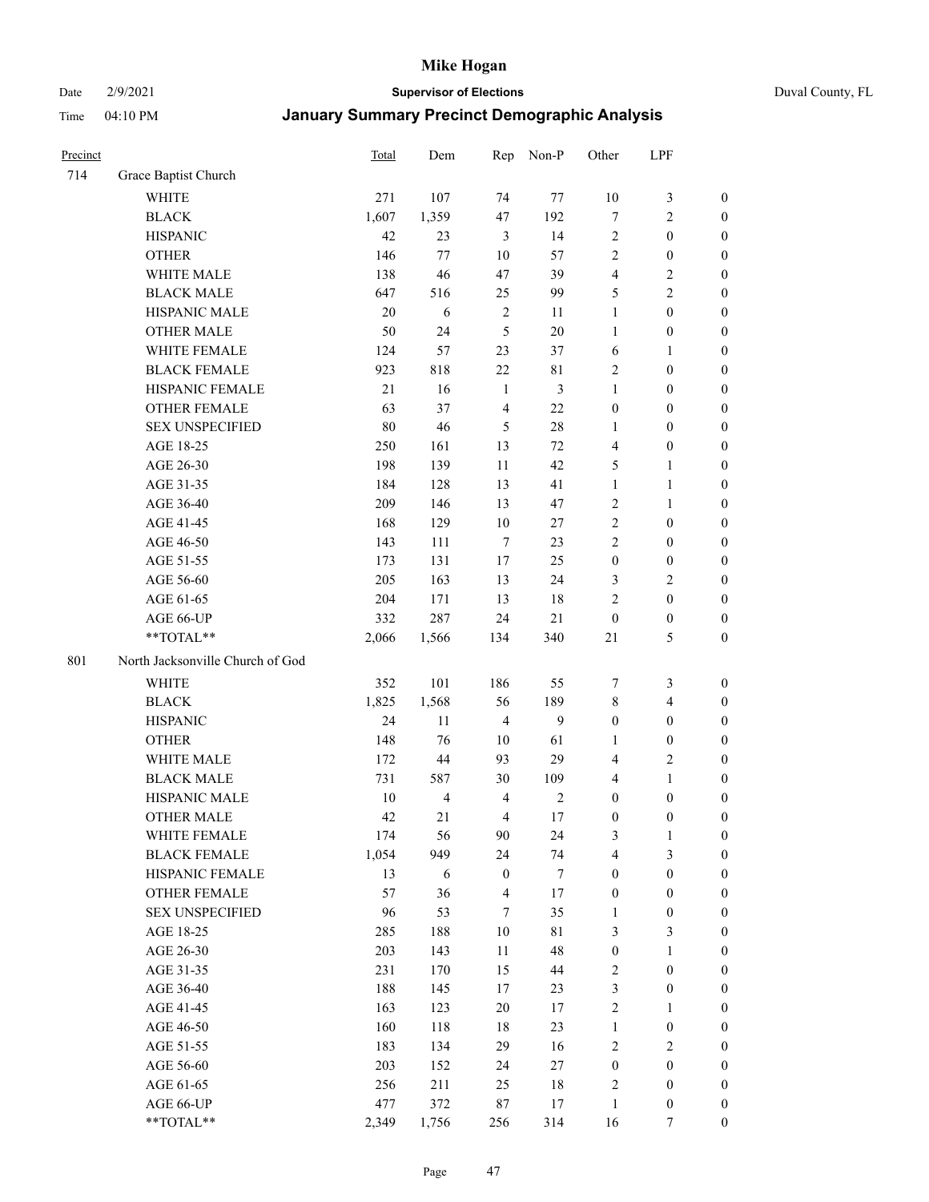# Mike Hogan

Date 2/9/2021 **Supervisor of Elections** Duval County, FL

Time 04:10 PM **January Summary Precinct Demographic Analysis**

| Precinct | | Total | Dem | Rep | Non-P | Other | LPF | |
|---|---|---|---|---|---|---|---|---|
| 714 | Grace Baptist Church | | | | | | | |
| | WHITE | 271 | 107 | 74 | 77 | 10 | 3 | 0 |
| | BLACK | 1,607 | 1,359 | 47 | 192 | 7 | 2 | 0 |
| | HISPANIC | 42 | 23 | 3 | 14 | 2 | 0 | 0 |
| | OTHER | 146 | 77 | 10 | 57 | 2 | 0 | 0 |
| | WHITE MALE | 138 | 46 | 47 | 39 | 4 | 2 | 0 |
| | BLACK MALE | 647 | 516 | 25 | 99 | 5 | 2 | 0 |
| | HISPANIC MALE | 20 | 6 | 2 | 11 | 1 | 0 | 0 |
| | OTHER MALE | 50 | 24 | 5 | 20 | 1 | 0 | 0 |
| | WHITE FEMALE | 124 | 57 | 23 | 37 | 6 | 1 | 0 |
| | BLACK FEMALE | 923 | 818 | 22 | 81 | 2 | 0 | 0 |
| | HISPANIC FEMALE | 21 | 16 | 1 | 3 | 1 | 0 | 0 |
| | OTHER FEMALE | 63 | 37 | 4 | 22 | 0 | 0 | 0 |
| | SEX UNSPECIFIED | 80 | 46 | 5 | 28 | 1 | 0 | 0 |
| | AGE 18-25 | 250 | 161 | 13 | 72 | 4 | 0 | 0 |
| | AGE 26-30 | 198 | 139 | 11 | 42 | 5 | 1 | 0 |
| | AGE 31-35 | 184 | 128 | 13 | 41 | 1 | 1 | 0 |
| | AGE 36-40 | 209 | 146 | 13 | 47 | 2 | 1 | 0 |
| | AGE 41-45 | 168 | 129 | 10 | 27 | 2 | 0 | 0 |
| | AGE 46-50 | 143 | 111 | 7 | 23 | 2 | 0 | 0 |
| | AGE 51-55 | 173 | 131 | 17 | 25 | 0 | 0 | 0 |
| | AGE 56-60 | 205 | 163 | 13 | 24 | 3 | 2 | 0 |
| | AGE 61-65 | 204 | 171 | 13 | 18 | 2 | 0 | 0 |
| | AGE 66-UP | 332 | 287 | 24 | 21 | 0 | 0 | 0 |
| | **TOTAL** | 2,066 | 1,566 | 134 | 340 | 21 | 5 | 0 |
| 801 | North Jacksonville Church of God | | | | | | | |
| | WHITE | 352 | 101 | 186 | 55 | 7 | 3 | 0 |
| | BLACK | 1,825 | 1,568 | 56 | 189 | 8 | 4 | 0 |
| | HISPANIC | 24 | 11 | 4 | 9 | 0 | 0 | 0 |
| | OTHER | 148 | 76 | 10 | 61 | 1 | 0 | 0 |
| | WHITE MALE | 172 | 44 | 93 | 29 | 4 | 2 | 0 |
| | BLACK MALE | 731 | 587 | 30 | 109 | 4 | 1 | 0 |
| | HISPANIC MALE | 10 | 4 | 4 | 2 | 0 | 0 | 0 |
| | OTHER MALE | 42 | 21 | 4 | 17 | 0 | 0 | 0 |
| | WHITE FEMALE | 174 | 56 | 90 | 24 | 3 | 1 | 0 |
| | BLACK FEMALE | 1,054 | 949 | 24 | 74 | 4 | 3 | 0 |
| | HISPANIC FEMALE | 13 | 6 | 0 | 7 | 0 | 0 | 0 |
| | OTHER FEMALE | 57 | 36 | 4 | 17 | 0 | 0 | 0 |
| | SEX UNSPECIFIED | 96 | 53 | 7 | 35 | 1 | 0 | 0 |
| | AGE 18-25 | 285 | 188 | 10 | 81 | 3 | 3 | 0 |
| | AGE 26-30 | 203 | 143 | 11 | 48 | 0 | 1 | 0 |
| | AGE 31-35 | 231 | 170 | 15 | 44 | 2 | 0 | 0 |
| | AGE 36-40 | 188 | 145 | 17 | 23 | 3 | 0 | 0 |
| | AGE 41-45 | 163 | 123 | 20 | 17 | 2 | 1 | 0 |
| | AGE 46-50 | 160 | 118 | 18 | 23 | 1 | 0 | 0 |
| | AGE 51-55 | 183 | 134 | 29 | 16 | 2 | 2 | 0 |
| | AGE 56-60 | 203 | 152 | 24 | 27 | 0 | 0 | 0 |
| | AGE 61-65 | 256 | 211 | 25 | 18 | 2 | 0 | 0 |
| | AGE 66-UP | 477 | 372 | 87 | 17 | 1 | 0 | 0 |
| | **TOTAL** | 2,349 | 1,756 | 256 | 314 | 16 | 7 | 0 |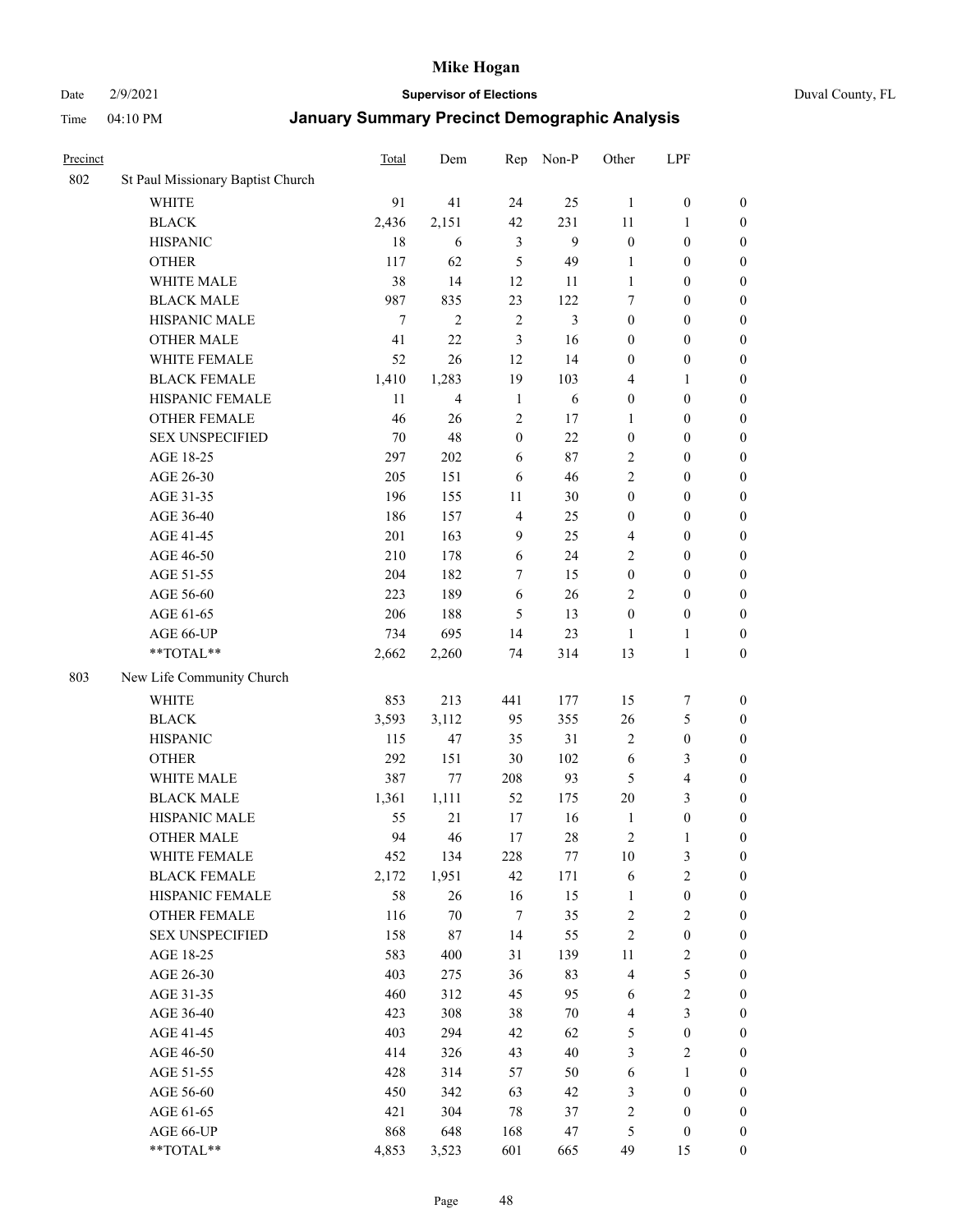# Mike Hogan

Date 2/9/2021 **Supervisor of Elections** Duval County, FL

Time 04:10 PM **January Summary Precinct Demographic Analysis**

| Precinct | | Total | Dem | Rep | Non-P | Other | LPF | |
|---|---|---|---|---|---|---|---|---|
| 802 | St Paul Missionary Baptist Church | | | | | | | |
| | WHITE | 91 | 41 | 24 | 25 | 1 | 0 | 0 |
| | BLACK | 2,436 | 2,151 | 42 | 231 | 11 | 1 | 0 |
| | HISPANIC | 18 | 6 | 3 | 9 | 0 | 0 | 0 |
| | OTHER | 117 | 62 | 5 | 49 | 1 | 0 | 0 |
| | WHITE MALE | 38 | 14 | 12 | 11 | 1 | 0 | 0 |
| | BLACK MALE | 987 | 835 | 23 | 122 | 7 | 0 | 0 |
| | HISPANIC MALE | 7 | 2 | 2 | 3 | 0 | 0 | 0 |
| | OTHER MALE | 41 | 22 | 3 | 16 | 0 | 0 | 0 |
| | WHITE FEMALE | 52 | 26 | 12 | 14 | 0 | 0 | 0 |
| | BLACK FEMALE | 1,410 | 1,283 | 19 | 103 | 4 | 1 | 0 |
| | HISPANIC FEMALE | 11 | 4 | 1 | 6 | 0 | 0 | 0 |
| | OTHER FEMALE | 46 | 26 | 2 | 17 | 1 | 0 | 0 |
| | SEX UNSPECIFIED | 70 | 48 | 0 | 22 | 0 | 0 | 0 |
| | AGE 18-25 | 297 | 202 | 6 | 87 | 2 | 0 | 0 |
| | AGE 26-30 | 205 | 151 | 6 | 46 | 2 | 0 | 0 |
| | AGE 31-35 | 196 | 155 | 11 | 30 | 0 | 0 | 0 |
| | AGE 36-40 | 186 | 157 | 4 | 25 | 0 | 0 | 0 |
| | AGE 41-45 | 201 | 163 | 9 | 25 | 4 | 0 | 0 |
| | AGE 46-50 | 210 | 178 | 6 | 24 | 2 | 0 | 0 |
| | AGE 51-55 | 204 | 182 | 7 | 15 | 0 | 0 | 0 |
| | AGE 56-60 | 223 | 189 | 6 | 26 | 2 | 0 | 0 |
| | AGE 61-65 | 206 | 188 | 5 | 13 | 0 | 0 | 0 |
| | AGE 66-UP | 734 | 695 | 14 | 23 | 1 | 1 | 0 |
| | **TOTAL** | 2,662 | 2,260 | 74 | 314 | 13 | 1 | 0 |
| 803 | New Life Community Church | | | | | | | |
| | WHITE | 853 | 213 | 441 | 177 | 15 | 7 | 0 |
| | BLACK | 3,593 | 3,112 | 95 | 355 | 26 | 5 | 0 |
| | HISPANIC | 115 | 47 | 35 | 31 | 2 | 0 | 0 |
| | OTHER | 292 | 151 | 30 | 102 | 6 | 3 | 0 |
| | WHITE MALE | 387 | 77 | 208 | 93 | 5 | 4 | 0 |
| | BLACK MALE | 1,361 | 1,111 | 52 | 175 | 20 | 3 | 0 |
| | HISPANIC MALE | 55 | 21 | 17 | 16 | 1 | 0 | 0 |
| | OTHER MALE | 94 | 46 | 17 | 28 | 2 | 1 | 0 |
| | WHITE FEMALE | 452 | 134 | 228 | 77 | 10 | 3 | 0 |
| | BLACK FEMALE | 2,172 | 1,951 | 42 | 171 | 6 | 2 | 0 |
| | HISPANIC FEMALE | 58 | 26 | 16 | 15 | 1 | 0 | 0 |
| | OTHER FEMALE | 116 | 70 | 7 | 35 | 2 | 2 | 0 |
| | SEX UNSPECIFIED | 158 | 87 | 14 | 55 | 2 | 0 | 0 |
| | AGE 18-25 | 583 | 400 | 31 | 139 | 11 | 2 | 0 |
| | AGE 26-30 | 403 | 275 | 36 | 83 | 4 | 5 | 0 |
| | AGE 31-35 | 460 | 312 | 45 | 95 | 6 | 2 | 0 |
| | AGE 36-40 | 423 | 308 | 38 | 70 | 4 | 3 | 0 |
| | AGE 41-45 | 403 | 294 | 42 | 62 | 5 | 0 | 0 |
| | AGE 46-50 | 414 | 326 | 43 | 40 | 3 | 2 | 0 |
| | AGE 51-55 | 428 | 314 | 57 | 50 | 6 | 1 | 0 |
| | AGE 56-60 | 450 | 342 | 63 | 42 | 3 | 0 | 0 |
| | AGE 61-65 | 421 | 304 | 78 | 37 | 2 | 0 | 0 |
| | AGE 66-UP | 868 | 648 | 168 | 47 | 5 | 0 | 0 |
| | **TOTAL** | 4,853 | 3,523 | 601 | 665 | 49 | 15 | 0 |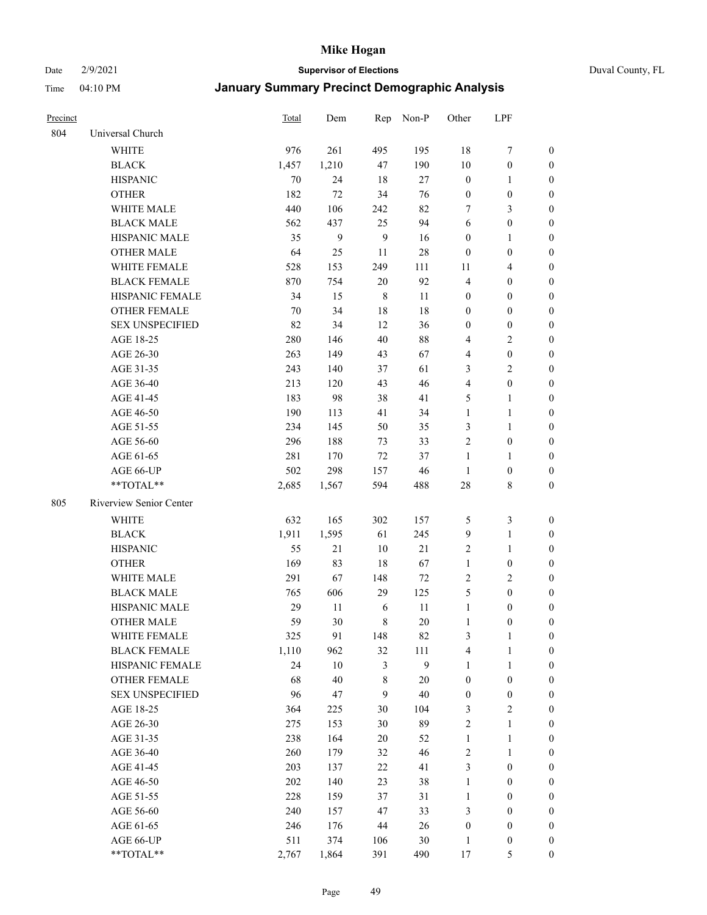# Mike Hogan

Date 2/9/2021 **Supervisor of Elections** Duval County, FL

Time 04:10 PM **January Summary Precinct Demographic Analysis**

| Precinct | | Total | Dem | Rep | Non-P | Other | LPF | |
|---|---|---|---|---|---|---|---|---|
| 804 | Universal Church | | | | | | | |
| | WHITE | 976 | 261 | 495 | 195 | 18 | 7 | 0 |
| | BLACK | 1,457 | 1,210 | 47 | 190 | 10 | 0 | 0 |
| | HISPANIC | 70 | 24 | 18 | 27 | 0 | 1 | 0 |
| | OTHER | 182 | 72 | 34 | 76 | 0 | 0 | 0 |
| | WHITE MALE | 440 | 106 | 242 | 82 | 7 | 3 | 0 |
| | BLACK MALE | 562 | 437 | 25 | 94 | 6 | 0 | 0 |
| | HISPANIC MALE | 35 | 9 | 9 | 16 | 0 | 1 | 0 |
| | OTHER MALE | 64 | 25 | 11 | 28 | 0 | 0 | 0 |
| | WHITE FEMALE | 528 | 153 | 249 | 111 | 11 | 4 | 0 |
| | BLACK FEMALE | 870 | 754 | 20 | 92 | 4 | 0 | 0 |
| | HISPANIC FEMALE | 34 | 15 | 8 | 11 | 0 | 0 | 0 |
| | OTHER FEMALE | 70 | 34 | 18 | 18 | 0 | 0 | 0 |
| | SEX UNSPECIFIED | 82 | 34 | 12 | 36 | 0 | 0 | 0 |
| | AGE 18-25 | 280 | 146 | 40 | 88 | 4 | 2 | 0 |
| | AGE 26-30 | 263 | 149 | 43 | 67 | 4 | 0 | 0 |
| | AGE 31-35 | 243 | 140 | 37 | 61 | 3 | 2 | 0 |
| | AGE 36-40 | 213 | 120 | 43 | 46 | 4 | 0 | 0 |
| | AGE 41-45 | 183 | 98 | 38 | 41 | 5 | 1 | 0 |
| | AGE 46-50 | 190 | 113 | 41 | 34 | 1 | 1 | 0 |
| | AGE 51-55 | 234 | 145 | 50 | 35 | 3 | 1 | 0 |
| | AGE 56-60 | 296 | 188 | 73 | 33 | 2 | 0 | 0 |
| | AGE 61-65 | 281 | 170 | 72 | 37 | 1 | 1 | 0 |
| | AGE 66-UP | 502 | 298 | 157 | 46 | 1 | 0 | 0 |
| | **TOTAL** | 2,685 | 1,567 | 594 | 488 | 28 | 8 | 0 |
| 805 | Riverview Senior Center | | | | | | | |
| | WHITE | 632 | 165 | 302 | 157 | 5 | 3 | 0 |
| | BLACK | 1,911 | 1,595 | 61 | 245 | 9 | 1 | 0 |
| | HISPANIC | 55 | 21 | 10 | 21 | 2 | 1 | 0 |
| | OTHER | 169 | 83 | 18 | 67 | 1 | 0 | 0 |
| | WHITE MALE | 291 | 67 | 148 | 72 | 2 | 2 | 0 |
| | BLACK MALE | 765 | 606 | 29 | 125 | 5 | 0 | 0 |
| | HISPANIC MALE | 29 | 11 | 6 | 11 | 1 | 0 | 0 |
| | OTHER MALE | 59 | 30 | 8 | 20 | 1 | 0 | 0 |
| | WHITE FEMALE | 325 | 91 | 148 | 82 | 3 | 1 | 0 |
| | BLACK FEMALE | 1,110 | 962 | 32 | 111 | 4 | 1 | 0 |
| | HISPANIC FEMALE | 24 | 10 | 3 | 9 | 1 | 1 | 0 |
| | OTHER FEMALE | 68 | 40 | 8 | 20 | 0 | 0 | 0 |
| | SEX UNSPECIFIED | 96 | 47 | 9 | 40 | 0 | 0 | 0 |
| | AGE 18-25 | 364 | 225 | 30 | 104 | 3 | 2 | 0 |
| | AGE 26-30 | 275 | 153 | 30 | 89 | 2 | 1 | 0 |
| | AGE 31-35 | 238 | 164 | 20 | 52 | 1 | 1 | 0 |
| | AGE 36-40 | 260 | 179 | 32 | 46 | 2 | 1 | 0 |
| | AGE 41-45 | 203 | 137 | 22 | 41 | 3 | 0 | 0 |
| | AGE 46-50 | 202 | 140 | 23 | 38 | 1 | 0 | 0 |
| | AGE 51-55 | 228 | 159 | 37 | 31 | 1 | 0 | 0 |
| | AGE 56-60 | 240 | 157 | 47 | 33 | 3 | 0 | 0 |
| | AGE 61-65 | 246 | 176 | 44 | 26 | 0 | 0 | 0 |
| | AGE 66-UP | 511 | 374 | 106 | 30 | 1 | 0 | 0 |
| | **TOTAL** | 2,767 | 1,864 | 391 | 490 | 17 | 5 | 0 |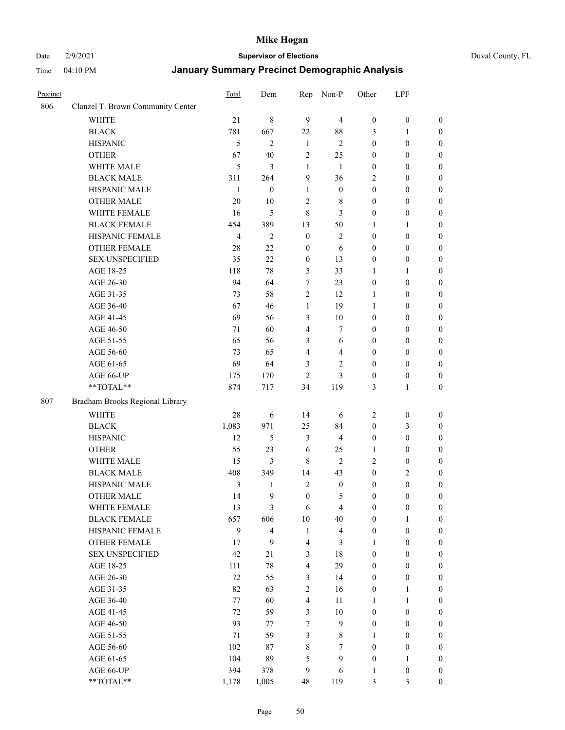# Mike Hogan

Date 2/9/2021 **Supervisor of Elections** Duval County, FL

Time 04:10 PM **January Summary Precinct Demographic Analysis**

| Precinct | | Total | Dem | Rep | Non-P | Other | LPF | |
|---|---|---|---|---|---|---|---|---|
| 806 | Clanzel T. Brown Community Center | | | | | | | |
| | WHITE | 21 | 8 | 9 | 4 | 0 | 0 | 0 |
| | BLACK | 781 | 667 | 22 | 88 | 3 | 1 | 0 |
| | HISPANIC | 5 | 2 | 1 | 2 | 0 | 0 | 0 |
| | OTHER | 67 | 40 | 2 | 25 | 0 | 0 | 0 |
| | WHITE MALE | 5 | 3 | 1 | 1 | 0 | 0 | 0 |
| | BLACK MALE | 311 | 264 | 9 | 36 | 2 | 0 | 0 |
| | HISPANIC MALE | 1 | 0 | 1 | 0 | 0 | 0 | 0 |
| | OTHER MALE | 20 | 10 | 2 | 8 | 0 | 0 | 0 |
| | WHITE FEMALE | 16 | 5 | 8 | 3 | 0 | 0 | 0 |
| | BLACK FEMALE | 454 | 389 | 13 | 50 | 1 | 1 | 0 |
| | HISPANIC FEMALE | 4 | 2 | 0 | 2 | 0 | 0 | 0 |
| | OTHER FEMALE | 28 | 22 | 0 | 6 | 0 | 0 | 0 |
| | SEX UNSPECIFIED | 35 | 22 | 0 | 13 | 0 | 0 | 0 |
| | AGE 18-25 | 118 | 78 | 5 | 33 | 1 | 1 | 0 |
| | AGE 26-30 | 94 | 64 | 7 | 23 | 0 | 0 | 0 |
| | AGE 31-35 | 73 | 58 | 2 | 12 | 1 | 0 | 0 |
| | AGE 36-40 | 67 | 46 | 1 | 19 | 1 | 0 | 0 |
| | AGE 41-45 | 69 | 56 | 3 | 10 | 0 | 0 | 0 |
| | AGE 46-50 | 71 | 60 | 4 | 7 | 0 | 0 | 0 |
| | AGE 51-55 | 65 | 56 | 3 | 6 | 0 | 0 | 0 |
| | AGE 56-60 | 73 | 65 | 4 | 4 | 0 | 0 | 0 |
| | AGE 61-65 | 69 | 64 | 3 | 2 | 0 | 0 | 0 |
| | AGE 66-UP | 175 | 170 | 2 | 3 | 0 | 0 | 0 |
| | **TOTAL** | 874 | 717 | 34 | 119 | 3 | 1 | 0 |
| 807 | Bradham Brooks Regional Library | | | | | | | |
| | WHITE | 28 | 6 | 14 | 6 | 2 | 0 | 0 |
| | BLACK | 1,083 | 971 | 25 | 84 | 0 | 3 | 0 |
| | HISPANIC | 12 | 5 | 3 | 4 | 0 | 0 | 0 |
| | OTHER | 55 | 23 | 6 | 25 | 1 | 0 | 0 |
| | WHITE MALE | 15 | 3 | 8 | 2 | 2 | 0 | 0 |
| | BLACK MALE | 408 | 349 | 14 | 43 | 0 | 2 | 0 |
| | HISPANIC MALE | 3 | 1 | 2 | 0 | 0 | 0 | 0 |
| | OTHER MALE | 14 | 9 | 0 | 5 | 0 | 0 | 0 |
| | WHITE FEMALE | 13 | 3 | 6 | 4 | 0 | 0 | 0 |
| | BLACK FEMALE | 657 | 606 | 10 | 40 | 0 | 1 | 0 |
| | HISPANIC FEMALE | 9 | 4 | 1 | 4 | 0 | 0 | 0 |
| | OTHER FEMALE | 17 | 9 | 4 | 3 | 1 | 0 | 0 |
| | SEX UNSPECIFIED | 42 | 21 | 3 | 18 | 0 | 0 | 0 |
| | AGE 18-25 | 111 | 78 | 4 | 29 | 0 | 0 | 0 |
| | AGE 26-30 | 72 | 55 | 3 | 14 | 0 | 0 | 0 |
| | AGE 31-35 | 82 | 63 | 2 | 16 | 0 | 1 | 0 |
| | AGE 36-40 | 77 | 60 | 4 | 11 | 1 | 1 | 0 |
| | AGE 41-45 | 72 | 59 | 3 | 10 | 0 | 0 | 0 |
| | AGE 46-50 | 93 | 77 | 7 | 9 | 0 | 0 | 0 |
| | AGE 51-55 | 71 | 59 | 3 | 8 | 1 | 0 | 0 |
| | AGE 56-60 | 102 | 87 | 8 | 7 | 0 | 0 | 0 |
| | AGE 61-65 | 104 | 89 | 5 | 9 | 0 | 1 | 0 |
| | AGE 66-UP | 394 | 378 | 9 | 6 | 1 | 0 | 0 |
| | **TOTAL** | 1,178 | 1,005 | 48 | 119 | 3 | 3 | 0 |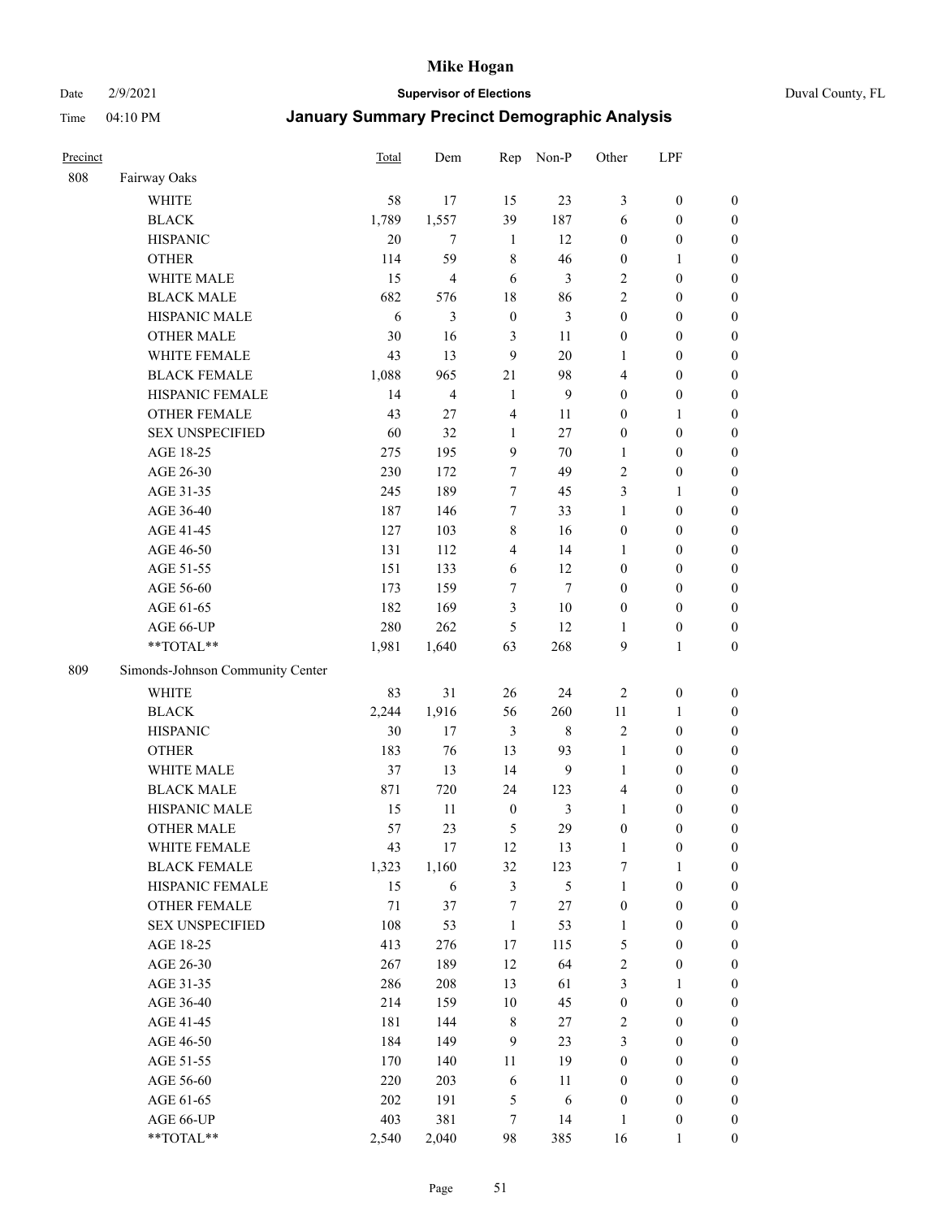# Mike Hogan

Date 2/9/2021 **Supervisor of Elections** Duval County, FL

Time 04:10 PM **January Summary Precinct Demographic Analysis**

| Precinct | | Total | Dem | Rep | Non-P | Other | LPF | |
|---|---|---|---|---|---|---|---|---|
| 808 | Fairway Oaks | | | | | | | |
| | WHITE | 58 | 17 | 15 | 23 | 3 | 0 | 0 |
| | BLACK | 1,789 | 1,557 | 39 | 187 | 6 | 0 | 0 |
| | HISPANIC | 20 | 7 | 1 | 12 | 0 | 0 | 0 |
| | OTHER | 114 | 59 | 8 | 46 | 0 | 1 | 0 |
| | WHITE MALE | 15 | 4 | 6 | 3 | 2 | 0 | 0 |
| | BLACK MALE | 682 | 576 | 18 | 86 | 2 | 0 | 0 |
| | HISPANIC MALE | 6 | 3 | 0 | 3 | 0 | 0 | 0 |
| | OTHER MALE | 30 | 16 | 3 | 11 | 0 | 0 | 0 |
| | WHITE FEMALE | 43 | 13 | 9 | 20 | 1 | 0 | 0 |
| | BLACK FEMALE | 1,088 | 965 | 21 | 98 | 4 | 0 | 0 |
| | HISPANIC FEMALE | 14 | 4 | 1 | 9 | 0 | 0 | 0 |
| | OTHER FEMALE | 43 | 27 | 4 | 11 | 0 | 1 | 0 |
| | SEX UNSPECIFIED | 60 | 32 | 1 | 27 | 0 | 0 | 0 |
| | AGE 18-25 | 275 | 195 | 9 | 70 | 1 | 0 | 0 |
| | AGE 26-30 | 230 | 172 | 7 | 49 | 2 | 0 | 0 |
| | AGE 31-35 | 245 | 189 | 7 | 45 | 3 | 1 | 0 |
| | AGE 36-40 | 187 | 146 | 7 | 33 | 1 | 0 | 0 |
| | AGE 41-45 | 127 | 103 | 8 | 16 | 0 | 0 | 0 |
| | AGE 46-50 | 131 | 112 | 4 | 14 | 1 | 0 | 0 |
| | AGE 51-55 | 151 | 133 | 6 | 12 | 0 | 0 | 0 |
| | AGE 56-60 | 173 | 159 | 7 | 7 | 0 | 0 | 0 |
| | AGE 61-65 | 182 | 169 | 3 | 10 | 0 | 0 | 0 |
| | AGE 66-UP | 280 | 262 | 5 | 12 | 1 | 0 | 0 |
| | **TOTAL** | 1,981 | 1,640 | 63 | 268 | 9 | 1 | 0 |
| 809 | Simonds-Johnson Community Center | | | | | | | |
| | WHITE | 83 | 31 | 26 | 24 | 2 | 0 | 0 |
| | BLACK | 2,244 | 1,916 | 56 | 260 | 11 | 1 | 0 |
| | HISPANIC | 30 | 17 | 3 | 8 | 2 | 0 | 0 |
| | OTHER | 183 | 76 | 13 | 93 | 1 | 0 | 0 |
| | WHITE MALE | 37 | 13 | 14 | 9 | 1 | 0 | 0 |
| | BLACK MALE | 871 | 720 | 24 | 123 | 4 | 0 | 0 |
| | HISPANIC MALE | 15 | 11 | 0 | 3 | 1 | 0 | 0 |
| | OTHER MALE | 57 | 23 | 5 | 29 | 0 | 0 | 0 |
| | WHITE FEMALE | 43 | 17 | 12 | 13 | 1 | 0 | 0 |
| | BLACK FEMALE | 1,323 | 1,160 | 32 | 123 | 7 | 1 | 0 |
| | HISPANIC FEMALE | 15 | 6 | 3 | 5 | 1 | 0 | 0 |
| | OTHER FEMALE | 71 | 37 | 7 | 27 | 0 | 0 | 0 |
| | SEX UNSPECIFIED | 108 | 53 | 1 | 53 | 1 | 0 | 0 |
| | AGE 18-25 | 413 | 276 | 17 | 115 | 5 | 0 | 0 |
| | AGE 26-30 | 267 | 189 | 12 | 64 | 2 | 0 | 0 |
| | AGE 31-35 | 286 | 208 | 13 | 61 | 3 | 1 | 0 |
| | AGE 36-40 | 214 | 159 | 10 | 45 | 0 | 0 | 0 |
| | AGE 41-45 | 181 | 144 | 8 | 27 | 2 | 0 | 0 |
| | AGE 46-50 | 184 | 149 | 9 | 23 | 3 | 0 | 0 |
| | AGE 51-55 | 170 | 140 | 11 | 19 | 0 | 0 | 0 |
| | AGE 56-60 | 220 | 203 | 6 | 11 | 0 | 0 | 0 |
| | AGE 61-65 | 202 | 191 | 5 | 6 | 0 | 0 | 0 |
| | AGE 66-UP | 403 | 381 | 7 | 14 | 1 | 0 | 0 |
| | **TOTAL** | 2,540 | 2,040 | 98 | 385 | 16 | 1 | 0 |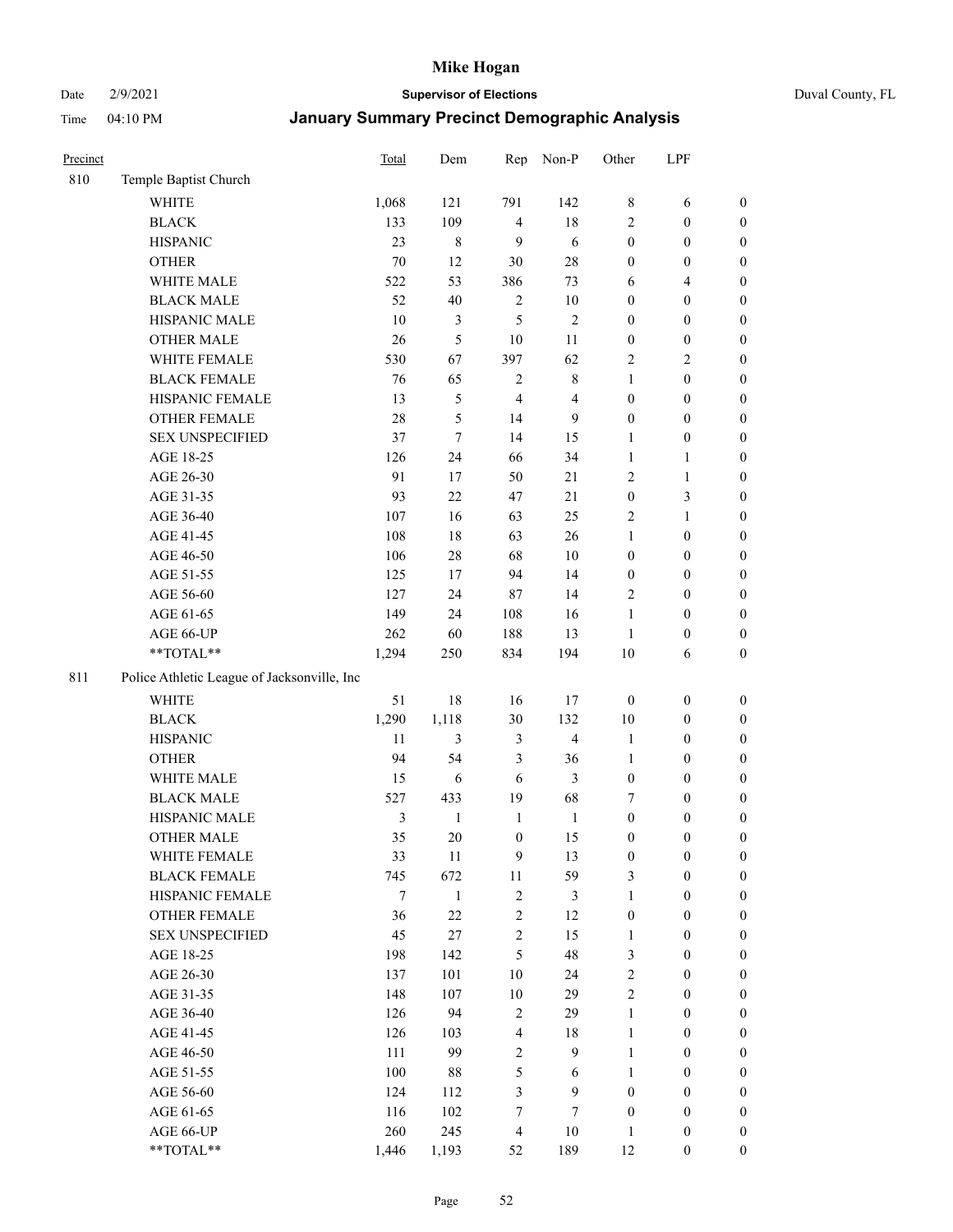# Mike Hogan

Date 2/9/2021 **Supervisor of Elections** Duval County, FL

Time 04:10 PM **January Summary Precinct Demographic Analysis**

| Precinct | | Total | Dem | Rep | Non-P | Other | LPF | |
|---|---|---|---|---|---|---|---|---|
| 810 | Temple Baptist Church | | | | | | | |
| | WHITE | 1,068 | 121 | 791 | 142 | 8 | 6 | 0 |
| | BLACK | 133 | 109 | 4 | 18 | 2 | 0 | 0 |
| | HISPANIC | 23 | 8 | 9 | 6 | 0 | 0 | 0 |
| | OTHER | 70 | 12 | 30 | 28 | 0 | 0 | 0 |
| | WHITE MALE | 522 | 53 | 386 | 73 | 6 | 4 | 0 |
| | BLACK MALE | 52 | 40 | 2 | 10 | 0 | 0 | 0 |
| | HISPANIC MALE | 10 | 3 | 5 | 2 | 0 | 0 | 0 |
| | OTHER MALE | 26 | 5 | 10 | 11 | 0 | 0 | 0 |
| | WHITE FEMALE | 530 | 67 | 397 | 62 | 2 | 2 | 0 |
| | BLACK FEMALE | 76 | 65 | 2 | 8 | 1 | 0 | 0 |
| | HISPANIC FEMALE | 13 | 5 | 4 | 4 | 0 | 0 | 0 |
| | OTHER FEMALE | 28 | 5 | 14 | 9 | 0 | 0 | 0 |
| | SEX UNSPECIFIED | 37 | 7 | 14 | 15 | 1 | 0 | 0 |
| | AGE 18-25 | 126 | 24 | 66 | 34 | 1 | 1 | 0 |
| | AGE 26-30 | 91 | 17 | 50 | 21 | 2 | 1 | 0 |
| | AGE 31-35 | 93 | 22 | 47 | 21 | 0 | 3 | 0 |
| | AGE 36-40 | 107 | 16 | 63 | 25 | 2 | 1 | 0 |
| | AGE 41-45 | 108 | 18 | 63 | 26 | 1 | 0 | 0 |
| | AGE 46-50 | 106 | 28 | 68 | 10 | 0 | 0 | 0 |
| | AGE 51-55 | 125 | 17 | 94 | 14 | 0 | 0 | 0 |
| | AGE 56-60 | 127 | 24 | 87 | 14 | 2 | 0 | 0 |
| | AGE 61-65 | 149 | 24 | 108 | 16 | 1 | 0 | 0 |
| | AGE 66-UP | 262 | 60 | 188 | 13 | 1 | 0 | 0 |
| | **TOTAL** | 1,294 | 250 | 834 | 194 | 10 | 6 | 0 |
| 811 | Police Athletic League of Jacksonville, Inc | | | | | | | |
| | WHITE | 51 | 18 | 16 | 17 | 0 | 0 | 0 |
| | BLACK | 1,290 | 1,118 | 30 | 132 | 10 | 0 | 0 |
| | HISPANIC | 11 | 3 | 3 | 4 | 1 | 0 | 0 |
| | OTHER | 94 | 54 | 3 | 36 | 1 | 0 | 0 |
| | WHITE MALE | 15 | 6 | 6 | 3 | 0 | 0 | 0 |
| | BLACK MALE | 527 | 433 | 19 | 68 | 7 | 0 | 0 |
| | HISPANIC MALE | 3 | 1 | 1 | 1 | 0 | 0 | 0 |
| | OTHER MALE | 35 | 20 | 0 | 15 | 0 | 0 | 0 |
| | WHITE FEMALE | 33 | 11 | 9 | 13 | 0 | 0 | 0 |
| | BLACK FEMALE | 745 | 672 | 11 | 59 | 3 | 0 | 0 |
| | HISPANIC FEMALE | 7 | 1 | 2 | 3 | 1 | 0 | 0 |
| | OTHER FEMALE | 36 | 22 | 2 | 12 | 0 | 0 | 0 |
| | SEX UNSPECIFIED | 45 | 27 | 2 | 15 | 1 | 0 | 0 |
| | AGE 18-25 | 198 | 142 | 5 | 48 | 3 | 0 | 0 |
| | AGE 26-30 | 137 | 101 | 10 | 24 | 2 | 0 | 0 |
| | AGE 31-35 | 148 | 107 | 10 | 29 | 2 | 0 | 0 |
| | AGE 36-40 | 126 | 94 | 2 | 29 | 1 | 0 | 0 |
| | AGE 41-45 | 126 | 103 | 4 | 18 | 1 | 0 | 0 |
| | AGE 46-50 | 111 | 99 | 2 | 9 | 1 | 0 | 0 |
| | AGE 51-55 | 100 | 88 | 5 | 6 | 1 | 0 | 0 |
| | AGE 56-60 | 124 | 112 | 3 | 9 | 0 | 0 | 0 |
| | AGE 61-65 | 116 | 102 | 7 | 7 | 0 | 0 | 0 |
| | AGE 66-UP | 260 | 245 | 4 | 10 | 1 | 0 | 0 |
| | **TOTAL** | 1,446 | 1,193 | 52 | 189 | 12 | 0 | 0 |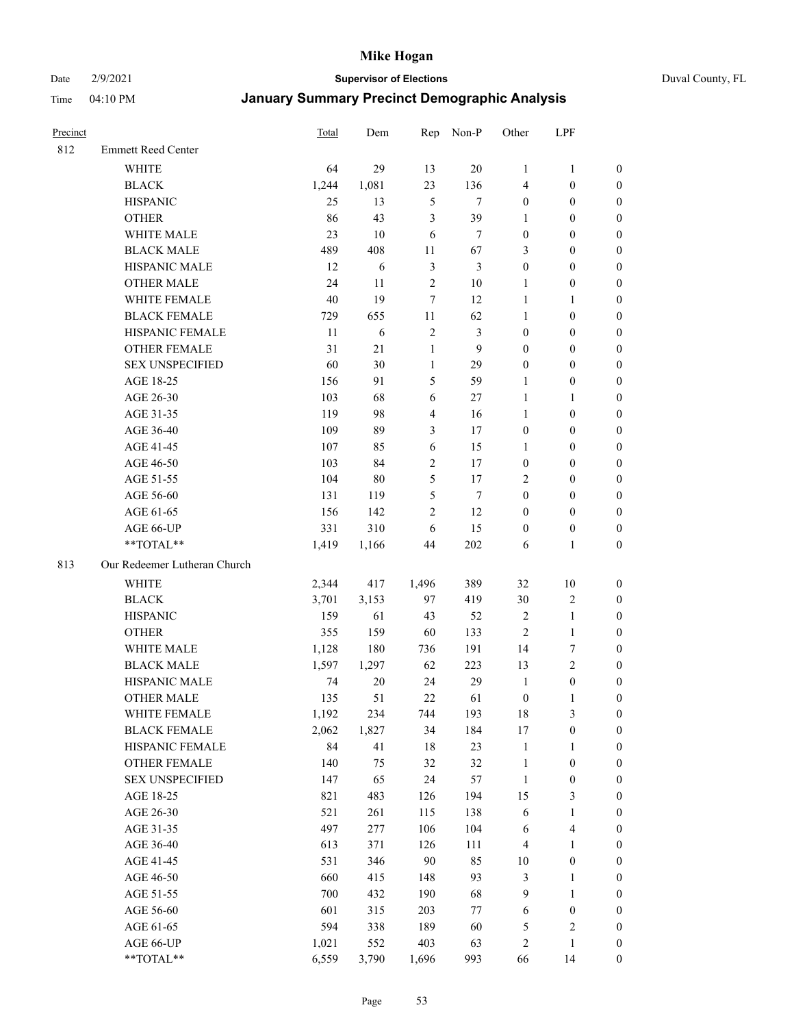# Mike Hogan

Date 2/9/2021 **Supervisor of Elections** Duval County, FL

Time 04:10 PM **January Summary Precinct Demographic Analysis**

| Precinct | | Total | Dem | Rep | Non-P | Other | LPF | |
|---|---|---|---|---|---|---|---|---|
| 812 | Emmett Reed Center | | | | | | | |
| | WHITE | 64 | 29 | 13 | 20 | 1 | 1 | 0 |
| | BLACK | 1,244 | 1,081 | 23 | 136 | 4 | 0 | 0 |
| | HISPANIC | 25 | 13 | 5 | 7 | 0 | 0 | 0 |
| | OTHER | 86 | 43 | 3 | 39 | 1 | 0 | 0 |
| | WHITE MALE | 23 | 10 | 6 | 7 | 0 | 0 | 0 |
| | BLACK MALE | 489 | 408 | 11 | 67 | 3 | 0 | 0 |
| | HISPANIC MALE | 12 | 6 | 3 | 3 | 0 | 0 | 0 |
| | OTHER MALE | 24 | 11 | 2 | 10 | 1 | 0 | 0 |
| | WHITE FEMALE | 40 | 19 | 7 | 12 | 1 | 1 | 0 |
| | BLACK FEMALE | 729 | 655 | 11 | 62 | 1 | 0 | 0 |
| | HISPANIC FEMALE | 11 | 6 | 2 | 3 | 0 | 0 | 0 |
| | OTHER FEMALE | 31 | 21 | 1 | 9 | 0 | 0 | 0 |
| | SEX UNSPECIFIED | 60 | 30 | 1 | 29 | 0 | 0 | 0 |
| | AGE 18-25 | 156 | 91 | 5 | 59 | 1 | 0 | 0 |
| | AGE 26-30 | 103 | 68 | 6 | 27 | 1 | 1 | 0 |
| | AGE 31-35 | 119 | 98 | 4 | 16 | 1 | 0 | 0 |
| | AGE 36-40 | 109 | 89 | 3 | 17 | 0 | 0 | 0 |
| | AGE 41-45 | 107 | 85 | 6 | 15 | 1 | 0 | 0 |
| | AGE 46-50 | 103 | 84 | 2 | 17 | 0 | 0 | 0 |
| | AGE 51-55 | 104 | 80 | 5 | 17 | 2 | 0 | 0 |
| | AGE 56-60 | 131 | 119 | 5 | 7 | 0 | 0 | 0 |
| | AGE 61-65 | 156 | 142 | 2 | 12 | 0 | 0 | 0 |
| | AGE 66-UP | 331 | 310 | 6 | 15 | 0 | 0 | 0 |
| | **TOTAL** | 1,419 | 1,166 | 44 | 202 | 6 | 1 | 0 |
| 813 | Our Redeemer Lutheran Church | | | | | | | |
| | WHITE | 2,344 | 417 | 1,496 | 389 | 32 | 10 | 0 |
| | BLACK | 3,701 | 3,153 | 97 | 419 | 30 | 2 | 0 |
| | HISPANIC | 159 | 61 | 43 | 52 | 2 | 1 | 0 |
| | OTHER | 355 | 159 | 60 | 133 | 2 | 1 | 0 |
| | WHITE MALE | 1,128 | 180 | 736 | 191 | 14 | 7 | 0 |
| | BLACK MALE | 1,597 | 1,297 | 62 | 223 | 13 | 2 | 0 |
| | HISPANIC MALE | 74 | 20 | 24 | 29 | 1 | 0 | 0 |
| | OTHER MALE | 135 | 51 | 22 | 61 | 0 | 1 | 0 |
| | WHITE FEMALE | 1,192 | 234 | 744 | 193 | 18 | 3 | 0 |
| | BLACK FEMALE | 2,062 | 1,827 | 34 | 184 | 17 | 0 | 0 |
| | HISPANIC FEMALE | 84 | 41 | 18 | 23 | 1 | 1 | 0 |
| | OTHER FEMALE | 140 | 75 | 32 | 32 | 1 | 0 | 0 |
| | SEX UNSPECIFIED | 147 | 65 | 24 | 57 | 1 | 0 | 0 |
| | AGE 18-25 | 821 | 483 | 126 | 194 | 15 | 3 | 0 |
| | AGE 26-30 | 521 | 261 | 115 | 138 | 6 | 1 | 0 |
| | AGE 31-35 | 497 | 277 | 106 | 104 | 6 | 4 | 0 |
| | AGE 36-40 | 613 | 371 | 126 | 111 | 4 | 1 | 0 |
| | AGE 41-45 | 531 | 346 | 90 | 85 | 10 | 0 | 0 |
| | AGE 46-50 | 660 | 415 | 148 | 93 | 3 | 1 | 0 |
| | AGE 51-55 | 700 | 432 | 190 | 68 | 9 | 1 | 0 |
| | AGE 56-60 | 601 | 315 | 203 | 77 | 6 | 0 | 0 |
| | AGE 61-65 | 594 | 338 | 189 | 60 | 5 | 2 | 0 |
| | AGE 66-UP | 1,021 | 552 | 403 | 63 | 2 | 1 | 0 |
| | **TOTAL** | 6,559 | 3,790 | 1,696 | 993 | 66 | 14 | 0 |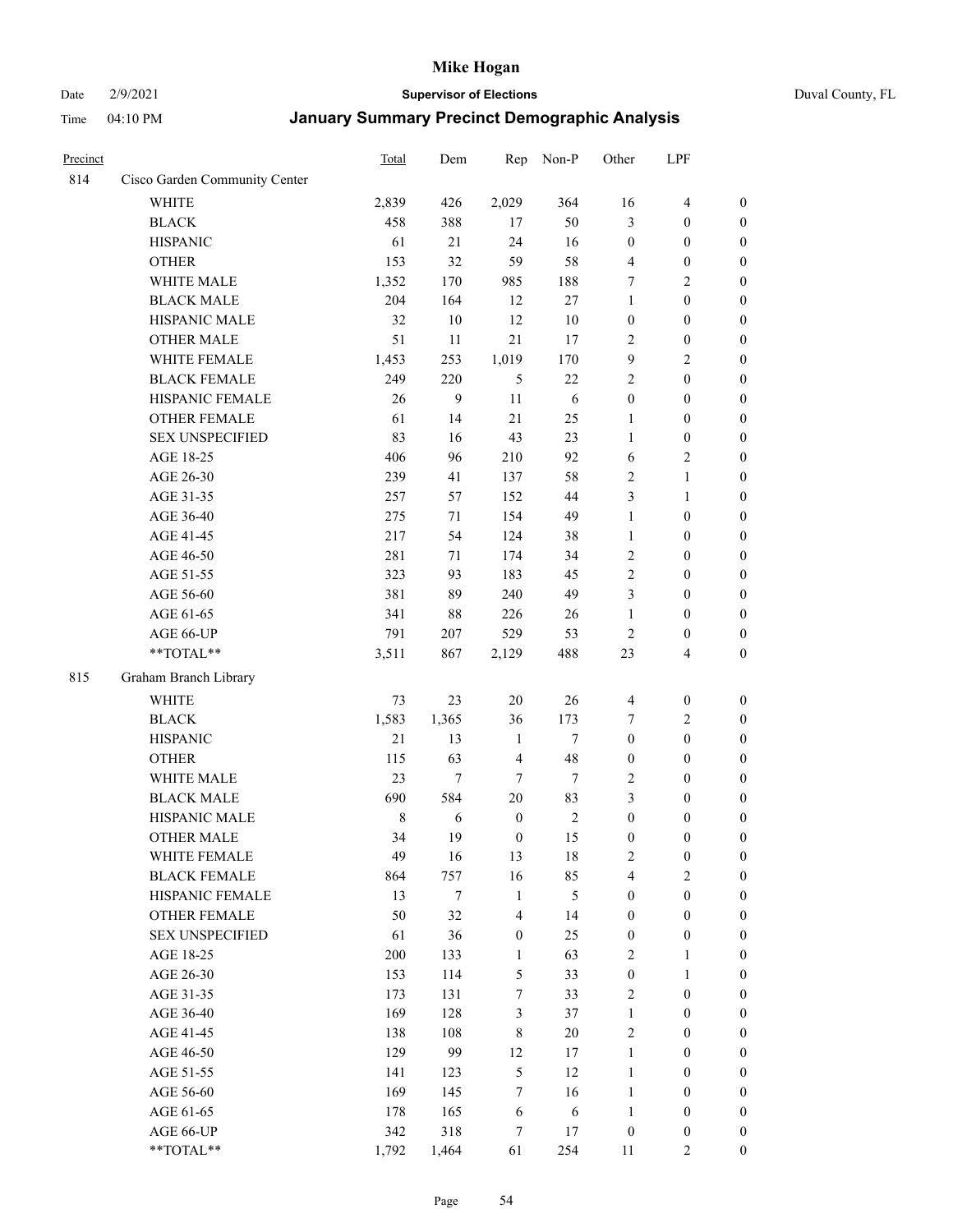# Mike Hogan

Date 2/9/2021 **Supervisor of Elections** Duval County, FL

Time 04:10 PM **January Summary Precinct Demographic Analysis**

| Precinct | | Total | Dem | Rep | Non-P | Other | LPF | |
|---|---|---|---|---|---|---|---|---|
| 814 | Cisco Garden Community Center | | | | | | | |
| | WHITE | 2,839 | 426 | 2,029 | 364 | 16 | 4 | 0 |
| | BLACK | 458 | 388 | 17 | 50 | 3 | 0 | 0 |
| | HISPANIC | 61 | 21 | 24 | 16 | 0 | 0 | 0 |
| | OTHER | 153 | 32 | 59 | 58 | 4 | 0 | 0 |
| | WHITE MALE | 1,352 | 170 | 985 | 188 | 7 | 2 | 0 |
| | BLACK MALE | 204 | 164 | 12 | 27 | 1 | 0 | 0 |
| | HISPANIC MALE | 32 | 10 | 12 | 10 | 0 | 0 | 0 |
| | OTHER MALE | 51 | 11 | 21 | 17 | 2 | 0 | 0 |
| | WHITE FEMALE | 1,453 | 253 | 1,019 | 170 | 9 | 2 | 0 |
| | BLACK FEMALE | 249 | 220 | 5 | 22 | 2 | 0 | 0 |
| | HISPANIC FEMALE | 26 | 9 | 11 | 6 | 0 | 0 | 0 |
| | OTHER FEMALE | 61 | 14 | 21 | 25 | 1 | 0 | 0 |
| | SEX UNSPECIFIED | 83 | 16 | 43 | 23 | 1 | 0 | 0 |
| | AGE 18-25 | 406 | 96 | 210 | 92 | 6 | 2 | 0 |
| | AGE 26-30 | 239 | 41 | 137 | 58 | 2 | 1 | 0 |
| | AGE 31-35 | 257 | 57 | 152 | 44 | 3 | 1 | 0 |
| | AGE 36-40 | 275 | 71 | 154 | 49 | 1 | 0 | 0 |
| | AGE 41-45 | 217 | 54 | 124 | 38 | 1 | 0 | 0 |
| | AGE 46-50 | 281 | 71 | 174 | 34 | 2 | 0 | 0 |
| | AGE 51-55 | 323 | 93 | 183 | 45 | 2 | 0 | 0 |
| | AGE 56-60 | 381 | 89 | 240 | 49 | 3 | 0 | 0 |
| | AGE 61-65 | 341 | 88 | 226 | 26 | 1 | 0 | 0 |
| | AGE 66-UP | 791 | 207 | 529 | 53 | 2 | 0 | 0 |
| | **TOTAL** | 3,511 | 867 | 2,129 | 488 | 23 | 4 | 0 |
| 815 | Graham Branch Library | | | | | | | |
| | WHITE | 73 | 23 | 20 | 26 | 4 | 0 | 0 |
| | BLACK | 1,583 | 1,365 | 36 | 173 | 7 | 2 | 0 |
| | HISPANIC | 21 | 13 | 1 | 7 | 0 | 0 | 0 |
| | OTHER | 115 | 63 | 4 | 48 | 0 | 0 | 0 |
| | WHITE MALE | 23 | 7 | 7 | 7 | 2 | 0 | 0 |
| | BLACK MALE | 690 | 584 | 20 | 83 | 3 | 0 | 0 |
| | HISPANIC MALE | 8 | 6 | 0 | 2 | 0 | 0 | 0 |
| | OTHER MALE | 34 | 19 | 0 | 15 | 0 | 0 | 0 |
| | WHITE FEMALE | 49 | 16 | 13 | 18 | 2 | 0 | 0 |
| | BLACK FEMALE | 864 | 757 | 16 | 85 | 4 | 2 | 0 |
| | HISPANIC FEMALE | 13 | 7 | 1 | 5 | 0 | 0 | 0 |
| | OTHER FEMALE | 50 | 32 | 4 | 14 | 0 | 0 | 0 |
| | SEX UNSPECIFIED | 61 | 36 | 0 | 25 | 0 | 0 | 0 |
| | AGE 18-25 | 200 | 133 | 1 | 63 | 2 | 1 | 0 |
| | AGE 26-30 | 153 | 114 | 5 | 33 | 0 | 1 | 0 |
| | AGE 31-35 | 173 | 131 | 7 | 33 | 2 | 0 | 0 |
| | AGE 36-40 | 169 | 128 | 3 | 37 | 1 | 0 | 0 |
| | AGE 41-45 | 138 | 108 | 8 | 20 | 2 | 0 | 0 |
| | AGE 46-50 | 129 | 99 | 12 | 17 | 1 | 0 | 0 |
| | AGE 51-55 | 141 | 123 | 5 | 12 | 1 | 0 | 0 |
| | AGE 56-60 | 169 | 145 | 7 | 16 | 1 | 0 | 0 |
| | AGE 61-65 | 178 | 165 | 6 | 6 | 1 | 0 | 0 |
| | AGE 66-UP | 342 | 318 | 7 | 17 | 0 | 0 | 0 |
| | **TOTAL** | 1,792 | 1,464 | 61 | 254 | 11 | 2 | 0 |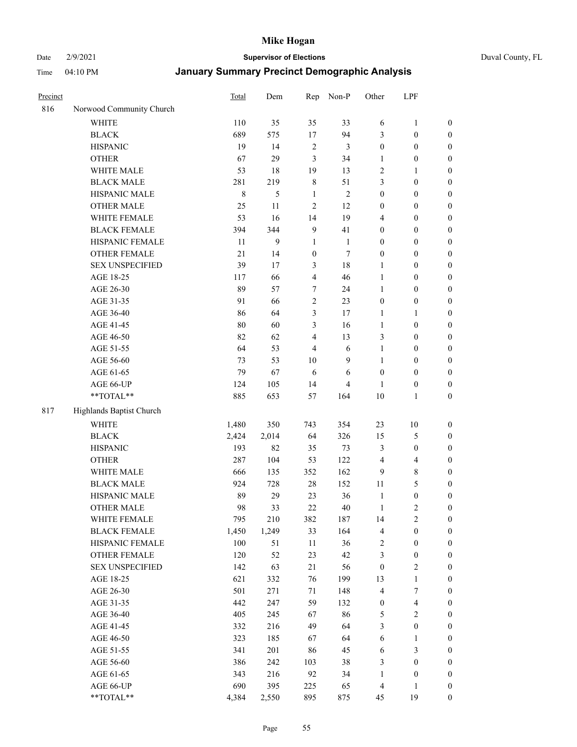# Mike Hogan

Date 2/9/2021 **Supervisor of Elections** Duval County, FL

Time 04:10 PM **January Summary Precinct Demographic Analysis**

| Precinct | | Total | Dem | Rep | Non-P | Other | LPF | |
|---|---|---|---|---|---|---|---|---|
| 816 | Norwood Community Church | | | | | | | |
| | WHITE | 110 | 35 | 35 | 33 | 6 | 1 | 0 |
| | BLACK | 689 | 575 | 17 | 94 | 3 | 0 | 0 |
| | HISPANIC | 19 | 14 | 2 | 3 | 0 | 0 | 0 |
| | OTHER | 67 | 29 | 3 | 34 | 1 | 0 | 0 |
| | WHITE MALE | 53 | 18 | 19 | 13 | 2 | 1 | 0 |
| | BLACK MALE | 281 | 219 | 8 | 51 | 3 | 0 | 0 |
| | HISPANIC MALE | 8 | 5 | 1 | 2 | 0 | 0 | 0 |
| | OTHER MALE | 25 | 11 | 2 | 12 | 0 | 0 | 0 |
| | WHITE FEMALE | 53 | 16 | 14 | 19 | 4 | 0 | 0 |
| | BLACK FEMALE | 394 | 344 | 9 | 41 | 0 | 0 | 0 |
| | HISPANIC FEMALE | 11 | 9 | 1 | 1 | 0 | 0 | 0 |
| | OTHER FEMALE | 21 | 14 | 0 | 7 | 0 | 0 | 0 |
| | SEX UNSPECIFIED | 39 | 17 | 3 | 18 | 1 | 0 | 0 |
| | AGE 18-25 | 117 | 66 | 4 | 46 | 1 | 0 | 0 |
| | AGE 26-30 | 89 | 57 | 7 | 24 | 1 | 0 | 0 |
| | AGE 31-35 | 91 | 66 | 2 | 23 | 0 | 0 | 0 |
| | AGE 36-40 | 86 | 64 | 3 | 17 | 1 | 1 | 0 |
| | AGE 41-45 | 80 | 60 | 3 | 16 | 1 | 0 | 0 |
| | AGE 46-50 | 82 | 62 | 4 | 13 | 3 | 0 | 0 |
| | AGE 51-55 | 64 | 53 | 4 | 6 | 1 | 0 | 0 |
| | AGE 56-60 | 73 | 53 | 10 | 9 | 1 | 0 | 0 |
| | AGE 61-65 | 79 | 67 | 6 | 6 | 0 | 0 | 0 |
| | AGE 66-UP | 124 | 105 | 14 | 4 | 1 | 0 | 0 |
| | **TOTAL** | 885 | 653 | 57 | 164 | 10 | 1 | 0 |
| 817 | Highlands Baptist Church | | | | | | | |
| | WHITE | 1,480 | 350 | 743 | 354 | 23 | 10 | 0 |
| | BLACK | 2,424 | 2,014 | 64 | 326 | 15 | 5 | 0 |
| | HISPANIC | 193 | 82 | 35 | 73 | 3 | 0 | 0 |
| | OTHER | 287 | 104 | 53 | 122 | 4 | 4 | 0 |
| | WHITE MALE | 666 | 135 | 352 | 162 | 9 | 8 | 0 |
| | BLACK MALE | 924 | 728 | 28 | 152 | 11 | 5 | 0 |
| | HISPANIC MALE | 89 | 29 | 23 | 36 | 1 | 0 | 0 |
| | OTHER MALE | 98 | 33 | 22 | 40 | 1 | 2 | 0 |
| | WHITE FEMALE | 795 | 210 | 382 | 187 | 14 | 2 | 0 |
| | BLACK FEMALE | 1,450 | 1,249 | 33 | 164 | 4 | 0 | 0 |
| | HISPANIC FEMALE | 100 | 51 | 11 | 36 | 2 | 0 | 0 |
| | OTHER FEMALE | 120 | 52 | 23 | 42 | 3 | 0 | 0 |
| | SEX UNSPECIFIED | 142 | 63 | 21 | 56 | 0 | 2 | 0 |
| | AGE 18-25 | 621 | 332 | 76 | 199 | 13 | 1 | 0 |
| | AGE 26-30 | 501 | 271 | 71 | 148 | 4 | 7 | 0 |
| | AGE 31-35 | 442 | 247 | 59 | 132 | 0 | 4 | 0 |
| | AGE 36-40 | 405 | 245 | 67 | 86 | 5 | 2 | 0 |
| | AGE 41-45 | 332 | 216 | 49 | 64 | 3 | 0 | 0 |
| | AGE 46-50 | 323 | 185 | 67 | 64 | 6 | 1 | 0 |
| | AGE 51-55 | 341 | 201 | 86 | 45 | 6 | 3 | 0 |
| | AGE 56-60 | 386 | 242 | 103 | 38 | 3 | 0 | 0 |
| | AGE 61-65 | 343 | 216 | 92 | 34 | 1 | 0 | 0 |
| | AGE 66-UP | 690 | 395 | 225 | 65 | 4 | 1 | 0 |
| | **TOTAL** | 4,384 | 2,550 | 895 | 875 | 45 | 19 | 0 |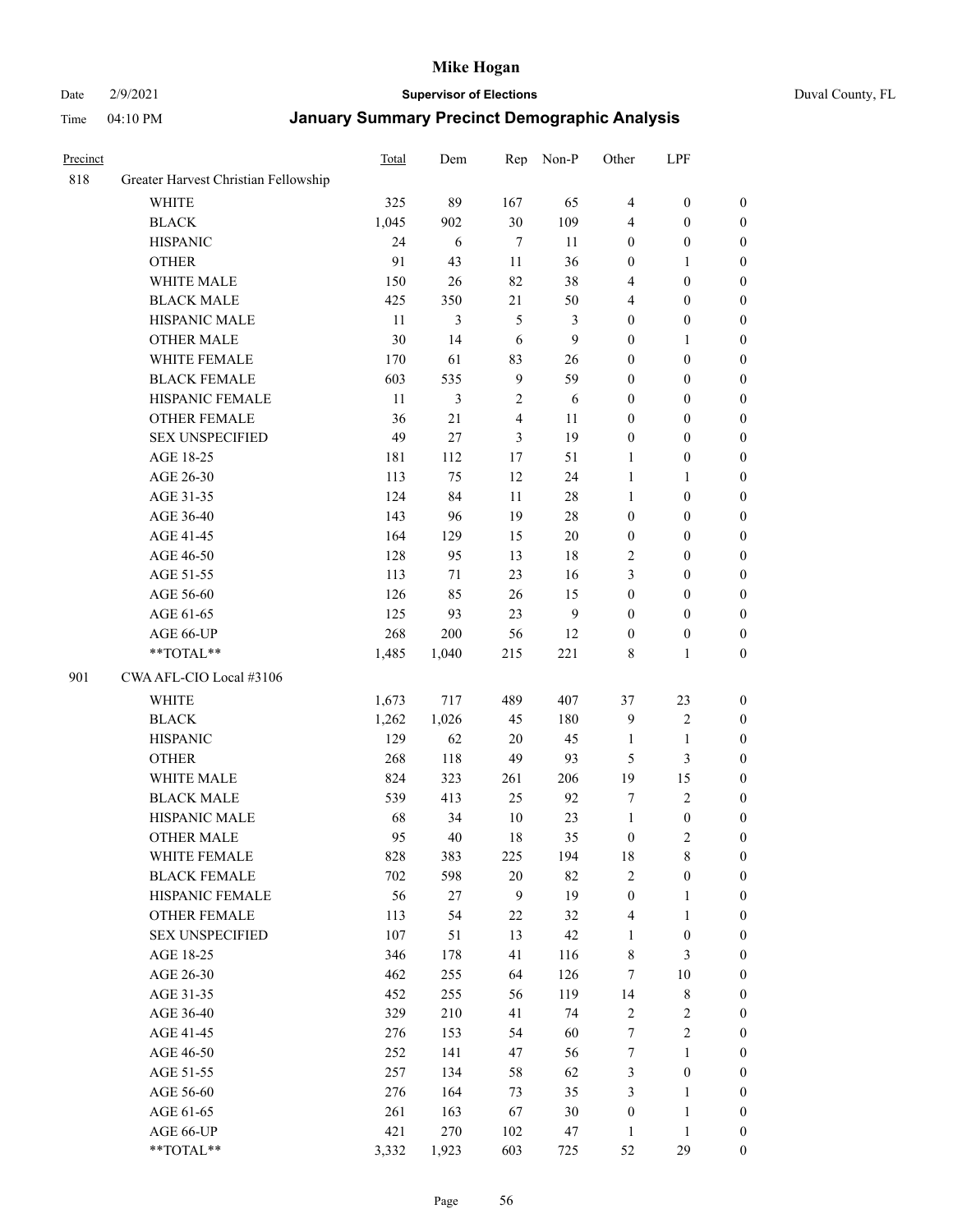# Mike Hogan

Date 2/9/2021 **Supervisor of Elections** Duval County, FL

Time 04:10 PM **January Summary Precinct Demographic Analysis**

| Precinct | | Total | Dem | Rep | Non-P | Other | LPF | |
|---|---|---|---|---|---|---|---|---|
| 818 | Greater Harvest Christian Fellowship | | | | | | | |
| | WHITE | 325 | 89 | 167 | 65 | 4 | 0 | 0 |
| | BLACK | 1,045 | 902 | 30 | 109 | 4 | 0 | 0 |
| | HISPANIC | 24 | 6 | 7 | 11 | 0 | 0 | 0 |
| | OTHER | 91 | 43 | 11 | 36 | 0 | 1 | 0 |
| | WHITE MALE | 150 | 26 | 82 | 38 | 4 | 0 | 0 |
| | BLACK MALE | 425 | 350 | 21 | 50 | 4 | 0 | 0 |
| | HISPANIC MALE | 11 | 3 | 5 | 3 | 0 | 0 | 0 |
| | OTHER MALE | 30 | 14 | 6 | 9 | 0 | 1 | 0 |
| | WHITE FEMALE | 170 | 61 | 83 | 26 | 0 | 0 | 0 |
| | BLACK FEMALE | 603 | 535 | 9 | 59 | 0 | 0 | 0 |
| | HISPANIC FEMALE | 11 | 3 | 2 | 6 | 0 | 0 | 0 |
| | OTHER FEMALE | 36 | 21 | 4 | 11 | 0 | 0 | 0 |
| | SEX UNSPECIFIED | 49 | 27 | 3 | 19 | 0 | 0 | 0 |
| | AGE 18-25 | 181 | 112 | 17 | 51 | 1 | 0 | 0 |
| | AGE 26-30 | 113 | 75 | 12 | 24 | 1 | 1 | 0 |
| | AGE 31-35 | 124 | 84 | 11 | 28 | 1 | 0 | 0 |
| | AGE 36-40 | 143 | 96 | 19 | 28 | 0 | 0 | 0 |
| | AGE 41-45 | 164 | 129 | 15 | 20 | 0 | 0 | 0 |
| | AGE 46-50 | 128 | 95 | 13 | 18 | 2 | 0 | 0 |
| | AGE 51-55 | 113 | 71 | 23 | 16 | 3 | 0 | 0 |
| | AGE 56-60 | 126 | 85 | 26 | 15 | 0 | 0 | 0 |
| | AGE 61-65 | 125 | 93 | 23 | 9 | 0 | 0 | 0 |
| | AGE 66-UP | 268 | 200 | 56 | 12 | 0 | 0 | 0 |
| | **TOTAL** | 1,485 | 1,040 | 215 | 221 | 8 | 1 | 0 |
| 901 | CWA AFL-CIO Local #3106 | | | | | | | |
| | WHITE | 1,673 | 717 | 489 | 407 | 37 | 23 | 0 |
| | BLACK | 1,262 | 1,026 | 45 | 180 | 9 | 2 | 0 |
| | HISPANIC | 129 | 62 | 20 | 45 | 1 | 1 | 0 |
| | OTHER | 268 | 118 | 49 | 93 | 5 | 3 | 0 |
| | WHITE MALE | 824 | 323 | 261 | 206 | 19 | 15 | 0 |
| | BLACK MALE | 539 | 413 | 25 | 92 | 7 | 2 | 0 |
| | HISPANIC MALE | 68 | 34 | 10 | 23 | 1 | 0 | 0 |
| | OTHER MALE | 95 | 40 | 18 | 35 | 0 | 2 | 0 |
| | WHITE FEMALE | 828 | 383 | 225 | 194 | 18 | 8 | 0 |
| | BLACK FEMALE | 702 | 598 | 20 | 82 | 2 | 0 | 0 |
| | HISPANIC FEMALE | 56 | 27 | 9 | 19 | 0 | 1 | 0 |
| | OTHER FEMALE | 113 | 54 | 22 | 32 | 4 | 1 | 0 |
| | SEX UNSPECIFIED | 107 | 51 | 13 | 42 | 1 | 0 | 0 |
| | AGE 18-25 | 346 | 178 | 41 | 116 | 8 | 3 | 0 |
| | AGE 26-30 | 462 | 255 | 64 | 126 | 7 | 10 | 0 |
| | AGE 31-35 | 452 | 255 | 56 | 119 | 14 | 8 | 0 |
| | AGE 36-40 | 329 | 210 | 41 | 74 | 2 | 2 | 0 |
| | AGE 41-45 | 276 | 153 | 54 | 60 | 7 | 2 | 0 |
| | AGE 46-50 | 252 | 141 | 47 | 56 | 7 | 1 | 0 |
| | AGE 51-55 | 257 | 134 | 58 | 62 | 3 | 0 | 0 |
| | AGE 56-60 | 276 | 164 | 73 | 35 | 3 | 1 | 0 |
| | AGE 61-65 | 261 | 163 | 67 | 30 | 0 | 1 | 0 |
| | AGE 66-UP | 421 | 270 | 102 | 47 | 1 | 1 | 0 |
| | **TOTAL** | 3,332 | 1,923 | 603 | 725 | 52 | 29 | 0 |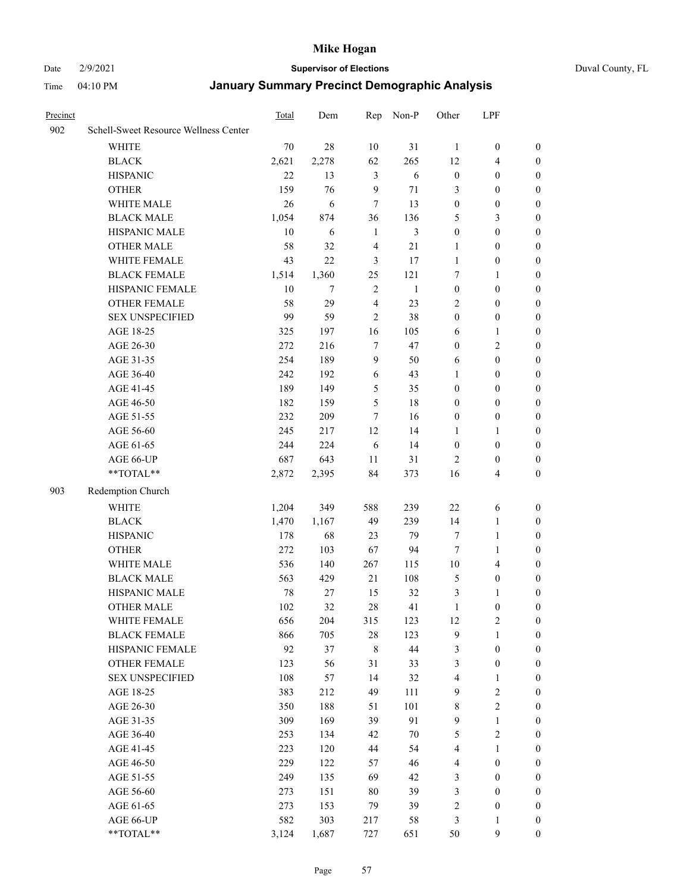# Mike Hogan

Date 2/9/2021 **Supervisor of Elections** Duval County, FL

Time 04:10 PM **January Summary Precinct Demographic Analysis**

| Precinct | | Total | Dem | Rep | Non-P | Other | LPF | |
|---|---|---|---|---|---|---|---|---|
| 902 | Schell-Sweet Resource Wellness Center | | | | | | | |
| | WHITE | 70 | 28 | 10 | 31 | 1 | 0 | 0 |
| | BLACK | 2,621 | 2,278 | 62 | 265 | 12 | 4 | 0 |
| | HISPANIC | 22 | 13 | 3 | 6 | 0 | 0 | 0 |
| | OTHER | 159 | 76 | 9 | 71 | 3 | 0 | 0 |
| | WHITE MALE | 26 | 6 | 7 | 13 | 0 | 0 | 0 |
| | BLACK MALE | 1,054 | 874 | 36 | 136 | 5 | 3 | 0 |
| | HISPANIC MALE | 10 | 6 | 1 | 3 | 0 | 0 | 0 |
| | OTHER MALE | 58 | 32 | 4 | 21 | 1 | 0 | 0 |
| | WHITE FEMALE | 43 | 22 | 3 | 17 | 1 | 0 | 0 |
| | BLACK FEMALE | 1,514 | 1,360 | 25 | 121 | 7 | 1 | 0 |
| | HISPANIC FEMALE | 10 | 7 | 2 | 1 | 0 | 0 | 0 |
| | OTHER FEMALE | 58 | 29 | 4 | 23 | 2 | 0 | 0 |
| | SEX UNSPECIFIED | 99 | 59 | 2 | 38 | 0 | 0 | 0 |
| | AGE 18-25 | 325 | 197 | 16 | 105 | 6 | 1 | 0 |
| | AGE 26-30 | 272 | 216 | 7 | 47 | 0 | 2 | 0 |
| | AGE 31-35 | 254 | 189 | 9 | 50 | 6 | 0 | 0 |
| | AGE 36-40 | 242 | 192 | 6 | 43 | 1 | 0 | 0 |
| | AGE 41-45 | 189 | 149 | 5 | 35 | 0 | 0 | 0 |
| | AGE 46-50 | 182 | 159 | 5 | 18 | 0 | 0 | 0 |
| | AGE 51-55 | 232 | 209 | 7 | 16 | 0 | 0 | 0 |
| | AGE 56-60 | 245 | 217 | 12 | 14 | 1 | 1 | 0 |
| | AGE 61-65 | 244 | 224 | 6 | 14 | 0 | 0 | 0 |
| | AGE 66-UP | 687 | 643 | 11 | 31 | 2 | 0 | 0 |
| | **TOTAL** | 2,872 | 2,395 | 84 | 373 | 16 | 4 | 0 |
| 903 | Redemption Church | | | | | | | |
| | WHITE | 1,204 | 349 | 588 | 239 | 22 | 6 | 0 |
| | BLACK | 1,470 | 1,167 | 49 | 239 | 14 | 1 | 0 |
| | HISPANIC | 178 | 68 | 23 | 79 | 7 | 1 | 0 |
| | OTHER | 272 | 103 | 67 | 94 | 7 | 1 | 0 |
| | WHITE MALE | 536 | 140 | 267 | 115 | 10 | 4 | 0 |
| | BLACK MALE | 563 | 429 | 21 | 108 | 5 | 0 | 0 |
| | HISPANIC MALE | 78 | 27 | 15 | 32 | 3 | 1 | 0 |
| | OTHER MALE | 102 | 32 | 28 | 41 | 1 | 0 | 0 |
| | WHITE FEMALE | 656 | 204 | 315 | 123 | 12 | 2 | 0 |
| | BLACK FEMALE | 866 | 705 | 28 | 123 | 9 | 1 | 0 |
| | HISPANIC FEMALE | 92 | 37 | 8 | 44 | 3 | 0 | 0 |
| | OTHER FEMALE | 123 | 56 | 31 | 33 | 3 | 0 | 0 |
| | SEX UNSPECIFIED | 108 | 57 | 14 | 32 | 4 | 1 | 0 |
| | AGE 18-25 | 383 | 212 | 49 | 111 | 9 | 2 | 0 |
| | AGE 26-30 | 350 | 188 | 51 | 101 | 8 | 2 | 0 |
| | AGE 31-35 | 309 | 169 | 39 | 91 | 9 | 1 | 0 |
| | AGE 36-40 | 253 | 134 | 42 | 70 | 5 | 2 | 0 |
| | AGE 41-45 | 223 | 120 | 44 | 54 | 4 | 1 | 0 |
| | AGE 46-50 | 229 | 122 | 57 | 46 | 4 | 0 | 0 |
| | AGE 51-55 | 249 | 135 | 69 | 42 | 3 | 0 | 0 |
| | AGE 56-60 | 273 | 151 | 80 | 39 | 3 | 0 | 0 |
| | AGE 61-65 | 273 | 153 | 79 | 39 | 2 | 0 | 0 |
| | AGE 66-UP | 582 | 303 | 217 | 58 | 3 | 1 | 0 |
| | **TOTAL** | 3,124 | 1,687 | 727 | 651 | 50 | 9 | 0 |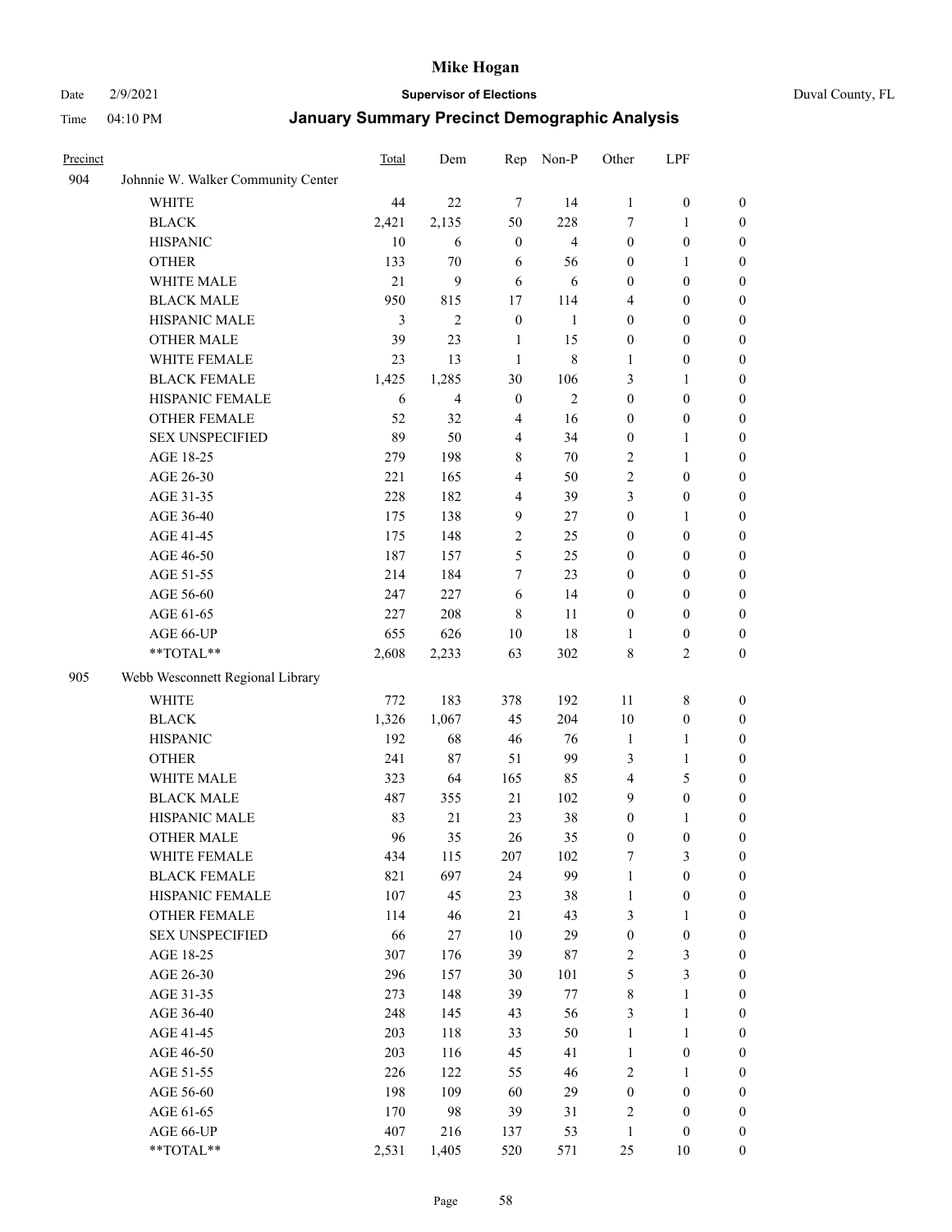# Mike Hogan

Date 2/9/2021 **Supervisor of Elections** Duval County, FL

Time 04:10 PM **January Summary Precinct Demographic Analysis**

| Precinct | | Total | Dem | Rep | Non-P | Other | LPF | |
|---|---|---|---|---|---|---|---|---|
| 904 | Johnnie W. Walker Community Center | | | | | | | |
| | WHITE | 44 | 22 | 7 | 14 | 1 | 0 | 0 |
| | BLACK | 2,421 | 2,135 | 50 | 228 | 7 | 1 | 0 |
| | HISPANIC | 10 | 6 | 0 | 4 | 0 | 0 | 0 |
| | OTHER | 133 | 70 | 6 | 56 | 0 | 1 | 0 |
| | WHITE MALE | 21 | 9 | 6 | 6 | 0 | 0 | 0 |
| | BLACK MALE | 950 | 815 | 17 | 114 | 4 | 0 | 0 |
| | HISPANIC MALE | 3 | 2 | 0 | 1 | 0 | 0 | 0 |
| | OTHER MALE | 39 | 23 | 1 | 15 | 0 | 0 | 0 |
| | WHITE FEMALE | 23 | 13 | 1 | 8 | 1 | 0 | 0 |
| | BLACK FEMALE | 1,425 | 1,285 | 30 | 106 | 3 | 1 | 0 |
| | HISPANIC FEMALE | 6 | 4 | 0 | 2 | 0 | 0 | 0 |
| | OTHER FEMALE | 52 | 32 | 4 | 16 | 0 | 0 | 0 |
| | SEX UNSPECIFIED | 89 | 50 | 4 | 34 | 0 | 1 | 0 |
| | AGE 18-25 | 279 | 198 | 8 | 70 | 2 | 1 | 0 |
| | AGE 26-30 | 221 | 165 | 4 | 50 | 2 | 0 | 0 |
| | AGE 31-35 | 228 | 182 | 4 | 39 | 3 | 0 | 0 |
| | AGE 36-40 | 175 | 138 | 9 | 27 | 0 | 1 | 0 |
| | AGE 41-45 | 175 | 148 | 2 | 25 | 0 | 0 | 0 |
| | AGE 46-50 | 187 | 157 | 5 | 25 | 0 | 0 | 0 |
| | AGE 51-55 | 214 | 184 | 7 | 23 | 0 | 0 | 0 |
| | AGE 56-60 | 247 | 227 | 6 | 14 | 0 | 0 | 0 |
| | AGE 61-65 | 227 | 208 | 8 | 11 | 0 | 0 | 0 |
| | AGE 66-UP | 655 | 626 | 10 | 18 | 1 | 0 | 0 |
| | **TOTAL** | 2,608 | 2,233 | 63 | 302 | 8 | 2 | 0 |
| 905 | Webb Wesconnett Regional Library | | | | | | | |
| | WHITE | 772 | 183 | 378 | 192 | 11 | 8 | 0 |
| | BLACK | 1,326 | 1,067 | 45 | 204 | 10 | 0 | 0 |
| | HISPANIC | 192 | 68 | 46 | 76 | 1 | 1 | 0 |
| | OTHER | 241 | 87 | 51 | 99 | 3 | 1 | 0 |
| | WHITE MALE | 323 | 64 | 165 | 85 | 4 | 5 | 0 |
| | BLACK MALE | 487 | 355 | 21 | 102 | 9 | 0 | 0 |
| | HISPANIC MALE | 83 | 21 | 23 | 38 | 0 | 1 | 0 |
| | OTHER MALE | 96 | 35 | 26 | 35 | 0 | 0 | 0 |
| | WHITE FEMALE | 434 | 115 | 207 | 102 | 7 | 3 | 0 |
| | BLACK FEMALE | 821 | 697 | 24 | 99 | 1 | 0 | 0 |
| | HISPANIC FEMALE | 107 | 45 | 23 | 38 | 1 | 0 | 0 |
| | OTHER FEMALE | 114 | 46 | 21 | 43 | 3 | 1 | 0 |
| | SEX UNSPECIFIED | 66 | 27 | 10 | 29 | 0 | 0 | 0 |
| | AGE 18-25 | 307 | 176 | 39 | 87 | 2 | 3 | 0 |
| | AGE 26-30 | 296 | 157 | 30 | 101 | 5 | 3 | 0 |
| | AGE 31-35 | 273 | 148 | 39 | 77 | 8 | 1 | 0 |
| | AGE 36-40 | 248 | 145 | 43 | 56 | 3 | 1 | 0 |
| | AGE 41-45 | 203 | 118 | 33 | 50 | 1 | 1 | 0 |
| | AGE 46-50 | 203 | 116 | 45 | 41 | 1 | 0 | 0 |
| | AGE 51-55 | 226 | 122 | 55 | 46 | 2 | 1 | 0 |
| | AGE 56-60 | 198 | 109 | 60 | 29 | 0 | 0 | 0 |
| | AGE 61-65 | 170 | 98 | 39 | 31 | 2 | 0 | 0 |
| | AGE 66-UP | 407 | 216 | 137 | 53 | 1 | 0 | 0 |
| | **TOTAL** | 2,531 | 1,405 | 520 | 571 | 25 | 10 | 0 |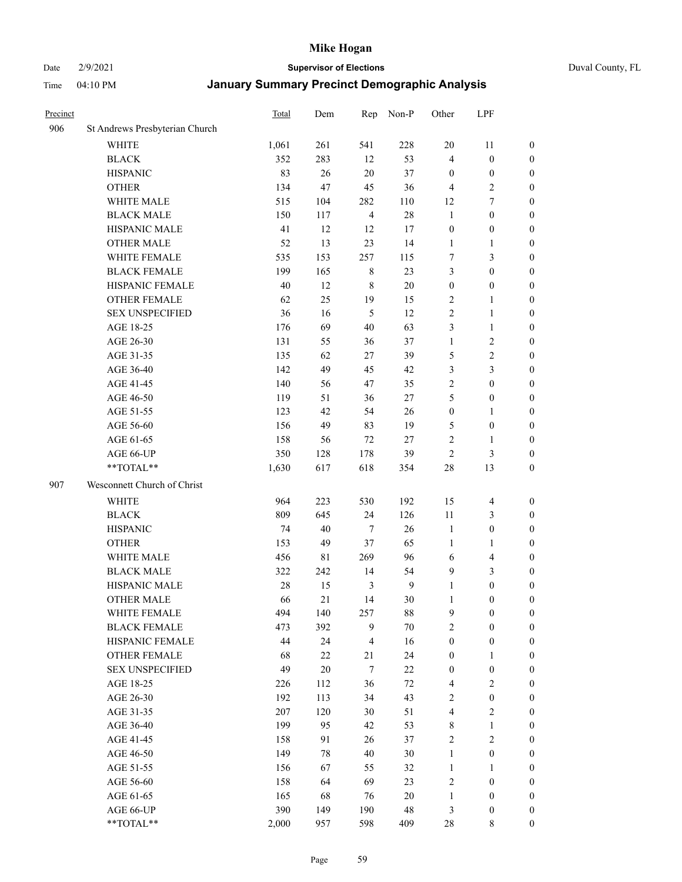# Mike Hogan

Date 2/9/2021 **Supervisor of Elections** Duval County, FL

Time 04:10 PM **January Summary Precinct Demographic Analysis**

| Precinct | | Total | Dem | Rep | Non-P | Other | LPF | |
|---|---|---|---|---|---|---|---|---|
| 906 | St Andrews Presbyterian Church | | | | | | | |
| | WHITE | 1,061 | 261 | 541 | 228 | 20 | 11 | 0 |
| | BLACK | 352 | 283 | 12 | 53 | 4 | 0 | 0 |
| | HISPANIC | 83 | 26 | 20 | 37 | 0 | 0 | 0 |
| | OTHER | 134 | 47 | 45 | 36 | 4 | 2 | 0 |
| | WHITE MALE | 515 | 104 | 282 | 110 | 12 | 7 | 0 |
| | BLACK MALE | 150 | 117 | 4 | 28 | 1 | 0 | 0 |
| | HISPANIC MALE | 41 | 12 | 12 | 17 | 0 | 0 | 0 |
| | OTHER MALE | 52 | 13 | 23 | 14 | 1 | 1 | 0 |
| | WHITE FEMALE | 535 | 153 | 257 | 115 | 7 | 3 | 0 |
| | BLACK FEMALE | 199 | 165 | 8 | 23 | 3 | 0 | 0 |
| | HISPANIC FEMALE | 40 | 12 | 8 | 20 | 0 | 0 | 0 |
| | OTHER FEMALE | 62 | 25 | 19 | 15 | 2 | 1 | 0 |
| | SEX UNSPECIFIED | 36 | 16 | 5 | 12 | 2 | 1 | 0 |
| | AGE 18-25 | 176 | 69 | 40 | 63 | 3 | 1 | 0 |
| | AGE 26-30 | 131 | 55 | 36 | 37 | 1 | 2 | 0 |
| | AGE 31-35 | 135 | 62 | 27 | 39 | 5 | 2 | 0 |
| | AGE 36-40 | 142 | 49 | 45 | 42 | 3 | 3 | 0 |
| | AGE 41-45 | 140 | 56 | 47 | 35 | 2 | 0 | 0 |
| | AGE 46-50 | 119 | 51 | 36 | 27 | 5 | 0 | 0 |
| | AGE 51-55 | 123 | 42 | 54 | 26 | 0 | 1 | 0 |
| | AGE 56-60 | 156 | 49 | 83 | 19 | 5 | 0 | 0 |
| | AGE 61-65 | 158 | 56 | 72 | 27 | 2 | 1 | 0 |
| | AGE 66-UP | 350 | 128 | 178 | 39 | 2 | 3 | 0 |
| | **TOTAL** | 1,630 | 617 | 618 | 354 | 28 | 13 | 0 |
| 907 | Wesconnett Church of Christ | | | | | | | |
| | WHITE | 964 | 223 | 530 | 192 | 15 | 4 | 0 |
| | BLACK | 809 | 645 | 24 | 126 | 11 | 3 | 0 |
| | HISPANIC | 74 | 40 | 7 | 26 | 1 | 0 | 0 |
| | OTHER | 153 | 49 | 37 | 65 | 1 | 1 | 0 |
| | WHITE MALE | 456 | 81 | 269 | 96 | 6 | 4 | 0 |
| | BLACK MALE | 322 | 242 | 14 | 54 | 9 | 3 | 0 |
| | HISPANIC MALE | 28 | 15 | 3 | 9 | 1 | 0 | 0 |
| | OTHER MALE | 66 | 21 | 14 | 30 | 1 | 0 | 0 |
| | WHITE FEMALE | 494 | 140 | 257 | 88 | 9 | 0 | 0 |
| | BLACK FEMALE | 473 | 392 | 9 | 70 | 2 | 0 | 0 |
| | HISPANIC FEMALE | 44 | 24 | 4 | 16 | 0 | 0 | 0 |
| | OTHER FEMALE | 68 | 22 | 21 | 24 | 0 | 1 | 0 |
| | SEX UNSPECIFIED | 49 | 20 | 7 | 22 | 0 | 0 | 0 |
| | AGE 18-25 | 226 | 112 | 36 | 72 | 4 | 2 | 0 |
| | AGE 26-30 | 192 | 113 | 34 | 43 | 2 | 0 | 0 |
| | AGE 31-35 | 207 | 120 | 30 | 51 | 4 | 2 | 0 |
| | AGE 36-40 | 199 | 95 | 42 | 53 | 8 | 1 | 0 |
| | AGE 41-45 | 158 | 91 | 26 | 37 | 2 | 2 | 0 |
| | AGE 46-50 | 149 | 78 | 40 | 30 | 1 | 0 | 0 |
| | AGE 51-55 | 156 | 67 | 55 | 32 | 1 | 1 | 0 |
| | AGE 56-60 | 158 | 64 | 69 | 23 | 2 | 0 | 0 |
| | AGE 61-65 | 165 | 68 | 76 | 20 | 1 | 0 | 0 |
| | AGE 66-UP | 390 | 149 | 190 | 48 | 3 | 0 | 0 |
| | **TOTAL** | 2,000 | 957 | 598 | 409 | 28 | 8 | 0 |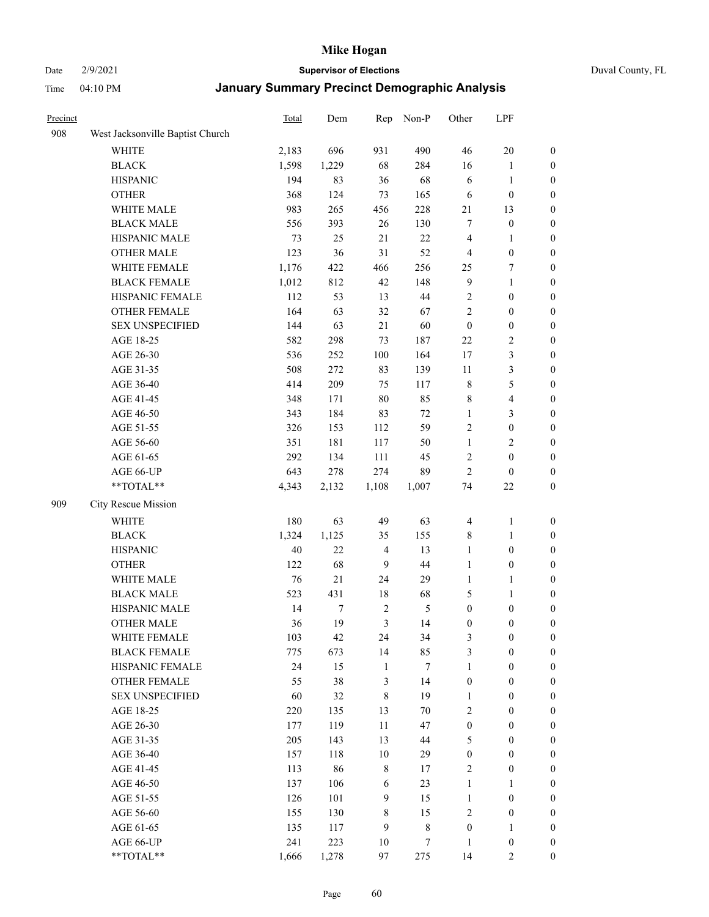# Mike Hogan

Date 2/9/2021 **Supervisor of Elections** Duval County, FL

Time 04:10 PM **January Summary Precinct Demographic Analysis**

| Precinct | | Total | Dem | Rep | Non-P | Other | LPF | |
|---|---|---|---|---|---|---|---|---|
| 908 | West Jacksonville Baptist Church | | | | | | | |
| | WHITE | 2,183 | 696 | 931 | 490 | 46 | 20 | 0 |
| | BLACK | 1,598 | 1,229 | 68 | 284 | 16 | 1 | 0 |
| | HISPANIC | 194 | 83 | 36 | 68 | 6 | 1 | 0 |
| | OTHER | 368 | 124 | 73 | 165 | 6 | 0 | 0 |
| | WHITE MALE | 983 | 265 | 456 | 228 | 21 | 13 | 0 |
| | BLACK MALE | 556 | 393 | 26 | 130 | 7 | 0 | 0 |
| | HISPANIC MALE | 73 | 25 | 21 | 22 | 4 | 1 | 0 |
| | OTHER MALE | 123 | 36 | 31 | 52 | 4 | 0 | 0 |
| | WHITE FEMALE | 1,176 | 422 | 466 | 256 | 25 | 7 | 0 |
| | BLACK FEMALE | 1,012 | 812 | 42 | 148 | 9 | 1 | 0 |
| | HISPANIC FEMALE | 112 | 53 | 13 | 44 | 2 | 0 | 0 |
| | OTHER FEMALE | 164 | 63 | 32 | 67 | 2 | 0 | 0 |
| | SEX UNSPECIFIED | 144 | 63 | 21 | 60 | 0 | 0 | 0 |
| | AGE 18-25 | 582 | 298 | 73 | 187 | 22 | 2 | 0 |
| | AGE 26-30 | 536 | 252 | 100 | 164 | 17 | 3 | 0 |
| | AGE 31-35 | 508 | 272 | 83 | 139 | 11 | 3 | 0 |
| | AGE 36-40 | 414 | 209 | 75 | 117 | 8 | 5 | 0 |
| | AGE 41-45 | 348 | 171 | 80 | 85 | 8 | 4 | 0 |
| | AGE 46-50 | 343 | 184 | 83 | 72 | 1 | 3 | 0 |
| | AGE 51-55 | 326 | 153 | 112 | 59 | 2 | 0 | 0 |
| | AGE 56-60 | 351 | 181 | 117 | 50 | 1 | 2 | 0 |
| | AGE 61-65 | 292 | 134 | 111 | 45 | 2 | 0 | 0 |
| | AGE 66-UP | 643 | 278 | 274 | 89 | 2 | 0 | 0 |
| | **TOTAL** | 4,343 | 2,132 | 1,108 | 1,007 | 74 | 22 | 0 |
| 909 | City Rescue Mission | | | | | | | |
| | WHITE | 180 | 63 | 49 | 63 | 4 | 1 | 0 |
| | BLACK | 1,324 | 1,125 | 35 | 155 | 8 | 1 | 0 |
| | HISPANIC | 40 | 22 | 4 | 13 | 1 | 0 | 0 |
| | OTHER | 122 | 68 | 9 | 44 | 1 | 0 | 0 |
| | WHITE MALE | 76 | 21 | 24 | 29 | 1 | 1 | 0 |
| | BLACK MALE | 523 | 431 | 18 | 68 | 5 | 1 | 0 |
| | HISPANIC MALE | 14 | 7 | 2 | 5 | 0 | 0 | 0 |
| | OTHER MALE | 36 | 19 | 3 | 14 | 0 | 0 | 0 |
| | WHITE FEMALE | 103 | 42 | 24 | 34 | 3 | 0 | 0 |
| | BLACK FEMALE | 775 | 673 | 14 | 85 | 3 | 0 | 0 |
| | HISPANIC FEMALE | 24 | 15 | 1 | 7 | 1 | 0 | 0 |
| | OTHER FEMALE | 55 | 38 | 3 | 14 | 0 | 0 | 0 |
| | SEX UNSPECIFIED | 60 | 32 | 8 | 19 | 1 | 0 | 0 |
| | AGE 18-25 | 220 | 135 | 13 | 70 | 2 | 0 | 0 |
| | AGE 26-30 | 177 | 119 | 11 | 47 | 0 | 0 | 0 |
| | AGE 31-35 | 205 | 143 | 13 | 44 | 5 | 0 | 0 |
| | AGE 36-40 | 157 | 118 | 10 | 29 | 0 | 0 | 0 |
| | AGE 41-45 | 113 | 86 | 8 | 17 | 2 | 0 | 0 |
| | AGE 46-50 | 137 | 106 | 6 | 23 | 1 | 1 | 0 |
| | AGE 51-55 | 126 | 101 | 9 | 15 | 1 | 0 | 0 |
| | AGE 56-60 | 155 | 130 | 8 | 15 | 2 | 0 | 0 |
| | AGE 61-65 | 135 | 117 | 9 | 8 | 0 | 1 | 0 |
| | AGE 66-UP | 241 | 223 | 10 | 7 | 1 | 0 | 0 |
| | **TOTAL** | 1,666 | 1,278 | 97 | 275 | 14 | 2 | 0 |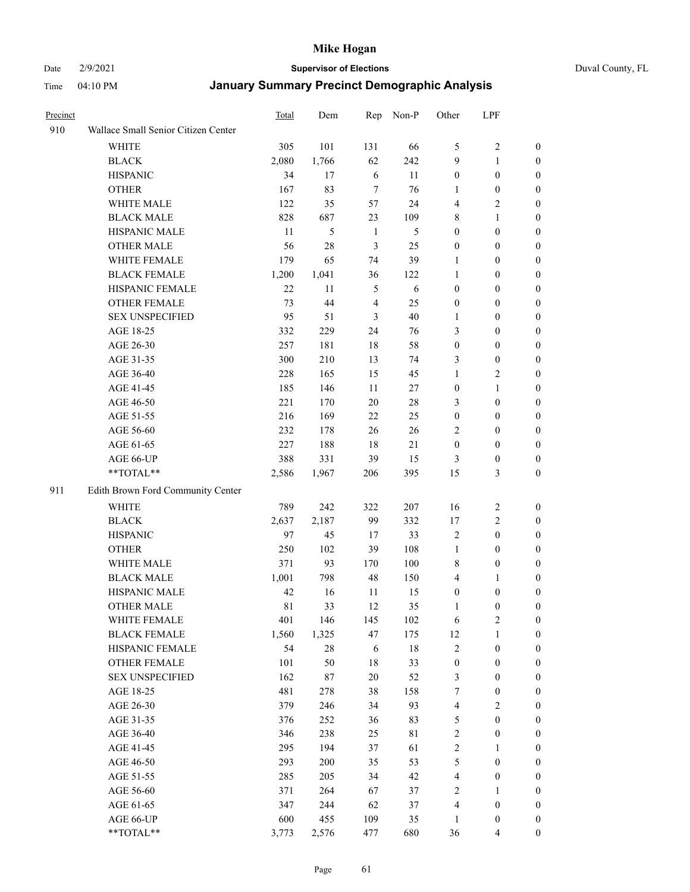# Mike Hogan

Date 2/9/2021 **Supervisor of Elections** Duval County, FL

Time 04:10 PM **January Summary Precinct Demographic Analysis**

| Precinct | | Total | Dem | Rep | Non-P | Other | LPF | |
|---|---|---|---|---|---|---|---|---|
| 910 | Wallace Small Senior Citizen Center | | | | | | | |
| | WHITE | 305 | 101 | 131 | 66 | 5 | 2 | 0 |
| | BLACK | 2,080 | 1,766 | 62 | 242 | 9 | 1 | 0 |
| | HISPANIC | 34 | 17 | 6 | 11 | 0 | 0 | 0 |
| | OTHER | 167 | 83 | 7 | 76 | 1 | 0 | 0 |
| | WHITE MALE | 122 | 35 | 57 | 24 | 4 | 2 | 0 |
| | BLACK MALE | 828 | 687 | 23 | 109 | 8 | 1 | 0 |
| | HISPANIC MALE | 11 | 5 | 1 | 5 | 0 | 0 | 0 |
| | OTHER MALE | 56 | 28 | 3 | 25 | 0 | 0 | 0 |
| | WHITE FEMALE | 179 | 65 | 74 | 39 | 1 | 0 | 0 |
| | BLACK FEMALE | 1,200 | 1,041 | 36 | 122 | 1 | 0 | 0 |
| | HISPANIC FEMALE | 22 | 11 | 5 | 6 | 0 | 0 | 0 |
| | OTHER FEMALE | 73 | 44 | 4 | 25 | 0 | 0 | 0 |
| | SEX UNSPECIFIED | 95 | 51 | 3 | 40 | 1 | 0 | 0 |
| | AGE 18-25 | 332 | 229 | 24 | 76 | 3 | 0 | 0 |
| | AGE 26-30 | 257 | 181 | 18 | 58 | 0 | 0 | 0 |
| | AGE 31-35 | 300 | 210 | 13 | 74 | 3 | 0 | 0 |
| | AGE 36-40 | 228 | 165 | 15 | 45 | 1 | 2 | 0 |
| | AGE 41-45 | 185 | 146 | 11 | 27 | 0 | 1 | 0 |
| | AGE 46-50 | 221 | 170 | 20 | 28 | 3 | 0 | 0 |
| | AGE 51-55 | 216 | 169 | 22 | 25 | 0 | 0 | 0 |
| | AGE 56-60 | 232 | 178 | 26 | 26 | 2 | 0 | 0 |
| | AGE 61-65 | 227 | 188 | 18 | 21 | 0 | 0 | 0 |
| | AGE 66-UP | 388 | 331 | 39 | 15 | 3 | 0 | 0 |
| | **TOTAL** | 2,586 | 1,967 | 206 | 395 | 15 | 3 | 0 |
| 911 | Edith Brown Ford Community Center | | | | | | | |
| | WHITE | 789 | 242 | 322 | 207 | 16 | 2 | 0 |
| | BLACK | 2,637 | 2,187 | 99 | 332 | 17 | 2 | 0 |
| | HISPANIC | 97 | 45 | 17 | 33 | 2 | 0 | 0 |
| | OTHER | 250 | 102 | 39 | 108 | 1 | 0 | 0 |
| | WHITE MALE | 371 | 93 | 170 | 100 | 8 | 0 | 0 |
| | BLACK MALE | 1,001 | 798 | 48 | 150 | 4 | 1 | 0 |
| | HISPANIC MALE | 42 | 16 | 11 | 15 | 0 | 0 | 0 |
| | OTHER MALE | 81 | 33 | 12 | 35 | 1 | 0 | 0 |
| | WHITE FEMALE | 401 | 146 | 145 | 102 | 6 | 2 | 0 |
| | BLACK FEMALE | 1,560 | 1,325 | 47 | 175 | 12 | 1 | 0 |
| | HISPANIC FEMALE | 54 | 28 | 6 | 18 | 2 | 0 | 0 |
| | OTHER FEMALE | 101 | 50 | 18 | 33 | 0 | 0 | 0 |
| | SEX UNSPECIFIED | 162 | 87 | 20 | 52 | 3 | 0 | 0 |
| | AGE 18-25 | 481 | 278 | 38 | 158 | 7 | 0 | 0 |
| | AGE 26-30 | 379 | 246 | 34 | 93 | 4 | 2 | 0 |
| | AGE 31-35 | 376 | 252 | 36 | 83 | 5 | 0 | 0 |
| | AGE 36-40 | 346 | 238 | 25 | 81 | 2 | 0 | 0 |
| | AGE 41-45 | 295 | 194 | 37 | 61 | 2 | 1 | 0 |
| | AGE 46-50 | 293 | 200 | 35 | 53 | 5 | 0 | 0 |
| | AGE 51-55 | 285 | 205 | 34 | 42 | 4 | 0 | 0 |
| | AGE 56-60 | 371 | 264 | 67 | 37 | 2 | 1 | 0 |
| | AGE 61-65 | 347 | 244 | 62 | 37 | 4 | 0 | 0 |
| | AGE 66-UP | 600 | 455 | 109 | 35 | 1 | 0 | 0 |
| | **TOTAL** | 3,773 | 2,576 | 477 | 680 | 36 | 4 | 0 |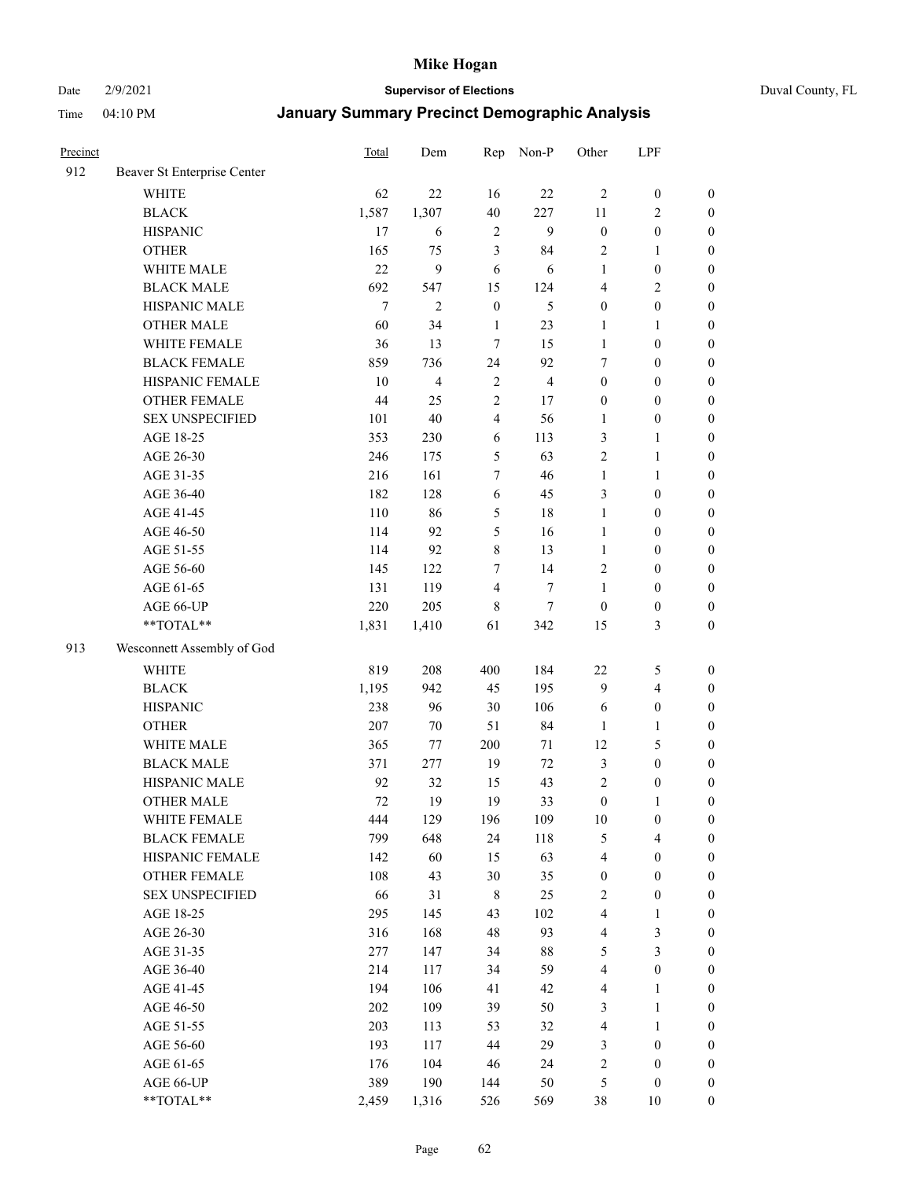# Mike Hogan

Date 2/9/2021 **Supervisor of Elections** Duval County, FL

Time 04:10 PM **January Summary Precinct Demographic Analysis**

| Precinct | | Total | Dem | Rep | Non-P | Other | LPF | |
|---|---|---|---|---|---|---|---|---|
| 912 | Beaver St Enterprise Center | | | | | | | |
| | WHITE | 62 | 22 | 16 | 22 | 2 | 0 | 0 |
| | BLACK | 1,587 | 1,307 | 40 | 227 | 11 | 2 | 0 |
| | HISPANIC | 17 | 6 | 2 | 9 | 0 | 0 | 0 |
| | OTHER | 165 | 75 | 3 | 84 | 2 | 1 | 0 |
| | WHITE MALE | 22 | 9 | 6 | 6 | 1 | 0 | 0 |
| | BLACK MALE | 692 | 547 | 15 | 124 | 4 | 2 | 0 |
| | HISPANIC MALE | 7 | 2 | 0 | 5 | 0 | 0 | 0 |
| | OTHER MALE | 60 | 34 | 1 | 23 | 1 | 1 | 0 |
| | WHITE FEMALE | 36 | 13 | 7 | 15 | 1 | 0 | 0 |
| | BLACK FEMALE | 859 | 736 | 24 | 92 | 7 | 0 | 0 |
| | HISPANIC FEMALE | 10 | 4 | 2 | 4 | 0 | 0 | 0 |
| | OTHER FEMALE | 44 | 25 | 2 | 17 | 0 | 0 | 0 |
| | SEX UNSPECIFIED | 101 | 40 | 4 | 56 | 1 | 0 | 0 |
| | AGE 18-25 | 353 | 230 | 6 | 113 | 3 | 1 | 0 |
| | AGE 26-30 | 246 | 175 | 5 | 63 | 2 | 1 | 0 |
| | AGE 31-35 | 216 | 161 | 7 | 46 | 1 | 1 | 0 |
| | AGE 36-40 | 182 | 128 | 6 | 45 | 3 | 0 | 0 |
| | AGE 41-45 | 110 | 86 | 5 | 18 | 1 | 0 | 0 |
| | AGE 46-50 | 114 | 92 | 5 | 16 | 1 | 0 | 0 |
| | AGE 51-55 | 114 | 92 | 8 | 13 | 1 | 0 | 0 |
| | AGE 56-60 | 145 | 122 | 7 | 14 | 2 | 0 | 0 |
| | AGE 61-65 | 131 | 119 | 4 | 7 | 1 | 0 | 0 |
| | AGE 66-UP | 220 | 205 | 8 | 7 | 0 | 0 | 0 |
| | **TOTAL** | 1,831 | 1,410 | 61 | 342 | 15 | 3 | 0 |
| 913 | Wesconnett Assembly of God | | | | | | | |
| | WHITE | 819 | 208 | 400 | 184 | 22 | 5 | 0 |
| | BLACK | 1,195 | 942 | 45 | 195 | 9 | 4 | 0 |
| | HISPANIC | 238 | 96 | 30 | 106 | 6 | 0 | 0 |
| | OTHER | 207 | 70 | 51 | 84 | 1 | 1 | 0 |
| | WHITE MALE | 365 | 77 | 200 | 71 | 12 | 5 | 0 |
| | BLACK MALE | 371 | 277 | 19 | 72 | 3 | 0 | 0 |
| | HISPANIC MALE | 92 | 32 | 15 | 43 | 2 | 0 | 0 |
| | OTHER MALE | 72 | 19 | 19 | 33 | 0 | 1 | 0 |
| | WHITE FEMALE | 444 | 129 | 196 | 109 | 10 | 0 | 0 |
| | BLACK FEMALE | 799 | 648 | 24 | 118 | 5 | 4 | 0 |
| | HISPANIC FEMALE | 142 | 60 | 15 | 63 | 4 | 0 | 0 |
| | OTHER FEMALE | 108 | 43 | 30 | 35 | 0 | 0 | 0 |
| | SEX UNSPECIFIED | 66 | 31 | 8 | 25 | 2 | 0 | 0 |
| | AGE 18-25 | 295 | 145 | 43 | 102 | 4 | 1 | 0 |
| | AGE 26-30 | 316 | 168 | 48 | 93 | 4 | 3 | 0 |
| | AGE 31-35 | 277 | 147 | 34 | 88 | 5 | 3 | 0 |
| | AGE 36-40 | 214 | 117 | 34 | 59 | 4 | 0 | 0 |
| | AGE 41-45 | 194 | 106 | 41 | 42 | 4 | 1 | 0 |
| | AGE 46-50 | 202 | 109 | 39 | 50 | 3 | 1 | 0 |
| | AGE 51-55 | 203 | 113 | 53 | 32 | 4 | 1 | 0 |
| | AGE 56-60 | 193 | 117 | 44 | 29 | 3 | 0 | 0 |
| | AGE 61-65 | 176 | 104 | 46 | 24 | 2 | 0 | 0 |
| | AGE 66-UP | 389 | 190 | 144 | 50 | 5 | 0 | 0 |
| | **TOTAL** | 2,459 | 1,316 | 526 | 569 | 38 | 10 | 0 |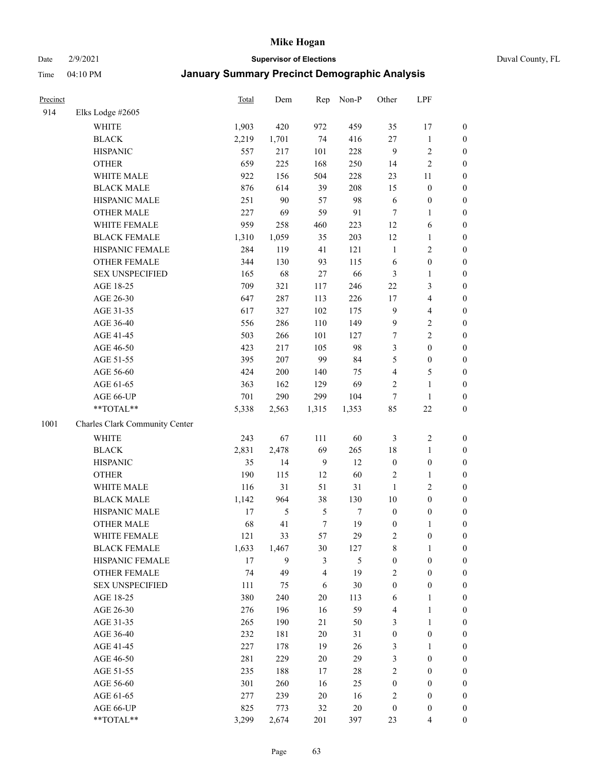# Mike Hogan

Date 2/9/2021 **Supervisor of Elections** Duval County, FL

Time 04:10 PM **January Summary Precinct Demographic Analysis**

| Precinct | | Total | Dem | Rep | Non-P | Other | LPF | |
|---|---|---|---|---|---|---|---|---|
| 914 | Elks Lodge #2605 | | | | | | | |
| | WHITE | 1,903 | 420 | 972 | 459 | 35 | 17 | 0 |
| | BLACK | 2,219 | 1,701 | 74 | 416 | 27 | 1 | 0 |
| | HISPANIC | 557 | 217 | 101 | 228 | 9 | 2 | 0 |
| | OTHER | 659 | 225 | 168 | 250 | 14 | 2 | 0 |
| | WHITE MALE | 922 | 156 | 504 | 228 | 23 | 11 | 0 |
| | BLACK MALE | 876 | 614 | 39 | 208 | 15 | 0 | 0 |
| | HISPANIC MALE | 251 | 90 | 57 | 98 | 6 | 0 | 0 |
| | OTHER MALE | 227 | 69 | 59 | 91 | 7 | 1 | 0 |
| | WHITE FEMALE | 959 | 258 | 460 | 223 | 12 | 6 | 0 |
| | BLACK FEMALE | 1,310 | 1,059 | 35 | 203 | 12 | 1 | 0 |
| | HISPANIC FEMALE | 284 | 119 | 41 | 121 | 1 | 2 | 0 |
| | OTHER FEMALE | 344 | 130 | 93 | 115 | 6 | 0 | 0 |
| | SEX UNSPECIFIED | 165 | 68 | 27 | 66 | 3 | 1 | 0 |
| | AGE 18-25 | 709 | 321 | 117 | 246 | 22 | 3 | 0 |
| | AGE 26-30 | 647 | 287 | 113 | 226 | 17 | 4 | 0 |
| | AGE 31-35 | 617 | 327 | 102 | 175 | 9 | 4 | 0 |
| | AGE 36-40 | 556 | 286 | 110 | 149 | 9 | 2 | 0 |
| | AGE 41-45 | 503 | 266 | 101 | 127 | 7 | 2 | 0 |
| | AGE 46-50 | 423 | 217 | 105 | 98 | 3 | 0 | 0 |
| | AGE 51-55 | 395 | 207 | 99 | 84 | 5 | 0 | 0 |
| | AGE 56-60 | 424 | 200 | 140 | 75 | 4 | 5 | 0 |
| | AGE 61-65 | 363 | 162 | 129 | 69 | 2 | 1 | 0 |
| | AGE 66-UP | 701 | 290 | 299 | 104 | 7 | 1 | 0 |
| | **TOTAL** | 5,338 | 2,563 | 1,315 | 1,353 | 85 | 22 | 0 |
| 1001 | Charles Clark Community Center | | | | | | | |
| | WHITE | 243 | 67 | 111 | 60 | 3 | 2 | 0 |
| | BLACK | 2,831 | 2,478 | 69 | 265 | 18 | 1 | 0 |
| | HISPANIC | 35 | 14 | 9 | 12 | 0 | 0 | 0 |
| | OTHER | 190 | 115 | 12 | 60 | 2 | 1 | 0 |
| | WHITE MALE | 116 | 31 | 51 | 31 | 1 | 2 | 0 |
| | BLACK MALE | 1,142 | 964 | 38 | 130 | 10 | 0 | 0 |
| | HISPANIC MALE | 17 | 5 | 5 | 7 | 0 | 0 | 0 |
| | OTHER MALE | 68 | 41 | 7 | 19 | 0 | 1 | 0 |
| | WHITE FEMALE | 121 | 33 | 57 | 29 | 2 | 0 | 0 |
| | BLACK FEMALE | 1,633 | 1,467 | 30 | 127 | 8 | 1 | 0 |
| | HISPANIC FEMALE | 17 | 9 | 3 | 5 | 0 | 0 | 0 |
| | OTHER FEMALE | 74 | 49 | 4 | 19 | 2 | 0 | 0 |
| | SEX UNSPECIFIED | 111 | 75 | 6 | 30 | 0 | 0 | 0 |
| | AGE 18-25 | 380 | 240 | 20 | 113 | 6 | 1 | 0 |
| | AGE 26-30 | 276 | 196 | 16 | 59 | 4 | 1 | 0 |
| | AGE 31-35 | 265 | 190 | 21 | 50 | 3 | 1 | 0 |
| | AGE 36-40 | 232 | 181 | 20 | 31 | 0 | 0 | 0 |
| | AGE 41-45 | 227 | 178 | 19 | 26 | 3 | 1 | 0 |
| | AGE 46-50 | 281 | 229 | 20 | 29 | 3 | 0 | 0 |
| | AGE 51-55 | 235 | 188 | 17 | 28 | 2 | 0 | 0 |
| | AGE 56-60 | 301 | 260 | 16 | 25 | 0 | 0 | 0 |
| | AGE 61-65 | 277 | 239 | 20 | 16 | 2 | 0 | 0 |
| | AGE 66-UP | 825 | 773 | 32 | 20 | 0 | 0 | 0 |
| | **TOTAL** | 3,299 | 2,674 | 201 | 397 | 23 | 4 | 0 |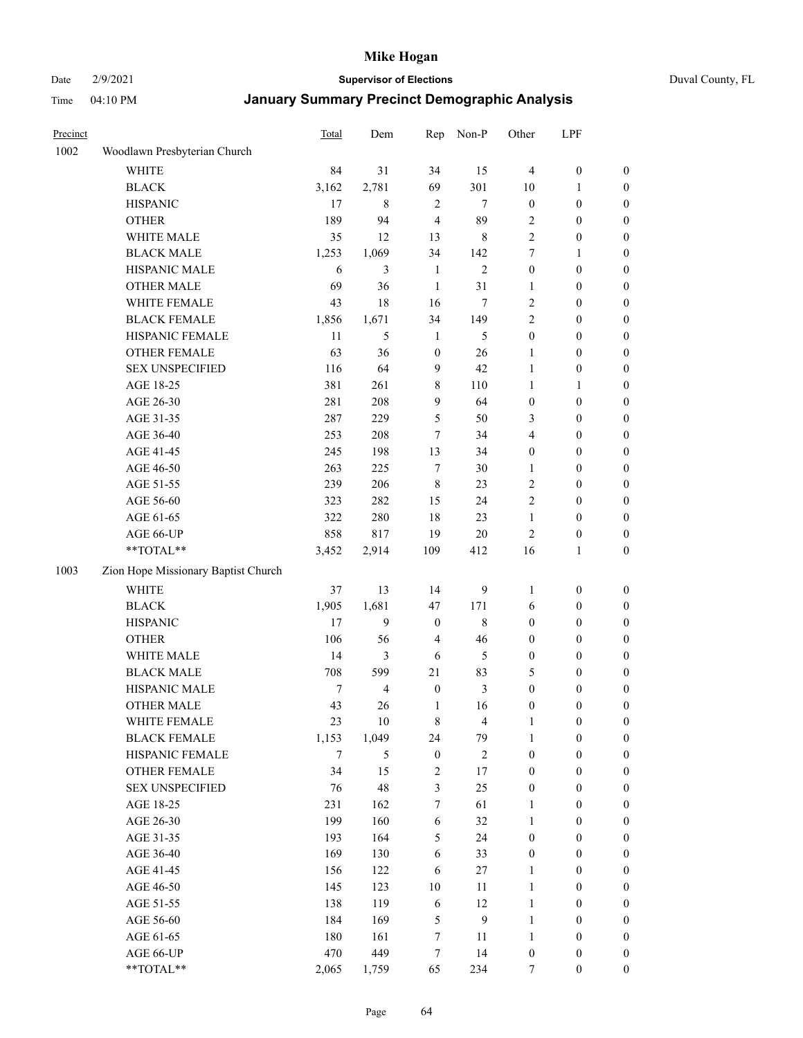# Mike Hogan

Date 2/9/2021 **Supervisor of Elections** Duval County, FL

Time 04:10 PM **January Summary Precinct Demographic Analysis**

| Precinct | | Total | Dem | Rep | Non-P | Other | LPF | |
|---|---|---|---|---|---|---|---|---|
| 1002 | Woodlawn Presbyterian Church | | | | | | | |
| | WHITE | 84 | 31 | 34 | 15 | 4 | 0 | 0 |
| | BLACK | 3,162 | 2,781 | 69 | 301 | 10 | 1 | 0 |
| | HISPANIC | 17 | 8 | 2 | 7 | 0 | 0 | 0 |
| | OTHER | 189 | 94 | 4 | 89 | 2 | 0 | 0 |
| | WHITE MALE | 35 | 12 | 13 | 8 | 2 | 0 | 0 |
| | BLACK MALE | 1,253 | 1,069 | 34 | 142 | 7 | 1 | 0 |
| | HISPANIC MALE | 6 | 3 | 1 | 2 | 0 | 0 | 0 |
| | OTHER MALE | 69 | 36 | 1 | 31 | 1 | 0 | 0 |
| | WHITE FEMALE | 43 | 18 | 16 | 7 | 2 | 0 | 0 |
| | BLACK FEMALE | 1,856 | 1,671 | 34 | 149 | 2 | 0 | 0 |
| | HISPANIC FEMALE | 11 | 5 | 1 | 5 | 0 | 0 | 0 |
| | OTHER FEMALE | 63 | 36 | 0 | 26 | 1 | 0 | 0 |
| | SEX UNSPECIFIED | 116 | 64 | 9 | 42 | 1 | 0 | 0 |
| | AGE 18-25 | 381 | 261 | 8 | 110 | 1 | 1 | 0 |
| | AGE 26-30 | 281 | 208 | 9 | 64 | 0 | 0 | 0 |
| | AGE 31-35 | 287 | 229 | 5 | 50 | 3 | 0 | 0 |
| | AGE 36-40 | 253 | 208 | 7 | 34 | 4 | 0 | 0 |
| | AGE 41-45 | 245 | 198 | 13 | 34 | 0 | 0 | 0 |
| | AGE 46-50 | 263 | 225 | 7 | 30 | 1 | 0 | 0 |
| | AGE 51-55 | 239 | 206 | 8 | 23 | 2 | 0 | 0 |
| | AGE 56-60 | 323 | 282 | 15 | 24 | 2 | 0 | 0 |
| | AGE 61-65 | 322 | 280 | 18 | 23 | 1 | 0 | 0 |
| | AGE 66-UP | 858 | 817 | 19 | 20 | 2 | 0 | 0 |
| | **TOTAL** | 3,452 | 2,914 | 109 | 412 | 16 | 1 | 0 |
| 1003 | Zion Hope Missionary Baptist Church | | | | | | | |
| | WHITE | 37 | 13 | 14 | 9 | 1 | 0 | 0 |
| | BLACK | 1,905 | 1,681 | 47 | 171 | 6 | 0 | 0 |
| | HISPANIC | 17 | 9 | 0 | 8 | 0 | 0 | 0 |
| | OTHER | 106 | 56 | 4 | 46 | 0 | 0 | 0 |
| | WHITE MALE | 14 | 3 | 6 | 5 | 0 | 0 | 0 |
| | BLACK MALE | 708 | 599 | 21 | 83 | 5 | 0 | 0 |
| | HISPANIC MALE | 7 | 4 | 0 | 3 | 0 | 0 | 0 |
| | OTHER MALE | 43 | 26 | 1 | 16 | 0 | 0 | 0 |
| | WHITE FEMALE | 23 | 10 | 8 | 4 | 1 | 0 | 0 |
| | BLACK FEMALE | 1,153 | 1,049 | 24 | 79 | 1 | 0 | 0 |
| | HISPANIC FEMALE | 7 | 5 | 0 | 2 | 0 | 0 | 0 |
| | OTHER FEMALE | 34 | 15 | 2 | 17 | 0 | 0 | 0 |
| | SEX UNSPECIFIED | 76 | 48 | 3 | 25 | 0 | 0 | 0 |
| | AGE 18-25 | 231 | 162 | 7 | 61 | 1 | 0 | 0 |
| | AGE 26-30 | 199 | 160 | 6 | 32 | 1 | 0 | 0 |
| | AGE 31-35 | 193 | 164 | 5 | 24 | 0 | 0 | 0 |
| | AGE 36-40 | 169 | 130 | 6 | 33 | 0 | 0 | 0 |
| | AGE 41-45 | 156 | 122 | 6 | 27 | 1 | 0 | 0 |
| | AGE 46-50 | 145 | 123 | 10 | 11 | 1 | 0 | 0 |
| | AGE 51-55 | 138 | 119 | 6 | 12 | 1 | 0 | 0 |
| | AGE 56-60 | 184 | 169 | 5 | 9 | 1 | 0 | 0 |
| | AGE 61-65 | 180 | 161 | 7 | 11 | 1 | 0 | 0 |
| | AGE 66-UP | 470 | 449 | 7 | 14 | 0 | 0 | 0 |
| | **TOTAL** | 2,065 | 1,759 | 65 | 234 | 7 | 0 | 0 |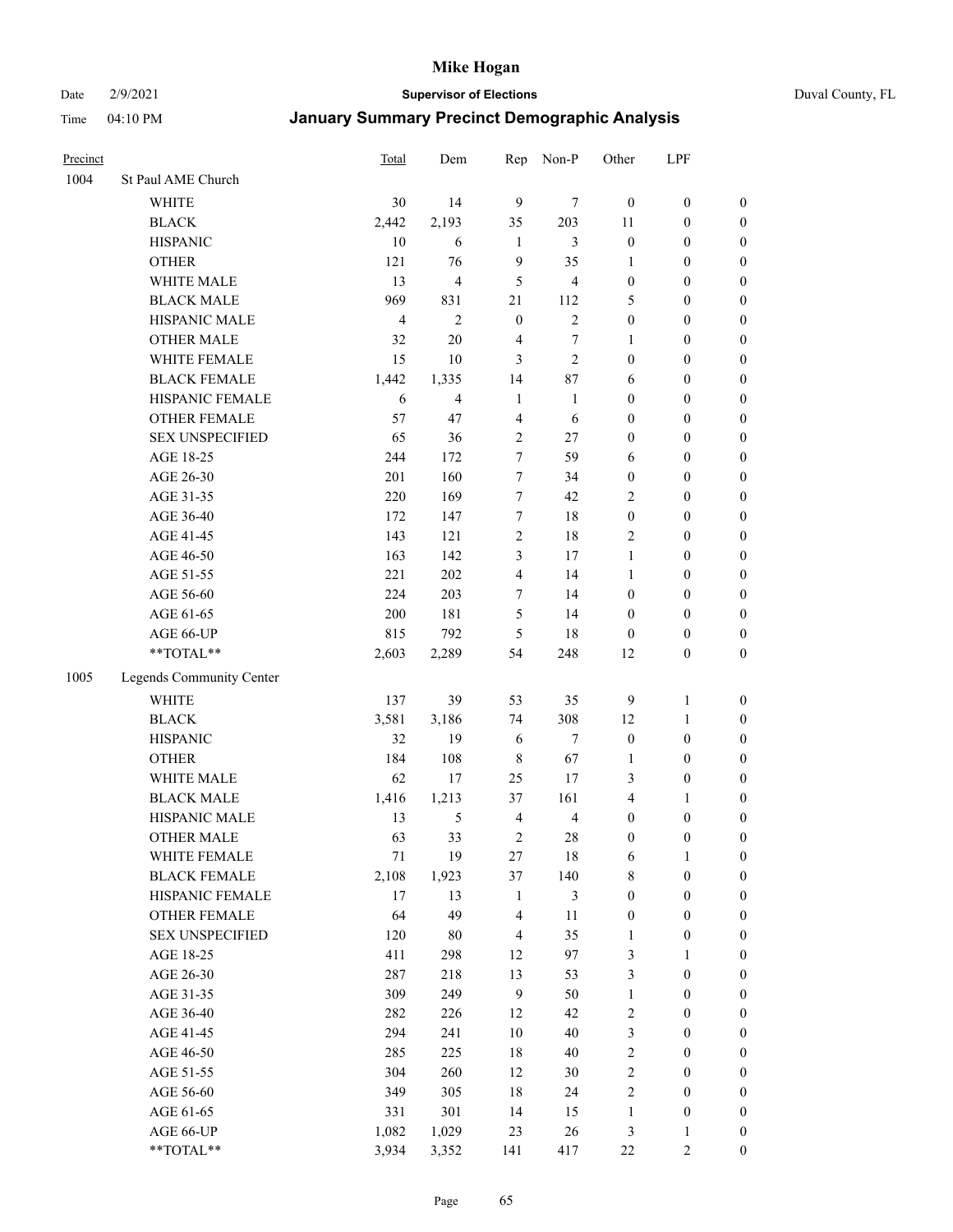# Mike Hogan

Date 2/9/2021 **Supervisor of Elections** Duval County, FL

Time 04:10 PM **January Summary Precinct Demographic Analysis**

| Precinct | | Total | Dem | Rep | Non-P | Other | LPF | |
|---|---|---|---|---|---|---|---|---|
| 1004 | St Paul AME Church | | | | | | | |
| | WHITE | 30 | 14 | 9 | 7 | 0 | 0 | 0 |
| | BLACK | 2,442 | 2,193 | 35 | 203 | 11 | 0 | 0 |
| | HISPANIC | 10 | 6 | 1 | 3 | 0 | 0 | 0 |
| | OTHER | 121 | 76 | 9 | 35 | 1 | 0 | 0 |
| | WHITE MALE | 13 | 4 | 5 | 4 | 0 | 0 | 0 |
| | BLACK MALE | 969 | 831 | 21 | 112 | 5 | 0 | 0 |
| | HISPANIC MALE | 4 | 2 | 0 | 2 | 0 | 0 | 0 |
| | OTHER MALE | 32 | 20 | 4 | 7 | 1 | 0 | 0 |
| | WHITE FEMALE | 15 | 10 | 3 | 2 | 0 | 0 | 0 |
| | BLACK FEMALE | 1,442 | 1,335 | 14 | 87 | 6 | 0 | 0 |
| | HISPANIC FEMALE | 6 | 4 | 1 | 1 | 0 | 0 | 0 |
| | OTHER FEMALE | 57 | 47 | 4 | 6 | 0 | 0 | 0 |
| | SEX UNSPECIFIED | 65 | 36 | 2 | 27 | 0 | 0 | 0 |
| | AGE 18-25 | 244 | 172 | 7 | 59 | 6 | 0 | 0 |
| | AGE 26-30 | 201 | 160 | 7 | 34 | 0 | 0 | 0 |
| | AGE 31-35 | 220 | 169 | 7 | 42 | 2 | 0 | 0 |
| | AGE 36-40 | 172 | 147 | 7 | 18 | 0 | 0 | 0 |
| | AGE 41-45 | 143 | 121 | 2 | 18 | 2 | 0 | 0 |
| | AGE 46-50 | 163 | 142 | 3 | 17 | 1 | 0 | 0 |
| | AGE 51-55 | 221 | 202 | 4 | 14 | 1 | 0 | 0 |
| | AGE 56-60 | 224 | 203 | 7 | 14 | 0 | 0 | 0 |
| | AGE 61-65 | 200 | 181 | 5 | 14 | 0 | 0 | 0 |
| | AGE 66-UP | 815 | 792 | 5 | 18 | 0 | 0 | 0 |
| | **TOTAL** | 2,603 | 2,289 | 54 | 248 | 12 | 0 | 0 |
| 1005 | Legends Community Center | | | | | | | |
| | WHITE | 137 | 39 | 53 | 35 | 9 | 1 | 0 |
| | BLACK | 3,581 | 3,186 | 74 | 308 | 12 | 1 | 0 |
| | HISPANIC | 32 | 19 | 6 | 7 | 0 | 0 | 0 |
| | OTHER | 184 | 108 | 8 | 67 | 1 | 0 | 0 |
| | WHITE MALE | 62 | 17 | 25 | 17 | 3 | 0 | 0 |
| | BLACK MALE | 1,416 | 1,213 | 37 | 161 | 4 | 1 | 0 |
| | HISPANIC MALE | 13 | 5 | 4 | 4 | 0 | 0 | 0 |
| | OTHER MALE | 63 | 33 | 2 | 28 | 0 | 0 | 0 |
| | WHITE FEMALE | 71 | 19 | 27 | 18 | 6 | 1 | 0 |
| | BLACK FEMALE | 2,108 | 1,923 | 37 | 140 | 8 | 0 | 0 |
| | HISPANIC FEMALE | 17 | 13 | 1 | 3 | 0 | 0 | 0 |
| | OTHER FEMALE | 64 | 49 | 4 | 11 | 0 | 0 | 0 |
| | SEX UNSPECIFIED | 120 | 80 | 4 | 35 | 1 | 0 | 0 |
| | AGE 18-25 | 411 | 298 | 12 | 97 | 3 | 1 | 0 |
| | AGE 26-30 | 287 | 218 | 13 | 53 | 3 | 0 | 0 |
| | AGE 31-35 | 309 | 249 | 9 | 50 | 1 | 0 | 0 |
| | AGE 36-40 | 282 | 226 | 12 | 42 | 2 | 0 | 0 |
| | AGE 41-45 | 294 | 241 | 10 | 40 | 3 | 0 | 0 |
| | AGE 46-50 | 285 | 225 | 18 | 40 | 2 | 0 | 0 |
| | AGE 51-55 | 304 | 260 | 12 | 30 | 2 | 0 | 0 |
| | AGE 56-60 | 349 | 305 | 18 | 24 | 2 | 0 | 0 |
| | AGE 61-65 | 331 | 301 | 14 | 15 | 1 | 0 | 0 |
| | AGE 66-UP | 1,082 | 1,029 | 23 | 26 | 3 | 1 | 0 |
| | **TOTAL** | 3,934 | 3,352 | 141 | 417 | 22 | 2 | 0 |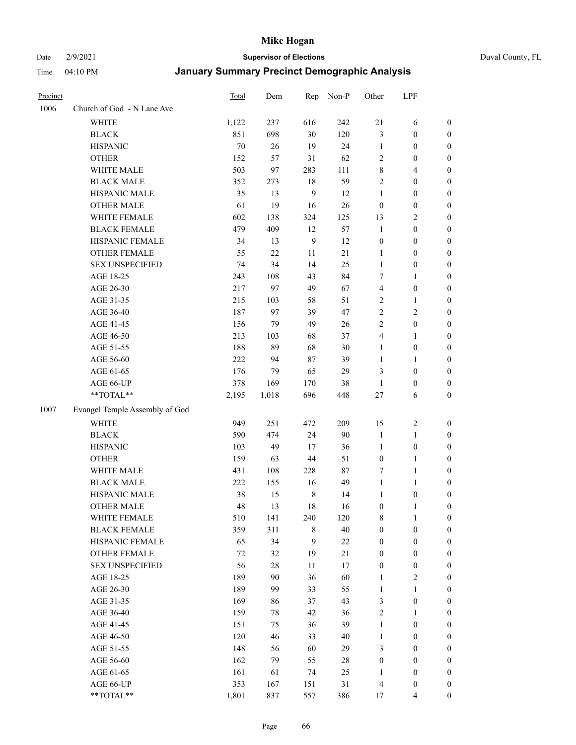# Mike Hogan

Date 2/9/2021 **Supervisor of Elections** Duval County, FL

Time 04:10 PM **January Summary Precinct Demographic Analysis**

| Precinct | | Total | Dem | Rep | Non-P | Other | LPF | |
|---|---|---|---|---|---|---|---|---|
| 1006 | Church of God - N Lane Ave | | | | | | | |
| | WHITE | 1,122 | 237 | 616 | 242 | 21 | 6 | 0 |
| | BLACK | 851 | 698 | 30 | 120 | 3 | 0 | 0 |
| | HISPANIC | 70 | 26 | 19 | 24 | 1 | 0 | 0 |
| | OTHER | 152 | 57 | 31 | 62 | 2 | 0 | 0 |
| | WHITE MALE | 503 | 97 | 283 | 111 | 8 | 4 | 0 |
| | BLACK MALE | 352 | 273 | 18 | 59 | 2 | 0 | 0 |
| | HISPANIC MALE | 35 | 13 | 9 | 12 | 1 | 0 | 0 |
| | OTHER MALE | 61 | 19 | 16 | 26 | 0 | 0 | 0 |
| | WHITE FEMALE | 602 | 138 | 324 | 125 | 13 | 2 | 0 |
| | BLACK FEMALE | 479 | 409 | 12 | 57 | 1 | 0 | 0 |
| | HISPANIC FEMALE | 34 | 13 | 9 | 12 | 0 | 0 | 0 |
| | OTHER FEMALE | 55 | 22 | 11 | 21 | 1 | 0 | 0 |
| | SEX UNSPECIFIED | 74 | 34 | 14 | 25 | 1 | 0 | 0 |
| | AGE 18-25 | 243 | 108 | 43 | 84 | 7 | 1 | 0 |
| | AGE 26-30 | 217 | 97 | 49 | 67 | 4 | 0 | 0 |
| | AGE 31-35 | 215 | 103 | 58 | 51 | 2 | 1 | 0 |
| | AGE 36-40 | 187 | 97 | 39 | 47 | 2 | 2 | 0 |
| | AGE 41-45 | 156 | 79 | 49 | 26 | 2 | 0 | 0 |
| | AGE 46-50 | 213 | 103 | 68 | 37 | 4 | 1 | 0 |
| | AGE 51-55 | 188 | 89 | 68 | 30 | 1 | 0 | 0 |
| | AGE 56-60 | 222 | 94 | 87 | 39 | 1 | 1 | 0 |
| | AGE 61-65 | 176 | 79 | 65 | 29 | 3 | 0 | 0 |
| | AGE 66-UP | 378 | 169 | 170 | 38 | 1 | 0 | 0 |
| | **TOTAL** | 2,195 | 1,018 | 696 | 448 | 27 | 6 | 0 |
| 1007 | Evangel Temple Assembly of God | | | | | | | |
| | WHITE | 949 | 251 | 472 | 209 | 15 | 2 | 0 |
| | BLACK | 590 | 474 | 24 | 90 | 1 | 1 | 0 |
| | HISPANIC | 103 | 49 | 17 | 36 | 1 | 0 | 0 |
| | OTHER | 159 | 63 | 44 | 51 | 0 | 1 | 0 |
| | WHITE MALE | 431 | 108 | 228 | 87 | 7 | 1 | 0 |
| | BLACK MALE | 222 | 155 | 16 | 49 | 1 | 1 | 0 |
| | HISPANIC MALE | 38 | 15 | 8 | 14 | 1 | 0 | 0 |
| | OTHER MALE | 48 | 13 | 18 | 16 | 0 | 1 | 0 |
| | WHITE FEMALE | 510 | 141 | 240 | 120 | 8 | 1 | 0 |
| | BLACK FEMALE | 359 | 311 | 8 | 40 | 0 | 0 | 0 |
| | HISPANIC FEMALE | 65 | 34 | 9 | 22 | 0 | 0 | 0 |
| | OTHER FEMALE | 72 | 32 | 19 | 21 | 0 | 0 | 0 |
| | SEX UNSPECIFIED | 56 | 28 | 11 | 17 | 0 | 0 | 0 |
| | AGE 18-25 | 189 | 90 | 36 | 60 | 1 | 2 | 0 |
| | AGE 26-30 | 189 | 99 | 33 | 55 | 1 | 1 | 0 |
| | AGE 31-35 | 169 | 86 | 37 | 43 | 3 | 0 | 0 |
| | AGE 36-40 | 159 | 78 | 42 | 36 | 2 | 1 | 0 |
| | AGE 41-45 | 151 | 75 | 36 | 39 | 1 | 0 | 0 |
| | AGE 46-50 | 120 | 46 | 33 | 40 | 1 | 0 | 0 |
| | AGE 51-55 | 148 | 56 | 60 | 29 | 3 | 0 | 0 |
| | AGE 56-60 | 162 | 79 | 55 | 28 | 0 | 0 | 0 |
| | AGE 61-65 | 161 | 61 | 74 | 25 | 1 | 0 | 0 |
| | AGE 66-UP | 353 | 167 | 151 | 31 | 4 | 0 | 0 |
| | **TOTAL** | 1,801 | 837 | 557 | 386 | 17 | 4 | 0 |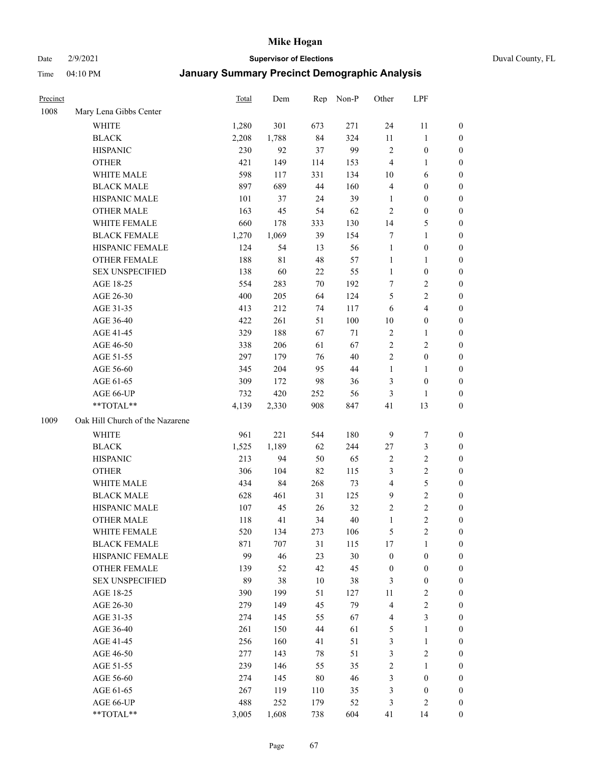# Mike Hogan

Date 2/9/2021 **Supervisor of Elections** Duval County, FL

Time 04:10 PM **January Summary Precinct Demographic Analysis**

| Precinct | | Total | Dem | Rep | Non-P | Other | LPF | |
|---|---|---|---|---|---|---|---|---|
| 1008 | Mary Lena Gibbs Center | | | | | | | |
| | WHITE | 1,280 | 301 | 673 | 271 | 24 | 11 | 0 |
| | BLACK | 2,208 | 1,788 | 84 | 324 | 11 | 1 | 0 |
| | HISPANIC | 230 | 92 | 37 | 99 | 2 | 0 | 0 |
| | OTHER | 421 | 149 | 114 | 153 | 4 | 1 | 0 |
| | WHITE MALE | 598 | 117 | 331 | 134 | 10 | 6 | 0 |
| | BLACK MALE | 897 | 689 | 44 | 160 | 4 | 0 | 0 |
| | HISPANIC MALE | 101 | 37 | 24 | 39 | 1 | 0 | 0 |
| | OTHER MALE | 163 | 45 | 54 | 62 | 2 | 0 | 0 |
| | WHITE FEMALE | 660 | 178 | 333 | 130 | 14 | 5 | 0 |
| | BLACK FEMALE | 1,270 | 1,069 | 39 | 154 | 7 | 1 | 0 |
| | HISPANIC FEMALE | 124 | 54 | 13 | 56 | 1 | 0 | 0 |
| | OTHER FEMALE | 188 | 81 | 48 | 57 | 1 | 1 | 0 |
| | SEX UNSPECIFIED | 138 | 60 | 22 | 55 | 1 | 0 | 0 |
| | AGE 18-25 | 554 | 283 | 70 | 192 | 7 | 2 | 0 |
| | AGE 26-30 | 400 | 205 | 64 | 124 | 5 | 2 | 0 |
| | AGE 31-35 | 413 | 212 | 74 | 117 | 6 | 4 | 0 |
| | AGE 36-40 | 422 | 261 | 51 | 100 | 10 | 0 | 0 |
| | AGE 41-45 | 329 | 188 | 67 | 71 | 2 | 1 | 0 |
| | AGE 46-50 | 338 | 206 | 61 | 67 | 2 | 2 | 0 |
| | AGE 51-55 | 297 | 179 | 76 | 40 | 2 | 0 | 0 |
| | AGE 56-60 | 345 | 204 | 95 | 44 | 1 | 1 | 0 |
| | AGE 61-65 | 309 | 172 | 98 | 36 | 3 | 0 | 0 |
| | AGE 66-UP | 732 | 420 | 252 | 56 | 3 | 1 | 0 |
| | **TOTAL** | 4,139 | 2,330 | 908 | 847 | 41 | 13 | 0 |
| 1009 | Oak Hill Church of the Nazarene | | | | | | | |
| | WHITE | 961 | 221 | 544 | 180 | 9 | 7 | 0 |
| | BLACK | 1,525 | 1,189 | 62 | 244 | 27 | 3 | 0 |
| | HISPANIC | 213 | 94 | 50 | 65 | 2 | 2 | 0 |
| | OTHER | 306 | 104 | 82 | 115 | 3 | 2 | 0 |
| | WHITE MALE | 434 | 84 | 268 | 73 | 4 | 5 | 0 |
| | BLACK MALE | 628 | 461 | 31 | 125 | 9 | 2 | 0 |
| | HISPANIC MALE | 107 | 45 | 26 | 32 | 2 | 2 | 0 |
| | OTHER MALE | 118 | 41 | 34 | 40 | 1 | 2 | 0 |
| | WHITE FEMALE | 520 | 134 | 273 | 106 | 5 | 2 | 0 |
| | BLACK FEMALE | 871 | 707 | 31 | 115 | 17 | 1 | 0 |
| | HISPANIC FEMALE | 99 | 46 | 23 | 30 | 0 | 0 | 0 |
| | OTHER FEMALE | 139 | 52 | 42 | 45 | 0 | 0 | 0 |
| | SEX UNSPECIFIED | 89 | 38 | 10 | 38 | 3 | 0 | 0 |
| | AGE 18-25 | 390 | 199 | 51 | 127 | 11 | 2 | 0 |
| | AGE 26-30 | 279 | 149 | 45 | 79 | 4 | 2 | 0 |
| | AGE 31-35 | 274 | 145 | 55 | 67 | 4 | 3 | 0 |
| | AGE 36-40 | 261 | 150 | 44 | 61 | 5 | 1 | 0 |
| | AGE 41-45 | 256 | 160 | 41 | 51 | 3 | 1 | 0 |
| | AGE 46-50 | 277 | 143 | 78 | 51 | 3 | 2 | 0 |
| | AGE 51-55 | 239 | 146 | 55 | 35 | 2 | 1 | 0 |
| | AGE 56-60 | 274 | 145 | 80 | 46 | 3 | 0 | 0 |
| | AGE 61-65 | 267 | 119 | 110 | 35 | 3 | 0 | 0 |
| | AGE 66-UP | 488 | 252 | 179 | 52 | 3 | 2 | 0 |
| | **TOTAL** | 3,005 | 1,608 | 738 | 604 | 41 | 14 | 0 |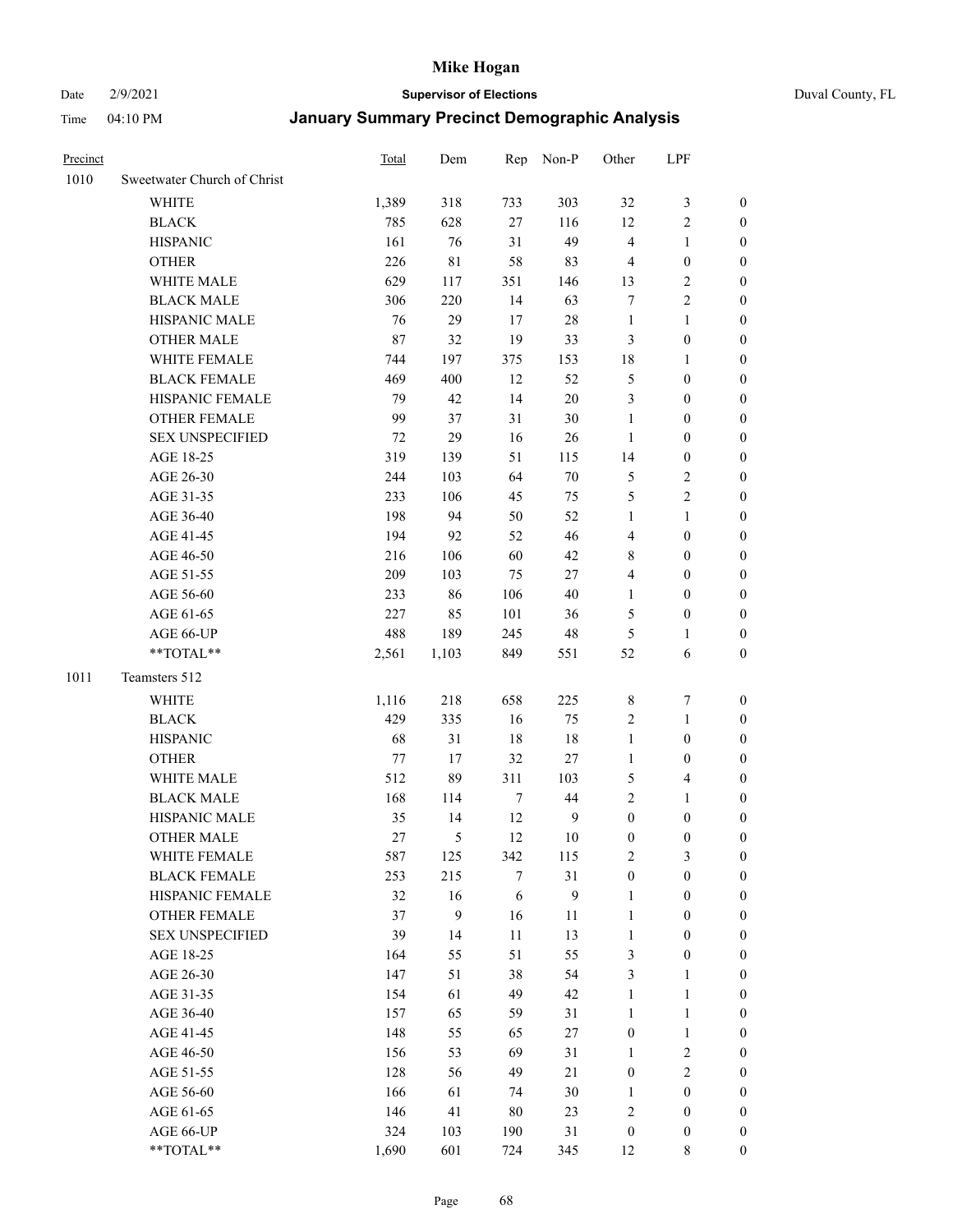# Mike Hogan

Date 2/9/2021 **Supervisor of Elections** Duval County, FL

Time 04:10 PM **January Summary Precinct Demographic Analysis**

| Precinct | | Total | Dem | Rep | Non-P | Other | LPF | |
|---|---|---|---|---|---|---|---|---|
| 1010 | Sweetwater Church of Christ | | | | | | | |
| | WHITE | 1,389 | 318 | 733 | 303 | 32 | 3 | 0 |
| | BLACK | 785 | 628 | 27 | 116 | 12 | 2 | 0 |
| | HISPANIC | 161 | 76 | 31 | 49 | 4 | 1 | 0 |
| | OTHER | 226 | 81 | 58 | 83 | 4 | 0 | 0 |
| | WHITE MALE | 629 | 117 | 351 | 146 | 13 | 2 | 0 |
| | BLACK MALE | 306 | 220 | 14 | 63 | 7 | 2 | 0 |
| | HISPANIC MALE | 76 | 29 | 17 | 28 | 1 | 1 | 0 |
| | OTHER MALE | 87 | 32 | 19 | 33 | 3 | 0 | 0 |
| | WHITE FEMALE | 744 | 197 | 375 | 153 | 18 | 1 | 0 |
| | BLACK FEMALE | 469 | 400 | 12 | 52 | 5 | 0 | 0 |
| | HISPANIC FEMALE | 79 | 42 | 14 | 20 | 3 | 0 | 0 |
| | OTHER FEMALE | 99 | 37 | 31 | 30 | 1 | 0 | 0 |
| | SEX UNSPECIFIED | 72 | 29 | 16 | 26 | 1 | 0 | 0 |
| | AGE 18-25 | 319 | 139 | 51 | 115 | 14 | 0 | 0 |
| | AGE 26-30 | 244 | 103 | 64 | 70 | 5 | 2 | 0 |
| | AGE 31-35 | 233 | 106 | 45 | 75 | 5 | 2 | 0 |
| | AGE 36-40 | 198 | 94 | 50 | 52 | 1 | 1 | 0 |
| | AGE 41-45 | 194 | 92 | 52 | 46 | 4 | 0 | 0 |
| | AGE 46-50 | 216 | 106 | 60 | 42 | 8 | 0 | 0 |
| | AGE 51-55 | 209 | 103 | 75 | 27 | 4 | 0 | 0 |
| | AGE 56-60 | 233 | 86 | 106 | 40 | 1 | 0 | 0 |
| | AGE 61-65 | 227 | 85 | 101 | 36 | 5 | 0 | 0 |
| | AGE 66-UP | 488 | 189 | 245 | 48 | 5 | 1 | 0 |
| | **TOTAL** | 2,561 | 1,103 | 849 | 551 | 52 | 6 | 0 |
| 1011 | Teamsters 512 | | | | | | | |
| | WHITE | 1,116 | 218 | 658 | 225 | 8 | 7 | 0 |
| | BLACK | 429 | 335 | 16 | 75 | 2 | 1 | 0 |
| | HISPANIC | 68 | 31 | 18 | 18 | 1 | 0 | 0 |
| | OTHER | 77 | 17 | 32 | 27 | 1 | 0 | 0 |
| | WHITE MALE | 512 | 89 | 311 | 103 | 5 | 4 | 0 |
| | BLACK MALE | 168 | 114 | 7 | 44 | 2 | 1 | 0 |
| | HISPANIC MALE | 35 | 14 | 12 | 9 | 0 | 0 | 0 |
| | OTHER MALE | 27 | 5 | 12 | 10 | 0 | 0 | 0 |
| | WHITE FEMALE | 587 | 125 | 342 | 115 | 2 | 3 | 0 |
| | BLACK FEMALE | 253 | 215 | 7 | 31 | 0 | 0 | 0 |
| | HISPANIC FEMALE | 32 | 16 | 6 | 9 | 1 | 0 | 0 |
| | OTHER FEMALE | 37 | 9 | 16 | 11 | 1 | 0 | 0 |
| | SEX UNSPECIFIED | 39 | 14 | 11 | 13 | 1 | 0 | 0 |
| | AGE 18-25 | 164 | 55 | 51 | 55 | 3 | 0 | 0 |
| | AGE 26-30 | 147 | 51 | 38 | 54 | 3 | 1 | 0 |
| | AGE 31-35 | 154 | 61 | 49 | 42 | 1 | 1 | 0 |
| | AGE 36-40 | 157 | 65 | 59 | 31 | 1 | 1 | 0 |
| | AGE 41-45 | 148 | 55 | 65 | 27 | 0 | 1 | 0 |
| | AGE 46-50 | 156 | 53 | 69 | 31 | 1 | 2 | 0 |
| | AGE 51-55 | 128 | 56 | 49 | 21 | 0 | 2 | 0 |
| | AGE 56-60 | 166 | 61 | 74 | 30 | 1 | 0 | 0 |
| | AGE 61-65 | 146 | 41 | 80 | 23 | 2 | 0 | 0 |
| | AGE 66-UP | 324 | 103 | 190 | 31 | 0 | 0 | 0 |
| | **TOTAL** | 1,690 | 601 | 724 | 345 | 12 | 8 | 0 |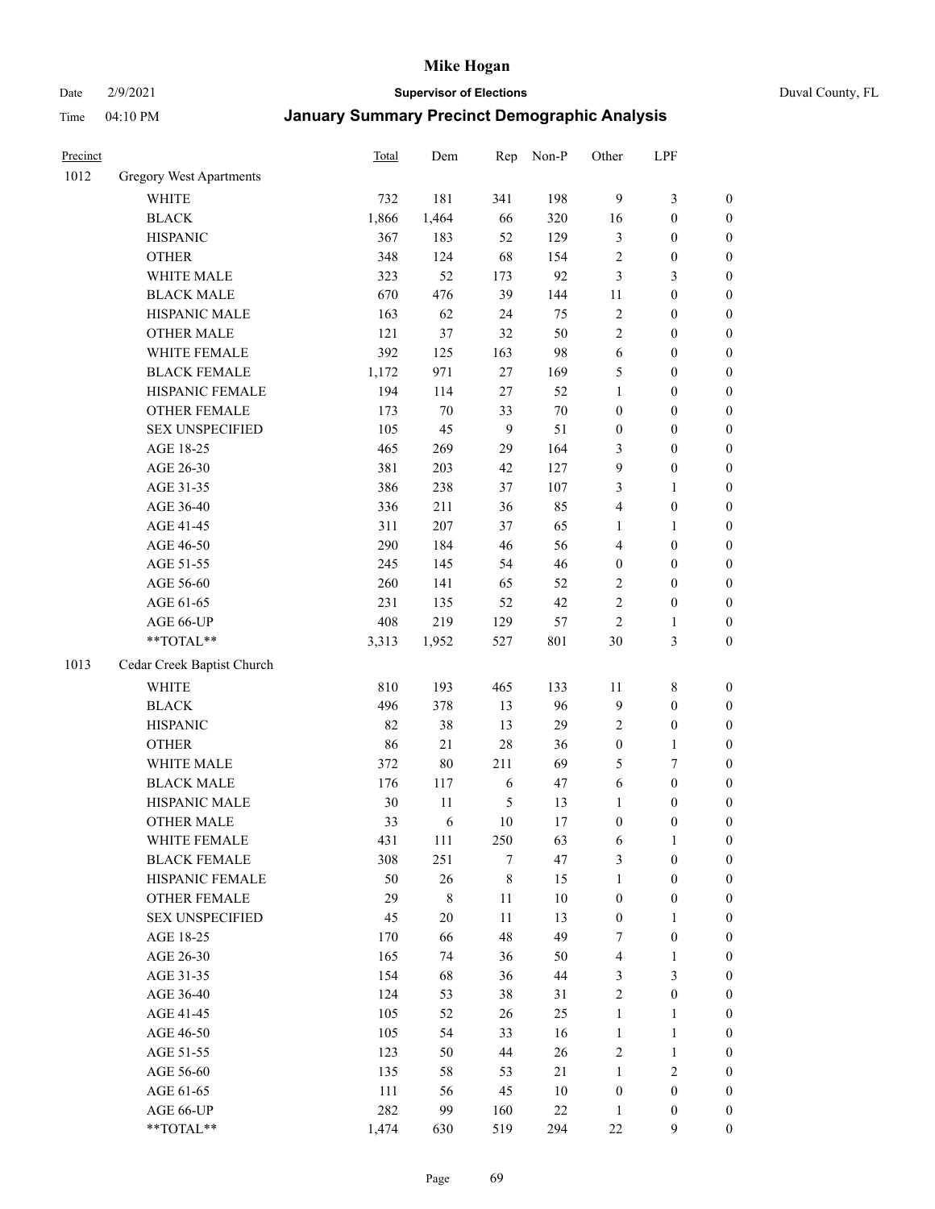# Mike Hogan

Date 2/9/2021 **Supervisor of Elections** Duval County, FL

Time 04:10 PM **January Summary Precinct Demographic Analysis**

| Precinct | | Total | Dem | Rep | Non-P | Other | LPF | |
|---|---|---|---|---|---|---|---|---|
| 1012 | Gregory West Apartments | | | | | | | |
| | WHITE | 732 | 181 | 341 | 198 | 9 | 3 | 0 |
| | BLACK | 1,866 | 1,464 | 66 | 320 | 16 | 0 | 0 |
| | HISPANIC | 367 | 183 | 52 | 129 | 3 | 0 | 0 |
| | OTHER | 348 | 124 | 68 | 154 | 2 | 0 | 0 |
| | WHITE MALE | 323 | 52 | 173 | 92 | 3 | 3 | 0 |
| | BLACK MALE | 670 | 476 | 39 | 144 | 11 | 0 | 0 |
| | HISPANIC MALE | 163 | 62 | 24 | 75 | 2 | 0 | 0 |
| | OTHER MALE | 121 | 37 | 32 | 50 | 2 | 0 | 0 |
| | WHITE FEMALE | 392 | 125 | 163 | 98 | 6 | 0 | 0 |
| | BLACK FEMALE | 1,172 | 971 | 27 | 169 | 5 | 0 | 0 |
| | HISPANIC FEMALE | 194 | 114 | 27 | 52 | 1 | 0 | 0 |
| | OTHER FEMALE | 173 | 70 | 33 | 70 | 0 | 0 | 0 |
| | SEX UNSPECIFIED | 105 | 45 | 9 | 51 | 0 | 0 | 0 |
| | AGE 18-25 | 465 | 269 | 29 | 164 | 3 | 0 | 0 |
| | AGE 26-30 | 381 | 203 | 42 | 127 | 9 | 0 | 0 |
| | AGE 31-35 | 386 | 238 | 37 | 107 | 3 | 1 | 0 |
| | AGE 36-40 | 336 | 211 | 36 | 85 | 4 | 0 | 0 |
| | AGE 41-45 | 311 | 207 | 37 | 65 | 1 | 1 | 0 |
| | AGE 46-50 | 290 | 184 | 46 | 56 | 4 | 0 | 0 |
| | AGE 51-55 | 245 | 145 | 54 | 46 | 0 | 0 | 0 |
| | AGE 56-60 | 260 | 141 | 65 | 52 | 2 | 0 | 0 |
| | AGE 61-65 | 231 | 135 | 52 | 42 | 2 | 0 | 0 |
| | AGE 66-UP | 408 | 219 | 129 | 57 | 2 | 1 | 0 |
| | **TOTAL** | 3,313 | 1,952 | 527 | 801 | 30 | 3 | 0 |
| 1013 | Cedar Creek Baptist Church | | | | | | | |
| | WHITE | 810 | 193 | 465 | 133 | 11 | 8 | 0 |
| | BLACK | 496 | 378 | 13 | 96 | 9 | 0 | 0 |
| | HISPANIC | 82 | 38 | 13 | 29 | 2 | 0 | 0 |
| | OTHER | 86 | 21 | 28 | 36 | 0 | 1 | 0 |
| | WHITE MALE | 372 | 80 | 211 | 69 | 5 | 7 | 0 |
| | BLACK MALE | 176 | 117 | 6 | 47 | 6 | 0 | 0 |
| | HISPANIC MALE | 30 | 11 | 5 | 13 | 1 | 0 | 0 |
| | OTHER MALE | 33 | 6 | 10 | 17 | 0 | 0 | 0 |
| | WHITE FEMALE | 431 | 111 | 250 | 63 | 6 | 1 | 0 |
| | BLACK FEMALE | 308 | 251 | 7 | 47 | 3 | 0 | 0 |
| | HISPANIC FEMALE | 50 | 26 | 8 | 15 | 1 | 0 | 0 |
| | OTHER FEMALE | 29 | 8 | 11 | 10 | 0 | 0 | 0 |
| | SEX UNSPECIFIED | 45 | 20 | 11 | 13 | 0 | 1 | 0 |
| | AGE 18-25 | 170 | 66 | 48 | 49 | 7 | 0 | 0 |
| | AGE 26-30 | 165 | 74 | 36 | 50 | 4 | 1 | 0 |
| | AGE 31-35 | 154 | 68 | 36 | 44 | 3 | 3 | 0 |
| | AGE 36-40 | 124 | 53 | 38 | 31 | 2 | 0 | 0 |
| | AGE 41-45 | 105 | 52 | 26 | 25 | 1 | 1 | 0 |
| | AGE 46-50 | 105 | 54 | 33 | 16 | 1 | 1 | 0 |
| | AGE 51-55 | 123 | 50 | 44 | 26 | 2 | 1 | 0 |
| | AGE 56-60 | 135 | 58 | 53 | 21 | 1 | 2 | 0 |
| | AGE 61-65 | 111 | 56 | 45 | 10 | 0 | 0 | 0 |
| | AGE 66-UP | 282 | 99 | 160 | 22 | 1 | 0 | 0 |
| | **TOTAL** | 1,474 | 630 | 519 | 294 | 22 | 9 | 0 |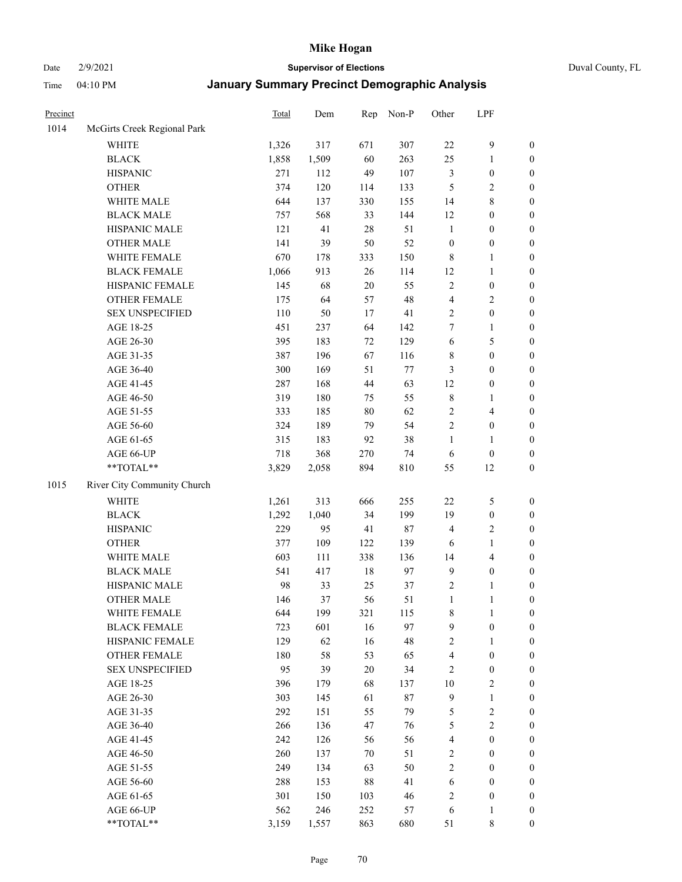# Mike Hogan

Date 2/9/2021 **Supervisor of Elections** Duval County, FL

Time 04:10 PM **January Summary Precinct Demographic Analysis**

| Precinct | | Total | Dem | Rep | Non-P | Other | LPF | |
|---|---|---|---|---|---|---|---|---|
| 1014 | McGirts Creek Regional Park | | | | | | | |
| | WHITE | 1,326 | 317 | 671 | 307 | 22 | 9 | 0 |
| | BLACK | 1,858 | 1,509 | 60 | 263 | 25 | 1 | 0 |
| | HISPANIC | 271 | 112 | 49 | 107 | 3 | 0 | 0 |
| | OTHER | 374 | 120 | 114 | 133 | 5 | 2 | 0 |
| | WHITE MALE | 644 | 137 | 330 | 155 | 14 | 8 | 0 |
| | BLACK MALE | 757 | 568 | 33 | 144 | 12 | 0 | 0 |
| | HISPANIC MALE | 121 | 41 | 28 | 51 | 1 | 0 | 0 |
| | OTHER MALE | 141 | 39 | 50 | 52 | 0 | 0 | 0 |
| | WHITE FEMALE | 670 | 178 | 333 | 150 | 8 | 1 | 0 |
| | BLACK FEMALE | 1,066 | 913 | 26 | 114 | 12 | 1 | 0 |
| | HISPANIC FEMALE | 145 | 68 | 20 | 55 | 2 | 0 | 0 |
| | OTHER FEMALE | 175 | 64 | 57 | 48 | 4 | 2 | 0 |
| | SEX UNSPECIFIED | 110 | 50 | 17 | 41 | 2 | 0 | 0 |
| | AGE 18-25 | 451 | 237 | 64 | 142 | 7 | 1 | 0 |
| | AGE 26-30 | 395 | 183 | 72 | 129 | 6 | 5 | 0 |
| | AGE 31-35 | 387 | 196 | 67 | 116 | 8 | 0 | 0 |
| | AGE 36-40 | 300 | 169 | 51 | 77 | 3 | 0 | 0 |
| | AGE 41-45 | 287 | 168 | 44 | 63 | 12 | 0 | 0 |
| | AGE 46-50 | 319 | 180 | 75 | 55 | 8 | 1 | 0 |
| | AGE 51-55 | 333 | 185 | 80 | 62 | 2 | 4 | 0 |
| | AGE 56-60 | 324 | 189 | 79 | 54 | 2 | 0 | 0 |
| | AGE 61-65 | 315 | 183 | 92 | 38 | 1 | 1 | 0 |
| | AGE 66-UP | 718 | 368 | 270 | 74 | 6 | 0 | 0 |
| | **TOTAL** | 3,829 | 2,058 | 894 | 810 | 55 | 12 | 0 |
| 1015 | River City Community Church | | | | | | | |
| | WHITE | 1,261 | 313 | 666 | 255 | 22 | 5 | 0 |
| | BLACK | 1,292 | 1,040 | 34 | 199 | 19 | 0 | 0 |
| | HISPANIC | 229 | 95 | 41 | 87 | 4 | 2 | 0 |
| | OTHER | 377 | 109 | 122 | 139 | 6 | 1 | 0 |
| | WHITE MALE | 603 | 111 | 338 | 136 | 14 | 4 | 0 |
| | BLACK MALE | 541 | 417 | 18 | 97 | 9 | 0 | 0 |
| | HISPANIC MALE | 98 | 33 | 25 | 37 | 2 | 1 | 0 |
| | OTHER MALE | 146 | 37 | 56 | 51 | 1 | 1 | 0 |
| | WHITE FEMALE | 644 | 199 | 321 | 115 | 8 | 1 | 0 |
| | BLACK FEMALE | 723 | 601 | 16 | 97 | 9 | 0 | 0 |
| | HISPANIC FEMALE | 129 | 62 | 16 | 48 | 2 | 1 | 0 |
| | OTHER FEMALE | 180 | 58 | 53 | 65 | 4 | 0 | 0 |
| | SEX UNSPECIFIED | 95 | 39 | 20 | 34 | 2 | 0 | 0 |
| | AGE 18-25 | 396 | 179 | 68 | 137 | 10 | 2 | 0 |
| | AGE 26-30 | 303 | 145 | 61 | 87 | 9 | 1 | 0 |
| | AGE 31-35 | 292 | 151 | 55 | 79 | 5 | 2 | 0 |
| | AGE 36-40 | 266 | 136 | 47 | 76 | 5 | 2 | 0 |
| | AGE 41-45 | 242 | 126 | 56 | 56 | 4 | 0 | 0 |
| | AGE 46-50 | 260 | 137 | 70 | 51 | 2 | 0 | 0 |
| | AGE 51-55 | 249 | 134 | 63 | 50 | 2 | 0 | 0 |
| | AGE 56-60 | 288 | 153 | 88 | 41 | 6 | 0 | 0 |
| | AGE 61-65 | 301 | 150 | 103 | 46 | 2 | 0 | 0 |
| | AGE 66-UP | 562 | 246 | 252 | 57 | 6 | 1 | 0 |
| | **TOTAL** | 3,159 | 1,557 | 863 | 680 | 51 | 8 | 0 |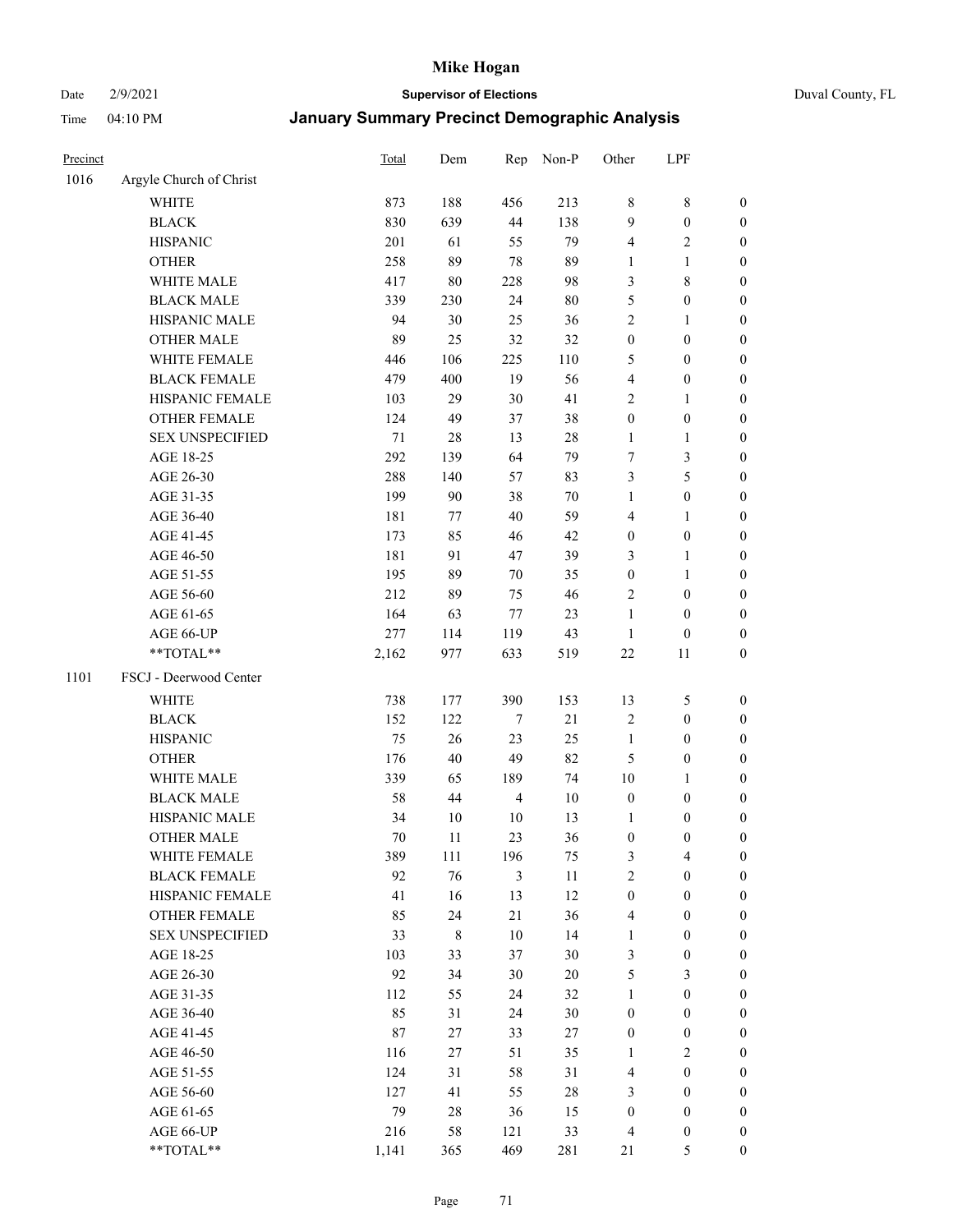# Mike Hogan

Date 2/9/2021 **Supervisor of Elections** Duval County, FL

Time 04:10 PM **January Summary Precinct Demographic Analysis**

| Precinct | | Total | Dem | Rep | Non-P | Other | LPF | |
|---|---|---|---|---|---|---|---|---|
| 1016 | Argyle Church of Christ | | | | | | | |
| | WHITE | 873 | 188 | 456 | 213 | 8 | 8 | 0 |
| | BLACK | 830 | 639 | 44 | 138 | 9 | 0 | 0 |
| | HISPANIC | 201 | 61 | 55 | 79 | 4 | 2 | 0 |
| | OTHER | 258 | 89 | 78 | 89 | 1 | 1 | 0 |
| | WHITE MALE | 417 | 80 | 228 | 98 | 3 | 8 | 0 |
| | BLACK MALE | 339 | 230 | 24 | 80 | 5 | 0 | 0 |
| | HISPANIC MALE | 94 | 30 | 25 | 36 | 2 | 1 | 0 |
| | OTHER MALE | 89 | 25 | 32 | 32 | 0 | 0 | 0 |
| | WHITE FEMALE | 446 | 106 | 225 | 110 | 5 | 0 | 0 |
| | BLACK FEMALE | 479 | 400 | 19 | 56 | 4 | 0 | 0 |
| | HISPANIC FEMALE | 103 | 29 | 30 | 41 | 2 | 1 | 0 |
| | OTHER FEMALE | 124 | 49 | 37 | 38 | 0 | 0 | 0 |
| | SEX UNSPECIFIED | 71 | 28 | 13 | 28 | 1 | 1 | 0 |
| | AGE 18-25 | 292 | 139 | 64 | 79 | 7 | 3 | 0 |
| | AGE 26-30 | 288 | 140 | 57 | 83 | 3 | 5 | 0 |
| | AGE 31-35 | 199 | 90 | 38 | 70 | 1 | 0 | 0 |
| | AGE 36-40 | 181 | 77 | 40 | 59 | 4 | 1 | 0 |
| | AGE 41-45 | 173 | 85 | 46 | 42 | 0 | 0 | 0 |
| | AGE 46-50 | 181 | 91 | 47 | 39 | 3 | 1 | 0 |
| | AGE 51-55 | 195 | 89 | 70 | 35 | 0 | 1 | 0 |
| | AGE 56-60 | 212 | 89 | 75 | 46 | 2 | 0 | 0 |
| | AGE 61-65 | 164 | 63 | 77 | 23 | 1 | 0 | 0 |
| | AGE 66-UP | 277 | 114 | 119 | 43 | 1 | 0 | 0 |
| | **TOTAL** | 2,162 | 977 | 633 | 519 | 22 | 11 | 0 |
| 1101 | FSCJ - Deerwood Center | | | | | | | |
| | WHITE | 738 | 177 | 390 | 153 | 13 | 5 | 0 |
| | BLACK | 152 | 122 | 7 | 21 | 2 | 0 | 0 |
| | HISPANIC | 75 | 26 | 23 | 25 | 1 | 0 | 0 |
| | OTHER | 176 | 40 | 49 | 82 | 5 | 0 | 0 |
| | WHITE MALE | 339 | 65 | 189 | 74 | 10 | 1 | 0 |
| | BLACK MALE | 58 | 44 | 4 | 10 | 0 | 0 | 0 |
| | HISPANIC MALE | 34 | 10 | 10 | 13 | 1 | 0 | 0 |
| | OTHER MALE | 70 | 11 | 23 | 36 | 0 | 0 | 0 |
| | WHITE FEMALE | 389 | 111 | 196 | 75 | 3 | 4 | 0 |
| | BLACK FEMALE | 92 | 76 | 3 | 11 | 2 | 0 | 0 |
| | HISPANIC FEMALE | 41 | 16 | 13 | 12 | 0 | 0 | 0 |
| | OTHER FEMALE | 85 | 24 | 21 | 36 | 4 | 0 | 0 |
| | SEX UNSPECIFIED | 33 | 8 | 10 | 14 | 1 | 0 | 0 |
| | AGE 18-25 | 103 | 33 | 37 | 30 | 3 | 0 | 0 |
| | AGE 26-30 | 92 | 34 | 30 | 20 | 5 | 3 | 0 |
| | AGE 31-35 | 112 | 55 | 24 | 32 | 1 | 0 | 0 |
| | AGE 36-40 | 85 | 31 | 24 | 30 | 0 | 0 | 0 |
| | AGE 41-45 | 87 | 27 | 33 | 27 | 0 | 0 | 0 |
| | AGE 46-50 | 116 | 27 | 51 | 35 | 1 | 2 | 0 |
| | AGE 51-55 | 124 | 31 | 58 | 31 | 4 | 0 | 0 |
| | AGE 56-60 | 127 | 41 | 55 | 28 | 3 | 0 | 0 |
| | AGE 61-65 | 79 | 28 | 36 | 15 | 0 | 0 | 0 |
| | AGE 66-UP | 216 | 58 | 121 | 33 | 4 | 0 | 0 |
| | **TOTAL** | 1,141 | 365 | 469 | 281 | 21 | 5 | 0 |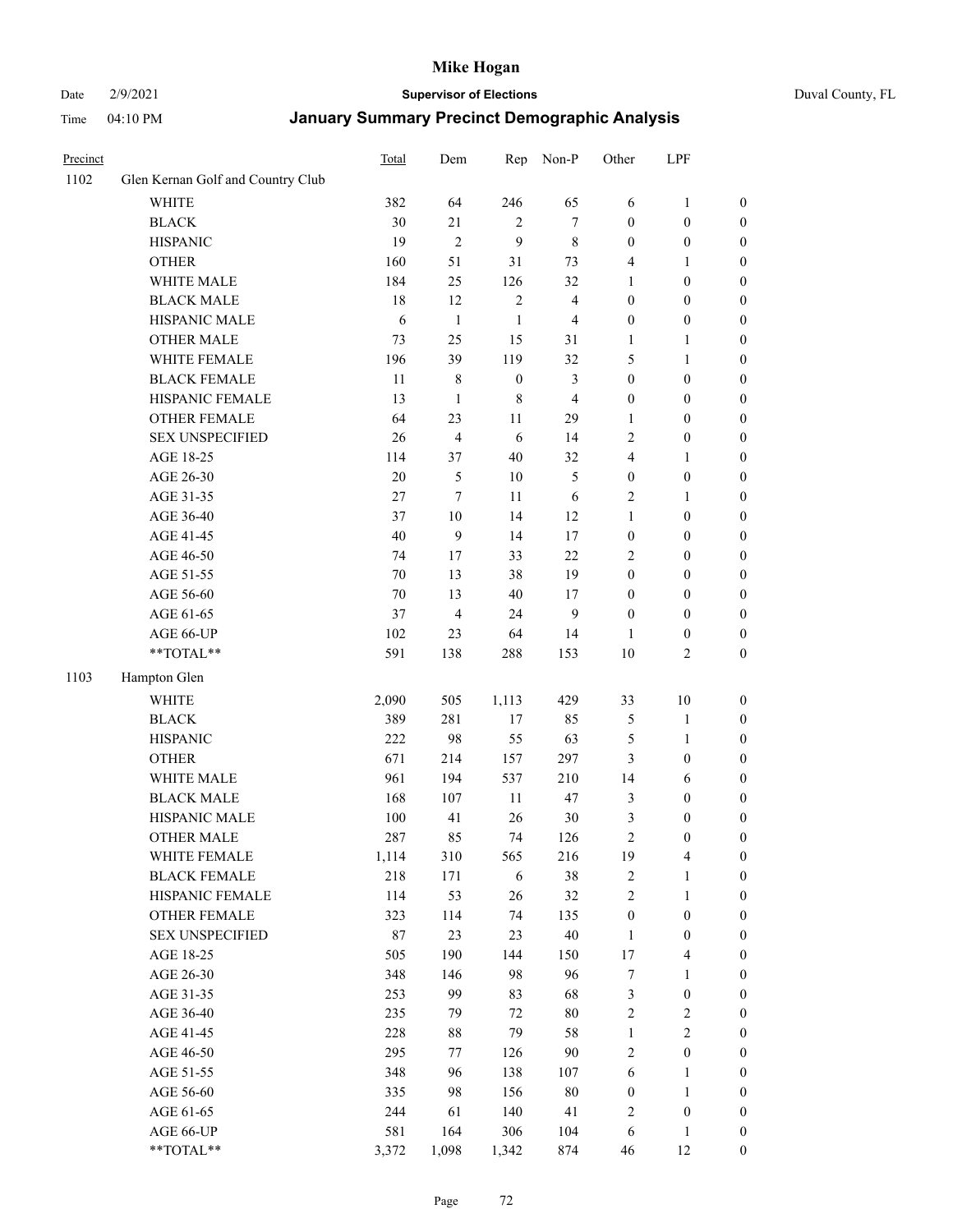# Mike Hogan

Date 2/9/2021 **Supervisor of Elections** Duval County, FL

Time 04:10 PM **January Summary Precinct Demographic Analysis**

| Precinct | | Total | Dem | Rep | Non-P | Other | LPF | |
|---|---|---|---|---|---|---|---|---|
| 1102 | Glen Kernan Golf and Country Club | | | | | | | |
| | WHITE | 382 | 64 | 246 | 65 | 6 | 1 | 0 |
| | BLACK | 30 | 21 | 2 | 7 | 0 | 0 | 0 |
| | HISPANIC | 19 | 2 | 9 | 8 | 0 | 0 | 0 |
| | OTHER | 160 | 51 | 31 | 73 | 4 | 1 | 0 |
| | WHITE MALE | 184 | 25 | 126 | 32 | 1 | 0 | 0 |
| | BLACK MALE | 18 | 12 | 2 | 4 | 0 | 0 | 0 |
| | HISPANIC MALE | 6 | 1 | 1 | 4 | 0 | 0 | 0 |
| | OTHER MALE | 73 | 25 | 15 | 31 | 1 | 1 | 0 |
| | WHITE FEMALE | 196 | 39 | 119 | 32 | 5 | 1 | 0 |
| | BLACK FEMALE | 11 | 8 | 0 | 3 | 0 | 0 | 0 |
| | HISPANIC FEMALE | 13 | 1 | 8 | 4 | 0 | 0 | 0 |
| | OTHER FEMALE | 64 | 23 | 11 | 29 | 1 | 0 | 0 |
| | SEX UNSPECIFIED | 26 | 4 | 6 | 14 | 2 | 0 | 0 |
| | AGE 18-25 | 114 | 37 | 40 | 32 | 4 | 1 | 0 |
| | AGE 26-30 | 20 | 5 | 10 | 5 | 0 | 0 | 0 |
| | AGE 31-35 | 27 | 7 | 11 | 6 | 2 | 1 | 0 |
| | AGE 36-40 | 37 | 10 | 14 | 12 | 1 | 0 | 0 |
| | AGE 41-45 | 40 | 9 | 14 | 17 | 0 | 0 | 0 |
| | AGE 46-50 | 74 | 17 | 33 | 22 | 2 | 0 | 0 |
| | AGE 51-55 | 70 | 13 | 38 | 19 | 0 | 0 | 0 |
| | AGE 56-60 | 70 | 13 | 40 | 17 | 0 | 0 | 0 |
| | AGE 61-65 | 37 | 4 | 24 | 9 | 0 | 0 | 0 |
| | AGE 66-UP | 102 | 23 | 64 | 14 | 1 | 0 | 0 |
| | **TOTAL** | 591 | 138 | 288 | 153 | 10 | 2 | 0 |
| 1103 | Hampton Glen | | | | | | | |
| | WHITE | 2,090 | 505 | 1,113 | 429 | 33 | 10 | 0 |
| | BLACK | 389 | 281 | 17 | 85 | 5 | 1 | 0 |
| | HISPANIC | 222 | 98 | 55 | 63 | 5 | 1 | 0 |
| | OTHER | 671 | 214 | 157 | 297 | 3 | 0 | 0 |
| | WHITE MALE | 961 | 194 | 537 | 210 | 14 | 6 | 0 |
| | BLACK MALE | 168 | 107 | 11 | 47 | 3 | 0 | 0 |
| | HISPANIC MALE | 100 | 41 | 26 | 30 | 3 | 0 | 0 |
| | OTHER MALE | 287 | 85 | 74 | 126 | 2 | 0 | 0 |
| | WHITE FEMALE | 1,114 | 310 | 565 | 216 | 19 | 4 | 0 |
| | BLACK FEMALE | 218 | 171 | 6 | 38 | 2 | 1 | 0 |
| | HISPANIC FEMALE | 114 | 53 | 26 | 32 | 2 | 1 | 0 |
| | OTHER FEMALE | 323 | 114 | 74 | 135 | 0 | 0 | 0 |
| | SEX UNSPECIFIED | 87 | 23 | 23 | 40 | 1 | 0 | 0 |
| | AGE 18-25 | 505 | 190 | 144 | 150 | 17 | 4 | 0 |
| | AGE 26-30 | 348 | 146 | 98 | 96 | 7 | 1 | 0 |
| | AGE 31-35 | 253 | 99 | 83 | 68 | 3 | 0 | 0 |
| | AGE 36-40 | 235 | 79 | 72 | 80 | 2 | 2 | 0 |
| | AGE 41-45 | 228 | 88 | 79 | 58 | 1 | 2 | 0 |
| | AGE 46-50 | 295 | 77 | 126 | 90 | 2 | 0 | 0 |
| | AGE 51-55 | 348 | 96 | 138 | 107 | 6 | 1 | 0 |
| | AGE 56-60 | 335 | 98 | 156 | 80 | 0 | 1 | 0 |
| | AGE 61-65 | 244 | 61 | 140 | 41 | 2 | 0 | 0 |
| | AGE 66-UP | 581 | 164 | 306 | 104 | 6 | 1 | 0 |
| | **TOTAL** | 3,372 | 1,098 | 1,342 | 874 | 46 | 12 | 0 |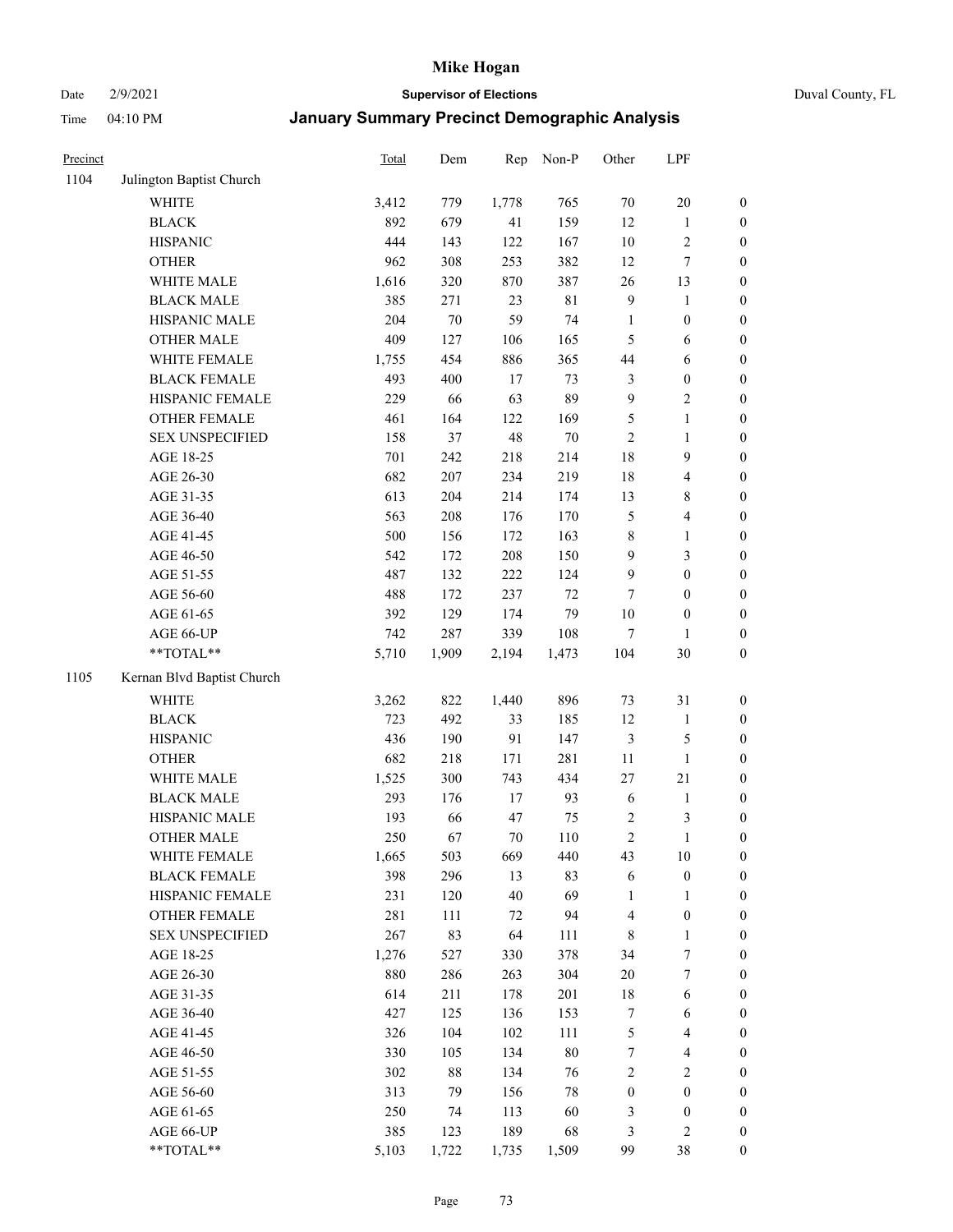# Mike Hogan

Date 2/9/2021 **Supervisor of Elections** Duval County, FL

Time 04:10 PM **January Summary Precinct Demographic Analysis**

| Precinct | | Total | Dem | Rep | Non-P | Other | LPF | |
|---|---|---|---|---|---|---|---|---|
| 1104 | Julington Baptist Church | | | | | | | |
| | WHITE | 3,412 | 779 | 1,778 | 765 | 70 | 20 | 0 |
| | BLACK | 892 | 679 | 41 | 159 | 12 | 1 | 0 |
| | HISPANIC | 444 | 143 | 122 | 167 | 10 | 2 | 0 |
| | OTHER | 962 | 308 | 253 | 382 | 12 | 7 | 0 |
| | WHITE MALE | 1,616 | 320 | 870 | 387 | 26 | 13 | 0 |
| | BLACK MALE | 385 | 271 | 23 | 81 | 9 | 1 | 0 |
| | HISPANIC MALE | 204 | 70 | 59 | 74 | 1 | 0 | 0 |
| | OTHER MALE | 409 | 127 | 106 | 165 | 5 | 6 | 0 |
| | WHITE FEMALE | 1,755 | 454 | 886 | 365 | 44 | 6 | 0 |
| | BLACK FEMALE | 493 | 400 | 17 | 73 | 3 | 0 | 0 |
| | HISPANIC FEMALE | 229 | 66 | 63 | 89 | 9 | 2 | 0 |
| | OTHER FEMALE | 461 | 164 | 122 | 169 | 5 | 1 | 0 |
| | SEX UNSPECIFIED | 158 | 37 | 48 | 70 | 2 | 1 | 0 |
| | AGE 18-25 | 701 | 242 | 218 | 214 | 18 | 9 | 0 |
| | AGE 26-30 | 682 | 207 | 234 | 219 | 18 | 4 | 0 |
| | AGE 31-35 | 613 | 204 | 214 | 174 | 13 | 8 | 0 |
| | AGE 36-40 | 563 | 208 | 176 | 170 | 5 | 4 | 0 |
| | AGE 41-45 | 500 | 156 | 172 | 163 | 8 | 1 | 0 |
| | AGE 46-50 | 542 | 172 | 208 | 150 | 9 | 3 | 0 |
| | AGE 51-55 | 487 | 132 | 222 | 124 | 9 | 0 | 0 |
| | AGE 56-60 | 488 | 172 | 237 | 72 | 7 | 0 | 0 |
| | AGE 61-65 | 392 | 129 | 174 | 79 | 10 | 0 | 0 |
| | AGE 66-UP | 742 | 287 | 339 | 108 | 7 | 1 | 0 |
| | **TOTAL** | 5,710 | 1,909 | 2,194 | 1,473 | 104 | 30 | 0 |
| 1105 | Kernan Blvd Baptist Church | | | | | | | |
| | WHITE | 3,262 | 822 | 1,440 | 896 | 73 | 31 | 0 |
| | BLACK | 723 | 492 | 33 | 185 | 12 | 1 | 0 |
| | HISPANIC | 436 | 190 | 91 | 147 | 3 | 5 | 0 |
| | OTHER | 682 | 218 | 171 | 281 | 11 | 1 | 0 |
| | WHITE MALE | 1,525 | 300 | 743 | 434 | 27 | 21 | 0 |
| | BLACK MALE | 293 | 176 | 17 | 93 | 6 | 1 | 0 |
| | HISPANIC MALE | 193 | 66 | 47 | 75 | 2 | 3 | 0 |
| | OTHER MALE | 250 | 67 | 70 | 110 | 2 | 1 | 0 |
| | WHITE FEMALE | 1,665 | 503 | 669 | 440 | 43 | 10 | 0 |
| | BLACK FEMALE | 398 | 296 | 13 | 83 | 6 | 0 | 0 |
| | HISPANIC FEMALE | 231 | 120 | 40 | 69 | 1 | 1 | 0 |
| | OTHER FEMALE | 281 | 111 | 72 | 94 | 4 | 0 | 0 |
| | SEX UNSPECIFIED | 267 | 83 | 64 | 111 | 8 | 1 | 0 |
| | AGE 18-25 | 1,276 | 527 | 330 | 378 | 34 | 7 | 0 |
| | AGE 26-30 | 880 | 286 | 263 | 304 | 20 | 7 | 0 |
| | AGE 31-35 | 614 | 211 | 178 | 201 | 18 | 6 | 0 |
| | AGE 36-40 | 427 | 125 | 136 | 153 | 7 | 6 | 0 |
| | AGE 41-45 | 326 | 104 | 102 | 111 | 5 | 4 | 0 |
| | AGE 46-50 | 330 | 105 | 134 | 80 | 7 | 4 | 0 |
| | AGE 51-55 | 302 | 88 | 134 | 76 | 2 | 2 | 0 |
| | AGE 56-60 | 313 | 79 | 156 | 78 | 0 | 0 | 0 |
| | AGE 61-65 | 250 | 74 | 113 | 60 | 3 | 0 | 0 |
| | AGE 66-UP | 385 | 123 | 189 | 68 | 3 | 2 | 0 |
| | **TOTAL** | 5,103 | 1,722 | 1,735 | 1,509 | 99 | 38 | 0 |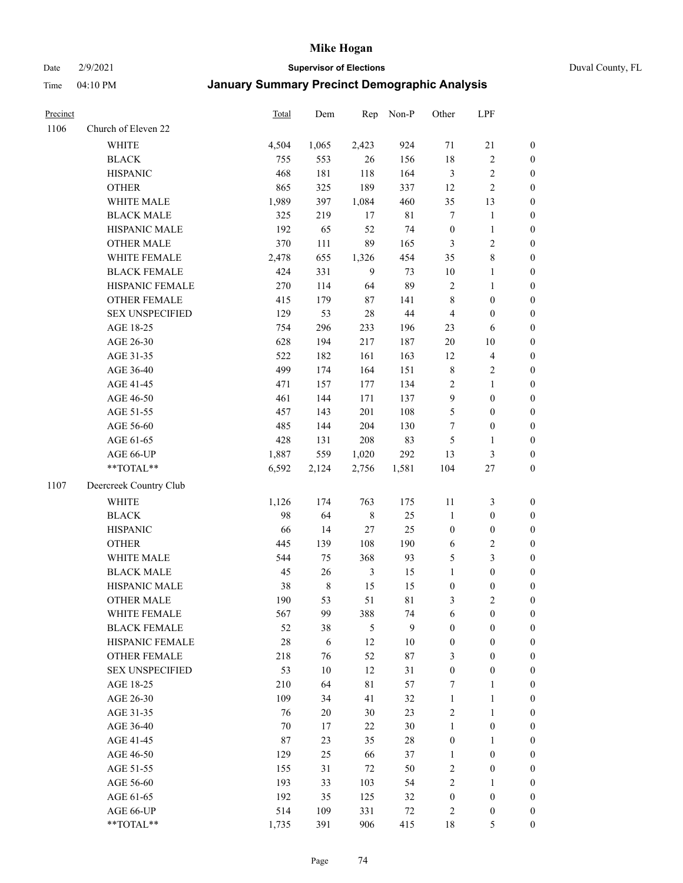# Mike Hogan

Date 2/9/2021 **Supervisor of Elections** Duval County, FL

Time 04:10 PM **January Summary Precinct Demographic Analysis**

| Precinct | | Total | Dem | Rep | Non-P | Other | LPF | |
|---|---|---|---|---|---|---|---|---|
| 1106 | Church of Eleven 22 | | | | | | | |
| | WHITE | 4,504 | 1,065 | 2,423 | 924 | 71 | 21 | 0 |
| | BLACK | 755 | 553 | 26 | 156 | 18 | 2 | 0 |
| | HISPANIC | 468 | 181 | 118 | 164 | 3 | 2 | 0 |
| | OTHER | 865 | 325 | 189 | 337 | 12 | 2 | 0 |
| | WHITE MALE | 1,989 | 397 | 1,084 | 460 | 35 | 13 | 0 |
| | BLACK MALE | 325 | 219 | 17 | 81 | 7 | 1 | 0 |
| | HISPANIC MALE | 192 | 65 | 52 | 74 | 0 | 1 | 0 |
| | OTHER MALE | 370 | 111 | 89 | 165 | 3 | 2 | 0 |
| | WHITE FEMALE | 2,478 | 655 | 1,326 | 454 | 35 | 8 | 0 |
| | BLACK FEMALE | 424 | 331 | 9 | 73 | 10 | 1 | 0 |
| | HISPANIC FEMALE | 270 | 114 | 64 | 89 | 2 | 1 | 0 |
| | OTHER FEMALE | 415 | 179 | 87 | 141 | 8 | 0 | 0 |
| | SEX UNSPECIFIED | 129 | 53 | 28 | 44 | 4 | 0 | 0 |
| | AGE 18-25 | 754 | 296 | 233 | 196 | 23 | 6 | 0 |
| | AGE 26-30 | 628 | 194 | 217 | 187 | 20 | 10 | 0 |
| | AGE 31-35 | 522 | 182 | 161 | 163 | 12 | 4 | 0 |
| | AGE 36-40 | 499 | 174 | 164 | 151 | 8 | 2 | 0 |
| | AGE 41-45 | 471 | 157 | 177 | 134 | 2 | 1 | 0 |
| | AGE 46-50 | 461 | 144 | 171 | 137 | 9 | 0 | 0 |
| | AGE 51-55 | 457 | 143 | 201 | 108 | 5 | 0 | 0 |
| | AGE 56-60 | 485 | 144 | 204 | 130 | 7 | 0 | 0 |
| | AGE 61-65 | 428 | 131 | 208 | 83 | 5 | 1 | 0 |
| | AGE 66-UP | 1,887 | 559 | 1,020 | 292 | 13 | 3 | 0 |
| | **TOTAL** | 6,592 | 2,124 | 2,756 | 1,581 | 104 | 27 | 0 |
| 1107 | Deercreek Country Club | | | | | | | |
| | WHITE | 1,126 | 174 | 763 | 175 | 11 | 3 | 0 |
| | BLACK | 98 | 64 | 8 | 25 | 1 | 0 | 0 |
| | HISPANIC | 66 | 14 | 27 | 25 | 0 | 0 | 0 |
| | OTHER | 445 | 139 | 108 | 190 | 6 | 2 | 0 |
| | WHITE MALE | 544 | 75 | 368 | 93 | 5 | 3 | 0 |
| | BLACK MALE | 45 | 26 | 3 | 15 | 1 | 0 | 0 |
| | HISPANIC MALE | 38 | 8 | 15 | 15 | 0 | 0 | 0 |
| | OTHER MALE | 190 | 53 | 51 | 81 | 3 | 2 | 0 |
| | WHITE FEMALE | 567 | 99 | 388 | 74 | 6 | 0 | 0 |
| | BLACK FEMALE | 52 | 38 | 5 | 9 | 0 | 0 | 0 |
| | HISPANIC FEMALE | 28 | 6 | 12 | 10 | 0 | 0 | 0 |
| | OTHER FEMALE | 218 | 76 | 52 | 87 | 3 | 0 | 0 |
| | SEX UNSPECIFIED | 53 | 10 | 12 | 31 | 0 | 0 | 0 |
| | AGE 18-25 | 210 | 64 | 81 | 57 | 7 | 1 | 0 |
| | AGE 26-30 | 109 | 34 | 41 | 32 | 1 | 1 | 0 |
| | AGE 31-35 | 76 | 20 | 30 | 23 | 2 | 1 | 0 |
| | AGE 36-40 | 70 | 17 | 22 | 30 | 1 | 0 | 0 |
| | AGE 41-45 | 87 | 23 | 35 | 28 | 0 | 1 | 0 |
| | AGE 46-50 | 129 | 25 | 66 | 37 | 1 | 0 | 0 |
| | AGE 51-55 | 155 | 31 | 72 | 50 | 2 | 0 | 0 |
| | AGE 56-60 | 193 | 33 | 103 | 54 | 2 | 1 | 0 |
| | AGE 61-65 | 192 | 35 | 125 | 32 | 0 | 0 | 0 |
| | AGE 66-UP | 514 | 109 | 331 | 72 | 2 | 0 | 0 |
| | **TOTAL** | 1,735 | 391 | 906 | 415 | 18 | 5 | 0 |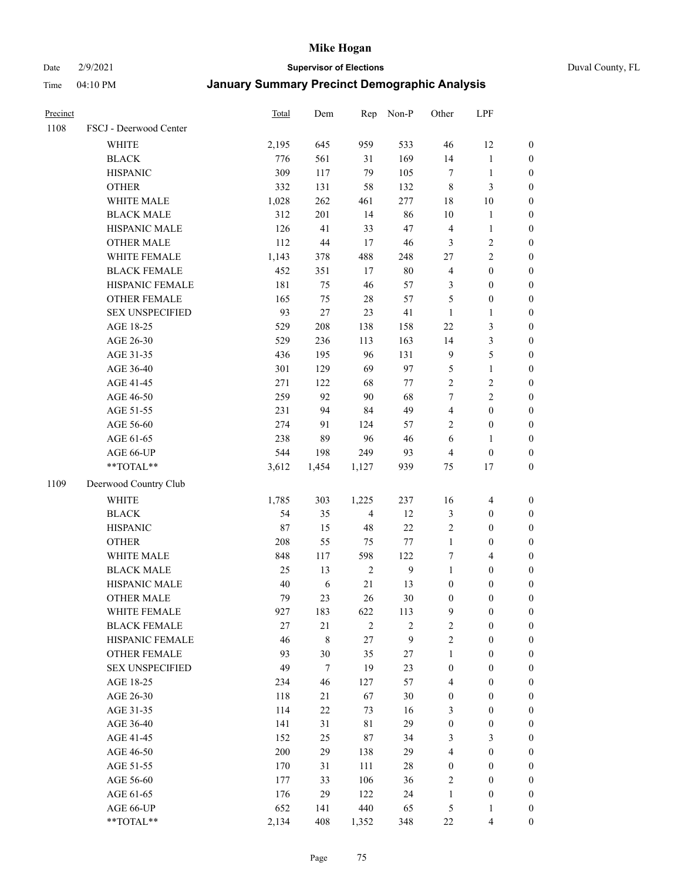# Mike Hogan

Date 2/9/2021 **Supervisor of Elections** Duval County, FL

Time 04:10 PM **January Summary Precinct Demographic Analysis**

| Precinct | | Total | Dem | Rep | Non-P | Other | LPF | |
|---|---|---|---|---|---|---|---|---|
| 1108 | FSCJ - Deerwood Center | | | | | | | |
| | WHITE | 2,195 | 645 | 959 | 533 | 46 | 12 | 0 |
| | BLACK | 776 | 561 | 31 | 169 | 14 | 1 | 0 |
| | HISPANIC | 309 | 117 | 79 | 105 | 7 | 1 | 0 |
| | OTHER | 332 | 131 | 58 | 132 | 8 | 3 | 0 |
| | WHITE MALE | 1,028 | 262 | 461 | 277 | 18 | 10 | 0 |
| | BLACK MALE | 312 | 201 | 14 | 86 | 10 | 1 | 0 |
| | HISPANIC MALE | 126 | 41 | 33 | 47 | 4 | 1 | 0 |
| | OTHER MALE | 112 | 44 | 17 | 46 | 3 | 2 | 0 |
| | WHITE FEMALE | 1,143 | 378 | 488 | 248 | 27 | 2 | 0 |
| | BLACK FEMALE | 452 | 351 | 17 | 80 | 4 | 0 | 0 |
| | HISPANIC FEMALE | 181 | 75 | 46 | 57 | 3 | 0 | 0 |
| | OTHER FEMALE | 165 | 75 | 28 | 57 | 5 | 0 | 0 |
| | SEX UNSPECIFIED | 93 | 27 | 23 | 41 | 1 | 1 | 0 |
| | AGE 18-25 | 529 | 208 | 138 | 158 | 22 | 3 | 0 |
| | AGE 26-30 | 529 | 236 | 113 | 163 | 14 | 3 | 0 |
| | AGE 31-35 | 436 | 195 | 96 | 131 | 9 | 5 | 0 |
| | AGE 36-40 | 301 | 129 | 69 | 97 | 5 | 1 | 0 |
| | AGE 41-45 | 271 | 122 | 68 | 77 | 2 | 2 | 0 |
| | AGE 46-50 | 259 | 92 | 90 | 68 | 7 | 2 | 0 |
| | AGE 51-55 | 231 | 94 | 84 | 49 | 4 | 0 | 0 |
| | AGE 56-60 | 274 | 91 | 124 | 57 | 2 | 0 | 0 |
| | AGE 61-65 | 238 | 89 | 96 | 46 | 6 | 1 | 0 |
| | AGE 66-UP | 544 | 198 | 249 | 93 | 4 | 0 | 0 |
| | **TOTAL** | 3,612 | 1,454 | 1,127 | 939 | 75 | 17 | 0 |
| 1109 | Deerwood Country Club | | | | | | | |
| | WHITE | 1,785 | 303 | 1,225 | 237 | 16 | 4 | 0 |
| | BLACK | 54 | 35 | 4 | 12 | 3 | 0 | 0 |
| | HISPANIC | 87 | 15 | 48 | 22 | 2 | 0 | 0 |
| | OTHER | 208 | 55 | 75 | 77 | 1 | 0 | 0 |
| | WHITE MALE | 848 | 117 | 598 | 122 | 7 | 4 | 0 |
| | BLACK MALE | 25 | 13 | 2 | 9 | 1 | 0 | 0 |
| | HISPANIC MALE | 40 | 6 | 21 | 13 | 0 | 0 | 0 |
| | OTHER MALE | 79 | 23 | 26 | 30 | 0 | 0 | 0 |
| | WHITE FEMALE | 927 | 183 | 622 | 113 | 9 | 0 | 0 |
| | BLACK FEMALE | 27 | 21 | 2 | 2 | 2 | 0 | 0 |
| | HISPANIC FEMALE | 46 | 8 | 27 | 9 | 2 | 0 | 0 |
| | OTHER FEMALE | 93 | 30 | 35 | 27 | 1 | 0 | 0 |
| | SEX UNSPECIFIED | 49 | 7 | 19 | 23 | 0 | 0 | 0 |
| | AGE 18-25 | 234 | 46 | 127 | 57 | 4 | 0 | 0 |
| | AGE 26-30 | 118 | 21 | 67 | 30 | 0 | 0 | 0 |
| | AGE 31-35 | 114 | 22 | 73 | 16 | 3 | 0 | 0 |
| | AGE 36-40 | 141 | 31 | 81 | 29 | 0 | 0 | 0 |
| | AGE 41-45 | 152 | 25 | 87 | 34 | 3 | 3 | 0 |
| | AGE 46-50 | 200 | 29 | 138 | 29 | 4 | 0 | 0 |
| | AGE 51-55 | 170 | 31 | 111 | 28 | 0 | 0 | 0 |
| | AGE 56-60 | 177 | 33 | 106 | 36 | 2 | 0 | 0 |
| | AGE 61-65 | 176 | 29 | 122 | 24 | 1 | 0 | 0 |
| | AGE 66-UP | 652 | 141 | 440 | 65 | 5 | 1 | 0 |
| | **TOTAL** | 2,134 | 408 | 1,352 | 348 | 22 | 4 | 0 |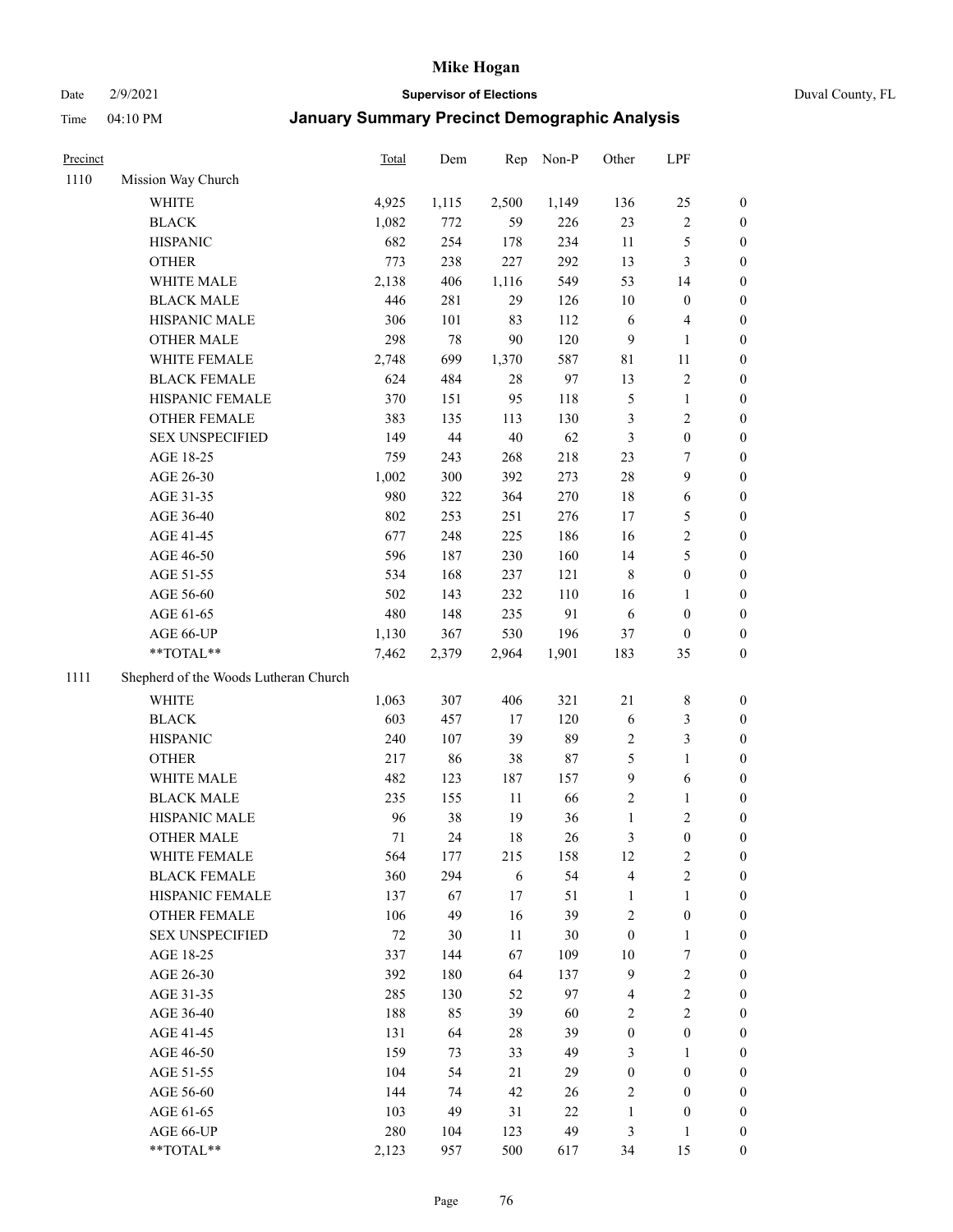# Mike Hogan

Date 2/9/2021 **Supervisor of Elections** Duval County, FL

Time 04:10 PM **January Summary Precinct Demographic Analysis**

| Precinct | | Total | Dem | Rep | Non-P | Other | LPF | |
|---|---|---|---|---|---|---|---|---|
| 1110 | Mission Way Church | | | | | | | |
| | WHITE | 4,925 | 1,115 | 2,500 | 1,149 | 136 | 25 | 0 |
| | BLACK | 1,082 | 772 | 59 | 226 | 23 | 2 | 0 |
| | HISPANIC | 682 | 254 | 178 | 234 | 11 | 5 | 0 |
| | OTHER | 773 | 238 | 227 | 292 | 13 | 3 | 0 |
| | WHITE MALE | 2,138 | 406 | 1,116 | 549 | 53 | 14 | 0 |
| | BLACK MALE | 446 | 281 | 29 | 126 | 10 | 0 | 0 |
| | HISPANIC MALE | 306 | 101 | 83 | 112 | 6 | 4 | 0 |
| | OTHER MALE | 298 | 78 | 90 | 120 | 9 | 1 | 0 |
| | WHITE FEMALE | 2,748 | 699 | 1,370 | 587 | 81 | 11 | 0 |
| | BLACK FEMALE | 624 | 484 | 28 | 97 | 13 | 2 | 0 |
| | HISPANIC FEMALE | 370 | 151 | 95 | 118 | 5 | 1 | 0 |
| | OTHER FEMALE | 383 | 135 | 113 | 130 | 3 | 2 | 0 |
| | SEX UNSPECIFIED | 149 | 44 | 40 | 62 | 3 | 0 | 0 |
| | AGE 18-25 | 759 | 243 | 268 | 218 | 23 | 7 | 0 |
| | AGE 26-30 | 1,002 | 300 | 392 | 273 | 28 | 9 | 0 |
| | AGE 31-35 | 980 | 322 | 364 | 270 | 18 | 6 | 0 |
| | AGE 36-40 | 802 | 253 | 251 | 276 | 17 | 5 | 0 |
| | AGE 41-45 | 677 | 248 | 225 | 186 | 16 | 2 | 0 |
| | AGE 46-50 | 596 | 187 | 230 | 160 | 14 | 5 | 0 |
| | AGE 51-55 | 534 | 168 | 237 | 121 | 8 | 0 | 0 |
| | AGE 56-60 | 502 | 143 | 232 | 110 | 16 | 1 | 0 |
| | AGE 61-65 | 480 | 148 | 235 | 91 | 6 | 0 | 0 |
| | AGE 66-UP | 1,130 | 367 | 530 | 196 | 37 | 0 | 0 |
| | **TOTAL** | 7,462 | 2,379 | 2,964 | 1,901 | 183 | 35 | 0 |
| 1111 | Shepherd of the Woods Lutheran Church | | | | | | | |
| | WHITE | 1,063 | 307 | 406 | 321 | 21 | 8 | 0 |
| | BLACK | 603 | 457 | 17 | 120 | 6 | 3 | 0 |
| | HISPANIC | 240 | 107 | 39 | 89 | 2 | 3 | 0 |
| | OTHER | 217 | 86 | 38 | 87 | 5 | 1 | 0 |
| | WHITE MALE | 482 | 123 | 187 | 157 | 9 | 6 | 0 |
| | BLACK MALE | 235 | 155 | 11 | 66 | 2 | 1 | 0 |
| | HISPANIC MALE | 96 | 38 | 19 | 36 | 1 | 2 | 0 |
| | OTHER MALE | 71 | 24 | 18 | 26 | 3 | 0 | 0 |
| | WHITE FEMALE | 564 | 177 | 215 | 158 | 12 | 2 | 0 |
| | BLACK FEMALE | 360 | 294 | 6 | 54 | 4 | 2 | 0 |
| | HISPANIC FEMALE | 137 | 67 | 17 | 51 | 1 | 1 | 0 |
| | OTHER FEMALE | 106 | 49 | 16 | 39 | 2 | 0 | 0 |
| | SEX UNSPECIFIED | 72 | 30 | 11 | 30 | 0 | 1 | 0 |
| | AGE 18-25 | 337 | 144 | 67 | 109 | 10 | 7 | 0 |
| | AGE 26-30 | 392 | 180 | 64 | 137 | 9 | 2 | 0 |
| | AGE 31-35 | 285 | 130 | 52 | 97 | 4 | 2 | 0 |
| | AGE 36-40 | 188 | 85 | 39 | 60 | 2 | 2 | 0 |
| | AGE 41-45 | 131 | 64 | 28 | 39 | 0 | 0 | 0 |
| | AGE 46-50 | 159 | 73 | 33 | 49 | 3 | 1 | 0 |
| | AGE 51-55 | 104 | 54 | 21 | 29 | 0 | 0 | 0 |
| | AGE 56-60 | 144 | 74 | 42 | 26 | 2 | 0 | 0 |
| | AGE 61-65 | 103 | 49 | 31 | 22 | 1 | 0 | 0 |
| | AGE 66-UP | 280 | 104 | 123 | 49 | 3 | 1 | 0 |
| | **TOTAL** | 2,123 | 957 | 500 | 617 | 34 | 15 | 0 |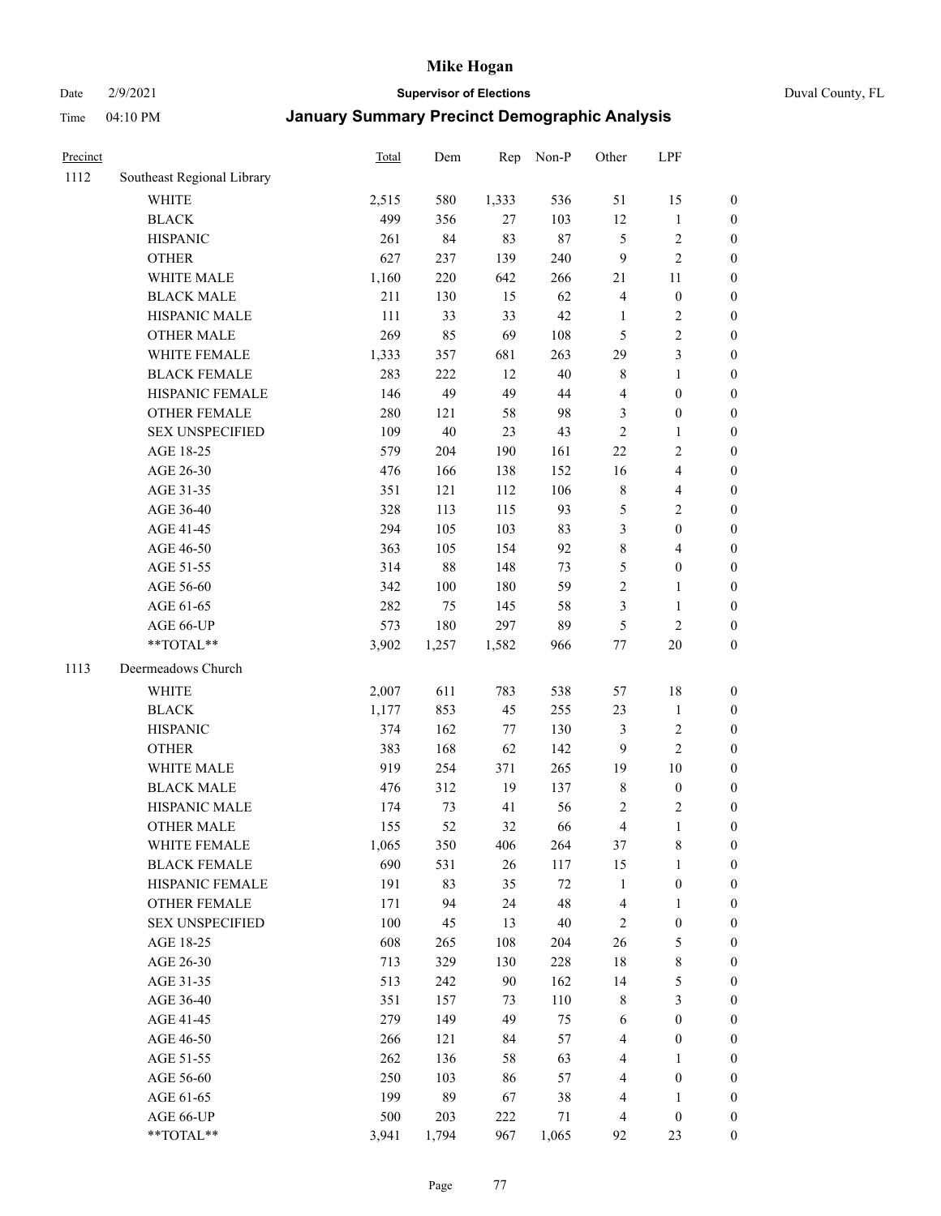# Mike Hogan

Date 2/9/2021 **Supervisor of Elections** Duval County, FL

Time 04:10 PM **January Summary Precinct Demographic Analysis**

| Precinct | | Total | Dem | Rep | Non-P | Other | LPF | |
|---|---|---|---|---|---|---|---|---|
| 1112 | Southeast Regional Library | | | | | | | |
| | WHITE | 2,515 | 580 | 1,333 | 536 | 51 | 15 | 0 |
| | BLACK | 499 | 356 | 27 | 103 | 12 | 1 | 0 |
| | HISPANIC | 261 | 84 | 83 | 87 | 5 | 2 | 0 |
| | OTHER | 627 | 237 | 139 | 240 | 9 | 2 | 0 |
| | WHITE MALE | 1,160 | 220 | 642 | 266 | 21 | 11 | 0 |
| | BLACK MALE | 211 | 130 | 15 | 62 | 4 | 0 | 0 |
| | HISPANIC MALE | 111 | 33 | 33 | 42 | 1 | 2 | 0 |
| | OTHER MALE | 269 | 85 | 69 | 108 | 5 | 2 | 0 |
| | WHITE FEMALE | 1,333 | 357 | 681 | 263 | 29 | 3 | 0 |
| | BLACK FEMALE | 283 | 222 | 12 | 40 | 8 | 1 | 0 |
| | HISPANIC FEMALE | 146 | 49 | 49 | 44 | 4 | 0 | 0 |
| | OTHER FEMALE | 280 | 121 | 58 | 98 | 3 | 0 | 0 |
| | SEX UNSPECIFIED | 109 | 40 | 23 | 43 | 2 | 1 | 0 |
| | AGE 18-25 | 579 | 204 | 190 | 161 | 22 | 2 | 0 |
| | AGE 26-30 | 476 | 166 | 138 | 152 | 16 | 4 | 0 |
| | AGE 31-35 | 351 | 121 | 112 | 106 | 8 | 4 | 0 |
| | AGE 36-40 | 328 | 113 | 115 | 93 | 5 | 2 | 0 |
| | AGE 41-45 | 294 | 105 | 103 | 83 | 3 | 0 | 0 |
| | AGE 46-50 | 363 | 105 | 154 | 92 | 8 | 4 | 0 |
| | AGE 51-55 | 314 | 88 | 148 | 73 | 5 | 0 | 0 |
| | AGE 56-60 | 342 | 100 | 180 | 59 | 2 | 1 | 0 |
| | AGE 61-65 | 282 | 75 | 145 | 58 | 3 | 1 | 0 |
| | AGE 66-UP | 573 | 180 | 297 | 89 | 5 | 2 | 0 |
| | **TOTAL** | 3,902 | 1,257 | 1,582 | 966 | 77 | 20 | 0 |
| 1113 | Deermeadows Church | | | | | | | |
| | WHITE | 2,007 | 611 | 783 | 538 | 57 | 18 | 0 |
| | BLACK | 1,177 | 853 | 45 | 255 | 23 | 1 | 0 |
| | HISPANIC | 374 | 162 | 77 | 130 | 3 | 2 | 0 |
| | OTHER | 383 | 168 | 62 | 142 | 9 | 2 | 0 |
| | WHITE MALE | 919 | 254 | 371 | 265 | 19 | 10 | 0 |
| | BLACK MALE | 476 | 312 | 19 | 137 | 8 | 0 | 0 |
| | HISPANIC MALE | 174 | 73 | 41 | 56 | 2 | 2 | 0 |
| | OTHER MALE | 155 | 52 | 32 | 66 | 4 | 1 | 0 |
| | WHITE FEMALE | 1,065 | 350 | 406 | 264 | 37 | 8 | 0 |
| | BLACK FEMALE | 690 | 531 | 26 | 117 | 15 | 1 | 0 |
| | HISPANIC FEMALE | 191 | 83 | 35 | 72 | 1 | 0 | 0 |
| | OTHER FEMALE | 171 | 94 | 24 | 48 | 4 | 1 | 0 |
| | SEX UNSPECIFIED | 100 | 45 | 13 | 40 | 2 | 0 | 0 |
| | AGE 18-25 | 608 | 265 | 108 | 204 | 26 | 5 | 0 |
| | AGE 26-30 | 713 | 329 | 130 | 228 | 18 | 8 | 0 |
| | AGE 31-35 | 513 | 242 | 90 | 162 | 14 | 5 | 0 |
| | AGE 36-40 | 351 | 157 | 73 | 110 | 8 | 3 | 0 |
| | AGE 41-45 | 279 | 149 | 49 | 75 | 6 | 0 | 0 |
| | AGE 46-50 | 266 | 121 | 84 | 57 | 4 | 0 | 0 |
| | AGE 51-55 | 262 | 136 | 58 | 63 | 4 | 1 | 0 |
| | AGE 56-60 | 250 | 103 | 86 | 57 | 4 | 0 | 0 |
| | AGE 61-65 | 199 | 89 | 67 | 38 | 4 | 1 | 0 |
| | AGE 66-UP | 500 | 203 | 222 | 71 | 4 | 0 | 0 |
| | **TOTAL** | 3,941 | 1,794 | 967 | 1,065 | 92 | 23 | 0 |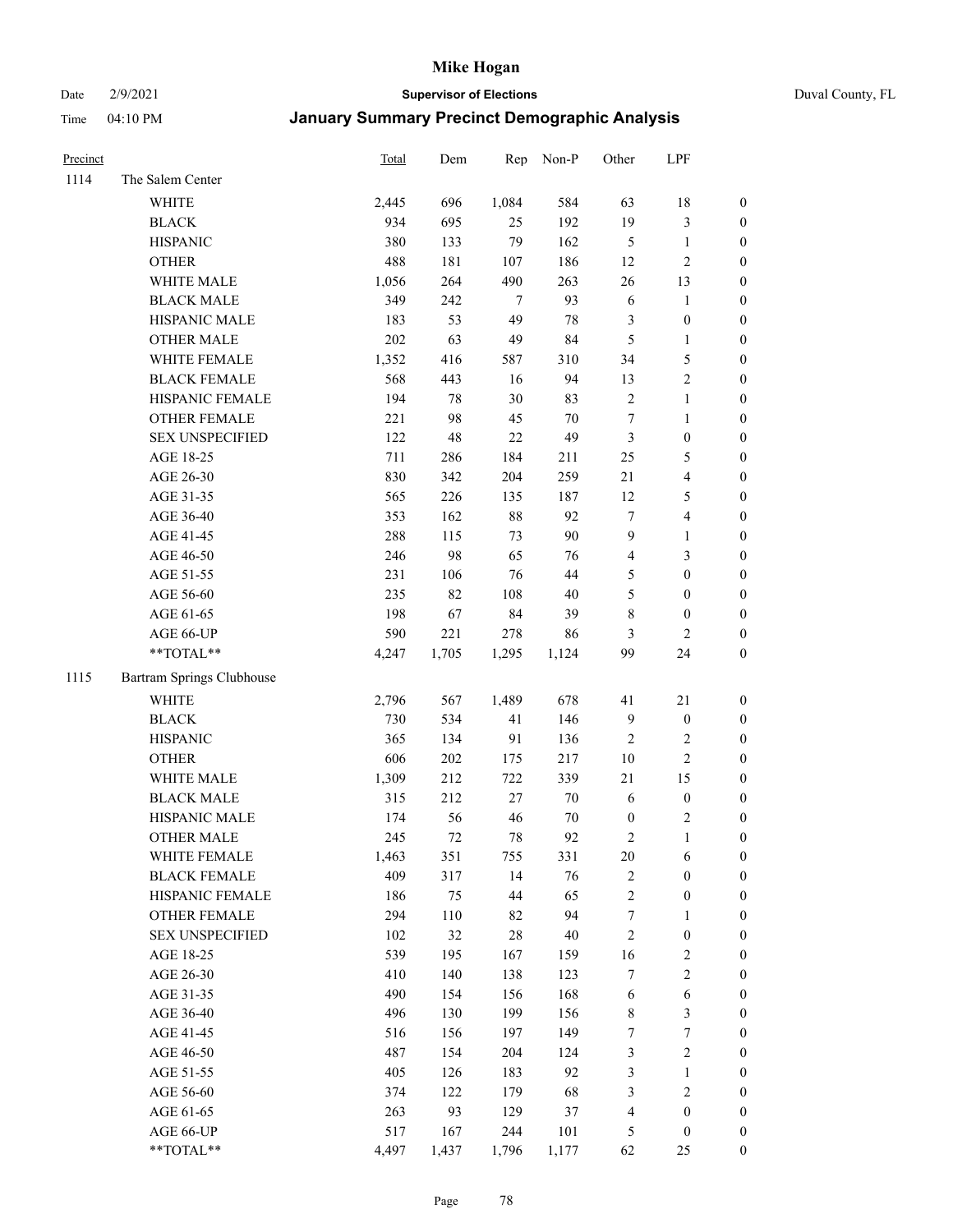# Mike Hogan

Date 2/9/2021 **Supervisor of Elections** Duval County, FL

Time 04:10 PM **January Summary Precinct Demographic Analysis**

| Precinct | | Total | Dem | Rep | Non-P | Other | LPF | |
|---|---|---|---|---|---|---|---|---|
| 1114 | The Salem Center | | | | | | | |
| | WHITE | 2,445 | 696 | 1,084 | 584 | 63 | 18 | 0 |
| | BLACK | 934 | 695 | 25 | 192 | 19 | 3 | 0 |
| | HISPANIC | 380 | 133 | 79 | 162 | 5 | 1 | 0 |
| | OTHER | 488 | 181 | 107 | 186 | 12 | 2 | 0 |
| | WHITE MALE | 1,056 | 264 | 490 | 263 | 26 | 13 | 0 |
| | BLACK MALE | 349 | 242 | 7 | 93 | 6 | 1 | 0 |
| | HISPANIC MALE | 183 | 53 | 49 | 78 | 3 | 0 | 0 |
| | OTHER MALE | 202 | 63 | 49 | 84 | 5 | 1 | 0 |
| | WHITE FEMALE | 1,352 | 416 | 587 | 310 | 34 | 5 | 0 |
| | BLACK FEMALE | 568 | 443 | 16 | 94 | 13 | 2 | 0 |
| | HISPANIC FEMALE | 194 | 78 | 30 | 83 | 2 | 1 | 0 |
| | OTHER FEMALE | 221 | 98 | 45 | 70 | 7 | 1 | 0 |
| | SEX UNSPECIFIED | 122 | 48 | 22 | 49 | 3 | 0 | 0 |
| | AGE 18-25 | 711 | 286 | 184 | 211 | 25 | 5 | 0 |
| | AGE 26-30 | 830 | 342 | 204 | 259 | 21 | 4 | 0 |
| | AGE 31-35 | 565 | 226 | 135 | 187 | 12 | 5 | 0 |
| | AGE 36-40 | 353 | 162 | 88 | 92 | 7 | 4 | 0 |
| | AGE 41-45 | 288 | 115 | 73 | 90 | 9 | 1 | 0 |
| | AGE 46-50 | 246 | 98 | 65 | 76 | 4 | 3 | 0 |
| | AGE 51-55 | 231 | 106 | 76 | 44 | 5 | 0 | 0 |
| | AGE 56-60 | 235 | 82 | 108 | 40 | 5 | 0 | 0 |
| | AGE 61-65 | 198 | 67 | 84 | 39 | 8 | 0 | 0 |
| | AGE 66-UP | 590 | 221 | 278 | 86 | 3 | 2 | 0 |
| | **TOTAL** | 4,247 | 1,705 | 1,295 | 1,124 | 99 | 24 | 0 |
| 1115 | Bartram Springs Clubhouse | | | | | | | |
| | WHITE | 2,796 | 567 | 1,489 | 678 | 41 | 21 | 0 |
| | BLACK | 730 | 534 | 41 | 146 | 9 | 0 | 0 |
| | HISPANIC | 365 | 134 | 91 | 136 | 2 | 2 | 0 |
| | OTHER | 606 | 202 | 175 | 217 | 10 | 2 | 0 |
| | WHITE MALE | 1,309 | 212 | 722 | 339 | 21 | 15 | 0 |
| | BLACK MALE | 315 | 212 | 27 | 70 | 6 | 0 | 0 |
| | HISPANIC MALE | 174 | 56 | 46 | 70 | 0 | 2 | 0 |
| | OTHER MALE | 245 | 72 | 78 | 92 | 2 | 1 | 0 |
| | WHITE FEMALE | 1,463 | 351 | 755 | 331 | 20 | 6 | 0 |
| | BLACK FEMALE | 409 | 317 | 14 | 76 | 2 | 0 | 0 |
| | HISPANIC FEMALE | 186 | 75 | 44 | 65 | 2 | 0 | 0 |
| | OTHER FEMALE | 294 | 110 | 82 | 94 | 7 | 1 | 0 |
| | SEX UNSPECIFIED | 102 | 32 | 28 | 40 | 2 | 0 | 0 |
| | AGE 18-25 | 539 | 195 | 167 | 159 | 16 | 2 | 0 |
| | AGE 26-30 | 410 | 140 | 138 | 123 | 7 | 2 | 0 |
| | AGE 31-35 | 490 | 154 | 156 | 168 | 6 | 6 | 0 |
| | AGE 36-40 | 496 | 130 | 199 | 156 | 8 | 3 | 0 |
| | AGE 41-45 | 516 | 156 | 197 | 149 | 7 | 7 | 0 |
| | AGE 46-50 | 487 | 154 | 204 | 124 | 3 | 2 | 0 |
| | AGE 51-55 | 405 | 126 | 183 | 92 | 3 | 1 | 0 |
| | AGE 56-60 | 374 | 122 | 179 | 68 | 3 | 2 | 0 |
| | AGE 61-65 | 263 | 93 | 129 | 37 | 4 | 0 | 0 |
| | AGE 66-UP | 517 | 167 | 244 | 101 | 5 | 0 | 0 |
| | **TOTAL** | 4,497 | 1,437 | 1,796 | 1,177 | 62 | 25 | 0 |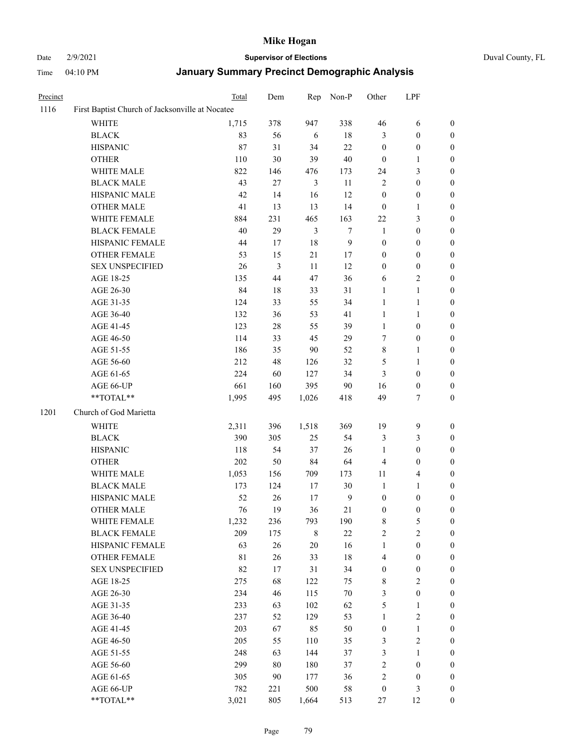# Mike Hogan

Date 2/9/2021 **Supervisor of Elections** Duval County, FL

Time 04:10 PM **January Summary Precinct Demographic Analysis**

| Precinct | | Total | Dem | Rep | Non-P | Other | LPF | |
|---|---|---|---|---|---|---|---|---|
| 1116 | First Baptist Church of Jacksonville at Nocatee | | | | | | | |
| | WHITE | 1,715 | 378 | 947 | 338 | 46 | 6 | 0 |
| | BLACK | 83 | 56 | 6 | 18 | 3 | 0 | 0 |
| | HISPANIC | 87 | 31 | 34 | 22 | 0 | 0 | 0 |
| | OTHER | 110 | 30 | 39 | 40 | 0 | 1 | 0 |
| | WHITE MALE | 822 | 146 | 476 | 173 | 24 | 3 | 0 |
| | BLACK MALE | 43 | 27 | 3 | 11 | 2 | 0 | 0 |
| | HISPANIC MALE | 42 | 14 | 16 | 12 | 0 | 0 | 0 |
| | OTHER MALE | 41 | 13 | 13 | 14 | 0 | 1 | 0 |
| | WHITE FEMALE | 884 | 231 | 465 | 163 | 22 | 3 | 0 |
| | BLACK FEMALE | 40 | 29 | 3 | 7 | 1 | 0 | 0 |
| | HISPANIC FEMALE | 44 | 17 | 18 | 9 | 0 | 0 | 0 |
| | OTHER FEMALE | 53 | 15 | 21 | 17 | 0 | 0 | 0 |
| | SEX UNSPECIFIED | 26 | 3 | 11 | 12 | 0 | 0 | 0 |
| | AGE 18-25 | 135 | 44 | 47 | 36 | 6 | 2 | 0 |
| | AGE 26-30 | 84 | 18 | 33 | 31 | 1 | 1 | 0 |
| | AGE 31-35 | 124 | 33 | 55 | 34 | 1 | 1 | 0 |
| | AGE 36-40 | 132 | 36 | 53 | 41 | 1 | 1 | 0 |
| | AGE 41-45 | 123 | 28 | 55 | 39 | 1 | 0 | 0 |
| | AGE 46-50 | 114 | 33 | 45 | 29 | 7 | 0 | 0 |
| | AGE 51-55 | 186 | 35 | 90 | 52 | 8 | 1 | 0 |
| | AGE 56-60 | 212 | 48 | 126 | 32 | 5 | 1 | 0 |
| | AGE 61-65 | 224 | 60 | 127 | 34 | 3 | 0 | 0 |
| | AGE 66-UP | 661 | 160 | 395 | 90 | 16 | 0 | 0 |
| | **TOTAL** | 1,995 | 495 | 1,026 | 418 | 49 | 7 | 0 |
| 1201 | Church of God Marietta | | | | | | | |
| | WHITE | 2,311 | 396 | 1,518 | 369 | 19 | 9 | 0 |
| | BLACK | 390 | 305 | 25 | 54 | 3 | 3 | 0 |
| | HISPANIC | 118 | 54 | 37 | 26 | 1 | 0 | 0 |
| | OTHER | 202 | 50 | 84 | 64 | 4 | 0 | 0 |
| | WHITE MALE | 1,053 | 156 | 709 | 173 | 11 | 4 | 0 |
| | BLACK MALE | 173 | 124 | 17 | 30 | 1 | 1 | 0 |
| | HISPANIC MALE | 52 | 26 | 17 | 9 | 0 | 0 | 0 |
| | OTHER MALE | 76 | 19 | 36 | 21 | 0 | 0 | 0 |
| | WHITE FEMALE | 1,232 | 236 | 793 | 190 | 8 | 5 | 0 |
| | BLACK FEMALE | 209 | 175 | 8 | 22 | 2 | 2 | 0 |
| | HISPANIC FEMALE | 63 | 26 | 20 | 16 | 1 | 0 | 0 |
| | OTHER FEMALE | 81 | 26 | 33 | 18 | 4 | 0 | 0 |
| | SEX UNSPECIFIED | 82 | 17 | 31 | 34 | 0 | 0 | 0 |
| | AGE 18-25 | 275 | 68 | 122 | 75 | 8 | 2 | 0 |
| | AGE 26-30 | 234 | 46 | 115 | 70 | 3 | 0 | 0 |
| | AGE 31-35 | 233 | 63 | 102 | 62 | 5 | 1 | 0 |
| | AGE 36-40 | 237 | 52 | 129 | 53 | 1 | 2 | 0 |
| | AGE 41-45 | 203 | 67 | 85 | 50 | 0 | 1 | 0 |
| | AGE 46-50 | 205 | 55 | 110 | 35 | 3 | 2 | 0 |
| | AGE 51-55 | 248 | 63 | 144 | 37 | 3 | 1 | 0 |
| | AGE 56-60 | 299 | 80 | 180 | 37 | 2 | 0 | 0 |
| | AGE 61-65 | 305 | 90 | 177 | 36 | 2 | 0 | 0 |
| | AGE 66-UP | 782 | 221 | 500 | 58 | 0 | 3 | 0 |
| | **TOTAL** | 3,021 | 805 | 1,664 | 513 | 27 | 12 | 0 |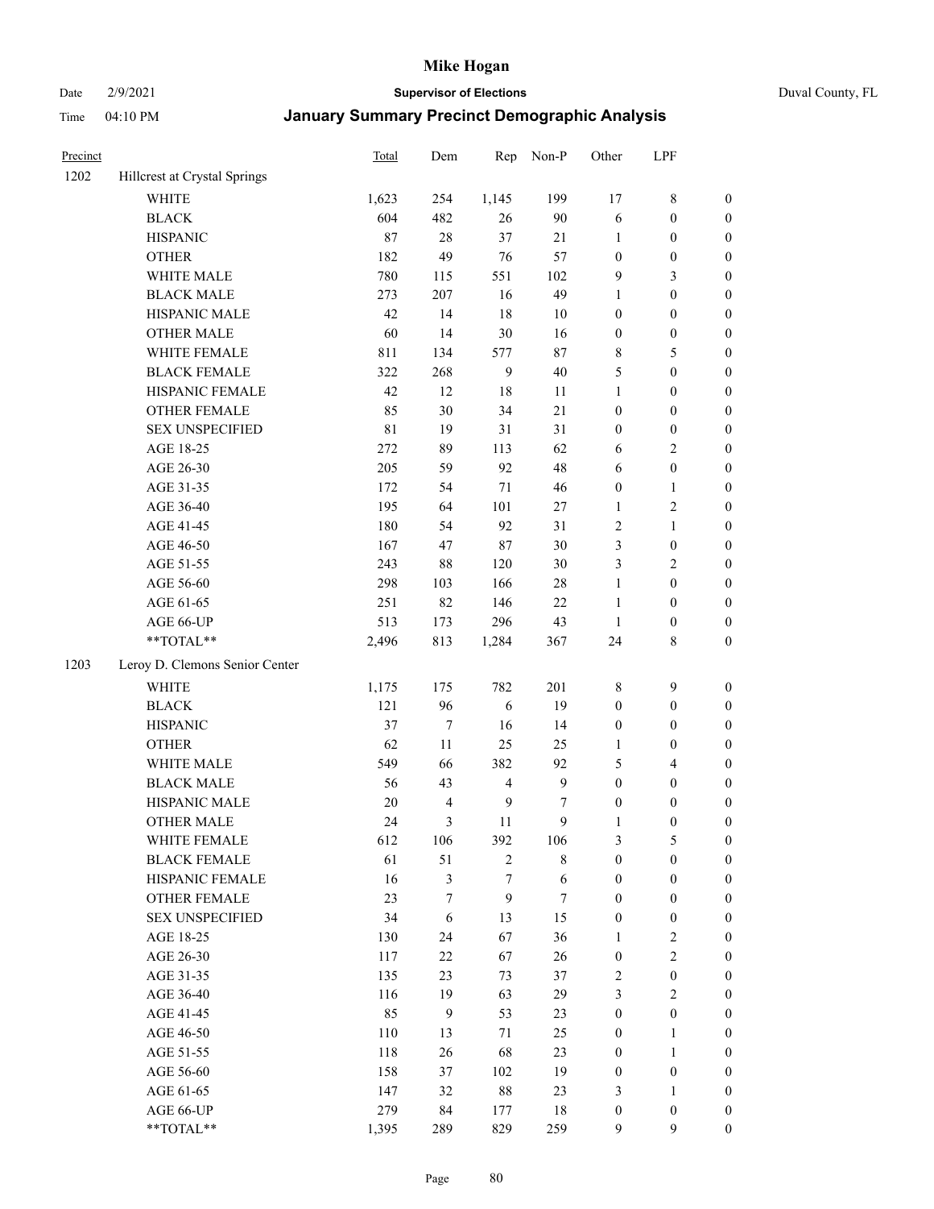# Mike Hogan

Date 2/9/2021 **Supervisor of Elections** Duval County, FL

Time 04:10 PM **January Summary Precinct Demographic Analysis**

| Precinct | | Total | Dem | Rep | Non-P | Other | LPF | |
|---|---|---|---|---|---|---|---|---|
| 1202 | Hillcrest at Crystal Springs | | | | | | | |
| | WHITE | 1,623 | 254 | 1,145 | 199 | 17 | 8 | 0 |
| | BLACK | 604 | 482 | 26 | 90 | 6 | 0 | 0 |
| | HISPANIC | 87 | 28 | 37 | 21 | 1 | 0 | 0 |
| | OTHER | 182 | 49 | 76 | 57 | 0 | 0 | 0 |
| | WHITE MALE | 780 | 115 | 551 | 102 | 9 | 3 | 0 |
| | BLACK MALE | 273 | 207 | 16 | 49 | 1 | 0 | 0 |
| | HISPANIC MALE | 42 | 14 | 18 | 10 | 0 | 0 | 0 |
| | OTHER MALE | 60 | 14 | 30 | 16 | 0 | 0 | 0 |
| | WHITE FEMALE | 811 | 134 | 577 | 87 | 8 | 5 | 0 |
| | BLACK FEMALE | 322 | 268 | 9 | 40 | 5 | 0 | 0 |
| | HISPANIC FEMALE | 42 | 12 | 18 | 11 | 1 | 0 | 0 |
| | OTHER FEMALE | 85 | 30 | 34 | 21 | 0 | 0 | 0 |
| | SEX UNSPECIFIED | 81 | 19 | 31 | 31 | 0 | 0 | 0 |
| | AGE 18-25 | 272 | 89 | 113 | 62 | 6 | 2 | 0 |
| | AGE 26-30 | 205 | 59 | 92 | 48 | 6 | 0 | 0 |
| | AGE 31-35 | 172 | 54 | 71 | 46 | 0 | 1 | 0 |
| | AGE 36-40 | 195 | 64 | 101 | 27 | 1 | 2 | 0 |
| | AGE 41-45 | 180 | 54 | 92 | 31 | 2 | 1 | 0 |
| | AGE 46-50 | 167 | 47 | 87 | 30 | 3 | 0 | 0 |
| | AGE 51-55 | 243 | 88 | 120 | 30 | 3 | 2 | 0 |
| | AGE 56-60 | 298 | 103 | 166 | 28 | 1 | 0 | 0 |
| | AGE 61-65 | 251 | 82 | 146 | 22 | 1 | 0 | 0 |
| | AGE 66-UP | 513 | 173 | 296 | 43 | 1 | 0 | 0 |
| | **TOTAL** | 2,496 | 813 | 1,284 | 367 | 24 | 8 | 0 |
| 1203 | Leroy D. Clemons Senior Center | | | | | | | |
| | WHITE | 1,175 | 175 | 782 | 201 | 8 | 9 | 0 |
| | BLACK | 121 | 96 | 6 | 19 | 0 | 0 | 0 |
| | HISPANIC | 37 | 7 | 16 | 14 | 0 | 0 | 0 |
| | OTHER | 62 | 11 | 25 | 25 | 1 | 0 | 0 |
| | WHITE MALE | 549 | 66 | 382 | 92 | 5 | 4 | 0 |
| | BLACK MALE | 56 | 43 | 4 | 9 | 0 | 0 | 0 |
| | HISPANIC MALE | 20 | 4 | 9 | 7 | 0 | 0 | 0 |
| | OTHER MALE | 24 | 3 | 11 | 9 | 1 | 0 | 0 |
| | WHITE FEMALE | 612 | 106 | 392 | 106 | 3 | 5 | 0 |
| | BLACK FEMALE | 61 | 51 | 2 | 8 | 0 | 0 | 0 |
| | HISPANIC FEMALE | 16 | 3 | 7 | 6 | 0 | 0 | 0 |
| | OTHER FEMALE | 23 | 7 | 9 | 7 | 0 | 0 | 0 |
| | SEX UNSPECIFIED | 34 | 6 | 13 | 15 | 0 | 0 | 0 |
| | AGE 18-25 | 130 | 24 | 67 | 36 | 1 | 2 | 0 |
| | AGE 26-30 | 117 | 22 | 67 | 26 | 0 | 2 | 0 |
| | AGE 31-35 | 135 | 23 | 73 | 37 | 2 | 0 | 0 |
| | AGE 36-40 | 116 | 19 | 63 | 29 | 3 | 2 | 0 |
| | AGE 41-45 | 85 | 9 | 53 | 23 | 0 | 0 | 0 |
| | AGE 46-50 | 110 | 13 | 71 | 25 | 0 | 1 | 0 |
| | AGE 51-55 | 118 | 26 | 68 | 23 | 0 | 1 | 0 |
| | AGE 56-60 | 158 | 37 | 102 | 19 | 0 | 0 | 0 |
| | AGE 61-65 | 147 | 32 | 88 | 23 | 3 | 1 | 0 |
| | AGE 66-UP | 279 | 84 | 177 | 18 | 0 | 0 | 0 |
| | **TOTAL** | 1,395 | 289 | 829 | 259 | 9 | 9 | 0 |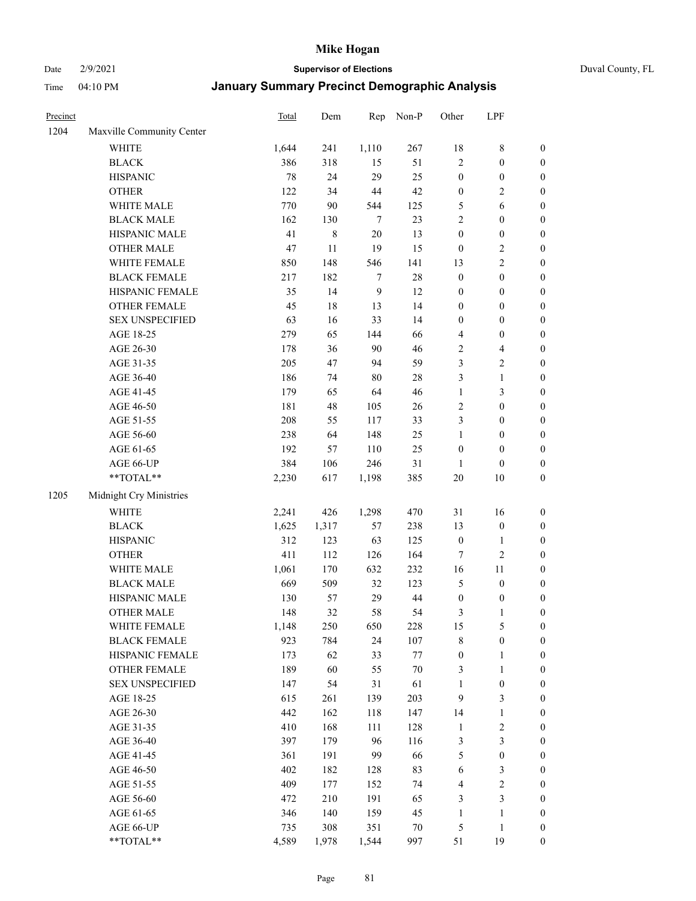# Mike Hogan

Date 2/9/2021 **Supervisor of Elections** Duval County, FL

Time 04:10 PM **January Summary Precinct Demographic Analysis**

| Precinct | | Total | Dem | Rep | Non-P | Other | LPF | |
|---|---|---|---|---|---|---|---|---|
| 1204 | Maxville Community Center | | | | | | | |
| | WHITE | 1,644 | 241 | 1,110 | 267 | 18 | 8 | 0 |
| | BLACK | 386 | 318 | 15 | 51 | 2 | 0 | 0 |
| | HISPANIC | 78 | 24 | 29 | 25 | 0 | 0 | 0 |
| | OTHER | 122 | 34 | 44 | 42 | 0 | 2 | 0 |
| | WHITE MALE | 770 | 90 | 544 | 125 | 5 | 6 | 0 |
| | BLACK MALE | 162 | 130 | 7 | 23 | 2 | 0 | 0 |
| | HISPANIC MALE | 41 | 8 | 20 | 13 | 0 | 0 | 0 |
| | OTHER MALE | 47 | 11 | 19 | 15 | 0 | 2 | 0 |
| | WHITE FEMALE | 850 | 148 | 546 | 141 | 13 | 2 | 0 |
| | BLACK FEMALE | 217 | 182 | 7 | 28 | 0 | 0 | 0 |
| | HISPANIC FEMALE | 35 | 14 | 9 | 12 | 0 | 0 | 0 |
| | OTHER FEMALE | 45 | 18 | 13 | 14 | 0 | 0 | 0 |
| | SEX UNSPECIFIED | 63 | 16 | 33 | 14 | 0 | 0 | 0 |
| | AGE 18-25 | 279 | 65 | 144 | 66 | 4 | 0 | 0 |
| | AGE 26-30 | 178 | 36 | 90 | 46 | 2 | 4 | 0 |
| | AGE 31-35 | 205 | 47 | 94 | 59 | 3 | 2 | 0 |
| | AGE 36-40 | 186 | 74 | 80 | 28 | 3 | 1 | 0 |
| | AGE 41-45 | 179 | 65 | 64 | 46 | 1 | 3 | 0 |
| | AGE 46-50 | 181 | 48 | 105 | 26 | 2 | 0 | 0 |
| | AGE 51-55 | 208 | 55 | 117 | 33 | 3 | 0 | 0 |
| | AGE 56-60 | 238 | 64 | 148 | 25 | 1 | 0 | 0 |
| | AGE 61-65 | 192 | 57 | 110 | 25 | 0 | 0 | 0 |
| | AGE 66-UP | 384 | 106 | 246 | 31 | 1 | 0 | 0 |
| | **TOTAL** | 2,230 | 617 | 1,198 | 385 | 20 | 10 | 0 |
| 1205 | Midnight Cry Ministries | | | | | | | |
| | WHITE | 2,241 | 426 | 1,298 | 470 | 31 | 16 | 0 |
| | BLACK | 1,625 | 1,317 | 57 | 238 | 13 | 0 | 0 |
| | HISPANIC | 312 | 123 | 63 | 125 | 0 | 1 | 0 |
| | OTHER | 411 | 112 | 126 | 164 | 7 | 2 | 0 |
| | WHITE MALE | 1,061 | 170 | 632 | 232 | 16 | 11 | 0 |
| | BLACK MALE | 669 | 509 | 32 | 123 | 5 | 0 | 0 |
| | HISPANIC MALE | 130 | 57 | 29 | 44 | 0 | 0 | 0 |
| | OTHER MALE | 148 | 32 | 58 | 54 | 3 | 1 | 0 |
| | WHITE FEMALE | 1,148 | 250 | 650 | 228 | 15 | 5 | 0 |
| | BLACK FEMALE | 923 | 784 | 24 | 107 | 8 | 0 | 0 |
| | HISPANIC FEMALE | 173 | 62 | 33 | 77 | 0 | 1 | 0 |
| | OTHER FEMALE | 189 | 60 | 55 | 70 | 3 | 1 | 0 |
| | SEX UNSPECIFIED | 147 | 54 | 31 | 61 | 1 | 0 | 0 |
| | AGE 18-25 | 615 | 261 | 139 | 203 | 9 | 3 | 0 |
| | AGE 26-30 | 442 | 162 | 118 | 147 | 14 | 1 | 0 |
| | AGE 31-35 | 410 | 168 | 111 | 128 | 1 | 2 | 0 |
| | AGE 36-40 | 397 | 179 | 96 | 116 | 3 | 3 | 0 |
| | AGE 41-45 | 361 | 191 | 99 | 66 | 5 | 0 | 0 |
| | AGE 46-50 | 402 | 182 | 128 | 83 | 6 | 3 | 0 |
| | AGE 51-55 | 409 | 177 | 152 | 74 | 4 | 2 | 0 |
| | AGE 56-60 | 472 | 210 | 191 | 65 | 3 | 3 | 0 |
| | AGE 61-65 | 346 | 140 | 159 | 45 | 1 | 1 | 0 |
| | AGE 66-UP | 735 | 308 | 351 | 70 | 5 | 1 | 0 |
| | **TOTAL** | 4,589 | 1,978 | 1,544 | 997 | 51 | 19 | 0 |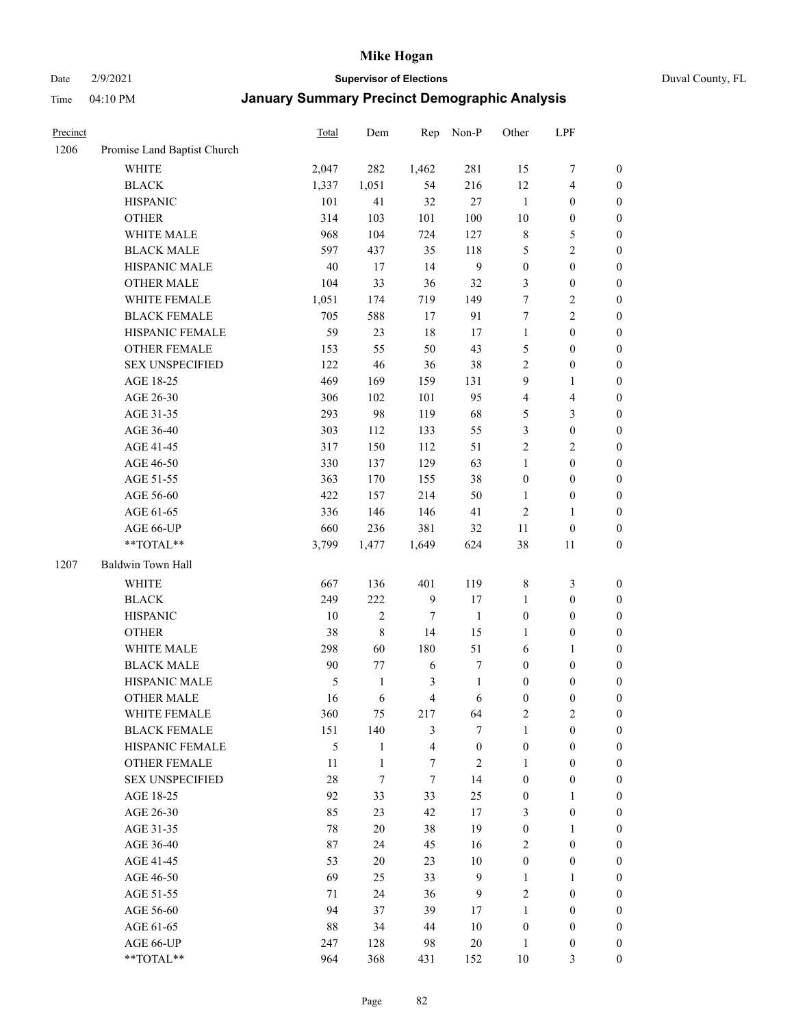# Mike Hogan

Date 2/9/2021 **Supervisor of Elections** Duval County, FL

Time 04:10 PM **January Summary Precinct Demographic Analysis**

| Precinct | | Total | Dem | Rep | Non-P | Other | LPF | |
|---|---|---|---|---|---|---|---|---|
| 1206 | Promise Land Baptist Church | | | | | | | |
| | WHITE | 2,047 | 282 | 1,462 | 281 | 15 | 7 | 0 |
| | BLACK | 1,337 | 1,051 | 54 | 216 | 12 | 4 | 0 |
| | HISPANIC | 101 | 41 | 32 | 27 | 1 | 0 | 0 |
| | OTHER | 314 | 103 | 101 | 100 | 10 | 0 | 0 |
| | WHITE MALE | 968 | 104 | 724 | 127 | 8 | 5 | 0 |
| | BLACK MALE | 597 | 437 | 35 | 118 | 5 | 2 | 0 |
| | HISPANIC MALE | 40 | 17 | 14 | 9 | 0 | 0 | 0 |
| | OTHER MALE | 104 | 33 | 36 | 32 | 3 | 0 | 0 |
| | WHITE FEMALE | 1,051 | 174 | 719 | 149 | 7 | 2 | 0 |
| | BLACK FEMALE | 705 | 588 | 17 | 91 | 7 | 2 | 0 |
| | HISPANIC FEMALE | 59 | 23 | 18 | 17 | 1 | 0 | 0 |
| | OTHER FEMALE | 153 | 55 | 50 | 43 | 5 | 0 | 0 |
| | SEX UNSPECIFIED | 122 | 46 | 36 | 38 | 2 | 0 | 0 |
| | AGE 18-25 | 469 | 169 | 159 | 131 | 9 | 1 | 0 |
| | AGE 26-30 | 306 | 102 | 101 | 95 | 4 | 4 | 0 |
| | AGE 31-35 | 293 | 98 | 119 | 68 | 5 | 3 | 0 |
| | AGE 36-40 | 303 | 112 | 133 | 55 | 3 | 0 | 0 |
| | AGE 41-45 | 317 | 150 | 112 | 51 | 2 | 2 | 0 |
| | AGE 46-50 | 330 | 137 | 129 | 63 | 1 | 0 | 0 |
| | AGE 51-55 | 363 | 170 | 155 | 38 | 0 | 0 | 0 |
| | AGE 56-60 | 422 | 157 | 214 | 50 | 1 | 0 | 0 |
| | AGE 61-65 | 336 | 146 | 146 | 41 | 2 | 1 | 0 |
| | AGE 66-UP | 660 | 236 | 381 | 32 | 11 | 0 | 0 |
| | **TOTAL** | 3,799 | 1,477 | 1,649 | 624 | 38 | 11 | 0 |
| 1207 | Baldwin Town Hall | | | | | | | |
| | WHITE | 667 | 136 | 401 | 119 | 8 | 3 | 0 |
| | BLACK | 249 | 222 | 9 | 17 | 1 | 0 | 0 |
| | HISPANIC | 10 | 2 | 7 | 1 | 0 | 0 | 0 |
| | OTHER | 38 | 8 | 14 | 15 | 1 | 0 | 0 |
| | WHITE MALE | 298 | 60 | 180 | 51 | 6 | 1 | 0 |
| | BLACK MALE | 90 | 77 | 6 | 7 | 0 | 0 | 0 |
| | HISPANIC MALE | 5 | 1 | 3 | 1 | 0 | 0 | 0 |
| | OTHER MALE | 16 | 6 | 4 | 6 | 0 | 0 | 0 |
| | WHITE FEMALE | 360 | 75 | 217 | 64 | 2 | 2 | 0 |
| | BLACK FEMALE | 151 | 140 | 3 | 7 | 1 | 0 | 0 |
| | HISPANIC FEMALE | 5 | 1 | 4 | 0 | 0 | 0 | 0 |
| | OTHER FEMALE | 11 | 1 | 7 | 2 | 1 | 0 | 0 |
| | SEX UNSPECIFIED | 28 | 7 | 7 | 14 | 0 | 0 | 0 |
| | AGE 18-25 | 92 | 33 | 33 | 25 | 0 | 1 | 0 |
| | AGE 26-30 | 85 | 23 | 42 | 17 | 3 | 0 | 0 |
| | AGE 31-35 | 78 | 20 | 38 | 19 | 0 | 1 | 0 |
| | AGE 36-40 | 87 | 24 | 45 | 16 | 2 | 0 | 0 |
| | AGE 41-45 | 53 | 20 | 23 | 10 | 0 | 0 | 0 |
| | AGE 46-50 | 69 | 25 | 33 | 9 | 1 | 1 | 0 |
| | AGE 51-55 | 71 | 24 | 36 | 9 | 2 | 0 | 0 |
| | AGE 56-60 | 94 | 37 | 39 | 17 | 1 | 0 | 0 |
| | AGE 61-65 | 88 | 34 | 44 | 10 | 0 | 0 | 0 |
| | AGE 66-UP | 247 | 128 | 98 | 20 | 1 | 0 | 0 |
| | **TOTAL** | 964 | 368 | 431 | 152 | 10 | 3 | 0 |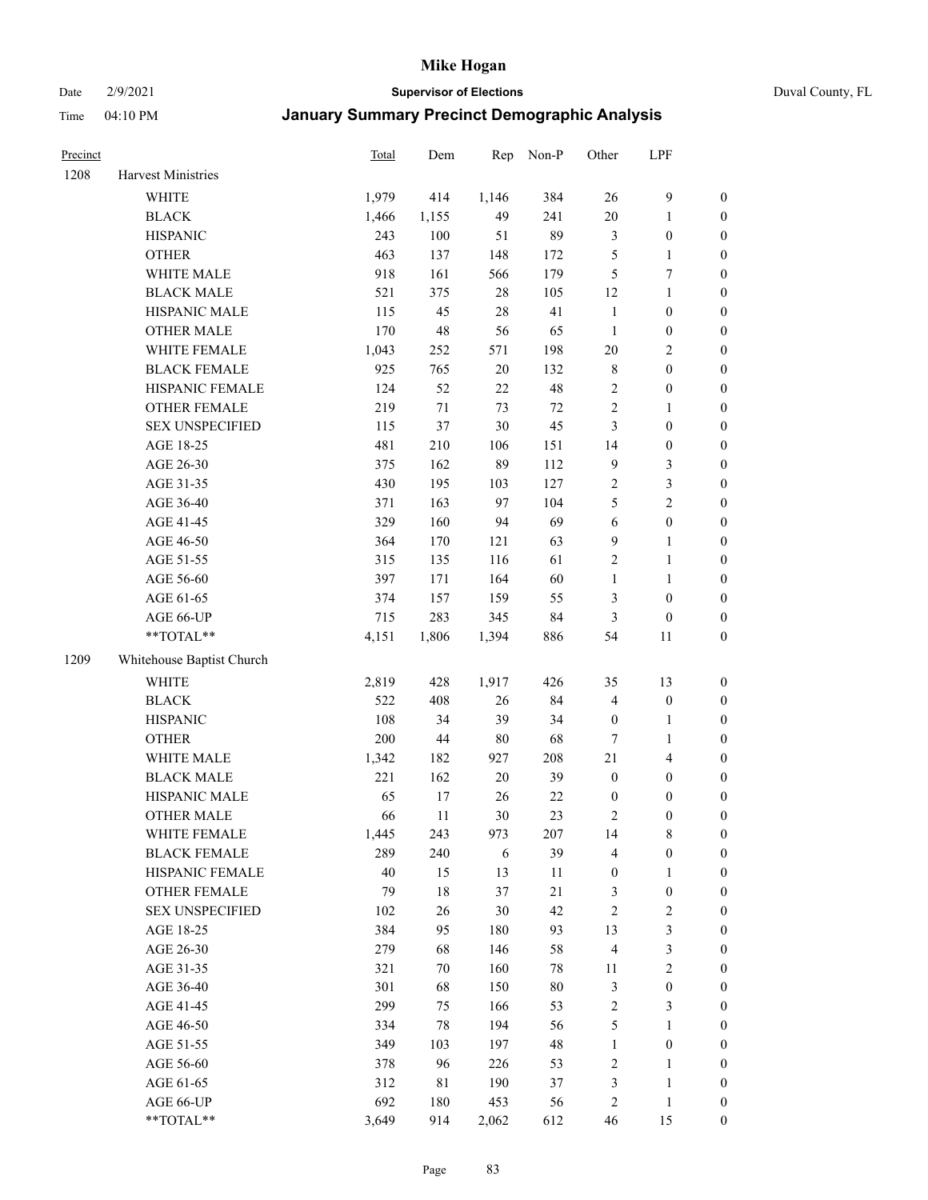| Precinct | | Total | Dem | Rep | Non-P | Other | LPF | |
|---|---|---|---|---|---|---|---|---|
| 1208 | Harvest Ministries | | | | | | | |
| | WHITE | 1,979 | 414 | 1,146 | 384 | 26 | 9 | 0 |
| | BLACK | 1,466 | 1,155 | 49 | 241 | 20 | 1 | 0 |
| | HISPANIC | 243 | 100 | 51 | 89 | 3 | 0 | 0 |
| | OTHER | 463 | 137 | 148 | 172 | 5 | 1 | 0 |
| | WHITE MALE | 918 | 161 | 566 | 179 | 5 | 7 | 0 |
| | BLACK MALE | 521 | 375 | 28 | 105 | 12 | 1 | 0 |
| | HISPANIC MALE | 115 | 45 | 28 | 41 | 1 | 0 | 0 |
| | OTHER MALE | 170 | 48 | 56 | 65 | 1 | 0 | 0 |
| | WHITE FEMALE | 1,043 | 252 | 571 | 198 | 20 | 2 | 0 |
| | BLACK FEMALE | 925 | 765 | 20 | 132 | 8 | 0 | 0 |
| | HISPANIC FEMALE | 124 | 52 | 22 | 48 | 2 | 0 | 0 |
| | OTHER FEMALE | 219 | 71 | 73 | 72 | 2 | 1 | 0 |
| | SEX UNSPECIFIED | 115 | 37 | 30 | 45 | 3 | 0 | 0 |
| | AGE 18-25 | 481 | 210 | 106 | 151 | 14 | 0 | 0 |
| | AGE 26-30 | 375 | 162 | 89 | 112 | 9 | 3 | 0 |
| | AGE 31-35 | 430 | 195 | 103 | 127 | 2 | 3 | 0 |
| | AGE 36-40 | 371 | 163 | 97 | 104 | 5 | 2 | 0 |
| | AGE 41-45 | 329 | 160 | 94 | 69 | 6 | 0 | 0 |
| | AGE 46-50 | 364 | 170 | 121 | 63 | 9 | 1 | 0 |
| | AGE 51-55 | 315 | 135 | 116 | 61 | 2 | 1 | 0 |
| | AGE 56-60 | 397 | 171 | 164 | 60 | 1 | 1 | 0 |
| | AGE 61-65 | 374 | 157 | 159 | 55 | 3 | 0 | 0 |
| | AGE 66-UP | 715 | 283 | 345 | 84 | 3 | 0 | 0 |
| | **TOTAL** | 4,151 | 1,806 | 1,394 | 886 | 54 | 11 | 0 |
| 1209 | Whitehouse Baptist Church | | | | | | | |
| | WHITE | 2,819 | 428 | 1,917 | 426 | 35 | 13 | 0 |
| | BLACK | 522 | 408 | 26 | 84 | 4 | 0 | 0 |
| | HISPANIC | 108 | 34 | 39 | 34 | 0 | 1 | 0 |
| | OTHER | 200 | 44 | 80 | 68 | 7 | 1 | 0 |
| | WHITE MALE | 1,342 | 182 | 927 | 208 | 21 | 4 | 0 |
| | BLACK MALE | 221 | 162 | 20 | 39 | 0 | 0 | 0 |
| | HISPANIC MALE | 65 | 17 | 26 | 22 | 0 | 0 | 0 |
| | OTHER MALE | 66 | 11 | 30 | 23 | 2 | 0 | 0 |
| | WHITE FEMALE | 1,445 | 243 | 973 | 207 | 14 | 8 | 0 |
| | BLACK FEMALE | 289 | 240 | 6 | 39 | 4 | 0 | 0 |
| | HISPANIC FEMALE | 40 | 15 | 13 | 11 | 0 | 1 | 0 |
| | OTHER FEMALE | 79 | 18 | 37 | 21 | 3 | 0 | 0 |
| | SEX UNSPECIFIED | 102 | 26 | 30 | 42 | 2 | 2 | 0 |
| | AGE 18-25 | 384 | 95 | 180 | 93 | 13 | 3 | 0 |
| | AGE 26-30 | 279 | 68 | 146 | 58 | 4 | 3 | 0 |
| | AGE 31-35 | 321 | 70 | 160 | 78 | 11 | 2 | 0 |
| | AGE 36-40 | 301 | 68 | 150 | 80 | 3 | 0 | 0 |
| | AGE 41-45 | 299 | 75 | 166 | 53 | 2 | 3 | 0 |
| | AGE 46-50 | 334 | 78 | 194 | 56 | 5 | 1 | 0 |
| | AGE 51-55 | 349 | 103 | 197 | 48 | 1 | 0 | 0 |
| | AGE 56-60 | 378 | 96 | 226 | 53 | 2 | 1 | 0 |
| | AGE 61-65 | 312 | 81 | 190 | 37 | 3 | 1 | 0 |
| | AGE 66-UP | 692 | 180 | 453 | 56 | 2 | 1 | 0 |
| | **TOTAL** | 3,649 | 914 | 2,062 | 612 | 46 | 15 | 0 |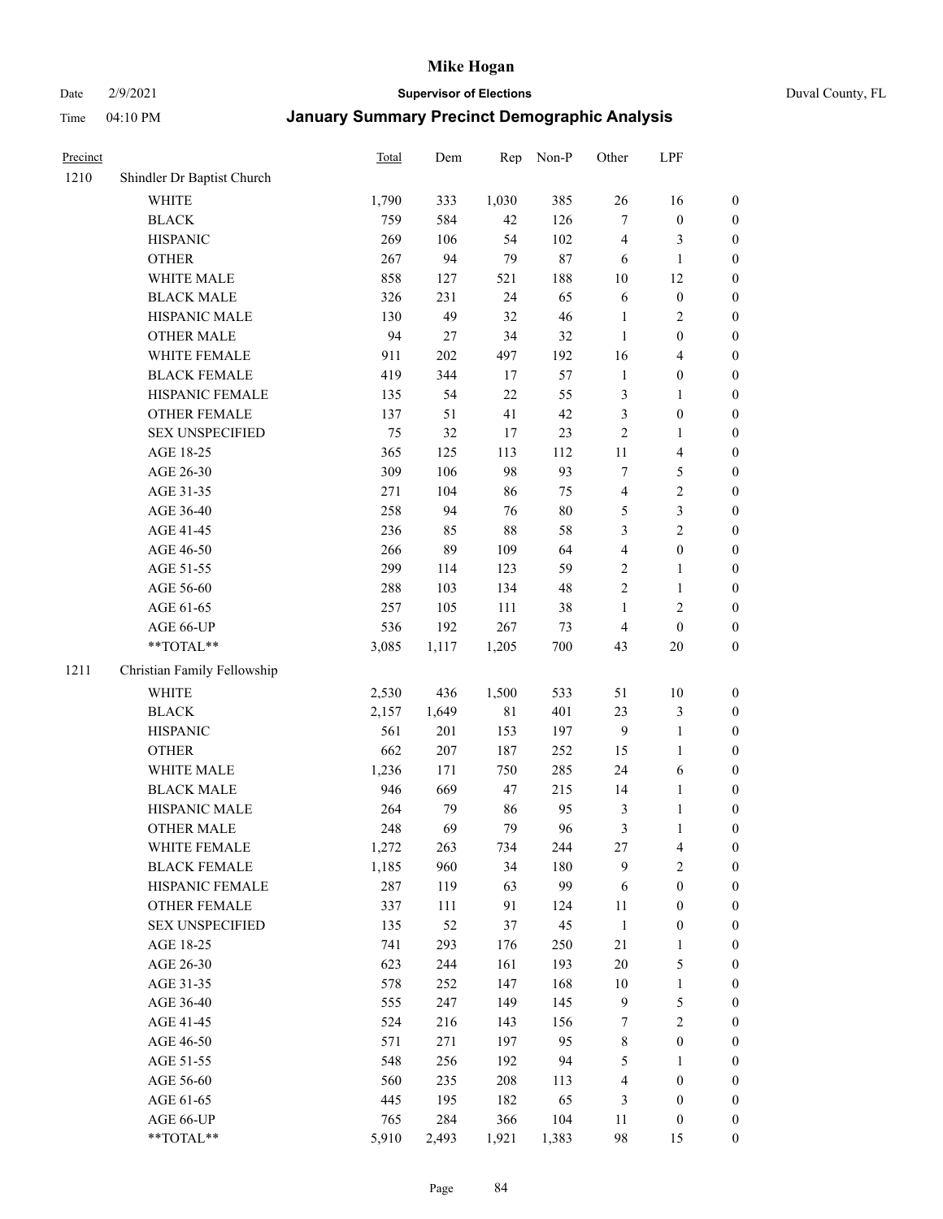# Mike Hogan

Date 2/9/2021 **Supervisor of Elections** Duval County, FL

Time 04:10 PM **January Summary Precinct Demographic Analysis**

| Precinct | | Total | Dem | Rep | Non-P | Other | LPF | |
|---|---|---|---|---|---|---|---|---|
| 1210 | Shindler Dr Baptist Church | | | | | | | |
| | WHITE | 1,790 | 333 | 1,030 | 385 | 26 | 16 | 0 |
| | BLACK | 759 | 584 | 42 | 126 | 7 | 0 | 0 |
| | HISPANIC | 269 | 106 | 54 | 102 | 4 | 3 | 0 |
| | OTHER | 267 | 94 | 79 | 87 | 6 | 1 | 0 |
| | WHITE MALE | 858 | 127 | 521 | 188 | 10 | 12 | 0 |
| | BLACK MALE | 326 | 231 | 24 | 65 | 6 | 0 | 0 |
| | HISPANIC MALE | 130 | 49 | 32 | 46 | 1 | 2 | 0 |
| | OTHER MALE | 94 | 27 | 34 | 32 | 1 | 0 | 0 |
| | WHITE FEMALE | 911 | 202 | 497 | 192 | 16 | 4 | 0 |
| | BLACK FEMALE | 419 | 344 | 17 | 57 | 1 | 0 | 0 |
| | HISPANIC FEMALE | 135 | 54 | 22 | 55 | 3 | 1 | 0 |
| | OTHER FEMALE | 137 | 51 | 41 | 42 | 3 | 0 | 0 |
| | SEX UNSPECIFIED | 75 | 32 | 17 | 23 | 2 | 1 | 0 |
| | AGE 18-25 | 365 | 125 | 113 | 112 | 11 | 4 | 0 |
| | AGE 26-30 | 309 | 106 | 98 | 93 | 7 | 5 | 0 |
| | AGE 31-35 | 271 | 104 | 86 | 75 | 4 | 2 | 0 |
| | AGE 36-40 | 258 | 94 | 76 | 80 | 5 | 3 | 0 |
| | AGE 41-45 | 236 | 85 | 88 | 58 | 3 | 2 | 0 |
| | AGE 46-50 | 266 | 89 | 109 | 64 | 4 | 0 | 0 |
| | AGE 51-55 | 299 | 114 | 123 | 59 | 2 | 1 | 0 |
| | AGE 56-60 | 288 | 103 | 134 | 48 | 2 | 1 | 0 |
| | AGE 61-65 | 257 | 105 | 111 | 38 | 1 | 2 | 0 |
| | AGE 66-UP | 536 | 192 | 267 | 73 | 4 | 0 | 0 |
| | **TOTAL** | 3,085 | 1,117 | 1,205 | 700 | 43 | 20 | 0 |
| 1211 | Christian Family Fellowship | | | | | | | |
| | WHITE | 2,530 | 436 | 1,500 | 533 | 51 | 10 | 0 |
| | BLACK | 2,157 | 1,649 | 81 | 401 | 23 | 3 | 0 |
| | HISPANIC | 561 | 201 | 153 | 197 | 9 | 1 | 0 |
| | OTHER | 662 | 207 | 187 | 252 | 15 | 1 | 0 |
| | WHITE MALE | 1,236 | 171 | 750 | 285 | 24 | 6 | 0 |
| | BLACK MALE | 946 | 669 | 47 | 215 | 14 | 1 | 0 |
| | HISPANIC MALE | 264 | 79 | 86 | 95 | 3 | 1 | 0 |
| | OTHER MALE | 248 | 69 | 79 | 96 | 3 | 1 | 0 |
| | WHITE FEMALE | 1,272 | 263 | 734 | 244 | 27 | 4 | 0 |
| | BLACK FEMALE | 1,185 | 960 | 34 | 180 | 9 | 2 | 0 |
| | HISPANIC FEMALE | 287 | 119 | 63 | 99 | 6 | 0 | 0 |
| | OTHER FEMALE | 337 | 111 | 91 | 124 | 11 | 0 | 0 |
| | SEX UNSPECIFIED | 135 | 52 | 37 | 45 | 1 | 0 | 0 |
| | AGE 18-25 | 741 | 293 | 176 | 250 | 21 | 1 | 0 |
| | AGE 26-30 | 623 | 244 | 161 | 193 | 20 | 5 | 0 |
| | AGE 31-35 | 578 | 252 | 147 | 168 | 10 | 1 | 0 |
| | AGE 36-40 | 555 | 247 | 149 | 145 | 9 | 5 | 0 |
| | AGE 41-45 | 524 | 216 | 143 | 156 | 7 | 2 | 0 |
| | AGE 46-50 | 571 | 271 | 197 | 95 | 8 | 0 | 0 |
| | AGE 51-55 | 548 | 256 | 192 | 94 | 5 | 1 | 0 |
| | AGE 56-60 | 560 | 235 | 208 | 113 | 4 | 0 | 0 |
| | AGE 61-65 | 445 | 195 | 182 | 65 | 3 | 0 | 0 |
| | AGE 66-UP | 765 | 284 | 366 | 104 | 11 | 0 | 0 |
| | **TOTAL** | 5,910 | 2,493 | 1,921 | 1,383 | 98 | 15 | 0 |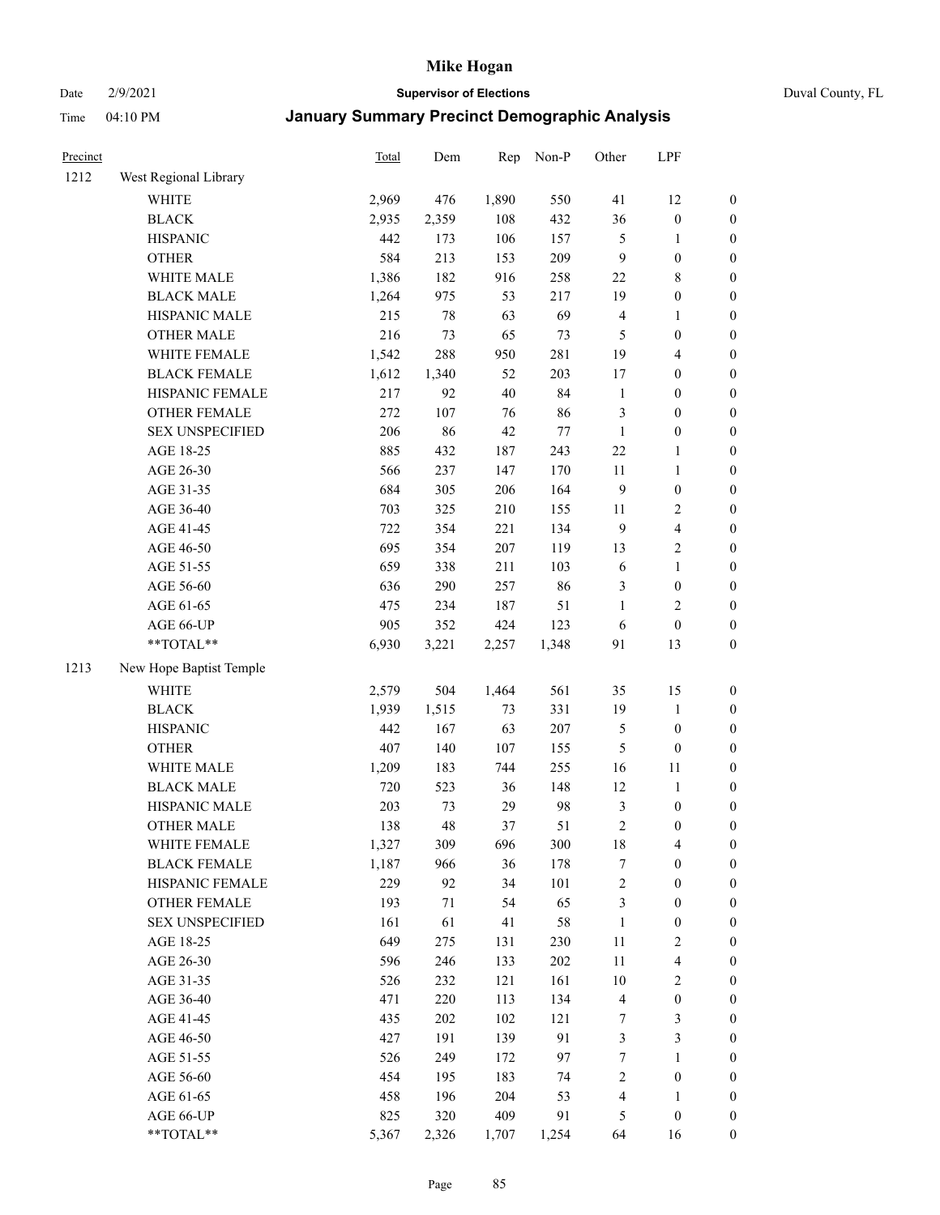# Mike Hogan

Date 2/9/2021 **Supervisor of Elections** Duval County, FL

Time 04:10 PM **January Summary Precinct Demographic Analysis**

| Precinct | | Total | Dem | Rep | Non-P | Other | LPF | |
|---|---|---|---|---|---|---|---|---|
| 1212 | West Regional Library | | | | | | | |
| | WHITE | 2,969 | 476 | 1,890 | 550 | 41 | 12 | 0 |
| | BLACK | 2,935 | 2,359 | 108 | 432 | 36 | 0 | 0 |
| | HISPANIC | 442 | 173 | 106 | 157 | 5 | 1 | 0 |
| | OTHER | 584 | 213 | 153 | 209 | 9 | 0 | 0 |
| | WHITE MALE | 1,386 | 182 | 916 | 258 | 22 | 8 | 0 |
| | BLACK MALE | 1,264 | 975 | 53 | 217 | 19 | 0 | 0 |
| | HISPANIC MALE | 215 | 78 | 63 | 69 | 4 | 1 | 0 |
| | OTHER MALE | 216 | 73 | 65 | 73 | 5 | 0 | 0 |
| | WHITE FEMALE | 1,542 | 288 | 950 | 281 | 19 | 4 | 0 |
| | BLACK FEMALE | 1,612 | 1,340 | 52 | 203 | 17 | 0 | 0 |
| | HISPANIC FEMALE | 217 | 92 | 40 | 84 | 1 | 0 | 0 |
| | OTHER FEMALE | 272 | 107 | 76 | 86 | 3 | 0 | 0 |
| | SEX UNSPECIFIED | 206 | 86 | 42 | 77 | 1 | 0 | 0 |
| | AGE 18-25 | 885 | 432 | 187 | 243 | 22 | 1 | 0 |
| | AGE 26-30 | 566 | 237 | 147 | 170 | 11 | 1 | 0 |
| | AGE 31-35 | 684 | 305 | 206 | 164 | 9 | 0 | 0 |
| | AGE 36-40 | 703 | 325 | 210 | 155 | 11 | 2 | 0 |
| | AGE 41-45 | 722 | 354 | 221 | 134 | 9 | 4 | 0 |
| | AGE 46-50 | 695 | 354 | 207 | 119 | 13 | 2 | 0 |
| | AGE 51-55 | 659 | 338 | 211 | 103 | 6 | 1 | 0 |
| | AGE 56-60 | 636 | 290 | 257 | 86 | 3 | 0 | 0 |
| | AGE 61-65 | 475 | 234 | 187 | 51 | 1 | 2 | 0 |
| | AGE 66-UP | 905 | 352 | 424 | 123 | 6 | 0 | 0 |
| | **TOTAL** | 6,930 | 3,221 | 2,257 | 1,348 | 91 | 13 | 0 |
| 1213 | New Hope Baptist Temple | | | | | | | |
| | WHITE | 2,579 | 504 | 1,464 | 561 | 35 | 15 | 0 |
| | BLACK | 1,939 | 1,515 | 73 | 331 | 19 | 1 | 0 |
| | HISPANIC | 442 | 167 | 63 | 207 | 5 | 0 | 0 |
| | OTHER | 407 | 140 | 107 | 155 | 5 | 0 | 0 |
| | WHITE MALE | 1,209 | 183 | 744 | 255 | 16 | 11 | 0 |
| | BLACK MALE | 720 | 523 | 36 | 148 | 12 | 1 | 0 |
| | HISPANIC MALE | 203 | 73 | 29 | 98 | 3 | 0 | 0 |
| | OTHER MALE | 138 | 48 | 37 | 51 | 2 | 0 | 0 |
| | WHITE FEMALE | 1,327 | 309 | 696 | 300 | 18 | 4 | 0 |
| | BLACK FEMALE | 1,187 | 966 | 36 | 178 | 7 | 0 | 0 |
| | HISPANIC FEMALE | 229 | 92 | 34 | 101 | 2 | 0 | 0 |
| | OTHER FEMALE | 193 | 71 | 54 | 65 | 3 | 0 | 0 |
| | SEX UNSPECIFIED | 161 | 61 | 41 | 58 | 1 | 0 | 0 |
| | AGE 18-25 | 649 | 275 | 131 | 230 | 11 | 2 | 0 |
| | AGE 26-30 | 596 | 246 | 133 | 202 | 11 | 4 | 0 |
| | AGE 31-35 | 526 | 232 | 121 | 161 | 10 | 2 | 0 |
| | AGE 36-40 | 471 | 220 | 113 | 134 | 4 | 0 | 0 |
| | AGE 41-45 | 435 | 202 | 102 | 121 | 7 | 3 | 0 |
| | AGE 46-50 | 427 | 191 | 139 | 91 | 3 | 3 | 0 |
| | AGE 51-55 | 526 | 249 | 172 | 97 | 7 | 1 | 0 |
| | AGE 56-60 | 454 | 195 | 183 | 74 | 2 | 0 | 0 |
| | AGE 61-65 | 458 | 196 | 204 | 53 | 4 | 1 | 0 |
| | AGE 66-UP | 825 | 320 | 409 | 91 | 5 | 0 | 0 |
| | **TOTAL** | 5,367 | 2,326 | 1,707 | 1,254 | 64 | 16 | 0 |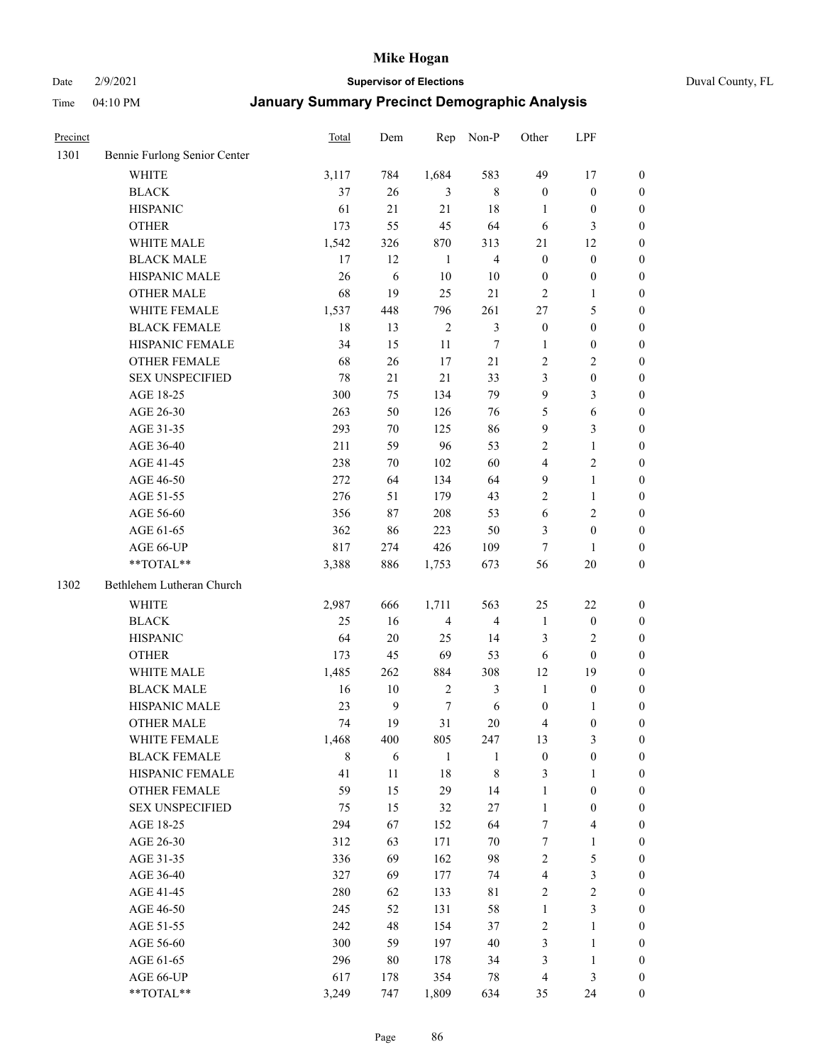# Mike Hogan

Date 2/9/2021 **Supervisor of Elections** Duval County, FL

Time 04:10 PM **January Summary Precinct Demographic Analysis**

| Precinct | | Total | Dem | Rep | Non-P | Other | LPF | |
|---|---|---|---|---|---|---|---|---|
| 1301 | Bennie Furlong Senior Center | | | | | | | |
| | WHITE | 3,117 | 784 | 1,684 | 583 | 49 | 17 | 0 |
| | BLACK | 37 | 26 | 3 | 8 | 0 | 0 | 0 |
| | HISPANIC | 61 | 21 | 21 | 18 | 1 | 0 | 0 |
| | OTHER | 173 | 55 | 45 | 64 | 6 | 3 | 0 |
| | WHITE MALE | 1,542 | 326 | 870 | 313 | 21 | 12 | 0 |
| | BLACK MALE | 17 | 12 | 1 | 4 | 0 | 0 | 0 |
| | HISPANIC MALE | 26 | 6 | 10 | 10 | 0 | 0 | 0 |
| | OTHER MALE | 68 | 19 | 25 | 21 | 2 | 1 | 0 |
| | WHITE FEMALE | 1,537 | 448 | 796 | 261 | 27 | 5 | 0 |
| | BLACK FEMALE | 18 | 13 | 2 | 3 | 0 | 0 | 0 |
| | HISPANIC FEMALE | 34 | 15 | 11 | 7 | 1 | 0 | 0 |
| | OTHER FEMALE | 68 | 26 | 17 | 21 | 2 | 2 | 0 |
| | SEX UNSPECIFIED | 78 | 21 | 21 | 33 | 3 | 0 | 0 |
| | AGE 18-25 | 300 | 75 | 134 | 79 | 9 | 3 | 0 |
| | AGE 26-30 | 263 | 50 | 126 | 76 | 5 | 6 | 0 |
| | AGE 31-35 | 293 | 70 | 125 | 86 | 9 | 3 | 0 |
| | AGE 36-40 | 211 | 59 | 96 | 53 | 2 | 1 | 0 |
| | AGE 41-45 | 238 | 70 | 102 | 60 | 4 | 2 | 0 |
| | AGE 46-50 | 272 | 64 | 134 | 64 | 9 | 1 | 0 |
| | AGE 51-55 | 276 | 51 | 179 | 43 | 2 | 1 | 0 |
| | AGE 56-60 | 356 | 87 | 208 | 53 | 6 | 2 | 0 |
| | AGE 61-65 | 362 | 86 | 223 | 50 | 3 | 0 | 0 |
| | AGE 66-UP | 817 | 274 | 426 | 109 | 7 | 1 | 0 |
| | **TOTAL** | 3,388 | 886 | 1,753 | 673 | 56 | 20 | 0 |
| 1302 | Bethlehem Lutheran Church | | | | | | | |
| | WHITE | 2,987 | 666 | 1,711 | 563 | 25 | 22 | 0 |
| | BLACK | 25 | 16 | 4 | 4 | 1 | 0 | 0 |
| | HISPANIC | 64 | 20 | 25 | 14 | 3 | 2 | 0 |
| | OTHER | 173 | 45 | 69 | 53 | 6 | 0 | 0 |
| | WHITE MALE | 1,485 | 262 | 884 | 308 | 12 | 19 | 0 |
| | BLACK MALE | 16 | 10 | 2 | 3 | 1 | 0 | 0 |
| | HISPANIC MALE | 23 | 9 | 7 | 6 | 0 | 1 | 0 |
| | OTHER MALE | 74 | 19 | 31 | 20 | 4 | 0 | 0 |
| | WHITE FEMALE | 1,468 | 400 | 805 | 247 | 13 | 3 | 0 |
| | BLACK FEMALE | 8 | 6 | 1 | 1 | 0 | 0 | 0 |
| | HISPANIC FEMALE | 41 | 11 | 18 | 8 | 3 | 1 | 0 |
| | OTHER FEMALE | 59 | 15 | 29 | 14 | 1 | 0 | 0 |
| | SEX UNSPECIFIED | 75 | 15 | 32 | 27 | 1 | 0 | 0 |
| | AGE 18-25 | 294 | 67 | 152 | 64 | 7 | 4 | 0 |
| | AGE 26-30 | 312 | 63 | 171 | 70 | 7 | 1 | 0 |
| | AGE 31-35 | 336 | 69 | 162 | 98 | 2 | 5 | 0 |
| | AGE 36-40 | 327 | 69 | 177 | 74 | 4 | 3 | 0 |
| | AGE 41-45 | 280 | 62 | 133 | 81 | 2 | 2 | 0 |
| | AGE 46-50 | 245 | 52 | 131 | 58 | 1 | 3 | 0 |
| | AGE 51-55 | 242 | 48 | 154 | 37 | 2 | 1 | 0 |
| | AGE 56-60 | 300 | 59 | 197 | 40 | 3 | 1 | 0 |
| | AGE 61-65 | 296 | 80 | 178 | 34 | 3 | 1 | 0 |
| | AGE 66-UP | 617 | 178 | 354 | 78 | 4 | 3 | 0 |
| | **TOTAL** | 3,249 | 747 | 1,809 | 634 | 35 | 24 | 0 |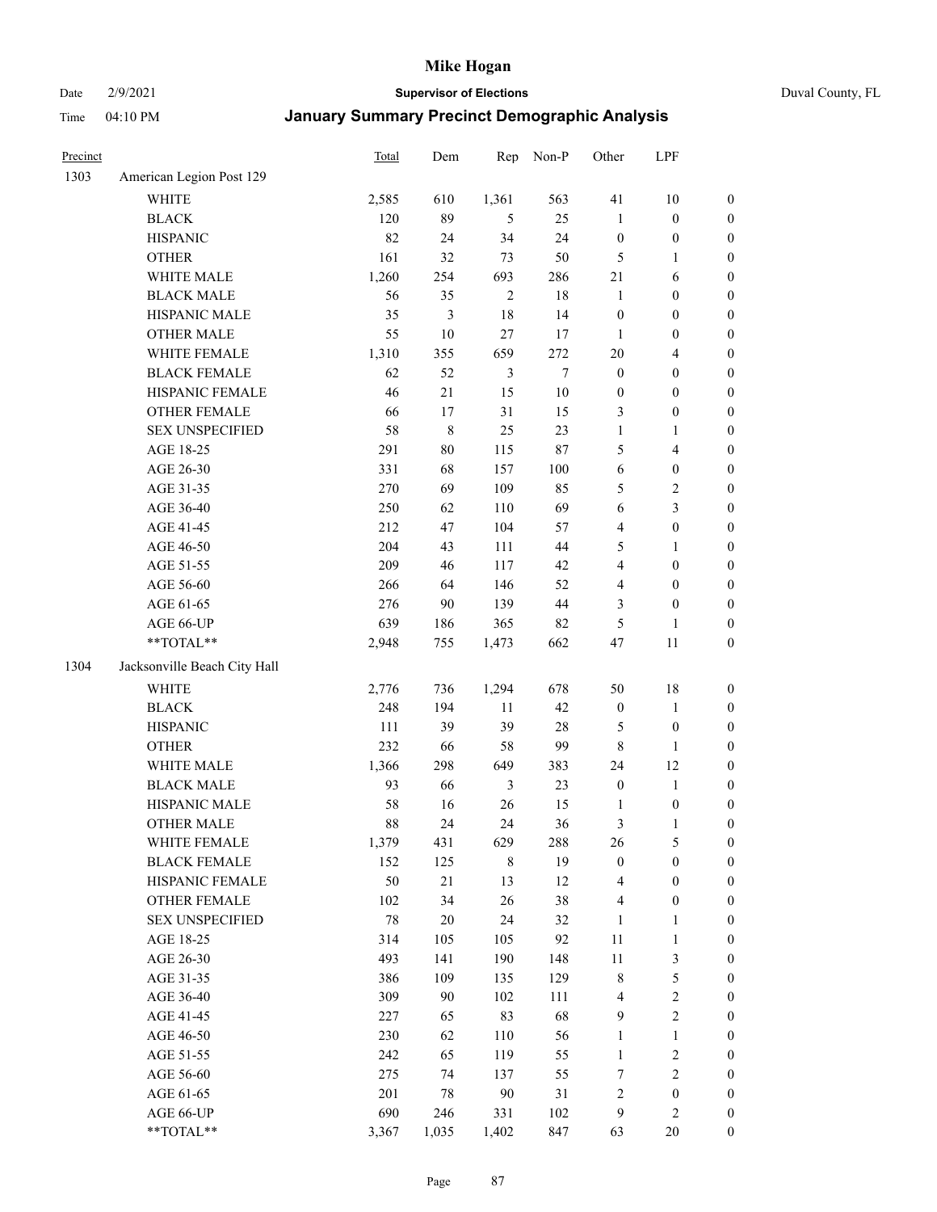# Mike Hogan

Date 2/9/2021 **Supervisor of Elections** Duval County, FL

Time 04:10 PM **January Summary Precinct Demographic Analysis**

| Precinct | | Total | Dem | Rep | Non-P | Other | LPF | |
|---|---|---|---|---|---|---|---|---|
| 1303 | American Legion Post 129 | | | | | | | |
| | WHITE | 2,585 | 610 | 1,361 | 563 | 41 | 10 | 0 |
| | BLACK | 120 | 89 | 5 | 25 | 1 | 0 | 0 |
| | HISPANIC | 82 | 24 | 34 | 24 | 0 | 0 | 0 |
| | OTHER | 161 | 32 | 73 | 50 | 5 | 1 | 0 |
| | WHITE MALE | 1,260 | 254 | 693 | 286 | 21 | 6 | 0 |
| | BLACK MALE | 56 | 35 | 2 | 18 | 1 | 0 | 0 |
| | HISPANIC MALE | 35 | 3 | 18 | 14 | 0 | 0 | 0 |
| | OTHER MALE | 55 | 10 | 27 | 17 | 1 | 0 | 0 |
| | WHITE FEMALE | 1,310 | 355 | 659 | 272 | 20 | 4 | 0 |
| | BLACK FEMALE | 62 | 52 | 3 | 7 | 0 | 0 | 0 |
| | HISPANIC FEMALE | 46 | 21 | 15 | 10 | 0 | 0 | 0 |
| | OTHER FEMALE | 66 | 17 | 31 | 15 | 3 | 0 | 0 |
| | SEX UNSPECIFIED | 58 | 8 | 25 | 23 | 1 | 1 | 0 |
| | AGE 18-25 | 291 | 80 | 115 | 87 | 5 | 4 | 0 |
| | AGE 26-30 | 331 | 68 | 157 | 100 | 6 | 0 | 0 |
| | AGE 31-35 | 270 | 69 | 109 | 85 | 5 | 2 | 0 |
| | AGE 36-40 | 250 | 62 | 110 | 69 | 6 | 3 | 0 |
| | AGE 41-45 | 212 | 47 | 104 | 57 | 4 | 0 | 0 |
| | AGE 46-50 | 204 | 43 | 111 | 44 | 5 | 1 | 0 |
| | AGE 51-55 | 209 | 46 | 117 | 42 | 4 | 0 | 0 |
| | AGE 56-60 | 266 | 64 | 146 | 52 | 4 | 0 | 0 |
| | AGE 61-65 | 276 | 90 | 139 | 44 | 3 | 0 | 0 |
| | AGE 66-UP | 639 | 186 | 365 | 82 | 5 | 1 | 0 |
| | **TOTAL** | 2,948 | 755 | 1,473 | 662 | 47 | 11 | 0 |
| 1304 | Jacksonville Beach City Hall | | | | | | | |
| | WHITE | 2,776 | 736 | 1,294 | 678 | 50 | 18 | 0 |
| | BLACK | 248 | 194 | 11 | 42 | 0 | 1 | 0 |
| | HISPANIC | 111 | 39 | 39 | 28 | 5 | 0 | 0 |
| | OTHER | 232 | 66 | 58 | 99 | 8 | 1 | 0 |
| | WHITE MALE | 1,366 | 298 | 649 | 383 | 24 | 12 | 0 |
| | BLACK MALE | 93 | 66 | 3 | 23 | 0 | 1 | 0 |
| | HISPANIC MALE | 58 | 16 | 26 | 15 | 1 | 0 | 0 |
| | OTHER MALE | 88 | 24 | 24 | 36 | 3 | 1 | 0 |
| | WHITE FEMALE | 1,379 | 431 | 629 | 288 | 26 | 5 | 0 |
| | BLACK FEMALE | 152 | 125 | 8 | 19 | 0 | 0 | 0 |
| | HISPANIC FEMALE | 50 | 21 | 13 | 12 | 4 | 0 | 0 |
| | OTHER FEMALE | 102 | 34 | 26 | 38 | 4 | 0 | 0 |
| | SEX UNSPECIFIED | 78 | 20 | 24 | 32 | 1 | 1 | 0 |
| | AGE 18-25 | 314 | 105 | 105 | 92 | 11 | 1 | 0 |
| | AGE 26-30 | 493 | 141 | 190 | 148 | 11 | 3 | 0 |
| | AGE 31-35 | 386 | 109 | 135 | 129 | 8 | 5 | 0 |
| | AGE 36-40 | 309 | 90 | 102 | 111 | 4 | 2 | 0 |
| | AGE 41-45 | 227 | 65 | 83 | 68 | 9 | 2 | 0 |
| | AGE 46-50 | 230 | 62 | 110 | 56 | 1 | 1 | 0 |
| | AGE 51-55 | 242 | 65 | 119 | 55 | 1 | 2 | 0 |
| | AGE 56-60 | 275 | 74 | 137 | 55 | 7 | 2 | 0 |
| | AGE 61-65 | 201 | 78 | 90 | 31 | 2 | 0 | 0 |
| | AGE 66-UP | 690 | 246 | 331 | 102 | 9 | 2 | 0 |
| | **TOTAL** | 3,367 | 1,035 | 1,402 | 847 | 63 | 20 | 0 |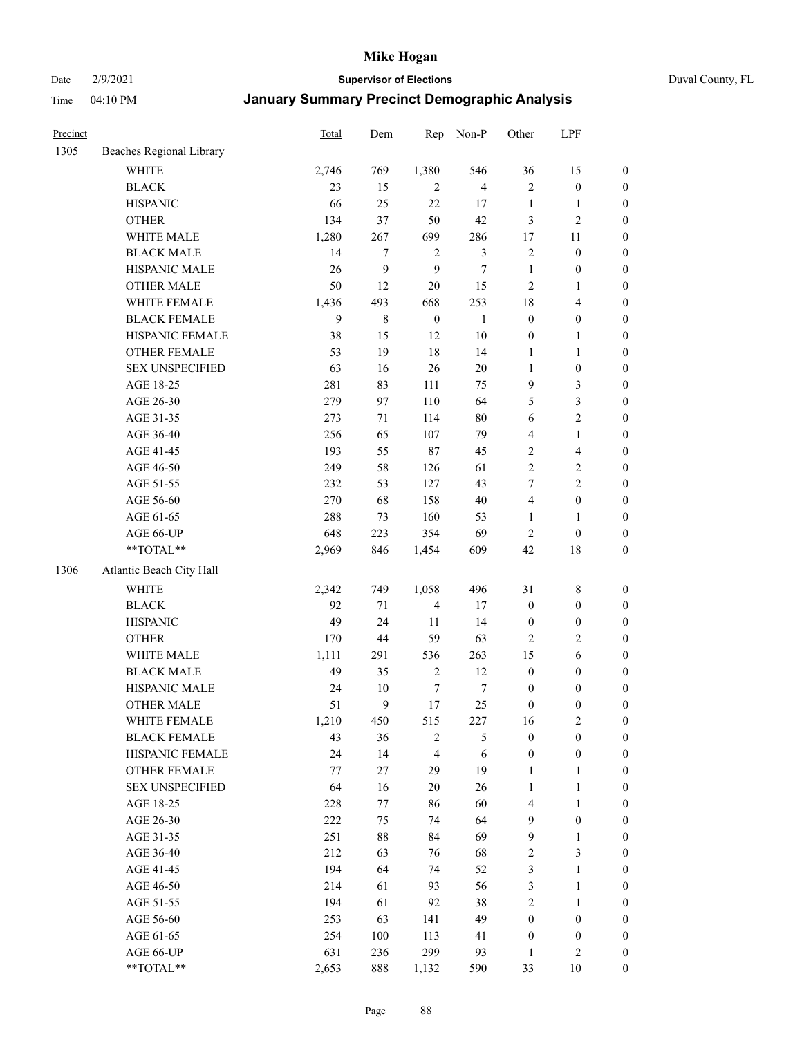# Mike Hogan

Date 2/9/2021 **Supervisor of Elections** Duval County, FL

Time 04:10 PM **January Summary Precinct Demographic Analysis**

| Precinct | | Total | Dem | Rep | Non-P | Other | LPF | |
|---|---|---|---|---|---|---|---|---|
| 1305 | Beaches Regional Library | | | | | | | |
| | WHITE | 2,746 | 769 | 1,380 | 546 | 36 | 15 | 0 |
| | BLACK | 23 | 15 | 2 | 4 | 2 | 0 | 0 |
| | HISPANIC | 66 | 25 | 22 | 17 | 1 | 1 | 0 |
| | OTHER | 134 | 37 | 50 | 42 | 3 | 2 | 0 |
| | WHITE MALE | 1,280 | 267 | 699 | 286 | 17 | 11 | 0 |
| | BLACK MALE | 14 | 7 | 2 | 3 | 2 | 0 | 0 |
| | HISPANIC MALE | 26 | 9 | 9 | 7 | 1 | 0 | 0 |
| | OTHER MALE | 50 | 12 | 20 | 15 | 2 | 1 | 0 |
| | WHITE FEMALE | 1,436 | 493 | 668 | 253 | 18 | 4 | 0 |
| | BLACK FEMALE | 9 | 8 | 0 | 1 | 0 | 0 | 0 |
| | HISPANIC FEMALE | 38 | 15 | 12 | 10 | 0 | 1 | 0 |
| | OTHER FEMALE | 53 | 19 | 18 | 14 | 1 | 1 | 0 |
| | SEX UNSPECIFIED | 63 | 16 | 26 | 20 | 1 | 0 | 0 |
| | AGE 18-25 | 281 | 83 | 111 | 75 | 9 | 3 | 0 |
| | AGE 26-30 | 279 | 97 | 110 | 64 | 5 | 3 | 0 |
| | AGE 31-35 | 273 | 71 | 114 | 80 | 6 | 2 | 0 |
| | AGE 36-40 | 256 | 65 | 107 | 79 | 4 | 1 | 0 |
| | AGE 41-45 | 193 | 55 | 87 | 45 | 2 | 4 | 0 |
| | AGE 46-50 | 249 | 58 | 126 | 61 | 2 | 2 | 0 |
| | AGE 51-55 | 232 | 53 | 127 | 43 | 7 | 2 | 0 |
| | AGE 56-60 | 270 | 68 | 158 | 40 | 4 | 0 | 0 |
| | AGE 61-65 | 288 | 73 | 160 | 53 | 1 | 1 | 0 |
| | AGE 66-UP | 648 | 223 | 354 | 69 | 2 | 0 | 0 |
| | **TOTAL** | 2,969 | 846 | 1,454 | 609 | 42 | 18 | 0 |
| 1306 | Atlantic Beach City Hall | | | | | | | |
| | WHITE | 2,342 | 749 | 1,058 | 496 | 31 | 8 | 0 |
| | BLACK | 92 | 71 | 4 | 17 | 0 | 0 | 0 |
| | HISPANIC | 49 | 24 | 11 | 14 | 0 | 0 | 0 |
| | OTHER | 170 | 44 | 59 | 63 | 2 | 2 | 0 |
| | WHITE MALE | 1,111 | 291 | 536 | 263 | 15 | 6 | 0 |
| | BLACK MALE | 49 | 35 | 2 | 12 | 0 | 0 | 0 |
| | HISPANIC MALE | 24 | 10 | 7 | 7 | 0 | 0 | 0 |
| | OTHER MALE | 51 | 9 | 17 | 25 | 0 | 0 | 0 |
| | WHITE FEMALE | 1,210 | 450 | 515 | 227 | 16 | 2 | 0 |
| | BLACK FEMALE | 43 | 36 | 2 | 5 | 0 | 0 | 0 |
| | HISPANIC FEMALE | 24 | 14 | 4 | 6 | 0 | 0 | 0 |
| | OTHER FEMALE | 77 | 27 | 29 | 19 | 1 | 1 | 0 |
| | SEX UNSPECIFIED | 64 | 16 | 20 | 26 | 1 | 1 | 0 |
| | AGE 18-25 | 228 | 77 | 86 | 60 | 4 | 1 | 0 |
| | AGE 26-30 | 222 | 75 | 74 | 64 | 9 | 0 | 0 |
| | AGE 31-35 | 251 | 88 | 84 | 69 | 9 | 1 | 0 |
| | AGE 36-40 | 212 | 63 | 76 | 68 | 2 | 3 | 0 |
| | AGE 41-45 | 194 | 64 | 74 | 52 | 3 | 1 | 0 |
| | AGE 46-50 | 214 | 61 | 93 | 56 | 3 | 1 | 0 |
| | AGE 51-55 | 194 | 61 | 92 | 38 | 2 | 1 | 0 |
| | AGE 56-60 | 253 | 63 | 141 | 49 | 0 | 0 | 0 |
| | AGE 61-65 | 254 | 100 | 113 | 41 | 0 | 0 | 0 |
| | AGE 66-UP | 631 | 236 | 299 | 93 | 1 | 2 | 0 |
| | **TOTAL** | 2,653 | 888 | 1,132 | 590 | 33 | 10 | 0 |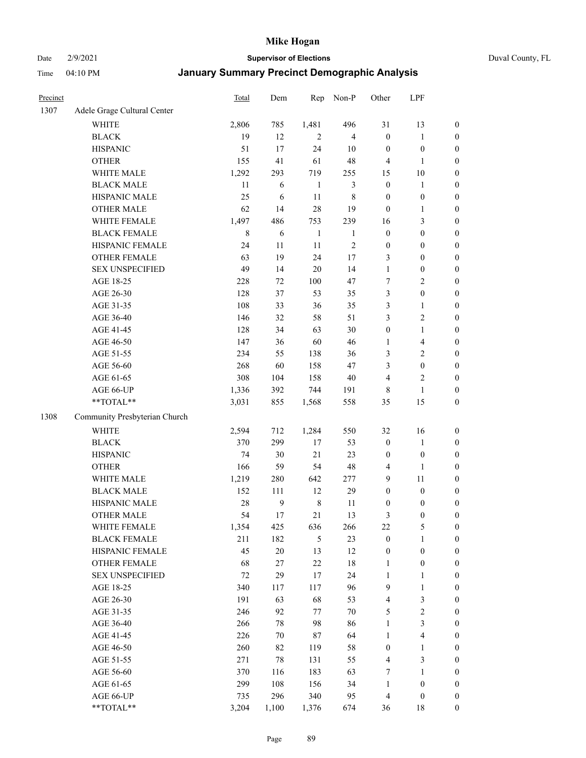# Mike Hogan

Date 2/9/2021 **Supervisor of Elections** Duval County, FL

Time 04:10 PM **January Summary Precinct Demographic Analysis**

| Precinct | | Total | Dem | Rep | Non-P | Other | LPF | |
|---|---|---|---|---|---|---|---|---|
| 1307 | Adele Grage Cultural Center | | | | | | | |
| | WHITE | 2,806 | 785 | 1,481 | 496 | 31 | 13 | 0 |
| | BLACK | 19 | 12 | 2 | 4 | 0 | 1 | 0 |
| | HISPANIC | 51 | 17 | 24 | 10 | 0 | 0 | 0 |
| | OTHER | 155 | 41 | 61 | 48 | 4 | 1 | 0 |
| | WHITE MALE | 1,292 | 293 | 719 | 255 | 15 | 10 | 0 |
| | BLACK MALE | 11 | 6 | 1 | 3 | 0 | 1 | 0 |
| | HISPANIC MALE | 25 | 6 | 11 | 8 | 0 | 0 | 0 |
| | OTHER MALE | 62 | 14 | 28 | 19 | 0 | 1 | 0 |
| | WHITE FEMALE | 1,497 | 486 | 753 | 239 | 16 | 3 | 0 |
| | BLACK FEMALE | 8 | 6 | 1 | 1 | 0 | 0 | 0 |
| | HISPANIC FEMALE | 24 | 11 | 11 | 2 | 0 | 0 | 0 |
| | OTHER FEMALE | 63 | 19 | 24 | 17 | 3 | 0 | 0 |
| | SEX UNSPECIFIED | 49 | 14 | 20 | 14 | 1 | 0 | 0 |
| | AGE 18-25 | 228 | 72 | 100 | 47 | 7 | 2 | 0 |
| | AGE 26-30 | 128 | 37 | 53 | 35 | 3 | 0 | 0 |
| | AGE 31-35 | 108 | 33 | 36 | 35 | 3 | 1 | 0 |
| | AGE 36-40 | 146 | 32 | 58 | 51 | 3 | 2 | 0 |
| | AGE 41-45 | 128 | 34 | 63 | 30 | 0 | 1 | 0 |
| | AGE 46-50 | 147 | 36 | 60 | 46 | 1 | 4 | 0 |
| | AGE 51-55 | 234 | 55 | 138 | 36 | 3 | 2 | 0 |
| | AGE 56-60 | 268 | 60 | 158 | 47 | 3 | 0 | 0 |
| | AGE 61-65 | 308 | 104 | 158 | 40 | 4 | 2 | 0 |
| | AGE 66-UP | 1,336 | 392 | 744 | 191 | 8 | 1 | 0 |
| | **TOTAL** | 3,031 | 855 | 1,568 | 558 | 35 | 15 | 0 |
| 1308 | Community Presbyterian Church | | | | | | | |
| | WHITE | 2,594 | 712 | 1,284 | 550 | 32 | 16 | 0 |
| | BLACK | 370 | 299 | 17 | 53 | 0 | 1 | 0 |
| | HISPANIC | 74 | 30 | 21 | 23 | 0 | 0 | 0 |
| | OTHER | 166 | 59 | 54 | 48 | 4 | 1 | 0 |
| | WHITE MALE | 1,219 | 280 | 642 | 277 | 9 | 11 | 0 |
| | BLACK MALE | 152 | 111 | 12 | 29 | 0 | 0 | 0 |
| | HISPANIC MALE | 28 | 9 | 8 | 11 | 0 | 0 | 0 |
| | OTHER MALE | 54 | 17 | 21 | 13 | 3 | 0 | 0 |
| | WHITE FEMALE | 1,354 | 425 | 636 | 266 | 22 | 5 | 0 |
| | BLACK FEMALE | 211 | 182 | 5 | 23 | 0 | 1 | 0 |
| | HISPANIC FEMALE | 45 | 20 | 13 | 12 | 0 | 0 | 0 |
| | OTHER FEMALE | 68 | 27 | 22 | 18 | 1 | 0 | 0 |
| | SEX UNSPECIFIED | 72 | 29 | 17 | 24 | 1 | 1 | 0 |
| | AGE 18-25 | 340 | 117 | 117 | 96 | 9 | 1 | 0 |
| | AGE 26-30 | 191 | 63 | 68 | 53 | 4 | 3 | 0 |
| | AGE 31-35 | 246 | 92 | 77 | 70 | 5 | 2 | 0 |
| | AGE 36-40 | 266 | 78 | 98 | 86 | 1 | 3 | 0 |
| | AGE 41-45 | 226 | 70 | 87 | 64 | 1 | 4 | 0 |
| | AGE 46-50 | 260 | 82 | 119 | 58 | 0 | 1 | 0 |
| | AGE 51-55 | 271 | 78 | 131 | 55 | 4 | 3 | 0 |
| | AGE 56-60 | 370 | 116 | 183 | 63 | 7 | 1 | 0 |
| | AGE 61-65 | 299 | 108 | 156 | 34 | 1 | 0 | 0 |
| | AGE 66-UP | 735 | 296 | 340 | 95 | 4 | 0 | 0 |
| | **TOTAL** | 3,204 | 1,100 | 1,376 | 674 | 36 | 18 | 0 |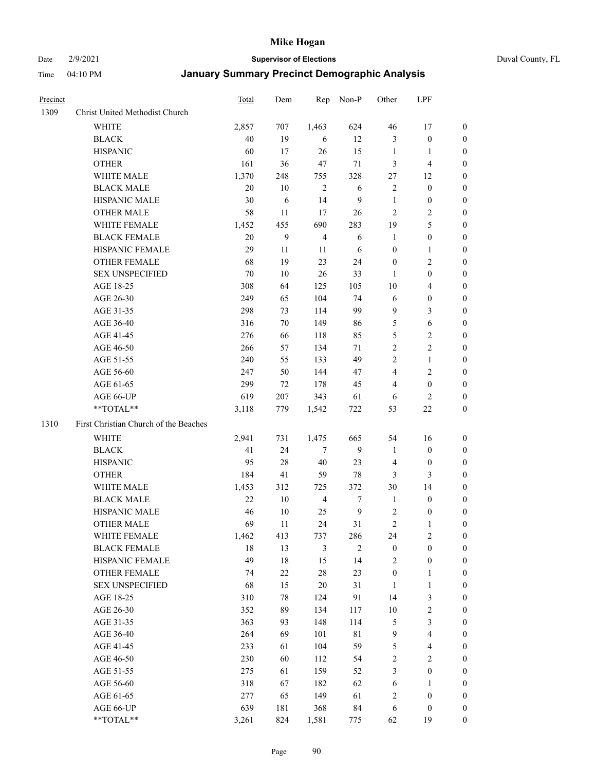# Mike Hogan

Date 2/9/2021 **Supervisor of Elections** Duval County, FL

Time 04:10 PM **January Summary Precinct Demographic Analysis**

| Precinct | | Total | Dem | Rep | Non-P | Other | LPF | |
|---|---|---|---|---|---|---|---|---|
| 1309 | Christ United Methodist Church | | | | | | | |
| | WHITE | 2,857 | 707 | 1,463 | 624 | 46 | 17 | 0 |
| | BLACK | 40 | 19 | 6 | 12 | 3 | 0 | 0 |
| | HISPANIC | 60 | 17 | 26 | 15 | 1 | 1 | 0 |
| | OTHER | 161 | 36 | 47 | 71 | 3 | 4 | 0 |
| | WHITE MALE | 1,370 | 248 | 755 | 328 | 27 | 12 | 0 |
| | BLACK MALE | 20 | 10 | 2 | 6 | 2 | 0 | 0 |
| | HISPANIC MALE | 30 | 6 | 14 | 9 | 1 | 0 | 0 |
| | OTHER MALE | 58 | 11 | 17 | 26 | 2 | 2 | 0 |
| | WHITE FEMALE | 1,452 | 455 | 690 | 283 | 19 | 5 | 0 |
| | BLACK FEMALE | 20 | 9 | 4 | 6 | 1 | 0 | 0 |
| | HISPANIC FEMALE | 29 | 11 | 11 | 6 | 0 | 1 | 0 |
| | OTHER FEMALE | 68 | 19 | 23 | 24 | 0 | 2 | 0 |
| | SEX UNSPECIFIED | 70 | 10 | 26 | 33 | 1 | 0 | 0 |
| | AGE 18-25 | 308 | 64 | 125 | 105 | 10 | 4 | 0 |
| | AGE 26-30 | 249 | 65 | 104 | 74 | 6 | 0 | 0 |
| | AGE 31-35 | 298 | 73 | 114 | 99 | 9 | 3 | 0 |
| | AGE 36-40 | 316 | 70 | 149 | 86 | 5 | 6 | 0 |
| | AGE 41-45 | 276 | 66 | 118 | 85 | 5 | 2 | 0 |
| | AGE 46-50 | 266 | 57 | 134 | 71 | 2 | 2 | 0 |
| | AGE 51-55 | 240 | 55 | 133 | 49 | 2 | 1 | 0 |
| | AGE 56-60 | 247 | 50 | 144 | 47 | 4 | 2 | 0 |
| | AGE 61-65 | 299 | 72 | 178 | 45 | 4 | 0 | 0 |
| | AGE 66-UP | 619 | 207 | 343 | 61 | 6 | 2 | 0 |
| | **TOTAL** | 3,118 | 779 | 1,542 | 722 | 53 | 22 | 0 |
| 1310 | First Christian Church of the Beaches | | | | | | | |
| | WHITE | 2,941 | 731 | 1,475 | 665 | 54 | 16 | 0 |
| | BLACK | 41 | 24 | 7 | 9 | 1 | 0 | 0 |
| | HISPANIC | 95 | 28 | 40 | 23 | 4 | 0 | 0 |
| | OTHER | 184 | 41 | 59 | 78 | 3 | 3 | 0 |
| | WHITE MALE | 1,453 | 312 | 725 | 372 | 30 | 14 | 0 |
| | BLACK MALE | 22 | 10 | 4 | 7 | 1 | 0 | 0 |
| | HISPANIC MALE | 46 | 10 | 25 | 9 | 2 | 0 | 0 |
| | OTHER MALE | 69 | 11 | 24 | 31 | 2 | 1 | 0 |
| | WHITE FEMALE | 1,462 | 413 | 737 | 286 | 24 | 2 | 0 |
| | BLACK FEMALE | 18 | 13 | 3 | 2 | 0 | 0 | 0 |
| | HISPANIC FEMALE | 49 | 18 | 15 | 14 | 2 | 0 | 0 |
| | OTHER FEMALE | 74 | 22 | 28 | 23 | 0 | 1 | 0 |
| | SEX UNSPECIFIED | 68 | 15 | 20 | 31 | 1 | 1 | 0 |
| | AGE 18-25 | 310 | 78 | 124 | 91 | 14 | 3 | 0 |
| | AGE 26-30 | 352 | 89 | 134 | 117 | 10 | 2 | 0 |
| | AGE 31-35 | 363 | 93 | 148 | 114 | 5 | 3 | 0 |
| | AGE 36-40 | 264 | 69 | 101 | 81 | 9 | 4 | 0 |
| | AGE 41-45 | 233 | 61 | 104 | 59 | 5 | 4 | 0 |
| | AGE 46-50 | 230 | 60 | 112 | 54 | 2 | 2 | 0 |
| | AGE 51-55 | 275 | 61 | 159 | 52 | 3 | 0 | 0 |
| | AGE 56-60 | 318 | 67 | 182 | 62 | 6 | 1 | 0 |
| | AGE 61-65 | 277 | 65 | 149 | 61 | 2 | 0 | 0 |
| | AGE 66-UP | 639 | 181 | 368 | 84 | 6 | 0 | 0 |
| | **TOTAL** | 3,261 | 824 | 1,581 | 775 | 62 | 19 | 0 |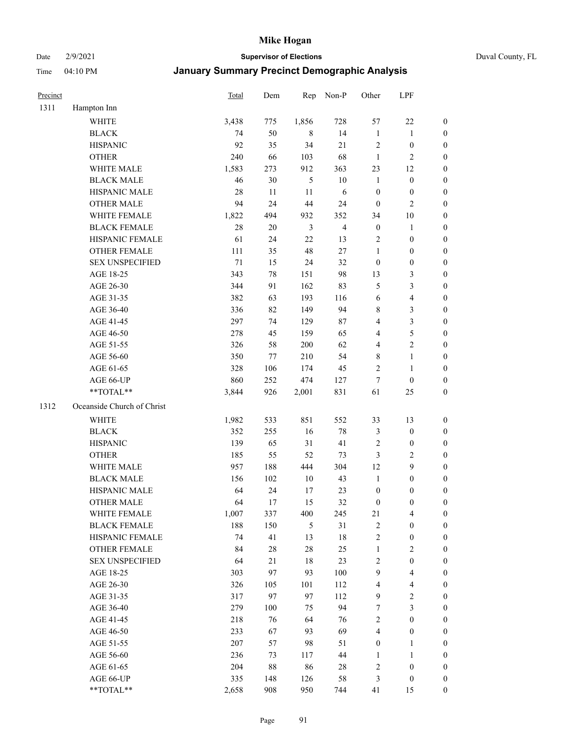# Mike Hogan

Date 2/9/2021 **Supervisor of Elections** Duval County, FL

Time 04:10 PM **January Summary Precinct Demographic Analysis**

| Precinct | | Total | Dem | Rep | Non-P | Other | LPF | |
|---|---|---|---|---|---|---|---|---|
| 1311 | Hampton Inn | | | | | | | |
| | WHITE | 3,438 | 775 | 1,856 | 728 | 57 | 22 | 0 |
| | BLACK | 74 | 50 | 8 | 14 | 1 | 1 | 0 |
| | HISPANIC | 92 | 35 | 34 | 21 | 2 | 0 | 0 |
| | OTHER | 240 | 66 | 103 | 68 | 1 | 2 | 0 |
| | WHITE MALE | 1,583 | 273 | 912 | 363 | 23 | 12 | 0 |
| | BLACK MALE | 46 | 30 | 5 | 10 | 1 | 0 | 0 |
| | HISPANIC MALE | 28 | 11 | 11 | 6 | 0 | 0 | 0 |
| | OTHER MALE | 94 | 24 | 44 | 24 | 0 | 2 | 0 |
| | WHITE FEMALE | 1,822 | 494 | 932 | 352 | 34 | 10 | 0 |
| | BLACK FEMALE | 28 | 20 | 3 | 4 | 0 | 1 | 0 |
| | HISPANIC FEMALE | 61 | 24 | 22 | 13 | 2 | 0 | 0 |
| | OTHER FEMALE | 111 | 35 | 48 | 27 | 1 | 0 | 0 |
| | SEX UNSPECIFIED | 71 | 15 | 24 | 32 | 0 | 0 | 0 |
| | AGE 18-25 | 343 | 78 | 151 | 98 | 13 | 3 | 0 |
| | AGE 26-30 | 344 | 91 | 162 | 83 | 5 | 3 | 0 |
| | AGE 31-35 | 382 | 63 | 193 | 116 | 6 | 4 | 0 |
| | AGE 36-40 | 336 | 82 | 149 | 94 | 8 | 3 | 0 |
| | AGE 41-45 | 297 | 74 | 129 | 87 | 4 | 3 | 0 |
| | AGE 46-50 | 278 | 45 | 159 | 65 | 4 | 5 | 0 |
| | AGE 51-55 | 326 | 58 | 200 | 62 | 4 | 2 | 0 |
| | AGE 56-60 | 350 | 77 | 210 | 54 | 8 | 1 | 0 |
| | AGE 61-65 | 328 | 106 | 174 | 45 | 2 | 1 | 0 |
| | AGE 66-UP | 860 | 252 | 474 | 127 | 7 | 0 | 0 |
| | **TOTAL** | 3,844 | 926 | 2,001 | 831 | 61 | 25 | 0 |
| 1312 | Oceanside Church of Christ | | | | | | | |
| | WHITE | 1,982 | 533 | 851 | 552 | 33 | 13 | 0 |
| | BLACK | 352 | 255 | 16 | 78 | 3 | 0 | 0 |
| | HISPANIC | 139 | 65 | 31 | 41 | 2 | 0 | 0 |
| | OTHER | 185 | 55 | 52 | 73 | 3 | 2 | 0 |
| | WHITE MALE | 957 | 188 | 444 | 304 | 12 | 9 | 0 |
| | BLACK MALE | 156 | 102 | 10 | 43 | 1 | 0 | 0 |
| | HISPANIC MALE | 64 | 24 | 17 | 23 | 0 | 0 | 0 |
| | OTHER MALE | 64 | 17 | 15 | 32 | 0 | 0 | 0 |
| | WHITE FEMALE | 1,007 | 337 | 400 | 245 | 21 | 4 | 0 |
| | BLACK FEMALE | 188 | 150 | 5 | 31 | 2 | 0 | 0 |
| | HISPANIC FEMALE | 74 | 41 | 13 | 18 | 2 | 0 | 0 |
| | OTHER FEMALE | 84 | 28 | 28 | 25 | 1 | 2 | 0 |
| | SEX UNSPECIFIED | 64 | 21 | 18 | 23 | 2 | 0 | 0 |
| | AGE 18-25 | 303 | 97 | 93 | 100 | 9 | 4 | 0 |
| | AGE 26-30 | 326 | 105 | 101 | 112 | 4 | 4 | 0 |
| | AGE 31-35 | 317 | 97 | 97 | 112 | 9 | 2 | 0 |
| | AGE 36-40 | 279 | 100 | 75 | 94 | 7 | 3 | 0 |
| | AGE 41-45 | 218 | 76 | 64 | 76 | 2 | 0 | 0 |
| | AGE 46-50 | 233 | 67 | 93 | 69 | 4 | 0 | 0 |
| | AGE 51-55 | 207 | 57 | 98 | 51 | 0 | 1 | 0 |
| | AGE 56-60 | 236 | 73 | 117 | 44 | 1 | 1 | 0 |
| | AGE 61-65 | 204 | 88 | 86 | 28 | 2 | 0 | 0 |
| | AGE 66-UP | 335 | 148 | 126 | 58 | 3 | 0 | 0 |
| | **TOTAL** | 2,658 | 908 | 950 | 744 | 41 | 15 | 0 |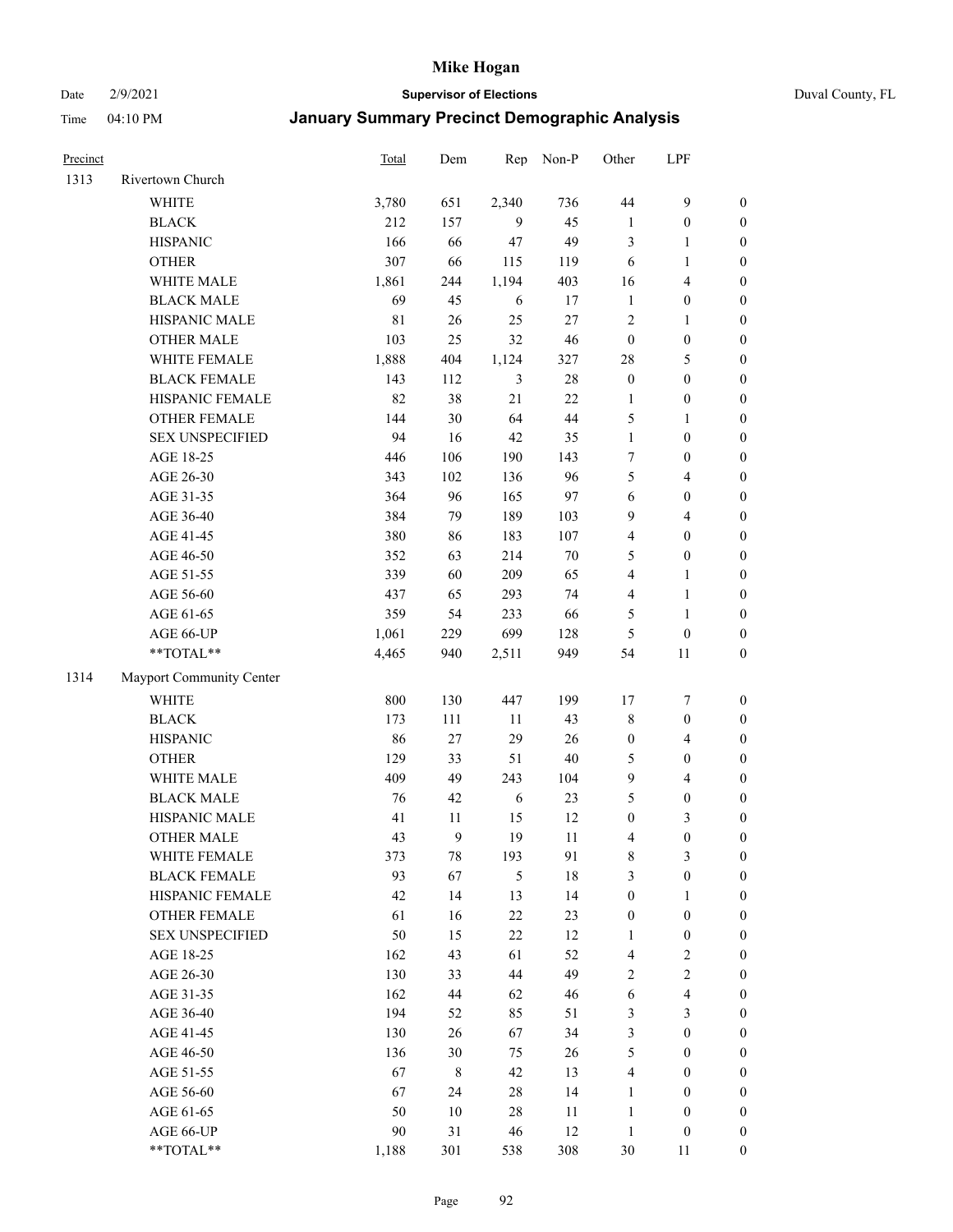# Mike Hogan

Date 2/9/2021 **Supervisor of Elections** Duval County, FL

Time 04:10 PM **January Summary Precinct Demographic Analysis**

| Precinct | | Total | Dem | Rep | Non-P | Other | LPF | |
|---|---|---|---|---|---|---|---|---|
| 1313 | Rivertown Church | | | | | | | |
| | WHITE | 3,780 | 651 | 2,340 | 736 | 44 | 9 | 0 |
| | BLACK | 212 | 157 | 9 | 45 | 1 | 0 | 0 |
| | HISPANIC | 166 | 66 | 47 | 49 | 3 | 1 | 0 |
| | OTHER | 307 | 66 | 115 | 119 | 6 | 1 | 0 |
| | WHITE MALE | 1,861 | 244 | 1,194 | 403 | 16 | 4 | 0 |
| | BLACK MALE | 69 | 45 | 6 | 17 | 1 | 0 | 0 |
| | HISPANIC MALE | 81 | 26 | 25 | 27 | 2 | 1 | 0 |
| | OTHER MALE | 103 | 25 | 32 | 46 | 0 | 0 | 0 |
| | WHITE FEMALE | 1,888 | 404 | 1,124 | 327 | 28 | 5 | 0 |
| | BLACK FEMALE | 143 | 112 | 3 | 28 | 0 | 0 | 0 |
| | HISPANIC FEMALE | 82 | 38 | 21 | 22 | 1 | 0 | 0 |
| | OTHER FEMALE | 144 | 30 | 64 | 44 | 5 | 1 | 0 |
| | SEX UNSPECIFIED | 94 | 16 | 42 | 35 | 1 | 0 | 0 |
| | AGE 18-25 | 446 | 106 | 190 | 143 | 7 | 0 | 0 |
| | AGE 26-30 | 343 | 102 | 136 | 96 | 5 | 4 | 0 |
| | AGE 31-35 | 364 | 96 | 165 | 97 | 6 | 0 | 0 |
| | AGE 36-40 | 384 | 79 | 189 | 103 | 9 | 4 | 0 |
| | AGE 41-45 | 380 | 86 | 183 | 107 | 4 | 0 | 0 |
| | AGE 46-50 | 352 | 63 | 214 | 70 | 5 | 0 | 0 |
| | AGE 51-55 | 339 | 60 | 209 | 65 | 4 | 1 | 0 |
| | AGE 56-60 | 437 | 65 | 293 | 74 | 4 | 1 | 0 |
| | AGE 61-65 | 359 | 54 | 233 | 66 | 5 | 1 | 0 |
| | AGE 66-UP | 1,061 | 229 | 699 | 128 | 5 | 0 | 0 |
| | **TOTAL** | 4,465 | 940 | 2,511 | 949 | 54 | 11 | 0 |
| 1314 | Mayport Community Center | | | | | | | |
| | WHITE | 800 | 130 | 447 | 199 | 17 | 7 | 0 |
| | BLACK | 173 | 111 | 11 | 43 | 8 | 0 | 0 |
| | HISPANIC | 86 | 27 | 29 | 26 | 0 | 4 | 0 |
| | OTHER | 129 | 33 | 51 | 40 | 5 | 0 | 0 |
| | WHITE MALE | 409 | 49 | 243 | 104 | 9 | 4 | 0 |
| | BLACK MALE | 76 | 42 | 6 | 23 | 5 | 0 | 0 |
| | HISPANIC MALE | 41 | 11 | 15 | 12 | 0 | 3 | 0 |
| | OTHER MALE | 43 | 9 | 19 | 11 | 4 | 0 | 0 |
| | WHITE FEMALE | 373 | 78 | 193 | 91 | 8 | 3 | 0 |
| | BLACK FEMALE | 93 | 67 | 5 | 18 | 3 | 0 | 0 |
| | HISPANIC FEMALE | 42 | 14 | 13 | 14 | 0 | 1 | 0 |
| | OTHER FEMALE | 61 | 16 | 22 | 23 | 0 | 0 | 0 |
| | SEX UNSPECIFIED | 50 | 15 | 22 | 12 | 1 | 0 | 0 |
| | AGE 18-25 | 162 | 43 | 61 | 52 | 4 | 2 | 0 |
| | AGE 26-30 | 130 | 33 | 44 | 49 | 2 | 2 | 0 |
| | AGE 31-35 | 162 | 44 | 62 | 46 | 6 | 4 | 0 |
| | AGE 36-40 | 194 | 52 | 85 | 51 | 3 | 3 | 0 |
| | AGE 41-45 | 130 | 26 | 67 | 34 | 3 | 0 | 0 |
| | AGE 46-50 | 136 | 30 | 75 | 26 | 5 | 0 | 0 |
| | AGE 51-55 | 67 | 8 | 42 | 13 | 4 | 0 | 0 |
| | AGE 56-60 | 67 | 24 | 28 | 14 | 1 | 0 | 0 |
| | AGE 61-65 | 50 | 10 | 28 | 11 | 1 | 0 | 0 |
| | AGE 66-UP | 90 | 31 | 46 | 12 | 1 | 0 | 0 |
| | **TOTAL** | 1,188 | 301 | 538 | 308 | 30 | 11 | 0 |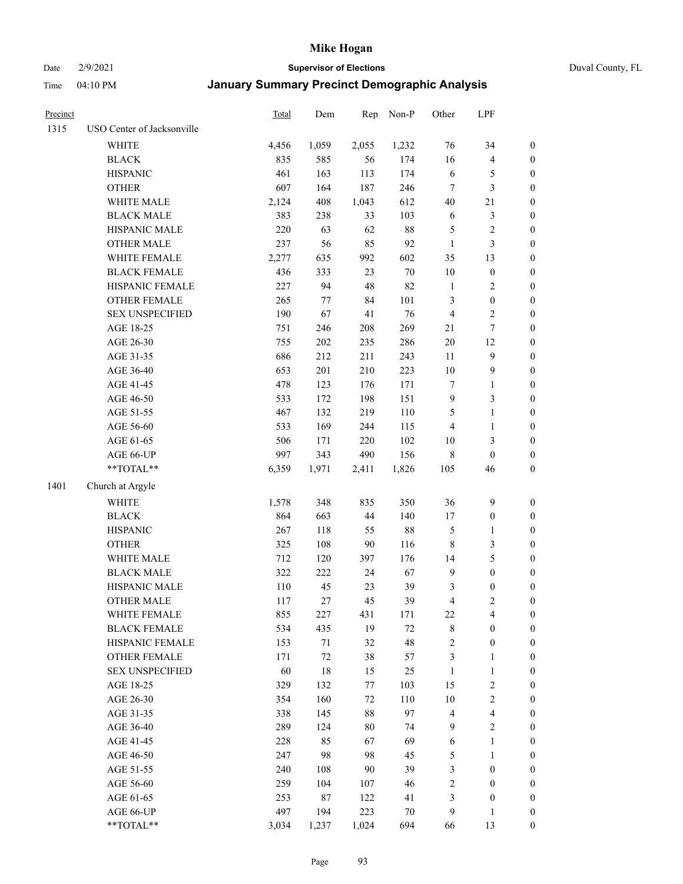# Mike Hogan

Date 2/9/2021 **Supervisor of Elections** Duval County, FL

Time 04:10 PM **January Summary Precinct Demographic Analysis**

| Precinct | | Total | Dem | Rep | Non-P | Other | LPF | |
|---|---|---|---|---|---|---|---|---|
| 1315 | USO Center of Jacksonville | | | | | | | |
| | WHITE | 4,456 | 1,059 | 2,055 | 1,232 | 76 | 34 | 0 |
| | BLACK | 835 | 585 | 56 | 174 | 16 | 4 | 0 |
| | HISPANIC | 461 | 163 | 113 | 174 | 6 | 5 | 0 |
| | OTHER | 607 | 164 | 187 | 246 | 7 | 3 | 0 |
| | WHITE MALE | 2,124 | 408 | 1,043 | 612 | 40 | 21 | 0 |
| | BLACK MALE | 383 | 238 | 33 | 103 | 6 | 3 | 0 |
| | HISPANIC MALE | 220 | 63 | 62 | 88 | 5 | 2 | 0 |
| | OTHER MALE | 237 | 56 | 85 | 92 | 1 | 3 | 0 |
| | WHITE FEMALE | 2,277 | 635 | 992 | 602 | 35 | 13 | 0 |
| | BLACK FEMALE | 436 | 333 | 23 | 70 | 10 | 0 | 0 |
| | HISPANIC FEMALE | 227 | 94 | 48 | 82 | 1 | 2 | 0 |
| | OTHER FEMALE | 265 | 77 | 84 | 101 | 3 | 0 | 0 |
| | SEX UNSPECIFIED | 190 | 67 | 41 | 76 | 4 | 2 | 0 |
| | AGE 18-25 | 751 | 246 | 208 | 269 | 21 | 7 | 0 |
| | AGE 26-30 | 755 | 202 | 235 | 286 | 20 | 12 | 0 |
| | AGE 31-35 | 686 | 212 | 211 | 243 | 11 | 9 | 0 |
| | AGE 36-40 | 653 | 201 | 210 | 223 | 10 | 9 | 0 |
| | AGE 41-45 | 478 | 123 | 176 | 171 | 7 | 1 | 0 |
| | AGE 46-50 | 533 | 172 | 198 | 151 | 9 | 3 | 0 |
| | AGE 51-55 | 467 | 132 | 219 | 110 | 5 | 1 | 0 |
| | AGE 56-60 | 533 | 169 | 244 | 115 | 4 | 1 | 0 |
| | AGE 61-65 | 506 | 171 | 220 | 102 | 10 | 3 | 0 |
| | AGE 66-UP | 997 | 343 | 490 | 156 | 8 | 0 | 0 |
| | **TOTAL** | 6,359 | 1,971 | 2,411 | 1,826 | 105 | 46 | 0 |
| 1401 | Church at Argyle | | | | | | | |
| | WHITE | 1,578 | 348 | 835 | 350 | 36 | 9 | 0 |
| | BLACK | 864 | 663 | 44 | 140 | 17 | 0 | 0 |
| | HISPANIC | 267 | 118 | 55 | 88 | 5 | 1 | 0 |
| | OTHER | 325 | 108 | 90 | 116 | 8 | 3 | 0 |
| | WHITE MALE | 712 | 120 | 397 | 176 | 14 | 5 | 0 |
| | BLACK MALE | 322 | 222 | 24 | 67 | 9 | 0 | 0 |
| | HISPANIC MALE | 110 | 45 | 23 | 39 | 3 | 0 | 0 |
| | OTHER MALE | 117 | 27 | 45 | 39 | 4 | 2 | 0 |
| | WHITE FEMALE | 855 | 227 | 431 | 171 | 22 | 4 | 0 |
| | BLACK FEMALE | 534 | 435 | 19 | 72 | 8 | 0 | 0 |
| | HISPANIC FEMALE | 153 | 71 | 32 | 48 | 2 | 0 | 0 |
| | OTHER FEMALE | 171 | 72 | 38 | 57 | 3 | 1 | 0 |
| | SEX UNSPECIFIED | 60 | 18 | 15 | 25 | 1 | 1 | 0 |
| | AGE 18-25 | 329 | 132 | 77 | 103 | 15 | 2 | 0 |
| | AGE 26-30 | 354 | 160 | 72 | 110 | 10 | 2 | 0 |
| | AGE 31-35 | 338 | 145 | 88 | 97 | 4 | 4 | 0 |
| | AGE 36-40 | 289 | 124 | 80 | 74 | 9 | 2 | 0 |
| | AGE 41-45 | 228 | 85 | 67 | 69 | 6 | 1 | 0 |
| | AGE 46-50 | 247 | 98 | 98 | 45 | 5 | 1 | 0 |
| | AGE 51-55 | 240 | 108 | 90 | 39 | 3 | 0 | 0 |
| | AGE 56-60 | 259 | 104 | 107 | 46 | 2 | 0 | 0 |
| | AGE 61-65 | 253 | 87 | 122 | 41 | 3 | 0 | 0 |
| | AGE 66-UP | 497 | 194 | 223 | 70 | 9 | 1 | 0 |
| | **TOTAL** | 3,034 | 1,237 | 1,024 | 694 | 66 | 13 | 0 |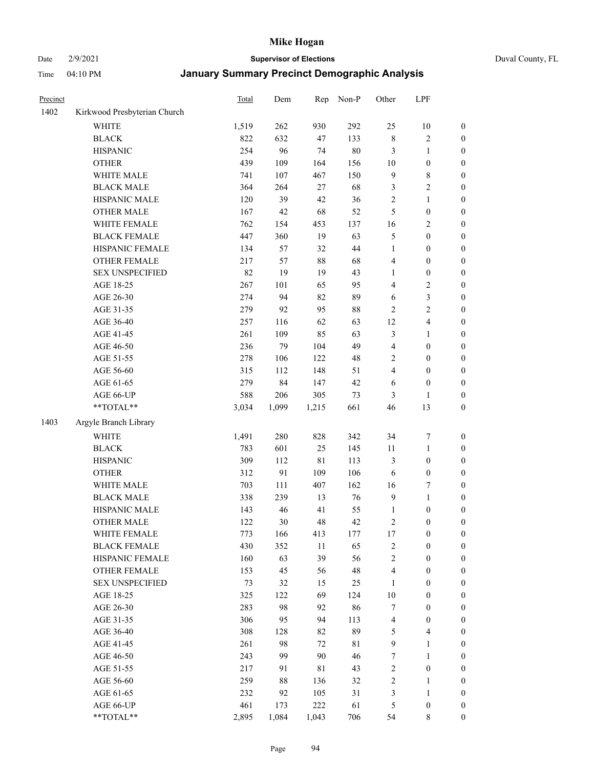# Mike Hogan

Date 2/9/2021 **Supervisor of Elections** Duval County, FL

Time 04:10 PM **January Summary Precinct Demographic Analysis**

| Precinct | | Total | Dem | Rep | Non-P | Other | LPF | |
|---|---|---|---|---|---|---|---|---|
| 1402 | Kirkwood Presbyterian Church | | | | | | | |
| | WHITE | 1,519 | 262 | 930 | 292 | 25 | 10 | 0 |
| | BLACK | 822 | 632 | 47 | 133 | 8 | 2 | 0 |
| | HISPANIC | 254 | 96 | 74 | 80 | 3 | 1 | 0 |
| | OTHER | 439 | 109 | 164 | 156 | 10 | 0 | 0 |
| | WHITE MALE | 741 | 107 | 467 | 150 | 9 | 8 | 0 |
| | BLACK MALE | 364 | 264 | 27 | 68 | 3 | 2 | 0 |
| | HISPANIC MALE | 120 | 39 | 42 | 36 | 2 | 1 | 0 |
| | OTHER MALE | 167 | 42 | 68 | 52 | 5 | 0 | 0 |
| | WHITE FEMALE | 762 | 154 | 453 | 137 | 16 | 2 | 0 |
| | BLACK FEMALE | 447 | 360 | 19 | 63 | 5 | 0 | 0 |
| | HISPANIC FEMALE | 134 | 57 | 32 | 44 | 1 | 0 | 0 |
| | OTHER FEMALE | 217 | 57 | 88 | 68 | 4 | 0 | 0 |
| | SEX UNSPECIFIED | 82 | 19 | 19 | 43 | 1 | 0 | 0 |
| | AGE 18-25 | 267 | 101 | 65 | 95 | 4 | 2 | 0 |
| | AGE 26-30 | 274 | 94 | 82 | 89 | 6 | 3 | 0 |
| | AGE 31-35 | 279 | 92 | 95 | 88 | 2 | 2 | 0 |
| | AGE 36-40 | 257 | 116 | 62 | 63 | 12 | 4 | 0 |
| | AGE 41-45 | 261 | 109 | 85 | 63 | 3 | 1 | 0 |
| | AGE 46-50 | 236 | 79 | 104 | 49 | 4 | 0 | 0 |
| | AGE 51-55 | 278 | 106 | 122 | 48 | 2 | 0 | 0 |
| | AGE 56-60 | 315 | 112 | 148 | 51 | 4 | 0 | 0 |
| | AGE 61-65 | 279 | 84 | 147 | 42 | 6 | 0 | 0 |
| | AGE 66-UP | 588 | 206 | 305 | 73 | 3 | 1 | 0 |
| | **TOTAL** | 3,034 | 1,099 | 1,215 | 661 | 46 | 13 | 0 |
| 1403 | Argyle Branch Library | | | | | | | |
| | WHITE | 1,491 | 280 | 828 | 342 | 34 | 7 | 0 |
| | BLACK | 783 | 601 | 25 | 145 | 11 | 1 | 0 |
| | HISPANIC | 309 | 112 | 81 | 113 | 3 | 0 | 0 |
| | OTHER | 312 | 91 | 109 | 106 | 6 | 0 | 0 |
| | WHITE MALE | 703 | 111 | 407 | 162 | 16 | 7 | 0 |
| | BLACK MALE | 338 | 239 | 13 | 76 | 9 | 1 | 0 |
| | HISPANIC MALE | 143 | 46 | 41 | 55 | 1 | 0 | 0 |
| | OTHER MALE | 122 | 30 | 48 | 42 | 2 | 0 | 0 |
| | WHITE FEMALE | 773 | 166 | 413 | 177 | 17 | 0 | 0 |
| | BLACK FEMALE | 430 | 352 | 11 | 65 | 2 | 0 | 0 |
| | HISPANIC FEMALE | 160 | 63 | 39 | 56 | 2 | 0 | 0 |
| | OTHER FEMALE | 153 | 45 | 56 | 48 | 4 | 0 | 0 |
| | SEX UNSPECIFIED | 73 | 32 | 15 | 25 | 1 | 0 | 0 |
| | AGE 18-25 | 325 | 122 | 69 | 124 | 10 | 0 | 0 |
| | AGE 26-30 | 283 | 98 | 92 | 86 | 7 | 0 | 0 |
| | AGE 31-35 | 306 | 95 | 94 | 113 | 4 | 0 | 0 |
| | AGE 36-40 | 308 | 128 | 82 | 89 | 5 | 4 | 0 |
| | AGE 41-45 | 261 | 98 | 72 | 81 | 9 | 1 | 0 |
| | AGE 46-50 | 243 | 99 | 90 | 46 | 7 | 1 | 0 |
| | AGE 51-55 | 217 | 91 | 81 | 43 | 2 | 0 | 0 |
| | AGE 56-60 | 259 | 88 | 136 | 32 | 2 | 1 | 0 |
| | AGE 61-65 | 232 | 92 | 105 | 31 | 3 | 1 | 0 |
| | AGE 66-UP | 461 | 173 | 222 | 61 | 5 | 0 | 0 |
| | **TOTAL** | 2,895 | 1,084 | 1,043 | 706 | 54 | 8 | 0 |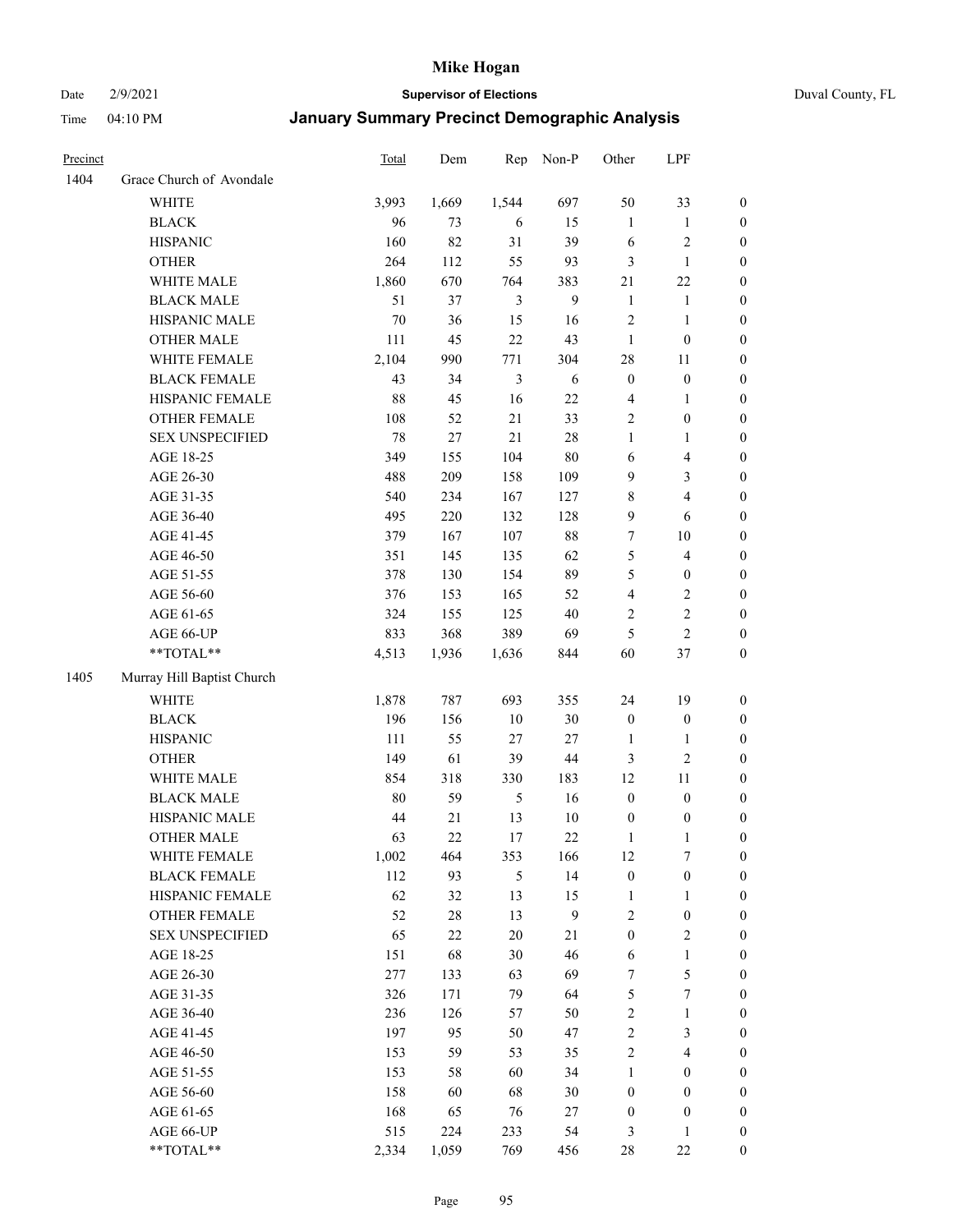# Mike Hogan

Date 2/9/2021 **Supervisor of Elections** Duval County, FL

Time 04:10 PM **January Summary Precinct Demographic Analysis**

| Precinct | | Total | Dem | Rep | Non-P | Other | LPF | |
|---|---|---|---|---|---|---|---|---|
| 1404 | Grace Church of Avondale | | | | | | | |
| | WHITE | 3,993 | 1,669 | 1,544 | 697 | 50 | 33 | 0 |
| | BLACK | 96 | 73 | 6 | 15 | 1 | 1 | 0 |
| | HISPANIC | 160 | 82 | 31 | 39 | 6 | 2 | 0 |
| | OTHER | 264 | 112 | 55 | 93 | 3 | 1 | 0 |
| | WHITE MALE | 1,860 | 670 | 764 | 383 | 21 | 22 | 0 |
| | BLACK MALE | 51 | 37 | 3 | 9 | 1 | 1 | 0 |
| | HISPANIC MALE | 70 | 36 | 15 | 16 | 2 | 1 | 0 |
| | OTHER MALE | 111 | 45 | 22 | 43 | 1 | 0 | 0 |
| | WHITE FEMALE | 2,104 | 990 | 771 | 304 | 28 | 11 | 0 |
| | BLACK FEMALE | 43 | 34 | 3 | 6 | 0 | 0 | 0 |
| | HISPANIC FEMALE | 88 | 45 | 16 | 22 | 4 | 1 | 0 |
| | OTHER FEMALE | 108 | 52 | 21 | 33 | 2 | 0 | 0 |
| | SEX UNSPECIFIED | 78 | 27 | 21 | 28 | 1 | 1 | 0 |
| | AGE 18-25 | 349 | 155 | 104 | 80 | 6 | 4 | 0 |
| | AGE 26-30 | 488 | 209 | 158 | 109 | 9 | 3 | 0 |
| | AGE 31-35 | 540 | 234 | 167 | 127 | 8 | 4 | 0 |
| | AGE 36-40 | 495 | 220 | 132 | 128 | 9 | 6 | 0 |
| | AGE 41-45 | 379 | 167 | 107 | 88 | 7 | 10 | 0 |
| | AGE 46-50 | 351 | 145 | 135 | 62 | 5 | 4 | 0 |
| | AGE 51-55 | 378 | 130 | 154 | 89 | 5 | 0 | 0 |
| | AGE 56-60 | 376 | 153 | 165 | 52 | 4 | 2 | 0 |
| | AGE 61-65 | 324 | 155 | 125 | 40 | 2 | 2 | 0 |
| | AGE 66-UP | 833 | 368 | 389 | 69 | 5 | 2 | 0 |
| | **TOTAL** | 4,513 | 1,936 | 1,636 | 844 | 60 | 37 | 0 |
| 1405 | Murray Hill Baptist Church | | | | | | | |
| | WHITE | 1,878 | 787 | 693 | 355 | 24 | 19 | 0 |
| | BLACK | 196 | 156 | 10 | 30 | 0 | 0 | 0 |
| | HISPANIC | 111 | 55 | 27 | 27 | 1 | 1 | 0 |
| | OTHER | 149 | 61 | 39 | 44 | 3 | 2 | 0 |
| | WHITE MALE | 854 | 318 | 330 | 183 | 12 | 11 | 0 |
| | BLACK MALE | 80 | 59 | 5 | 16 | 0 | 0 | 0 |
| | HISPANIC MALE | 44 | 21 | 13 | 10 | 0 | 0 | 0 |
| | OTHER MALE | 63 | 22 | 17 | 22 | 1 | 1 | 0 |
| | WHITE FEMALE | 1,002 | 464 | 353 | 166 | 12 | 7 | 0 |
| | BLACK FEMALE | 112 | 93 | 5 | 14 | 0 | 0 | 0 |
| | HISPANIC FEMALE | 62 | 32 | 13 | 15 | 1 | 1 | 0 |
| | OTHER FEMALE | 52 | 28 | 13 | 9 | 2 | 0 | 0 |
| | SEX UNSPECIFIED | 65 | 22 | 20 | 21 | 0 | 2 | 0 |
| | AGE 18-25 | 151 | 68 | 30 | 46 | 6 | 1 | 0 |
| | AGE 26-30 | 277 | 133 | 63 | 69 | 7 | 5 | 0 |
| | AGE 31-35 | 326 | 171 | 79 | 64 | 5 | 7 | 0 |
| | AGE 36-40 | 236 | 126 | 57 | 50 | 2 | 1 | 0 |
| | AGE 41-45 | 197 | 95 | 50 | 47 | 2 | 3 | 0 |
| | AGE 46-50 | 153 | 59 | 53 | 35 | 2 | 4 | 0 |
| | AGE 51-55 | 153 | 58 | 60 | 34 | 1 | 0 | 0 |
| | AGE 56-60 | 158 | 60 | 68 | 30 | 0 | 0 | 0 |
| | AGE 61-65 | 168 | 65 | 76 | 27 | 0 | 0 | 0 |
| | AGE 66-UP | 515 | 224 | 233 | 54 | 3 | 1 | 0 |
| | **TOTAL** | 2,334 | 1,059 | 769 | 456 | 28 | 22 | 0 |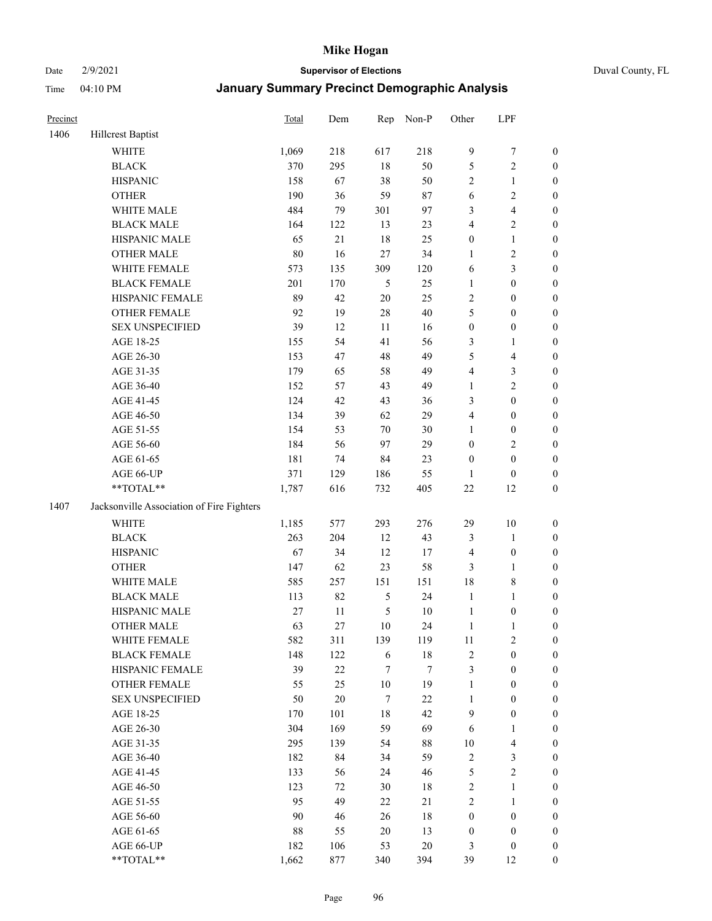# Mike Hogan

Date 2/9/2021 **Supervisor of Elections** Duval County, FL

Time 04:10 PM **January Summary Precinct Demographic Analysis**

| Precinct | | Total | Dem | Rep | Non-P | Other | LPF | |
|---|---|---|---|---|---|---|---|---|
| 1406 | Hillcrest Baptist | | | | | | | |
| | WHITE | 1,069 | 218 | 617 | 218 | 9 | 7 | 0 |
| | BLACK | 370 | 295 | 18 | 50 | 5 | 2 | 0 |
| | HISPANIC | 158 | 67 | 38 | 50 | 2 | 1 | 0 |
| | OTHER | 190 | 36 | 59 | 87 | 6 | 2 | 0 |
| | WHITE MALE | 484 | 79 | 301 | 97 | 3 | 4 | 0 |
| | BLACK MALE | 164 | 122 | 13 | 23 | 4 | 2 | 0 |
| | HISPANIC MALE | 65 | 21 | 18 | 25 | 0 | 1 | 0 |
| | OTHER MALE | 80 | 16 | 27 | 34 | 1 | 2 | 0 |
| | WHITE FEMALE | 573 | 135 | 309 | 120 | 6 | 3 | 0 |
| | BLACK FEMALE | 201 | 170 | 5 | 25 | 1 | 0 | 0 |
| | HISPANIC FEMALE | 89 | 42 | 20 | 25 | 2 | 0 | 0 |
| | OTHER FEMALE | 92 | 19 | 28 | 40 | 5 | 0 | 0 |
| | SEX UNSPECIFIED | 39 | 12 | 11 | 16 | 0 | 0 | 0 |
| | AGE 18-25 | 155 | 54 | 41 | 56 | 3 | 1 | 0 |
| | AGE 26-30 | 153 | 47 | 48 | 49 | 5 | 4 | 0 |
| | AGE 31-35 | 179 | 65 | 58 | 49 | 4 | 3 | 0 |
| | AGE 36-40 | 152 | 57 | 43 | 49 | 1 | 2 | 0 |
| | AGE 41-45 | 124 | 42 | 43 | 36 | 3 | 0 | 0 |
| | AGE 46-50 | 134 | 39 | 62 | 29 | 4 | 0 | 0 |
| | AGE 51-55 | 154 | 53 | 70 | 30 | 1 | 0 | 0 |
| | AGE 56-60 | 184 | 56 | 97 | 29 | 0 | 2 | 0 |
| | AGE 61-65 | 181 | 74 | 84 | 23 | 0 | 0 | 0 |
| | AGE 66-UP | 371 | 129 | 186 | 55 | 1 | 0 | 0 |
| | **TOTAL** | 1,787 | 616 | 732 | 405 | 22 | 12 | 0 |
| 1407 | Jacksonville Association of Fire Fighters | | | | | | | |
| | WHITE | 1,185 | 577 | 293 | 276 | 29 | 10 | 0 |
| | BLACK | 263 | 204 | 12 | 43 | 3 | 1 | 0 |
| | HISPANIC | 67 | 34 | 12 | 17 | 4 | 0 | 0 |
| | OTHER | 147 | 62 | 23 | 58 | 3 | 1 | 0 |
| | WHITE MALE | 585 | 257 | 151 | 151 | 18 | 8 | 0 |
| | BLACK MALE | 113 | 82 | 5 | 24 | 1 | 1 | 0 |
| | HISPANIC MALE | 27 | 11 | 5 | 10 | 1 | 0 | 0 |
| | OTHER MALE | 63 | 27 | 10 | 24 | 1 | 1 | 0 |
| | WHITE FEMALE | 582 | 311 | 139 | 119 | 11 | 2 | 0 |
| | BLACK FEMALE | 148 | 122 | 6 | 18 | 2 | 0 | 0 |
| | HISPANIC FEMALE | 39 | 22 | 7 | 7 | 3 | 0 | 0 |
| | OTHER FEMALE | 55 | 25 | 10 | 19 | 1 | 0 | 0 |
| | SEX UNSPECIFIED | 50 | 20 | 7 | 22 | 1 | 0 | 0 |
| | AGE 18-25 | 170 | 101 | 18 | 42 | 9 | 0 | 0 |
| | AGE 26-30 | 304 | 169 | 59 | 69 | 6 | 1 | 0 |
| | AGE 31-35 | 295 | 139 | 54 | 88 | 10 | 4 | 0 |
| | AGE 36-40 | 182 | 84 | 34 | 59 | 2 | 3 | 0 |
| | AGE 41-45 | 133 | 56 | 24 | 46 | 5 | 2 | 0 |
| | AGE 46-50 | 123 | 72 | 30 | 18 | 2 | 1 | 0 |
| | AGE 51-55 | 95 | 49 | 22 | 21 | 2 | 1 | 0 |
| | AGE 56-60 | 90 | 46 | 26 | 18 | 0 | 0 | 0 |
| | AGE 61-65 | 88 | 55 | 20 | 13 | 0 | 0 | 0 |
| | AGE 66-UP | 182 | 106 | 53 | 20 | 3 | 0 | 0 |
| | **TOTAL** | 1,662 | 877 | 340 | 394 | 39 | 12 | 0 |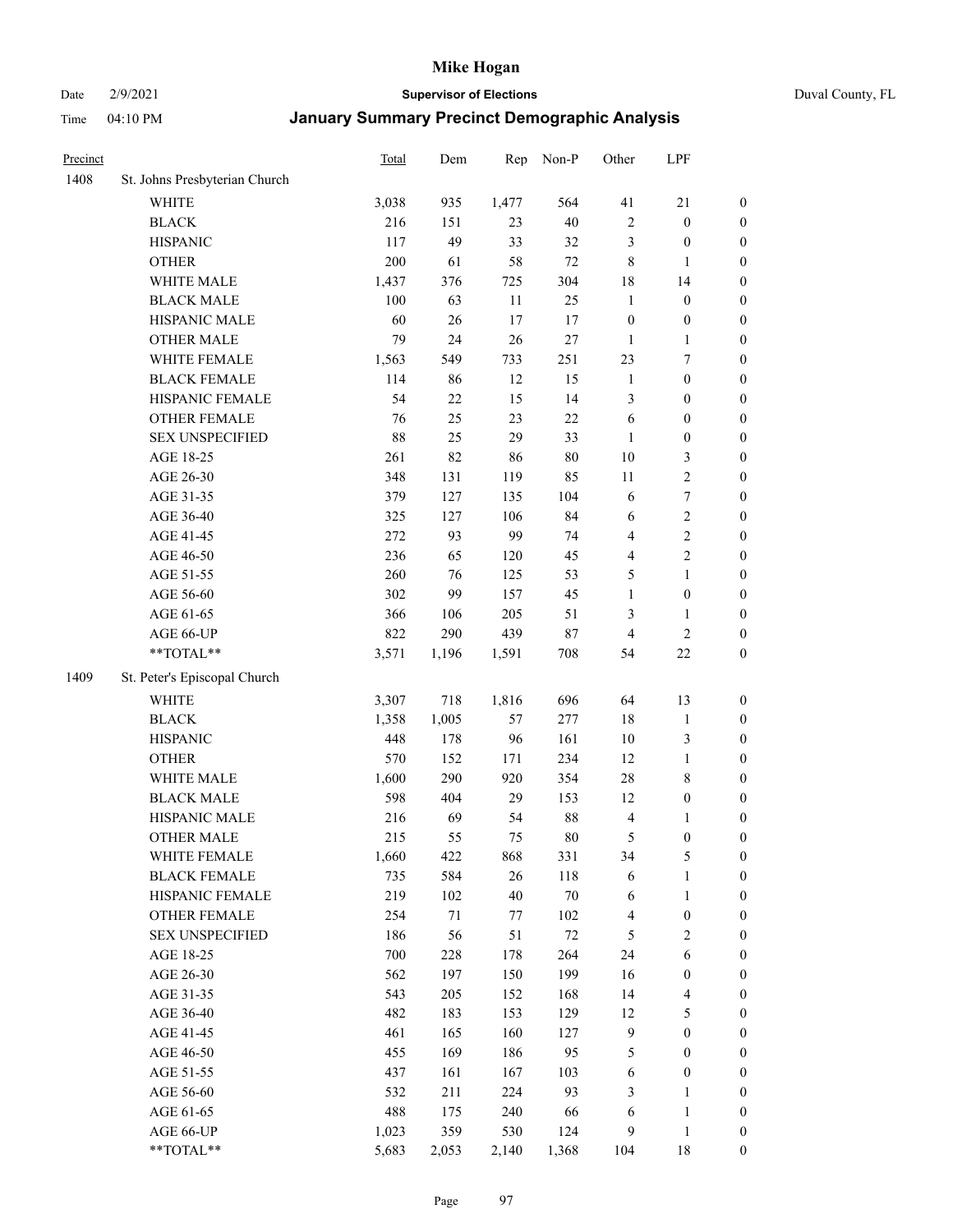# Mike Hogan

Date 2/9/2021 **Supervisor of Elections** Duval County, FL

Time 04:10 PM **January Summary Precinct Demographic Analysis**

| Precinct | | Total | Dem | Rep | Non-P | Other | LPF | |
|---|---|---|---|---|---|---|---|---|
| 1408 | St. Johns Presbyterian Church | | | | | | | |
| | WHITE | 3,038 | 935 | 1,477 | 564 | 41 | 21 | 0 |
| | BLACK | 216 | 151 | 23 | 40 | 2 | 0 | 0 |
| | HISPANIC | 117 | 49 | 33 | 32 | 3 | 0 | 0 |
| | OTHER | 200 | 61 | 58 | 72 | 8 | 1 | 0 |
| | WHITE MALE | 1,437 | 376 | 725 | 304 | 18 | 14 | 0 |
| | BLACK MALE | 100 | 63 | 11 | 25 | 1 | 0 | 0 |
| | HISPANIC MALE | 60 | 26 | 17 | 17 | 0 | 0 | 0 |
| | OTHER MALE | 79 | 24 | 26 | 27 | 1 | 1 | 0 |
| | WHITE FEMALE | 1,563 | 549 | 733 | 251 | 23 | 7 | 0 |
| | BLACK FEMALE | 114 | 86 | 12 | 15 | 1 | 0 | 0 |
| | HISPANIC FEMALE | 54 | 22 | 15 | 14 | 3 | 0 | 0 |
| | OTHER FEMALE | 76 | 25 | 23 | 22 | 6 | 0 | 0 |
| | SEX UNSPECIFIED | 88 | 25 | 29 | 33 | 1 | 0 | 0 |
| | AGE 18-25 | 261 | 82 | 86 | 80 | 10 | 3 | 0 |
| | AGE 26-30 | 348 | 131 | 119 | 85 | 11 | 2 | 0 |
| | AGE 31-35 | 379 | 127 | 135 | 104 | 6 | 7 | 0 |
| | AGE 36-40 | 325 | 127 | 106 | 84 | 6 | 2 | 0 |
| | AGE 41-45 | 272 | 93 | 99 | 74 | 4 | 2 | 0 |
| | AGE 46-50 | 236 | 65 | 120 | 45 | 4 | 2 | 0 |
| | AGE 51-55 | 260 | 76 | 125 | 53 | 5 | 1 | 0 |
| | AGE 56-60 | 302 | 99 | 157 | 45 | 1 | 0 | 0 |
| | AGE 61-65 | 366 | 106 | 205 | 51 | 3 | 1 | 0 |
| | AGE 66-UP | 822 | 290 | 439 | 87 | 4 | 2 | 0 |
| | **TOTAL** | 3,571 | 1,196 | 1,591 | 708 | 54 | 22 | 0 |
| 1409 | St. Peter's Episcopal Church | | | | | | | |
| | WHITE | 3,307 | 718 | 1,816 | 696 | 64 | 13 | 0 |
| | BLACK | 1,358 | 1,005 | 57 | 277 | 18 | 1 | 0 |
| | HISPANIC | 448 | 178 | 96 | 161 | 10 | 3 | 0 |
| | OTHER | 570 | 152 | 171 | 234 | 12 | 1 | 0 |
| | WHITE MALE | 1,600 | 290 | 920 | 354 | 28 | 8 | 0 |
| | BLACK MALE | 598 | 404 | 29 | 153 | 12 | 0 | 0 |
| | HISPANIC MALE | 216 | 69 | 54 | 88 | 4 | 1 | 0 |
| | OTHER MALE | 215 | 55 | 75 | 80 | 5 | 0 | 0 |
| | WHITE FEMALE | 1,660 | 422 | 868 | 331 | 34 | 5 | 0 |
| | BLACK FEMALE | 735 | 584 | 26 | 118 | 6 | 1 | 0 |
| | HISPANIC FEMALE | 219 | 102 | 40 | 70 | 6 | 1 | 0 |
| | OTHER FEMALE | 254 | 71 | 77 | 102 | 4 | 0 | 0 |
| | SEX UNSPECIFIED | 186 | 56 | 51 | 72 | 5 | 2 | 0 |
| | AGE 18-25 | 700 | 228 | 178 | 264 | 24 | 6 | 0 |
| | AGE 26-30 | 562 | 197 | 150 | 199 | 16 | 0 | 0 |
| | AGE 31-35 | 543 | 205 | 152 | 168 | 14 | 4 | 0 |
| | AGE 36-40 | 482 | 183 | 153 | 129 | 12 | 5 | 0 |
| | AGE 41-45 | 461 | 165 | 160 | 127 | 9 | 0 | 0 |
| | AGE 46-50 | 455 | 169 | 186 | 95 | 5 | 0 | 0 |
| | AGE 51-55 | 437 | 161 | 167 | 103 | 6 | 0 | 0 |
| | AGE 56-60 | 532 | 211 | 224 | 93 | 3 | 1 | 0 |
| | AGE 61-65 | 488 | 175 | 240 | 66 | 6 | 1 | 0 |
| | AGE 66-UP | 1,023 | 359 | 530 | 124 | 9 | 1 | 0 |
| | **TOTAL** | 5,683 | 2,053 | 2,140 | 1,368 | 104 | 18 | 0 |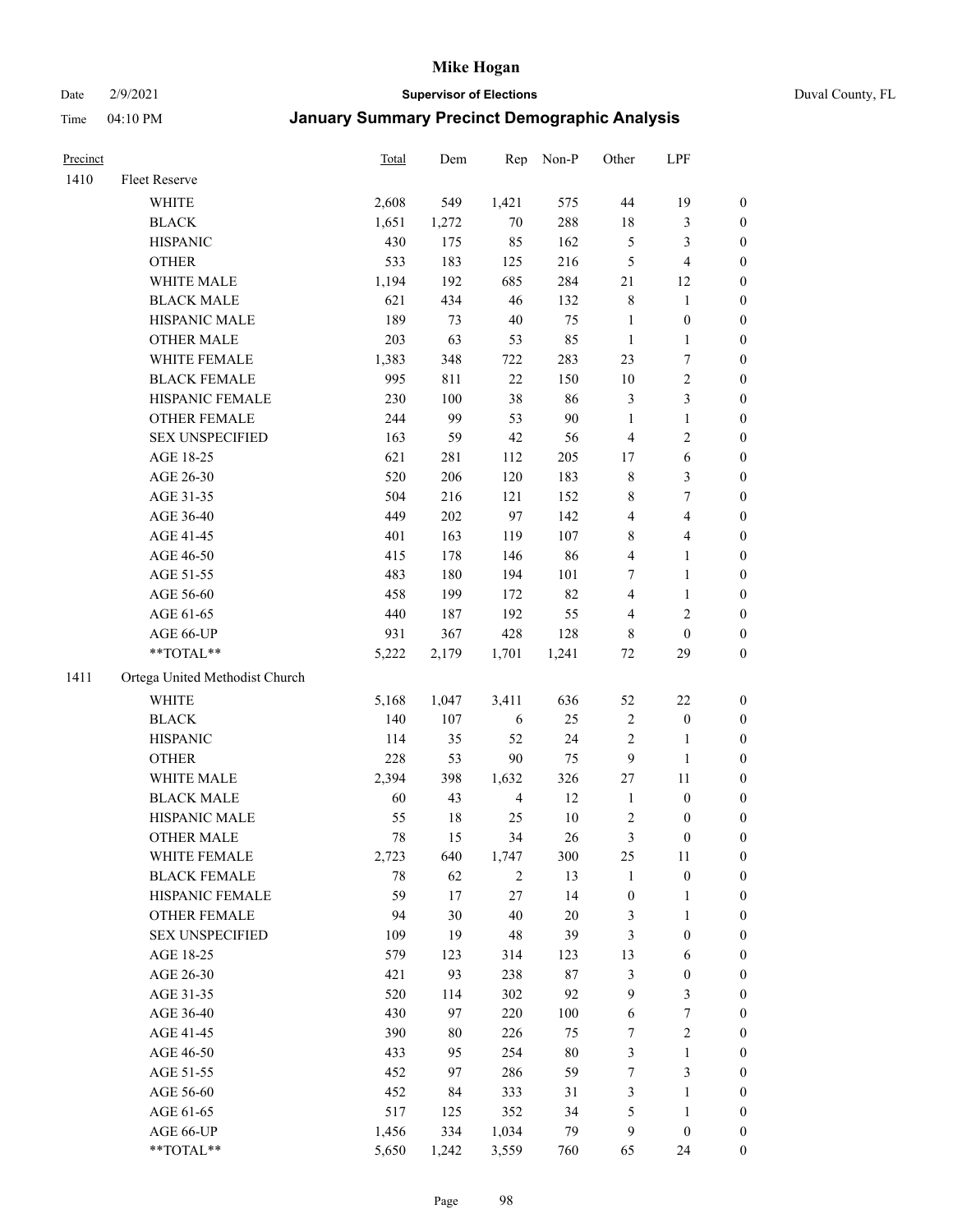| Precinct | | Total | Dem | Rep | Non-P | Other | LPF | |
|---|---|---|---|---|---|---|---|---|
| 1410 | Fleet Reserve | | | | | | | |
| | WHITE | 2,608 | 549 | 1,421 | 575 | 44 | 19 | 0 |
| | BLACK | 1,651 | 1,272 | 70 | 288 | 18 | 3 | 0 |
| | HISPANIC | 430 | 175 | 85 | 162 | 5 | 3 | 0 |
| | OTHER | 533 | 183 | 125 | 216 | 5 | 4 | 0 |
| | WHITE MALE | 1,194 | 192 | 685 | 284 | 21 | 12 | 0 |
| | BLACK MALE | 621 | 434 | 46 | 132 | 8 | 1 | 0 |
| | HISPANIC MALE | 189 | 73 | 40 | 75 | 1 | 0 | 0 |
| | OTHER MALE | 203 | 63 | 53 | 85 | 1 | 1 | 0 |
| | WHITE FEMALE | 1,383 | 348 | 722 | 283 | 23 | 7 | 0 |
| | BLACK FEMALE | 995 | 811 | 22 | 150 | 10 | 2 | 0 |
| | HISPANIC FEMALE | 230 | 100 | 38 | 86 | 3 | 3 | 0 |
| | OTHER FEMALE | 244 | 99 | 53 | 90 | 1 | 1 | 0 |
| | SEX UNSPECIFIED | 163 | 59 | 42 | 56 | 4 | 2 | 0 |
| | AGE 18-25 | 621 | 281 | 112 | 205 | 17 | 6 | 0 |
| | AGE 26-30 | 520 | 206 | 120 | 183 | 8 | 3 | 0 |
| | AGE 31-35 | 504 | 216 | 121 | 152 | 8 | 7 | 0 |
| | AGE 36-40 | 449 | 202 | 97 | 142 | 4 | 4 | 0 |
| | AGE 41-45 | 401 | 163 | 119 | 107 | 8 | 4 | 0 |
| | AGE 46-50 | 415 | 178 | 146 | 86 | 4 | 1 | 0 |
| | AGE 51-55 | 483 | 180 | 194 | 101 | 7 | 1 | 0 |
| | AGE 56-60 | 458 | 199 | 172 | 82 | 4 | 1 | 0 |
| | AGE 61-65 | 440 | 187 | 192 | 55 | 4 | 2 | 0 |
| | AGE 66-UP | 931 | 367 | 428 | 128 | 8 | 0 | 0 |
| | **TOTAL** | 5,222 | 2,179 | 1,701 | 1,241 | 72 | 29 | 0 |
| 1411 | Ortega United Methodist Church | | | | | | | |
| | WHITE | 5,168 | 1,047 | 3,411 | 636 | 52 | 22 | 0 |
| | BLACK | 140 | 107 | 6 | 25 | 2 | 0 | 0 |
| | HISPANIC | 114 | 35 | 52 | 24 | 2 | 1 | 0 |
| | OTHER | 228 | 53 | 90 | 75 | 9 | 1 | 0 |
| | WHITE MALE | 2,394 | 398 | 1,632 | 326 | 27 | 11 | 0 |
| | BLACK MALE | 60 | 43 | 4 | 12 | 1 | 0 | 0 |
| | HISPANIC MALE | 55 | 18 | 25 | 10 | 2 | 0 | 0 |
| | OTHER MALE | 78 | 15 | 34 | 26 | 3 | 0 | 0 |
| | WHITE FEMALE | 2,723 | 640 | 1,747 | 300 | 25 | 11 | 0 |
| | BLACK FEMALE | 78 | 62 | 2 | 13 | 1 | 0 | 0 |
| | HISPANIC FEMALE | 59 | 17 | 27 | 14 | 0 | 1 | 0 |
| | OTHER FEMALE | 94 | 30 | 40 | 20 | 3 | 1 | 0 |
| | SEX UNSPECIFIED | 109 | 19 | 48 | 39 | 3 | 0 | 0 |
| | AGE 18-25 | 579 | 123 | 314 | 123 | 13 | 6 | 0 |
| | AGE 26-30 | 421 | 93 | 238 | 87 | 3 | 0 | 0 |
| | AGE 31-35 | 520 | 114 | 302 | 92 | 9 | 3 | 0 |
| | AGE 36-40 | 430 | 97 | 220 | 100 | 6 | 7 | 0 |
| | AGE 41-45 | 390 | 80 | 226 | 75 | 7 | 2 | 0 |
| | AGE 46-50 | 433 | 95 | 254 | 80 | 3 | 1 | 0 |
| | AGE 51-55 | 452 | 97 | 286 | 59 | 7 | 3 | 0 |
| | AGE 56-60 | 452 | 84 | 333 | 31 | 3 | 1 | 0 |
| | AGE 61-65 | 517 | 125 | 352 | 34 | 5 | 1 | 0 |
| | AGE 66-UP | 1,456 | 334 | 1,034 | 79 | 9 | 0 | 0 |
| | **TOTAL** | 5,650 | 1,242 | 3,559 | 760 | 65 | 24 | 0 |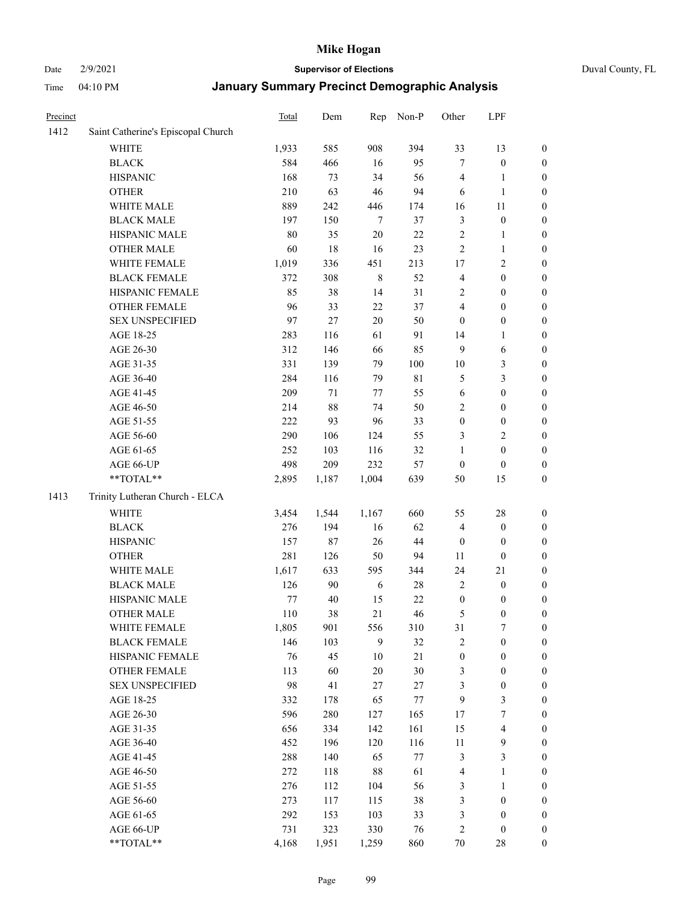| Precinct | | Total | Dem | Rep | Non-P | Other | LPF | |
|---|---|---|---|---|---|---|---|---|
| 1412 | Saint Catherine's Episcopal Church | | | | | | | |
| | WHITE | 1,933 | 585 | 908 | 394 | 33 | 13 | 0 |
| | BLACK | 584 | 466 | 16 | 95 | 7 | 0 | 0 |
| | HISPANIC | 168 | 73 | 34 | 56 | 4 | 1 | 0 |
| | OTHER | 210 | 63 | 46 | 94 | 6 | 1 | 0 |
| | WHITE MALE | 889 | 242 | 446 | 174 | 16 | 11 | 0 |
| | BLACK MALE | 197 | 150 | 7 | 37 | 3 | 0 | 0 |
| | HISPANIC MALE | 80 | 35 | 20 | 22 | 2 | 1 | 0 |
| | OTHER MALE | 60 | 18 | 16 | 23 | 2 | 1 | 0 |
| | WHITE FEMALE | 1,019 | 336 | 451 | 213 | 17 | 2 | 0 |
| | BLACK FEMALE | 372 | 308 | 8 | 52 | 4 | 0 | 0 |
| | HISPANIC FEMALE | 85 | 38 | 14 | 31 | 2 | 0 | 0 |
| | OTHER FEMALE | 96 | 33 | 22 | 37 | 4 | 0 | 0 |
| | SEX UNSPECIFIED | 97 | 27 | 20 | 50 | 0 | 0 | 0 |
| | AGE 18-25 | 283 | 116 | 61 | 91 | 14 | 1 | 0 |
| | AGE 26-30 | 312 | 146 | 66 | 85 | 9 | 6 | 0 |
| | AGE 31-35 | 331 | 139 | 79 | 100 | 10 | 3 | 0 |
| | AGE 36-40 | 284 | 116 | 79 | 81 | 5 | 3 | 0 |
| | AGE 41-45 | 209 | 71 | 77 | 55 | 6 | 0 | 0 |
| | AGE 46-50 | 214 | 88 | 74 | 50 | 2 | 0 | 0 |
| | AGE 51-55 | 222 | 93 | 96 | 33 | 0 | 0 | 0 |
| | AGE 56-60 | 290 | 106 | 124 | 55 | 3 | 2 | 0 |
| | AGE 61-65 | 252 | 103 | 116 | 32 | 1 | 0 | 0 |
| | AGE 66-UP | 498 | 209 | 232 | 57 | 0 | 0 | 0 |
| | **TOTAL** | 2,895 | 1,187 | 1,004 | 639 | 50 | 15 | 0 |
| 1413 | Trinity Lutheran Church - ELCA | | | | | | | |
| | WHITE | 3,454 | 1,544 | 1,167 | 660 | 55 | 28 | 0 |
| | BLACK | 276 | 194 | 16 | 62 | 4 | 0 | 0 |
| | HISPANIC | 157 | 87 | 26 | 44 | 0 | 0 | 0 |
| | OTHER | 281 | 126 | 50 | 94 | 11 | 0 | 0 |
| | WHITE MALE | 1,617 | 633 | 595 | 344 | 24 | 21 | 0 |
| | BLACK MALE | 126 | 90 | 6 | 28 | 2 | 0 | 0 |
| | HISPANIC MALE | 77 | 40 | 15 | 22 | 0 | 0 | 0 |
| | OTHER MALE | 110 | 38 | 21 | 46 | 5 | 0 | 0 |
| | WHITE FEMALE | 1,805 | 901 | 556 | 310 | 31 | 7 | 0 |
| | BLACK FEMALE | 146 | 103 | 9 | 32 | 2 | 0 | 0 |
| | HISPANIC FEMALE | 76 | 45 | 10 | 21 | 0 | 0 | 0 |
| | OTHER FEMALE | 113 | 60 | 20 | 30 | 3 | 0 | 0 |
| | SEX UNSPECIFIED | 98 | 41 | 27 | 27 | 3 | 0 | 0 |
| | AGE 18-25 | 332 | 178 | 65 | 77 | 9 | 3 | 0 |
| | AGE 26-30 | 596 | 280 | 127 | 165 | 17 | 7 | 0 |
| | AGE 31-35 | 656 | 334 | 142 | 161 | 15 | 4 | 0 |
| | AGE 36-40 | 452 | 196 | 120 | 116 | 11 | 9 | 0 |
| | AGE 41-45 | 288 | 140 | 65 | 77 | 3 | 3 | 0 |
| | AGE 46-50 | 272 | 118 | 88 | 61 | 4 | 1 | 0 |
| | AGE 51-55 | 276 | 112 | 104 | 56 | 3 | 1 | 0 |
| | AGE 56-60 | 273 | 117 | 115 | 38 | 3 | 0 | 0 |
| | AGE 61-65 | 292 | 153 | 103 | 33 | 3 | 0 | 0 |
| | AGE 66-UP | 731 | 323 | 330 | 76 | 2 | 0 | 0 |
| | **TOTAL** | 4,168 | 1,951 | 1,259 | 860 | 70 | 28 | 0 |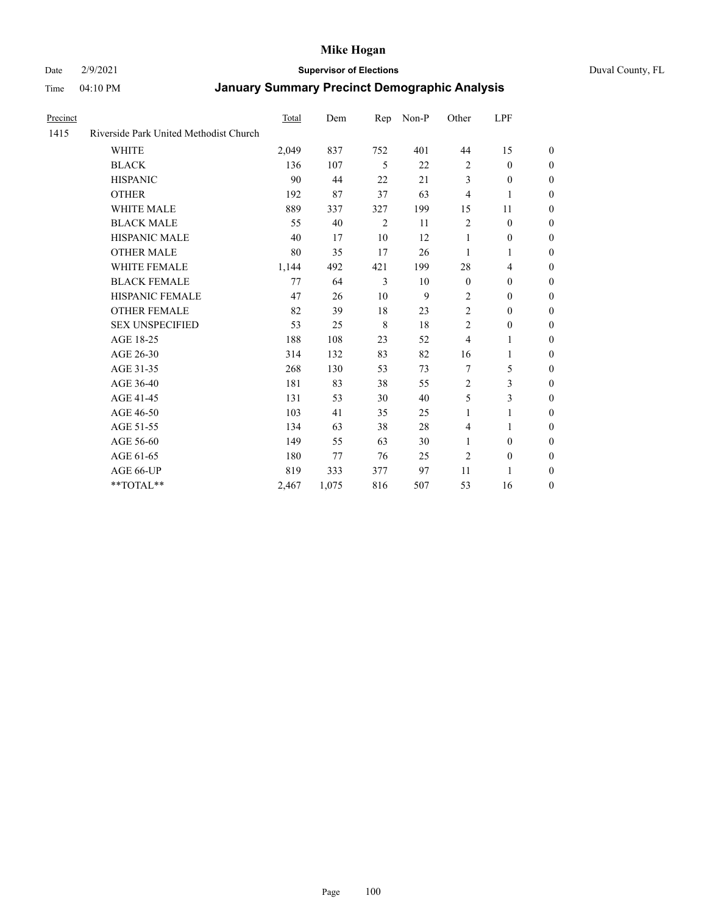# Mike Hogan

Date 2/9/2021 **Supervisor of Elections** Duval County, FL

Time 04:10 PM **January Summary Precinct Demographic Analysis**

| Precinct | | Total | Dem | Rep | Non-P | Other | LPF | |
|---|---|---|---|---|---|---|---|---|
| 1415 | Riverside Park United Methodist Church | | | | | | | |
| | WHITE | 2,049 | 837 | 752 | 401 | 44 | 15 | 0 |
| | BLACK | 136 | 107 | 5 | 22 | 2 | 0 | 0 |
| | HISPANIC | 90 | 44 | 22 | 21 | 3 | 0 | 0 |
| | OTHER | 192 | 87 | 37 | 63 | 4 | 1 | 0 |
| | WHITE MALE | 889 | 337 | 327 | 199 | 15 | 11 | 0 |
| | BLACK MALE | 55 | 40 | 2 | 11 | 2 | 0 | 0 |
| | HISPANIC MALE | 40 | 17 | 10 | 12 | 1 | 0 | 0 |
| | OTHER MALE | 80 | 35 | 17 | 26 | 1 | 1 | 0 |
| | WHITE FEMALE | 1,144 | 492 | 421 | 199 | 28 | 4 | 0 |
| | BLACK FEMALE | 77 | 64 | 3 | 10 | 0 | 0 | 0 |
| | HISPANIC FEMALE | 47 | 26 | 10 | 9 | 2 | 0 | 0 |
| | OTHER FEMALE | 82 | 39 | 18 | 23 | 2 | 0 | 0 |
| | SEX UNSPECIFIED | 53 | 25 | 8 | 18 | 2 | 0 | 0 |
| | AGE 18-25 | 188 | 108 | 23 | 52 | 4 | 1 | 0 |
| | AGE 26-30 | 314 | 132 | 83 | 82 | 16 | 1 | 0 |
| | AGE 31-35 | 268 | 130 | 53 | 73 | 7 | 5 | 0 |
| | AGE 36-40 | 181 | 83 | 38 | 55 | 2 | 3 | 0 |
| | AGE 41-45 | 131 | 53 | 30 | 40 | 5 | 3 | 0 |
| | AGE 46-50 | 103 | 41 | 35 | 25 | 1 | 1 | 0 |
| | AGE 51-55 | 134 | 63 | 38 | 28 | 4 | 1 | 0 |
| | AGE 56-60 | 149 | 55 | 63 | 30 | 1 | 0 | 0 |
| | AGE 61-65 | 180 | 77 | 76 | 25 | 2 | 0 | 0 |
| | AGE 66-UP | 819 | 333 | 377 | 97 | 11 | 1 | 0 |
| | **TOTAL** | 2,467 | 1,075 | 816 | 507 | 53 | 16 | 0 |